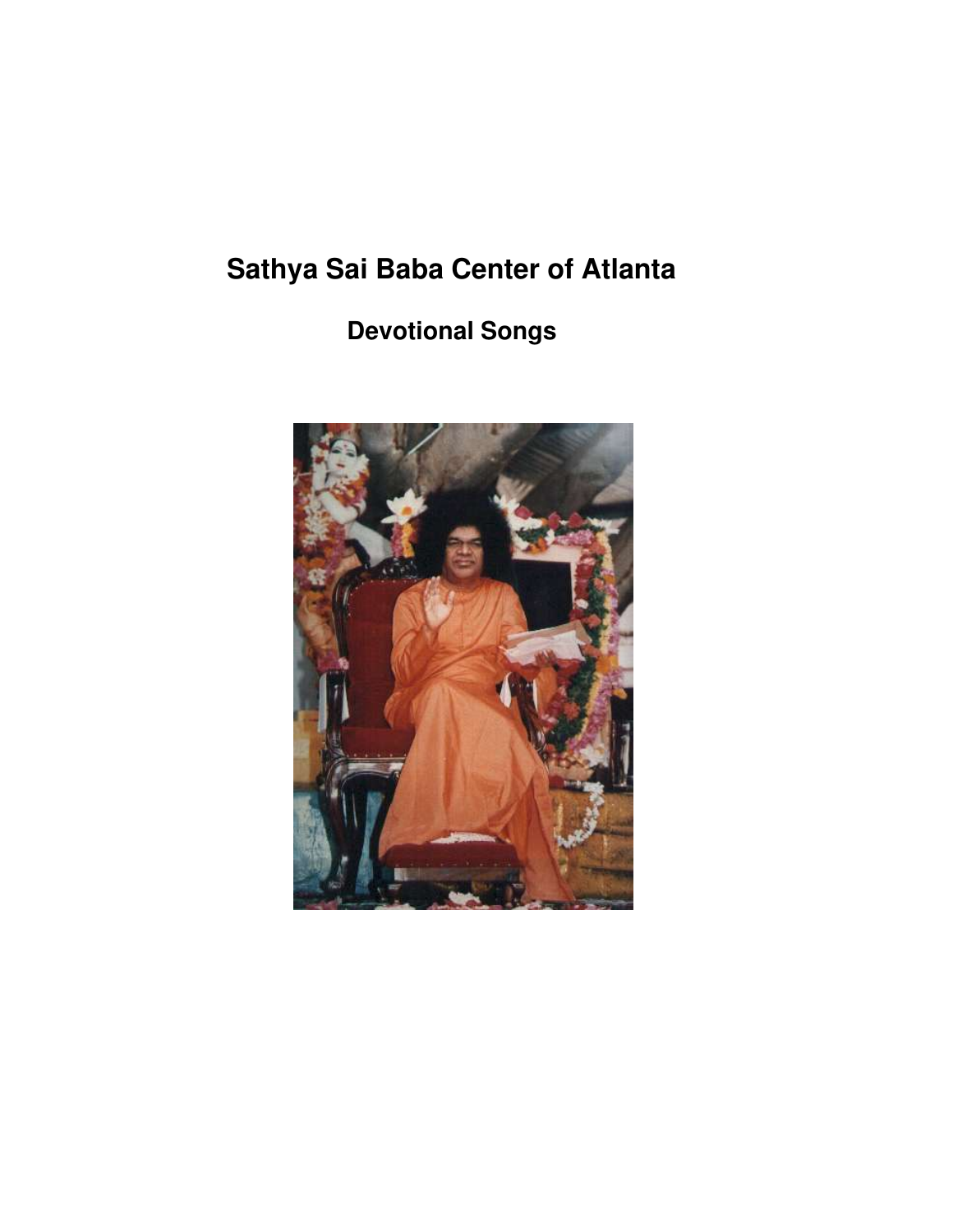# Sathya Sai Baba Center of Atlanta

## Devotional Songs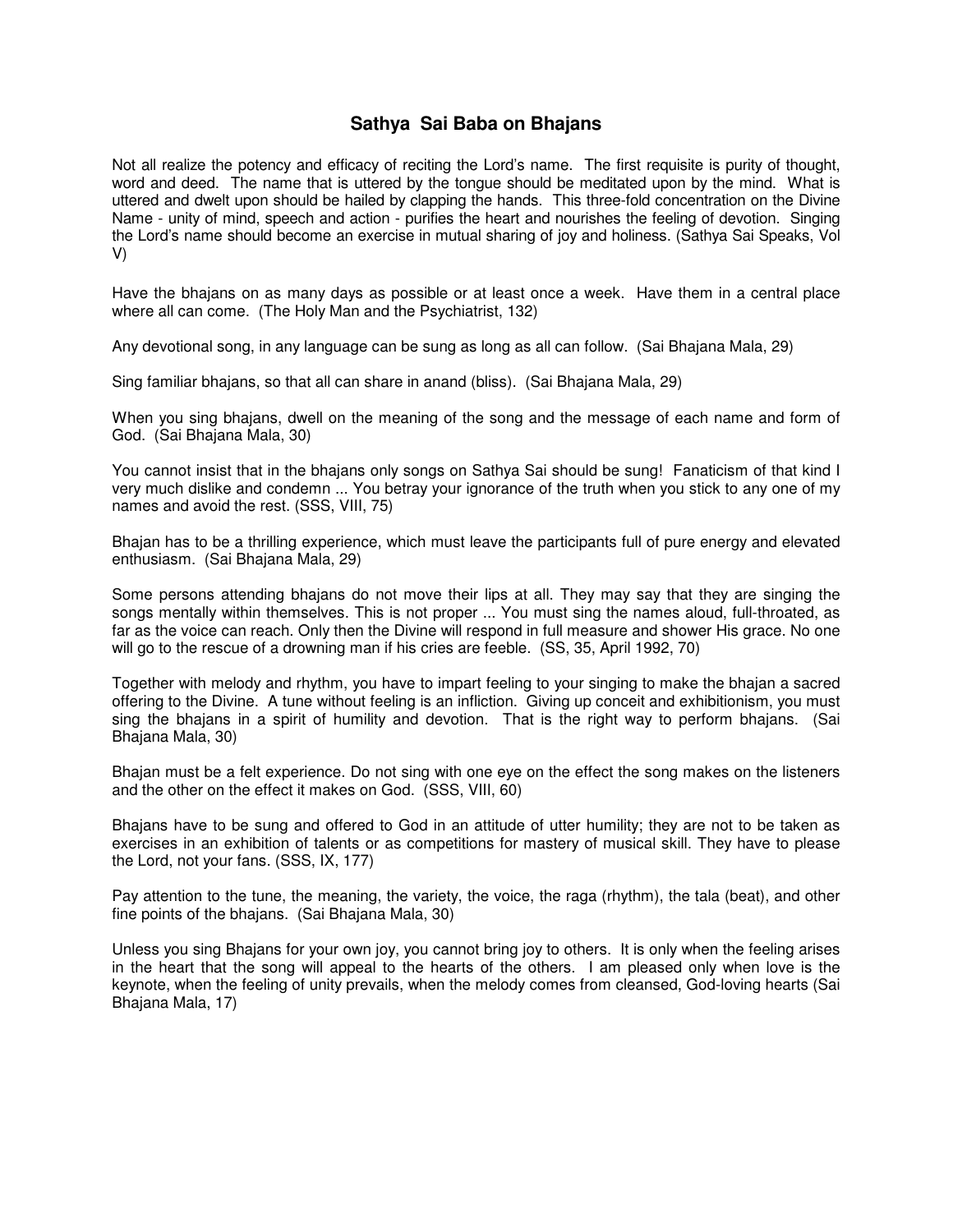# Sathya Sai Baba on Bhajans

Not all realize the potency and efficacy of reciting the Lord's name. The first requisite is purity of thought, word and deed. The name that is uttered by the tongue should be meditated upon by the mind. What is uttered and dwelt upon should be hailed by clapping the hands. This three-fold concentration on the Divine Name - unity of mind, speech and action - purifies the heart and nourishes the feeling of devotion. Singing the Lord's name should become an exercise in mutual sharing of joy and holiness. (Sathya Sai Speaks, Vol V)

Have the bhajans on as many days as possible or at least once a week. Have them in a central place where all can come. (The Holy Man and the Psychiatrist, 132)

Any devotional song, in any language can be sung as long as all can follow. (Sai Bhajana Mala, 29)

Sing familiar bhajans, so that all can share in anand (bliss). (Sai Bhajana Mala, 29)

When you sing bhajans, dwell on the meaning of the song and the message of each name and form of God. (Sai Bhajana Mala, 30)

You cannot insist that in the bhajans only songs on Sathya Sai should be sung! Fanaticism of that kind I very much dislike and condemn ... You betray your ignorance of the truth when you stick to any one of my names and avoid the rest. (SSS, VIII, 75)

Bhajan has to be a thrilling experience, which must leave the participants full of pure energy and elevated enthusiasm. (Sai Bhajana Mala, 29)

Some persons attending bhajans do not move their lips at all. They may say that they are singing the songs mentally within themselves. This is not proper ... You must sing the names aloud, full-throated, as far as the voice can reach. Only then the Divine will respond in full measure and shower His grace. No one will go to the rescue of a drowning man if his cries are feeble. (SS, 35, April 1992, 70)

Together with melody and rhythm, you have to impart feeling to your singing to make the bhajan a sacred offering to the Divine. A tune without feeling is an infliction. Giving up conceit and exhibitionism, you must sing the bhajans in a spirit of humility and devotion. That is the right way to perform bhajans. (Sai Bhajana Mala, 30)

Bhajan must be a felt experience. Do not sing with one eye on the effect the song makes on the listeners and the other on the effect it makes on God. (SSS, VIII, 60)

Bhajans have to be sung and offered to God in an attitude of utter humility; they are not to be taken as exercises in an exhibition of talents or as competitions for mastery of musical skill. They have to please the Lord, not your fans. (SSS, IX, 177)

Pay attention to the tune, the meaning, the variety, the voice, the raga (rhythm), the tala (beat), and other fine points of the bhajans. (Sai Bhajana Mala, 30)

Unless you sing Bhajans for your own joy, you cannot bring joy to others. It is only when the feeling arises in the heart that the song will appeal to the hearts of the others. I am pleased only when love is the keynote, when the feeling of unity prevails, when the melody comes from cleansed, God-loving hearts (Sai Bhajana Mala, 17)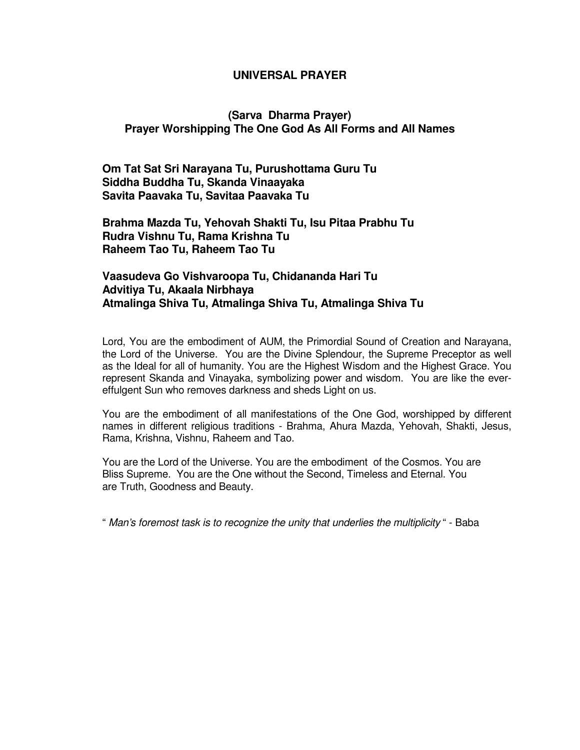# UNIVERSAL PRAYER

## (Sarva Dharma Prayer)
## Prayer Worshipping The One God As All Forms and All Names

**Om Tat Sat Sri Narayana Tu, Purushottama Guru Tu**
**Siddha Buddha Tu, Skanda Vinaayaka**
**Savita Paavaka Tu, Savitaa Paavaka Tu**

**Brahma Mazda Tu, Yehovah Shakti Tu, Isu Pitaa Prabhu Tu**
**Rudra Vishnu Tu, Rama Krishna Tu**
**Raheem Tao Tu, Raheem Tao Tu**

**Vaasudeva Go Vishvaroopa Tu, Chidananda Hari Tu**
**Advitiya Tu, Akaala Nirbhaya**
**Atmalinga Shiva Tu, Atmalinga Shiva Tu, Atmalinga Shiva Tu**

Lord, You are the embodiment of AUM, the Primordial Sound of Creation and Narayana, the Lord of the Universe. You are the Divine Splendour, the Supreme Preceptor as well as the Ideal for all of humanity. You are the Highest Wisdom and the Highest Grace. You represent Skanda and Vinayaka, symbolizing power and wisdom. You are like the ever-effulgent Sun who removes darkness and sheds Light on us.

You are the embodiment of all manifestations of the One God, worshipped by different names in different religious traditions - Brahma, Ahura Mazda, Yehovah, Shakti, Jesus, Rama, Krishna, Vishnu, Raheem and Tao.

You are the Lord of the Universe. You are the embodiment of the Cosmos. You are Bliss Supreme. You are the One without the Second, Timeless and Eternal. You are Truth, Goodness and Beauty.

" *Man's foremost task is to recognize the unity that underlies the multiplicity* " - Baba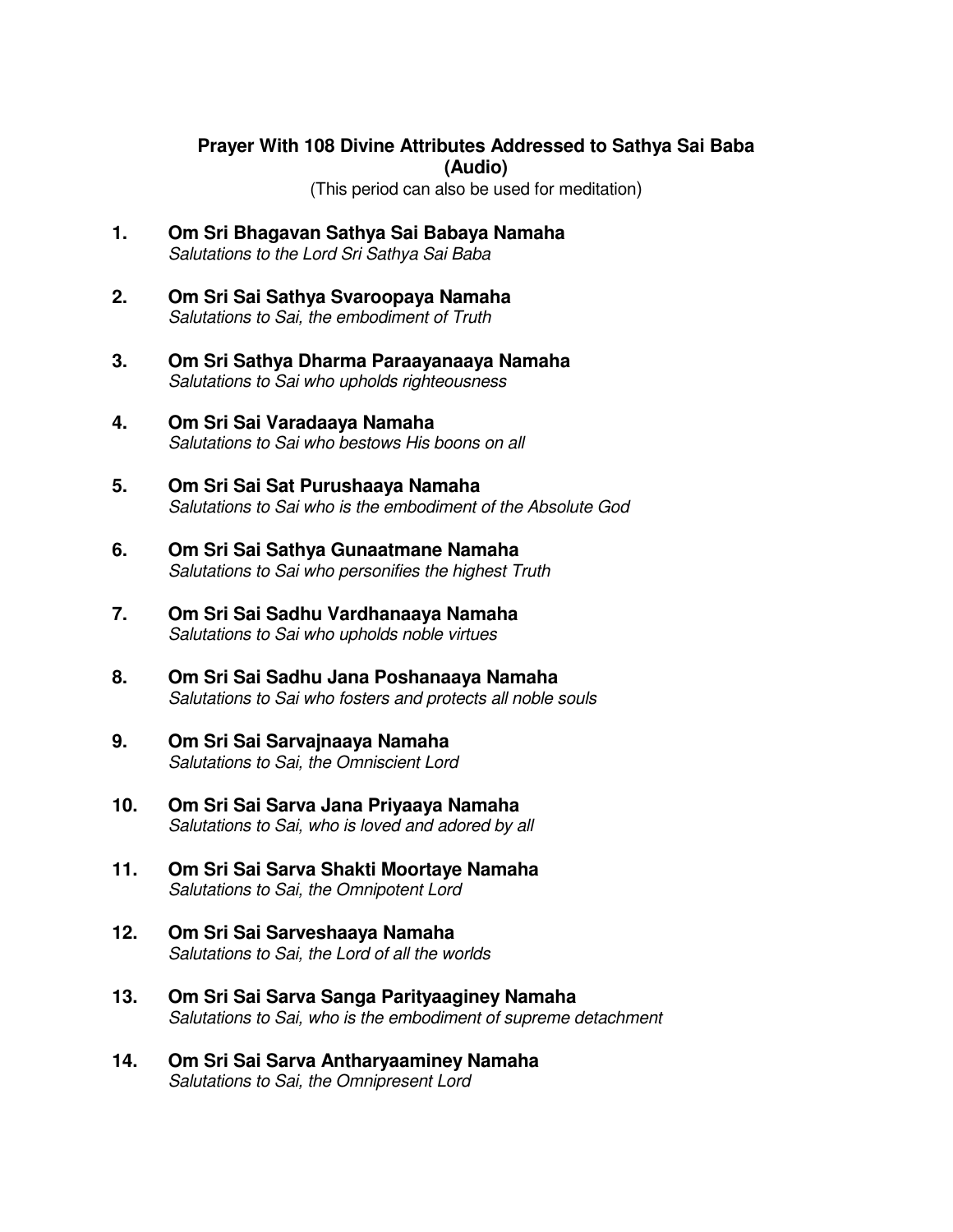## Prayer With 108 Divine Attributes Addressed to Sathya Sai Baba (Audio)

(This period can also be used for meditation)

1. **Om Sri Bhagavan Sathya Sai Babaya Namaha**
   *Salutations to the Lord Sri Sathya Sai Baba*

2. **Om Sri Sai Sathya Svaroopaya Namaha**
   *Salutations to Sai, the embodiment of Truth*

3. **Om Sri Sathya Dharma Paraayanaaya Namaha**
   *Salutations to Sai who upholds righteousness*

4. **Om Sri Sai Varadaaya Namaha**
   *Salutations to Sai who bestows His boons on all*

5. **Om Sri Sai Sat Purushaaya Namaha**
   *Salutations to Sai who is the embodiment of the Absolute God*

6. **Om Sri Sai Sathya Gunaatmane Namaha**
   *Salutations to Sai who personifies the highest Truth*

7. **Om Sri Sai Sadhu Vardhanaaya Namaha**
   *Salutations to Sai who upholds noble virtues*

8. **Om Sri Sai Sadhu Jana Poshanaaya Namaha**
   *Salutations to Sai who fosters and protects all noble souls*

9. **Om Sri Sai Sarvajnaaya Namaha**
   *Salutations to Sai, the Omniscient Lord*

10. **Om Sri Sai Sarva Jana Priyaaya Namaha**
    *Salutations to Sai, who is loved and adored by all*

11. **Om Sri Sai Sarva Shakti Moortaye Namaha**
    *Salutations to Sai, the Omnipotent Lord*

12. **Om Sri Sai Sarveshaaya Namaha**
    *Salutations to Sai, the Lord of all the worlds*

13. **Om Sri Sai Sarva Sanga Parityaaginey Namaha**
    *Salutations to Sai, who is the embodiment of supreme detachment*

14. **Om Sri Sai Sarva Antharyaaminey Namaha**
    *Salutations to Sai, the Omnipresent Lord*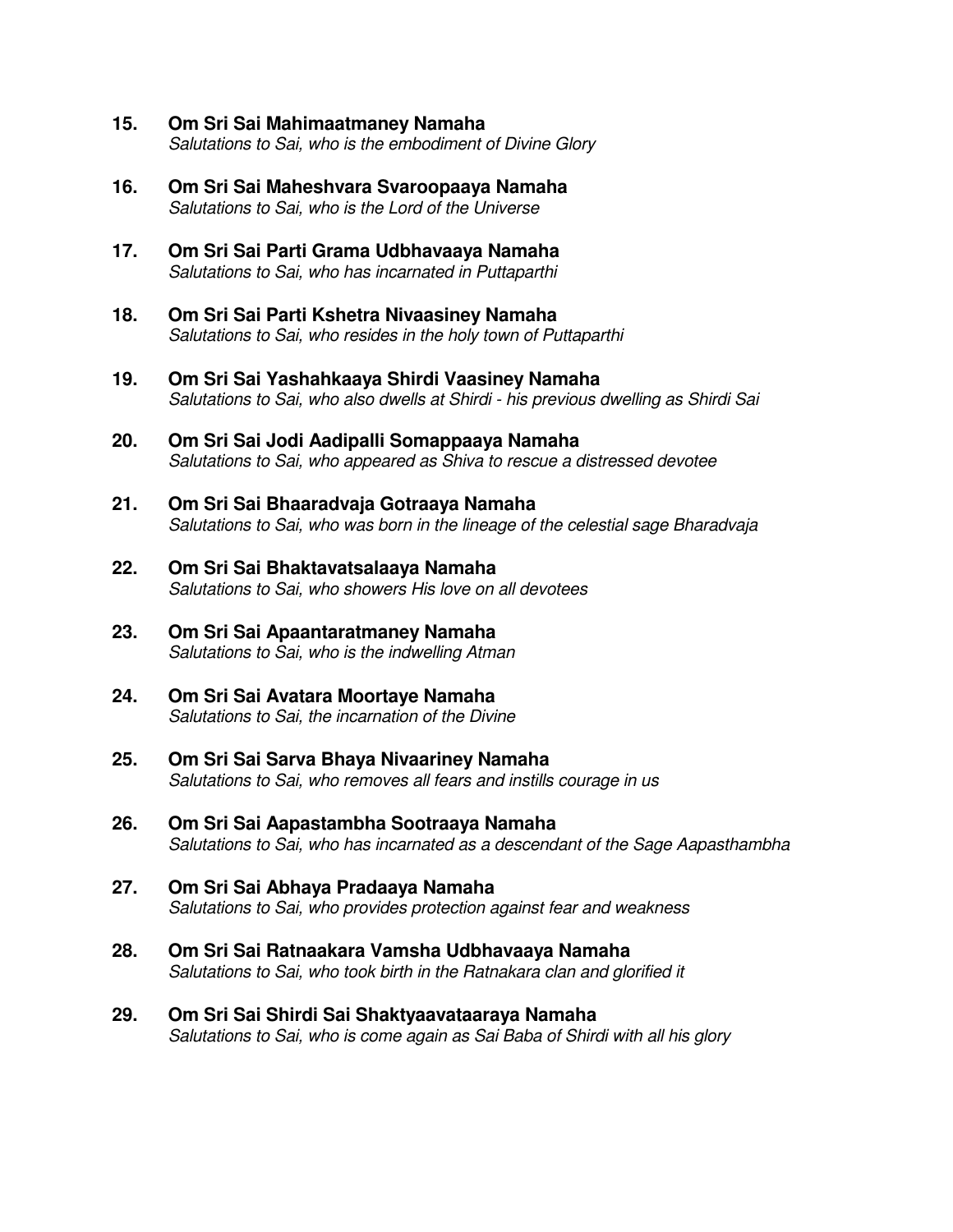15. **Om Sri Sai Mahimaatmaney Namaha**
    *Salutations to Sai, who is the embodiment of Divine Glory*

16. **Om Sri Sai Maheshvara Svaroopaaya Namaha**
    *Salutations to Sai, who is the Lord of the Universe*

17. **Om Sri Sai Parti Grama Udbhavaaya Namaha**
    *Salutations to Sai, who has incarnated in Puttaparthi*

18. **Om Sri Sai Parti Kshetra Nivaasiney Namaha**
    *Salutations to Sai, who resides in the holy town of Puttaparthi*

19. **Om Sri Sai Yashahkaaya Shirdi Vaasiney Namaha**
    *Salutations to Sai, who also dwells at Shirdi - his previous dwelling as Shirdi Sai*

20. **Om Sri Sai Jodi Aadipalli Somappaaya Namaha**
    *Salutations to Sai, who appeared as Shiva to rescue a distressed devotee*

21. **Om Sri Sai Bhaaradvaja Gotraaya Namaha**
    *Salutations to Sai, who was born in the lineage of the celestial sage Bharadvaja*

22. **Om Sri Sai Bhaktavatsalaaya Namaha**
    *Salutations to Sai, who showers His love on all devotees*

23. **Om Sri Sai Apaantaratmaney Namaha**
    *Salutations to Sai, who is the indwelling Atman*

24. **Om Sri Sai Avatara Moortaye Namaha**
    *Salutations to Sai, the incarnation of the Divine*

25. **Om Sri Sai Sarva Bhaya Nivaariney Namaha**
    *Salutations to Sai, who removes all fears and instills courage in us*

26. **Om Sri Sai Aapastambha Sootraaya Namaha**
    *Salutations to Sai, who has incarnated as a descendant of the Sage Aapasthambha*

27. **Om Sri Sai Abhaya Pradaaya Namaha**
    *Salutations to Sai, who provides protection against fear and weakness*

28. **Om Sri Sai Ratnaakara Vamsha Udbhavaaya Namaha**
    *Salutations to Sai, who took birth in the Ratnakara clan and glorified it*

29. **Om Sri Sai Shirdi Sai Shaktyaavataaraya Namaha**
    *Salutations to Sai, who is come again as Sai Baba of Shirdi with all his glory*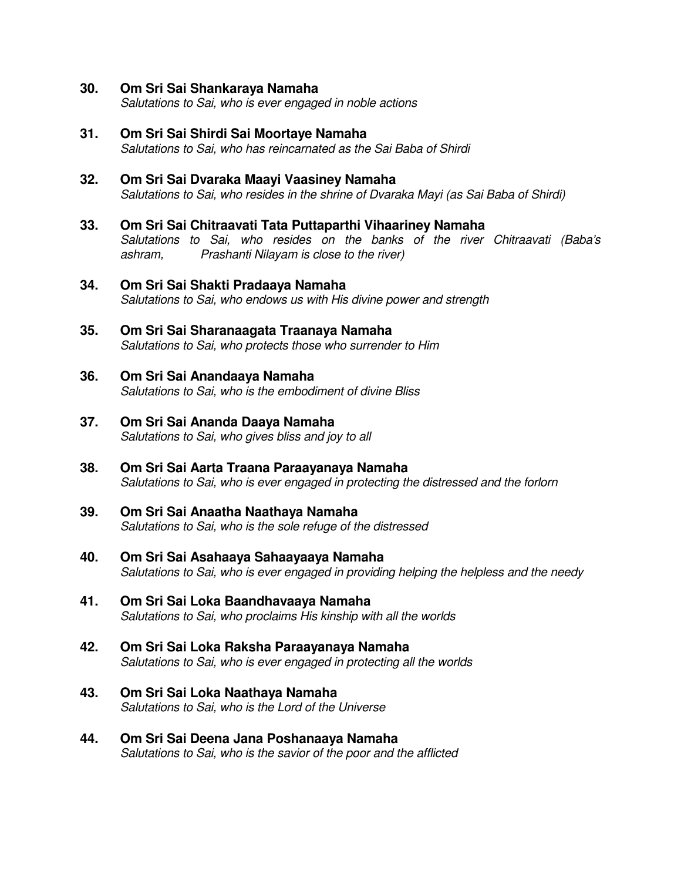**30. Om Sri Sai Shankaraya Namaha**
*Salutations to Sai, who is ever engaged in noble actions*

**31. Om Sri Sai Shirdi Sai Moortaye Namaha**
*Salutations to Sai, who has reincarnated as the Sai Baba of Shirdi*

**32. Om Sri Sai Dvaraka Maayi Vaasiney Namaha**
*Salutations to Sai, who resides in the shrine of Dvaraka Mayi (as Sai Baba of Shirdi)*

**33. Om Sri Sai Chitraavati Tata Puttaparthi Vihaariney Namaha**
*Salutations to Sai, who resides on the banks of the river Chitraavati (Baba's ashram, Prashanti Nilayam is close to the river)*

**34. Om Sri Sai Shakti Pradaaya Namaha**
*Salutations to Sai, who endows us with His divine power and strength*

**35. Om Sri Sai Sharanaagata Traanaya Namaha**
*Salutations to Sai, who protects those who surrender to Him*

**36. Om Sri Sai Anandaaya Namaha**
*Salutations to Sai, who is the embodiment of divine Bliss*

**37. Om Sri Sai Ananda Daaya Namaha**
*Salutations to Sai, who gives bliss and joy to all*

**38. Om Sri Sai Aarta Traana Paraayanaya Namaha**
*Salutations to Sai, who is ever engaged in protecting the distressed and the forlorn*

**39. Om Sri Sai Anaatha Naathaya Namaha**
*Salutations to Sai, who is the sole refuge of the distressed*

**40. Om Sri Sai Asahaaya Sahaayaaya Namaha**
*Salutations to Sai, who is ever engaged in providing helping the helpless and the needy*

**41. Om Sri Sai Loka Baandhavaaya Namaha**
*Salutations to Sai, who proclaims His kinship with all the worlds*

**42. Om Sri Sai Loka Raksha Paraayanaya Namaha**
*Salutations to Sai, who is ever engaged in protecting all the worlds*

**43. Om Sri Sai Loka Naathaya Namaha**
*Salutations to Sai, who is the Lord of the Universe*

**44. Om Sri Sai Deena Jana Poshanaaya Namaha**
*Salutations to Sai, who is the savior of the poor and the afflicted*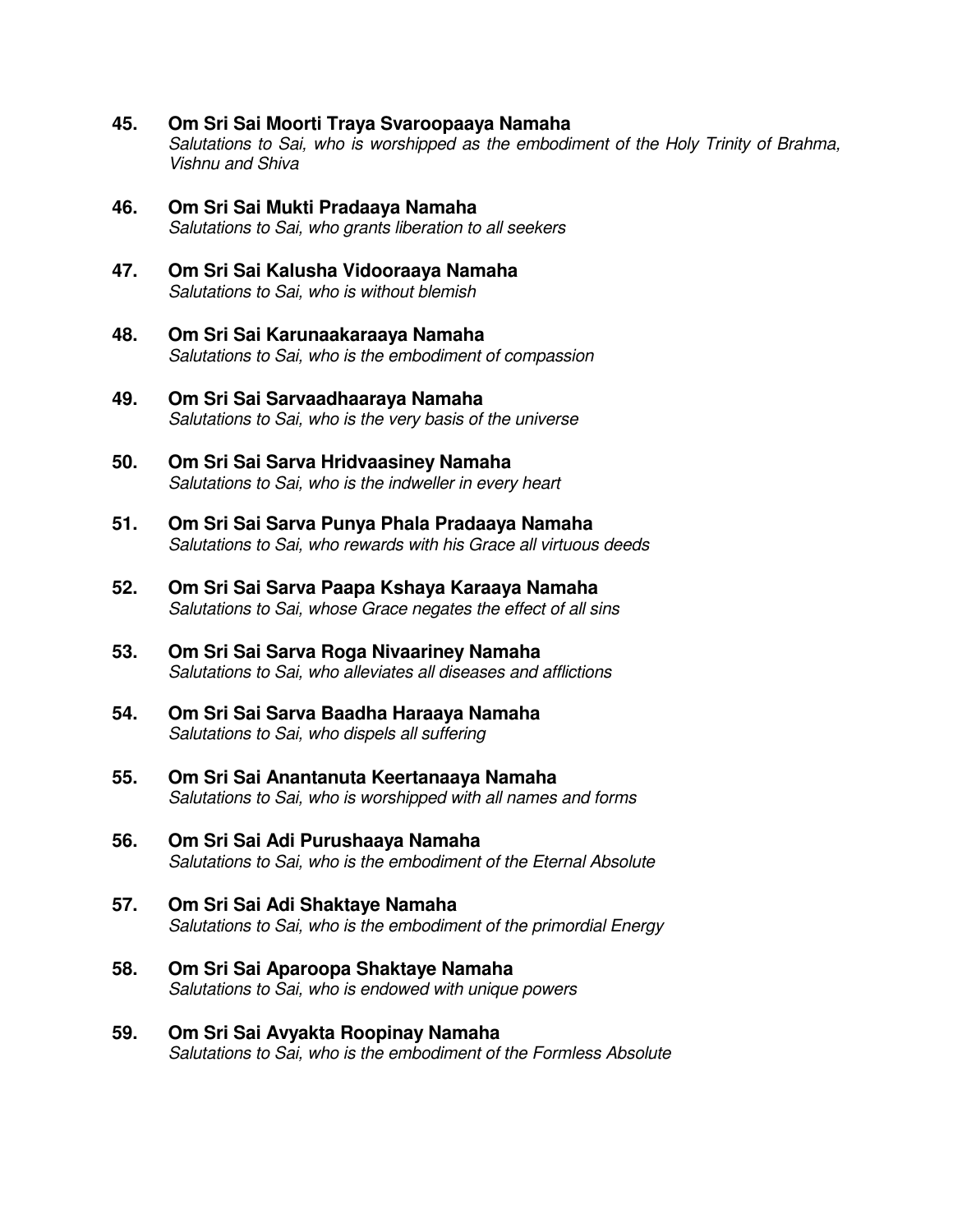45. **Om Sri Sai Moorti Traya Svaroopaaya Namaha**
    *Salutations to Sai, who is worshipped as the embodiment of the Holy Trinity of Brahma, Vishnu and Shiva*

46. **Om Sri Sai Mukti Pradaaya Namaha**
    *Salutations to Sai, who grants liberation to all seekers*

47. **Om Sri Sai Kalusha Vidooraaya Namaha**
    *Salutations to Sai, who is without blemish*

48. **Om Sri Sai Karunaakaraaya Namaha**
    *Salutations to Sai, who is the embodiment of compassion*

49. **Om Sri Sai Sarvaadhaaraya Namaha**
    *Salutations to Sai, who is the very basis of the universe*

50. **Om Sri Sai Sarva Hridvaasiney Namaha**
    *Salutations to Sai, who is the indweller in every heart*

51. **Om Sri Sai Sarva Punya Phala Pradaaya Namaha**
    *Salutations to Sai, who rewards with his Grace all virtuous deeds*

52. **Om Sri Sai Sarva Paapa Kshaya Karaaya Namaha**
    *Salutations to Sai, whose Grace negates the effect of all sins*

53. **Om Sri Sai Sarva Roga Nivaariney Namaha**
    *Salutations to Sai, who alleviates all diseases and afflictions*

54. **Om Sri Sai Sarva Baadha Haraaya Namaha**
    *Salutations to Sai, who dispels all suffering*

55. **Om Sri Sai Anantanuta Keertanaaya Namaha**
    *Salutations to Sai, who is worshipped with all names and forms*

56. **Om Sri Sai Adi Purushaaya Namaha**
    *Salutations to Sai, who is the embodiment of the Eternal Absolute*

57. **Om Sri Sai Adi Shaktaye Namaha**
    *Salutations to Sai, who is the embodiment of the primordial Energy*

58. **Om Sri Sai Aparoopa Shaktaye Namaha**
    *Salutations to Sai, who is endowed with unique powers*

59. **Om Sri Sai Avyakta Roopinay Namaha**
    *Salutations to Sai, who is the embodiment of the Formless Absolute*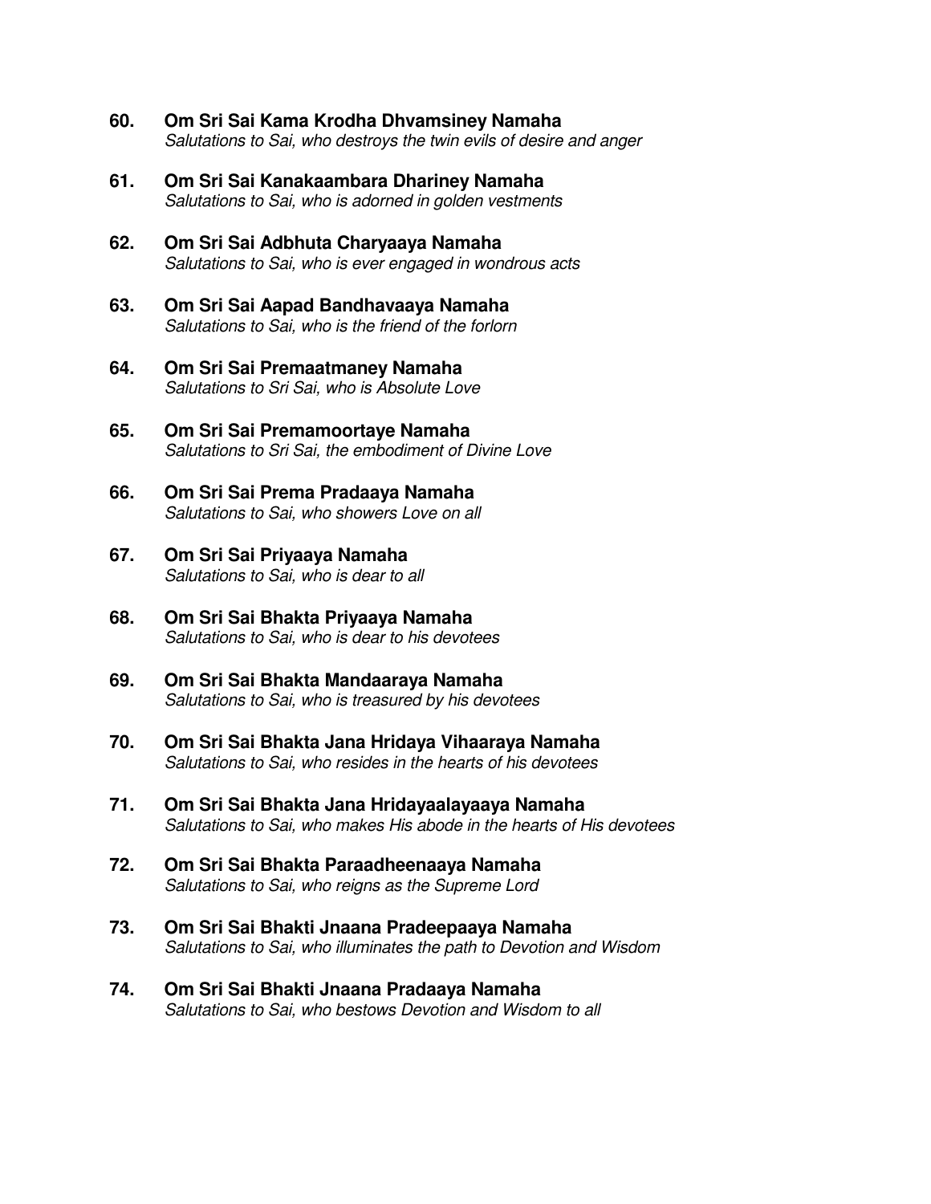60. **Om Sri Sai Kama Krodha Dhvamsiney Namaha**
    *Salutations to Sai, who destroys the twin evils of desire and anger*

61. **Om Sri Sai Kanakaambara Dhariney Namaha**
    *Salutations to Sai, who is adorned in golden vestments*

62. **Om Sri Sai Adbhuta Charyaaya Namaha**
    *Salutations to Sai, who is ever engaged in wondrous acts*

63. **Om Sri Sai Aapad Bandhavaaya Namaha**
    *Salutations to Sai, who is the friend of the forlorn*

64. **Om Sri Sai Premaatmaney Namaha**
    *Salutations to Sri Sai, who is Absolute Love*

65. **Om Sri Sai Premamoortaye Namaha**
    *Salutations to Sri Sai, the embodiment of Divine Love*

66. **Om Sri Sai Prema Pradaaya Namaha**
    *Salutations to Sai, who showers Love on all*

67. **Om Sri Sai Priyaaya Namaha**
    *Salutations to Sai, who is dear to all*

68. **Om Sri Sai Bhakta Priyaaya Namaha**
    *Salutations to Sai, who is dear to his devotees*

69. **Om Sri Sai Bhakta Mandaaraya Namaha**
    *Salutations to Sai, who is treasured by his devotees*

70. **Om Sri Sai Bhakta Jana Hridaya Vihaaraya Namaha**
    *Salutations to Sai, who resides in the hearts of his devotees*

71. **Om Sri Sai Bhakta Jana Hridayaalayaaya Namaha**
    *Salutations to Sai, who makes His abode in the hearts of His devotees*

72. **Om Sri Sai Bhakta Paraadheenaaya Namaha**
    *Salutations to Sai, who reigns as the Supreme Lord*

73. **Om Sri Sai Bhakti Jnaana Pradeepaaya Namaha**
    *Salutations to Sai, who illuminates the path to Devotion and Wisdom*

74. **Om Sri Sai Bhakti Jnaana Pradaaya Namaha**
    *Salutations to Sai, who bestows Devotion and Wisdom to all*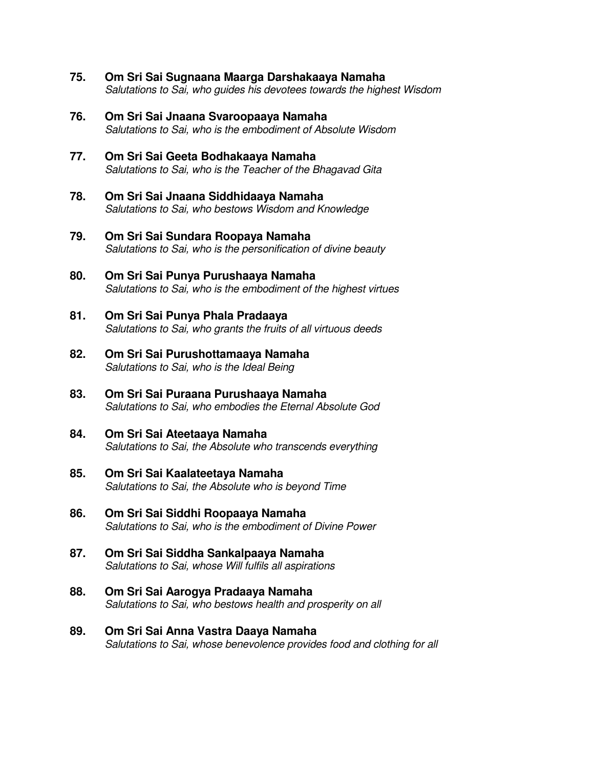75. **Om Sri Sai Sugnaana Maarga Darshakaaya Namaha**
    *Salutations to Sai, who guides his devotees towards the highest Wisdom*

76. **Om Sri Sai Jnaana Svaroopaaya Namaha**
    *Salutations to Sai, who is the embodiment of Absolute Wisdom*

77. **Om Sri Sai Geeta Bodhakaaya Namaha**
    *Salutations to Sai, who is the Teacher of the Bhagavad Gita*

78. **Om Sri Sai Jnaana Siddhidaaya Namaha**
    *Salutations to Sai, who bestows Wisdom and Knowledge*

79. **Om Sri Sai Sundara Roopaya Namaha**
    *Salutations to Sai, who is the personification of divine beauty*

80. **Om Sri Sai Punya Purushaaya Namaha**
    *Salutations to Sai, who is the embodiment of the highest virtues*

81. **Om Sri Sai Punya Phala Pradaaya**
    *Salutations to Sai, who grants the fruits of all virtuous deeds*

82. **Om Sri Sai Purushottamaaya Namaha**
    *Salutations to Sai, who is the Ideal Being*

83. **Om Sri Sai Puraana Purushaaya Namaha**
    *Salutations to Sai, who embodies the Eternal Absolute God*

84. **Om Sri Sai Ateetaaya Namaha**
    *Salutations to Sai, the Absolute who transcends everything*

85. **Om Sri Sai Kaalateetaya Namaha**
    *Salutations to Sai, the Absolute who is beyond Time*

86. **Om Sri Sai Siddhi Roopaaya Namaha**
    *Salutations to Sai, who is the embodiment of Divine Power*

87. **Om Sri Sai Siddha Sankalpaaya Namaha**
    *Salutations to Sai, whose Will fulfils all aspirations*

88. **Om Sri Sai Aarogya Pradaaya Namaha**
    *Salutations to Sai, who bestows health and prosperity on all*

89. **Om Sri Sai Anna Vastra Daaya Namaha**
    *Salutations to Sai, whose benevolence provides food and clothing for all*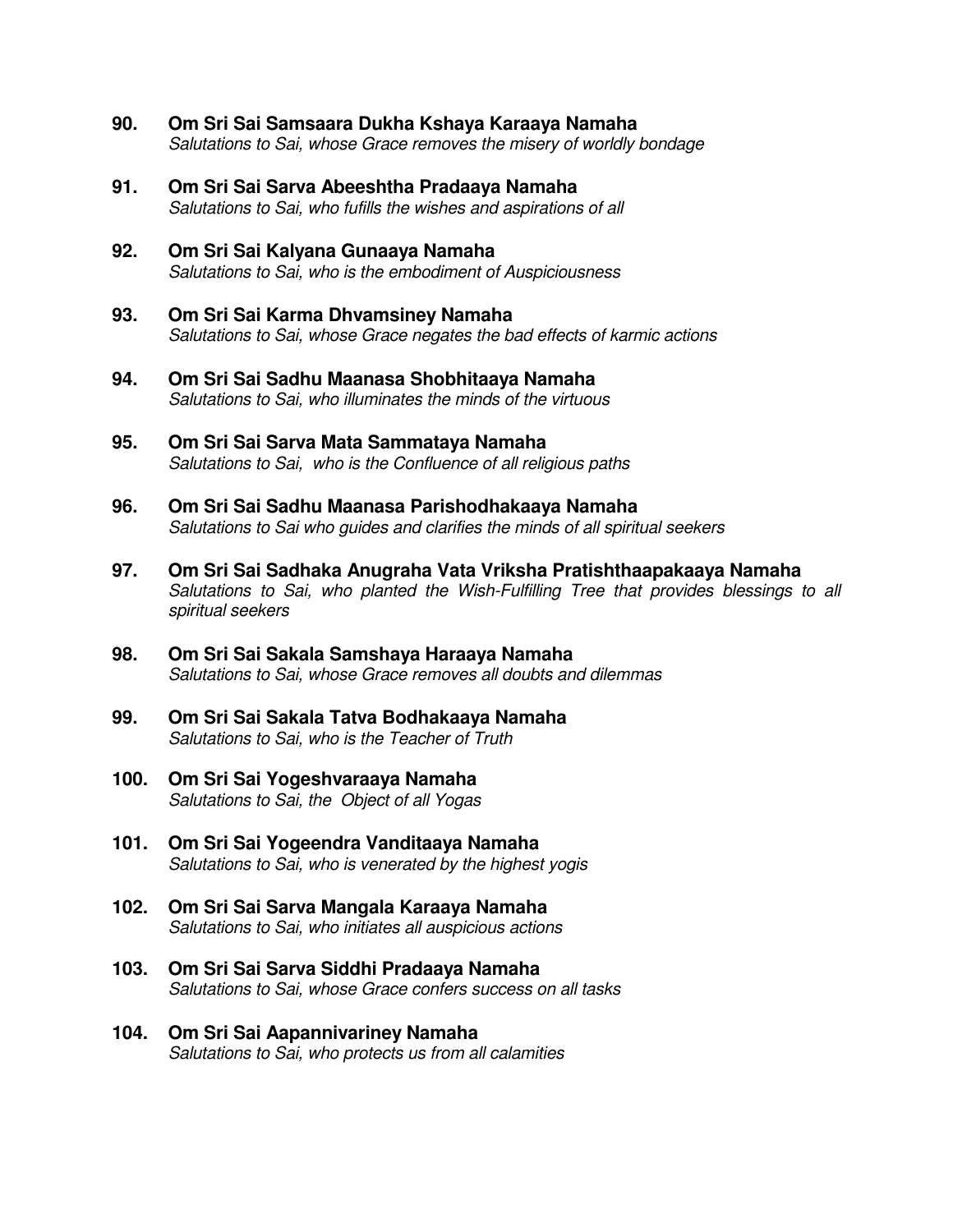**90. Om Sri Sai Samsaara Dukha Kshaya Karaaya Namaha**
*Salutations to Sai, whose Grace removes the misery of worldly bondage*

**91. Om Sri Sai Sarva Abeeshtha Pradaaya Namaha**
*Salutations to Sai, who fufills the wishes and aspirations of all*

**92. Om Sri Sai Kalyana Gunaaya Namaha**
*Salutations to Sai, who is the embodiment of Auspiciousness*

**93. Om Sri Sai Karma Dhvamsiney Namaha**
*Salutations to Sai, whose Grace negates the bad effects of karmic actions*

**94. Om Sri Sai Sadhu Maanasa Shobhitaaya Namaha**
*Salutations to Sai, who illuminates the minds of the virtuous*

**95. Om Sri Sai Sarva Mata Sammataya Namaha**
*Salutations to Sai, who is the Confluence of all religious paths*

**96. Om Sri Sai Sadhu Maanasa Parishodhakaaya Namaha**
*Salutations to Sai who guides and clarifies the minds of all spiritual seekers*

**97. Om Sri Sai Sadhaka Anugraha Vata Vriksha Pratishthaapakaaya Namaha**
*Salutations to Sai, who planted the Wish-Fulfilling Tree that provides blessings to all spiritual seekers*

**98. Om Sri Sai Sakala Samshaya Haraaya Namaha**
*Salutations to Sai, whose Grace removes all doubts and dilemmas*

**99. Om Sri Sai Sakala Tatva Bodhakaaya Namaha**
*Salutations to Sai, who is the Teacher of Truth*

**100. Om Sri Sai Yogeshvaraaya Namaha**
*Salutations to Sai, the Object of all Yogas*

**101. Om Sri Sai Yogeendra Vanditaaya Namaha**
*Salutations to Sai, who is venerated by the highest yogis*

**102. Om Sri Sai Sarva Mangala Karaaya Namaha**
*Salutations to Sai, who initiates all auspicious actions*

**103. Om Sri Sai Sarva Siddhi Pradaaya Namaha**
*Salutations to Sai, whose Grace confers success on all tasks*

**104. Om Sri Sai Aapannivariney Namaha**
*Salutations to Sai, who protects us from all calamities*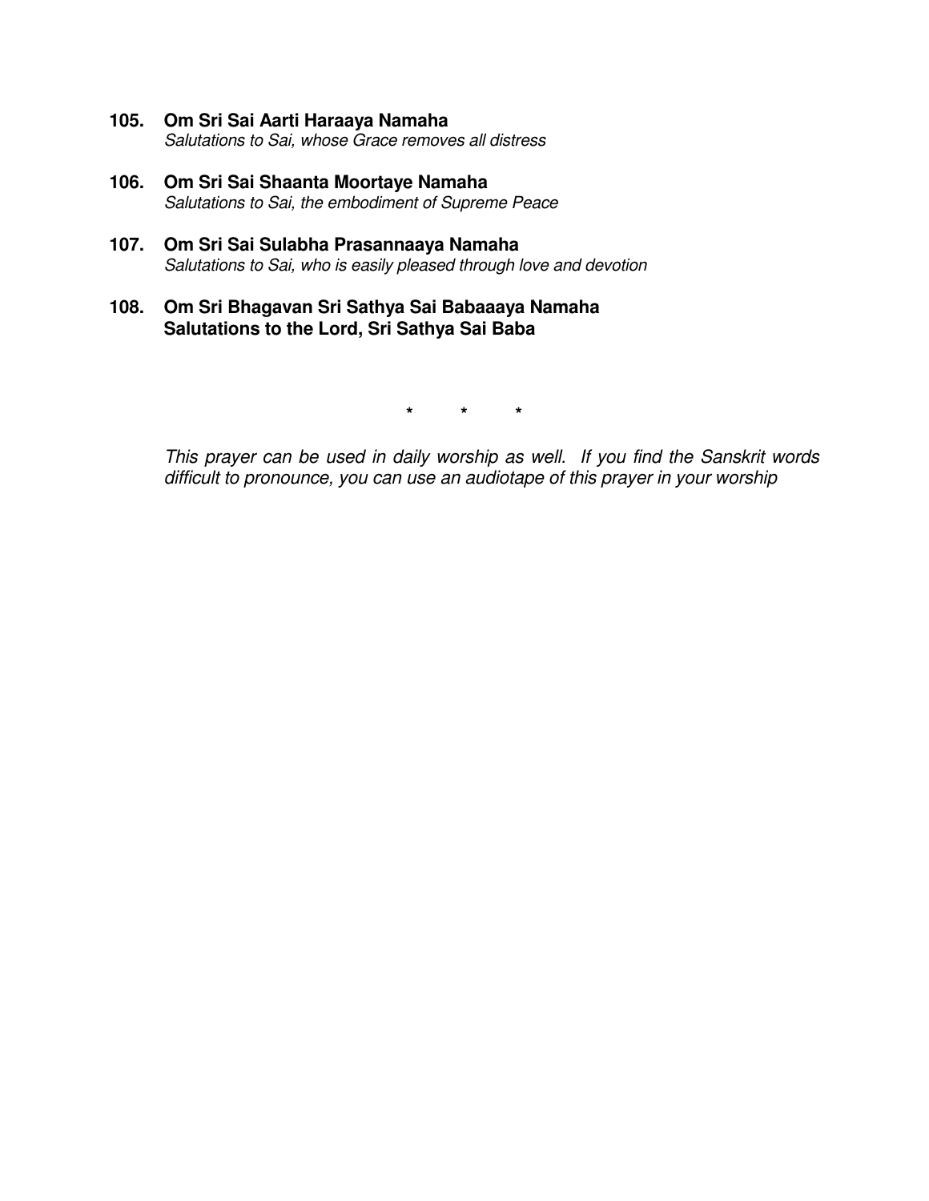**105. Om Sri Sai Aarti Haraaya Namaha**
*Salutations to Sai, whose Grace removes all distress*

**106. Om Sri Sai Shaanta Moortaye Namaha**
*Salutations to Sai, the embodiment of Supreme Peace*

**107. Om Sri Sai Sulabha Prasannaaya Namaha**
*Salutations to Sai, who is easily pleased through love and devotion*

**108. Om Sri Bhagavan Sri Sathya Sai Babaaaya Namaha**
**Salutations to the Lord, Sri Sathya Sai Baba**

\* \* \*

*This prayer can be used in daily worship as well. If you find the Sanskrit words difficult to pronounce, you can use an audiotape of this prayer in your worship*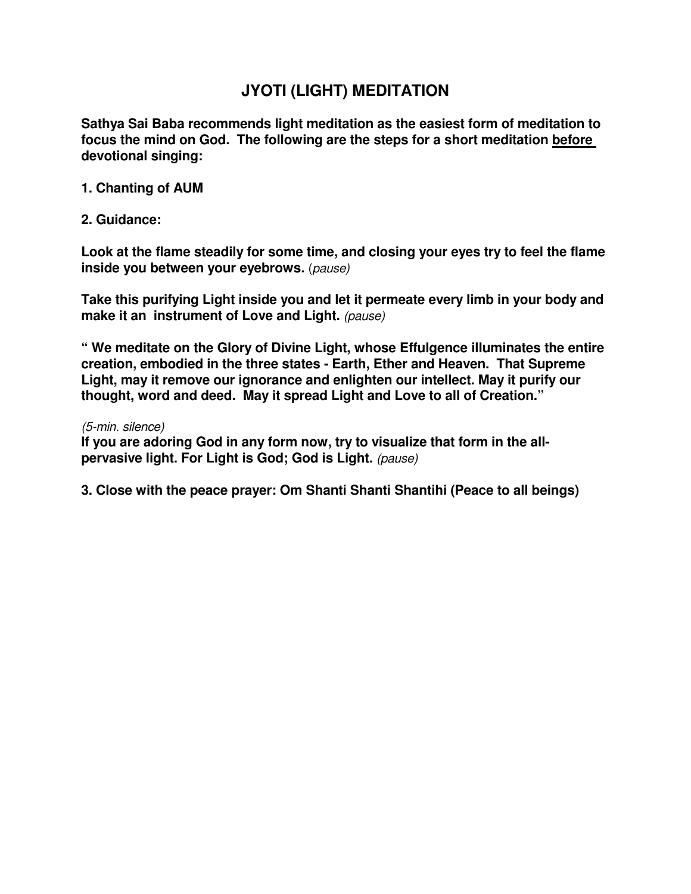# JYOTI (LIGHT) MEDITATION

**Sathya Sai Baba recommends light meditation as the easiest form of meditation to focus the mind on God. The following are the steps for a short meditation <u>before</u> devotional singing:**

**1. Chanting of AUM**

**2. Guidance:**

**Look at the flame steadily for some time, and closing your eyes try to feel the flame inside you between your eyebrows.** (*pause)*

**Take this purifying Light inside you and let it permeate every limb in your body and make it an instrument of Love and Light.** *(pause)*

**" We meditate on the Glory of Divine Light, whose Effulgence illuminates the entire creation, embodied in the three states - Earth, Ether and Heaven. That Supreme Light, may it remove our ignorance and enlighten our intellect. May it purify our thought, word and deed. May it spread Light and Love to all of Creation."**

*(5-min. silence)*
**If you are adoring God in any form now, try to visualize that form in the all-pervasive light. For Light is God; God is Light.** *(pause)*

**3. Close with the peace prayer: Om Shanti Shanti Shantihi (Peace to all beings)**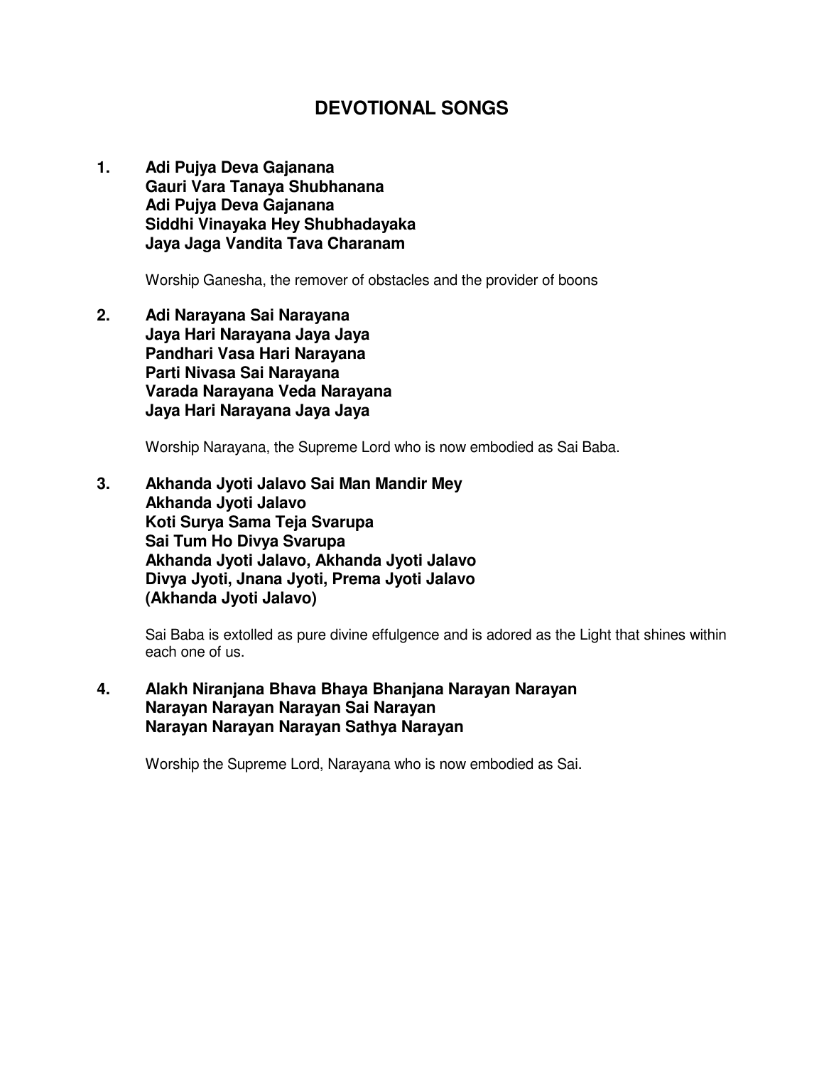# DEVOTIONAL SONGS

1. **Adi Pujya Deva Gajanana**
   **Gauri Vara Tanaya Shubhanana**
   **Adi Pujya Deva Gajanana**
   **Siddhi Vinayaka Hey Shubhadayaka**
   **Jaya Jaga Vandita Tava Charanam**

   Worship Ganesha, the remover of obstacles and the provider of boons

2. **Adi Narayana Sai Narayana**
   **Jaya Hari Narayana Jaya Jaya**
   **Pandhari Vasa Hari Narayana**
   **Parti Nivasa Sai Narayana**
   **Varada Narayana Veda Narayana**
   **Jaya Hari Narayana Jaya Jaya**

   Worship Narayana, the Supreme Lord who is now embodied as Sai Baba.

3. **Akhanda Jyoti Jalavo Sai Man Mandir Mey**
   **Akhanda Jyoti Jalavo**
   **Koti Surya Sama Teja Svarupa**
   **Sai Tum Ho Divya Svarupa**
   **Akhanda Jyoti Jalavo, Akhanda Jyoti Jalavo**
   **Divya Jyoti, Jnana Jyoti, Prema Jyoti Jalavo**
   **(Akhanda Jyoti Jalavo)**

   Sai Baba is extolled as pure divine effulgence and is adored as the Light that shines within each one of us.

4. **Alakh Niranjana Bhava Bhaya Bhanjana Narayan Narayan**
   **Narayan Narayan Narayan Sai Narayan**
   **Narayan Narayan Narayan Sathya Narayan**

   Worship the Supreme Lord, Narayana who is now embodied as Sai.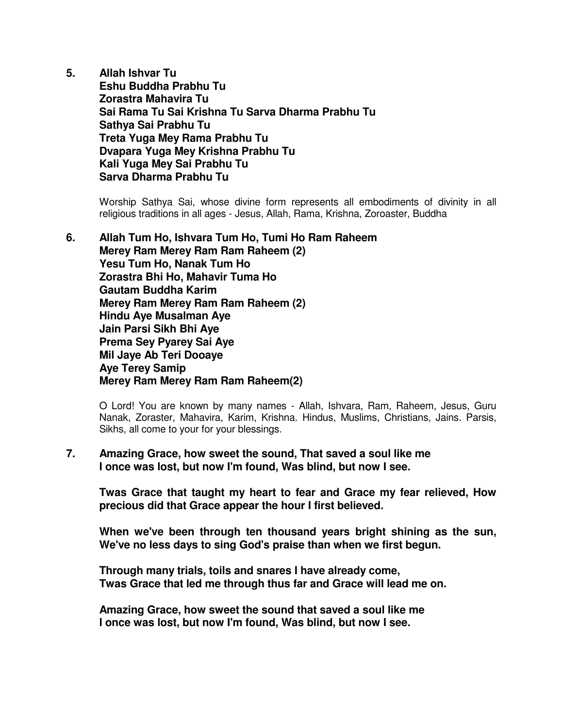5. **Allah Ishvar Tu**
   **Eshu Buddha Prabhu Tu**
   **Zorastra Mahavira Tu**
   **Sai Rama Tu Sai Krishna Tu Sarva Dharma Prabhu Tu**
   **Sathya Sai Prabhu Tu**
   **Treta Yuga Mey Rama Prabhu Tu**
   **Dvapara Yuga Mey Krishna Prabhu Tu**
   **Kali Yuga Mey Sai Prabhu Tu**
   **Sarva Dharma Prabhu Tu**

   Worship Sathya Sai, whose divine form represents all embodiments of divinity in all religious traditions in all ages - Jesus, Allah, Rama, Krishna, Zoroaster, Buddha

6. **Allah Tum Ho, Ishvara Tum Ho, Tumi Ho Ram Raheem**
   **Merey Ram Merey Ram Ram Raheem (2)**
   **Yesu Tum Ho, Nanak Tum Ho**
   **Zorastra Bhi Ho, Mahavir Tuma Ho**
   **Gautam Buddha Karim**
   **Merey Ram Merey Ram Ram Raheem (2)**
   **Hindu Aye Musalman Aye**
   **Jain Parsi Sikh Bhi Aye**
   **Prema Sey Pyarey Sai Aye**
   **Mil Jaye Ab Teri Dooaye**
   **Aye Terey Samip**
   **Merey Ram Merey Ram Ram Raheem(2)**

   O Lord! You are known by many names - Allah, Ishvara, Ram, Raheem, Jesus, Guru Nanak, Zoraster, Mahavira, Karim, Krishna. Hindus, Muslims, Christians, Jains. Parsis, Sikhs, all come to your for your blessings.

7. **Amazing Grace, how sweet the sound, That saved a soul like me**
   **I once was lost, but now I'm found, Was blind, but now I see.**

   **Twas Grace that taught my heart to fear and Grace my fear relieved, How precious did that Grace appear the hour I first believed.**

   **When we've been through ten thousand years bright shining as the sun, We've no less days to sing God's praise than when we first begun.**

   **Through many trials, toils and snares I have already come,**
   **Twas Grace that led me through thus far and Grace will lead me on.**

   **Amazing Grace, how sweet the sound that saved a soul like me**
   **I once was lost, but now I'm found, Was blind, but now I see.**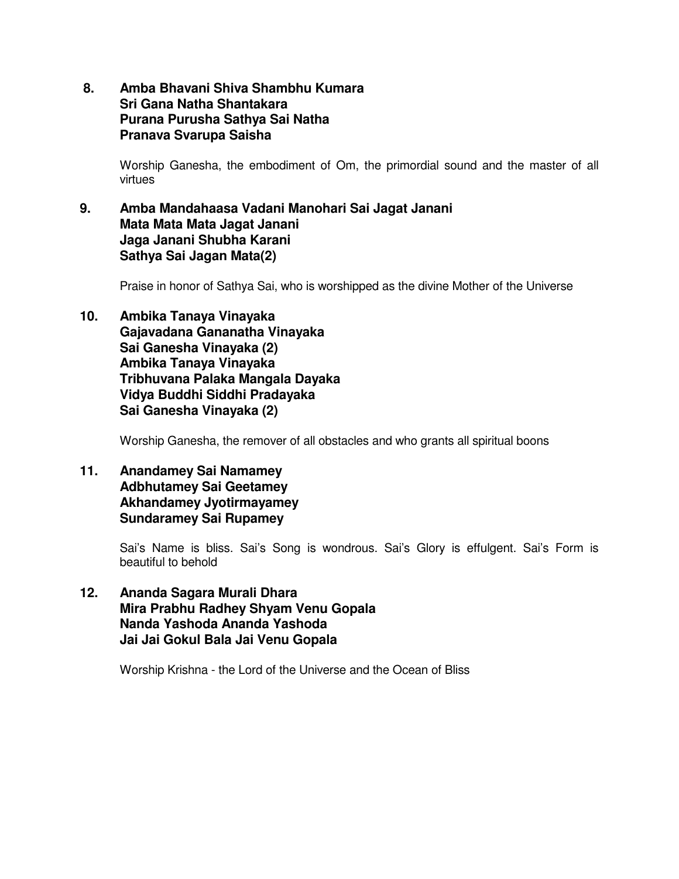**8. Amba Bhavani Shiva Shambhu Kumara**
**Sri Gana Natha Shantakara**
**Purana Purusha Sathya Sai Natha**
**Pranava Svarupa Saisha**

Worship Ganesha, the embodiment of Om, the primordial sound and the master of all virtues

**9. Amba Mandahaasa Vadani Manohari Sai Jagat Janani**
**Mata Mata Mata Jagat Janani**
**Jaga Janani Shubha Karani**
**Sathya Sai Jagan Mata(2)**

Praise in honor of Sathya Sai, who is worshipped as the divine Mother of the Universe

**10. Ambika Tanaya Vinayaka**
**Gajavadana Gananatha Vinayaka**
**Sai Ganesha Vinayaka (2)**
**Ambika Tanaya Vinayaka**
**Tribhuvana Palaka Mangala Dayaka**
**Vidya Buddhi Siddhi Pradayaka**
**Sai Ganesha Vinayaka (2)**

Worship Ganesha, the remover of all obstacles and who grants all spiritual boons

**11. Anandamey Sai Namamey**
**Adbhutamey Sai Geetamey**
**Akhandamey Jyotirmayamey**
**Sundaramey Sai Rupamey**

Sai's Name is bliss. Sai's Song is wondrous. Sai's Glory is effulgent. Sai's Form is beautiful to behold

**12. Ananda Sagara Murali Dhara**
**Mira Prabhu Radhey Shyam Venu Gopala**
**Nanda Yashoda Ananda Yashoda**
**Jai Jai Gokul Bala Jai Venu Gopala**

Worship Krishna - the Lord of the Universe and the Ocean of Bliss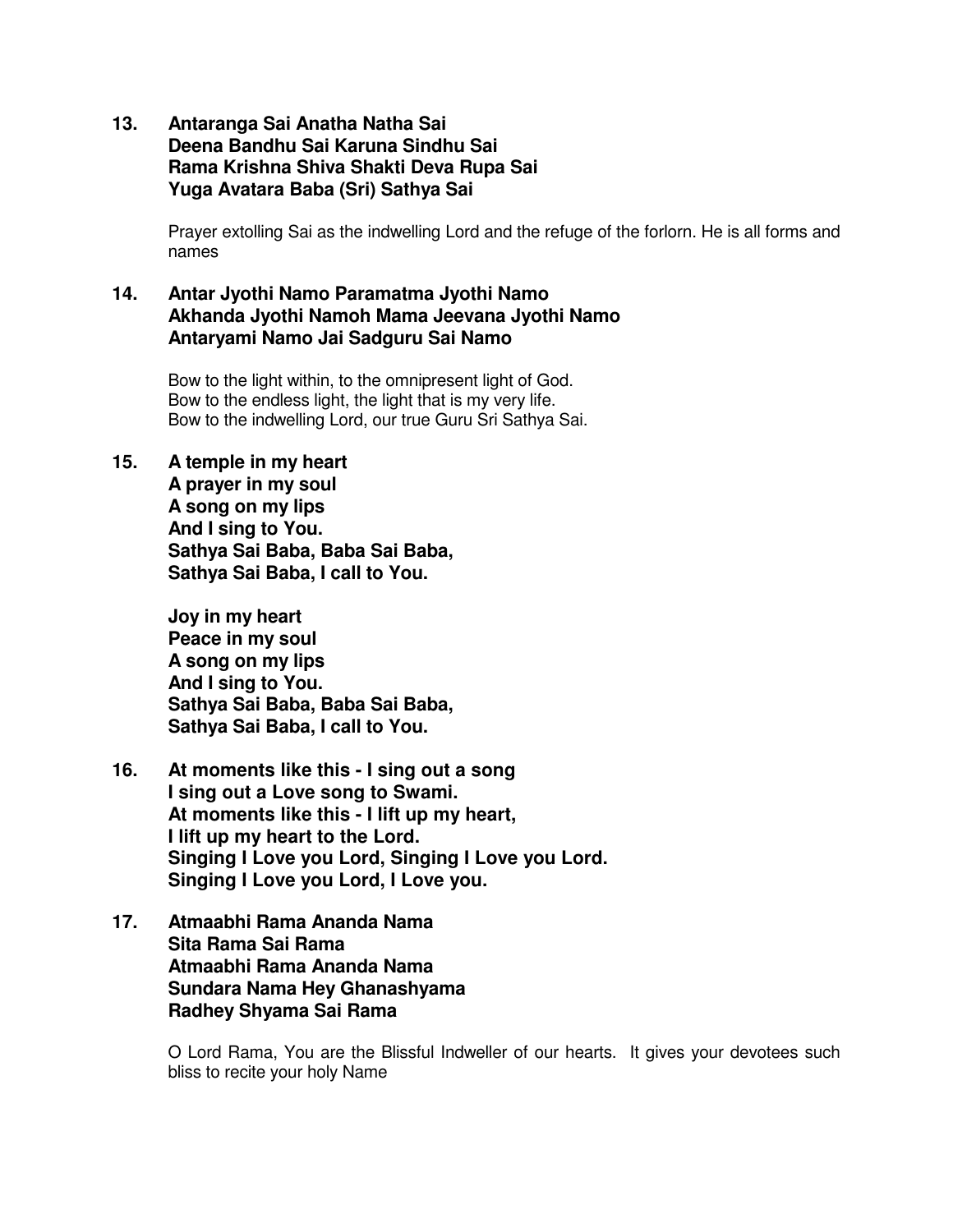**13. Antaranga Sai Anatha Natha Sai**
**Deena Bandhu Sai Karuna Sindhu Sai**
**Rama Krishna Shiva Shakti Deva Rupa Sai**
**Yuga Avatara Baba (Sri) Sathya Sai**

Prayer extolling Sai as the indwelling Lord and the refuge of the forlorn. He is all forms and names

**14. Antar Jyothi Namo Paramatma Jyothi Namo**
**Akhanda Jyothi Namoh Mama Jeevana Jyothi Namo**
**Antaryami Namo Jai Sadguru Sai Namo**

Bow to the light within, to the omnipresent light of God.
Bow to the endless light, the light that is my very life.
Bow to the indwelling Lord, our true Guru Sri Sathya Sai.

**15. A temple in my heart**
**A prayer in my soul**
**A song on my lips**
**And I sing to You.**
**Sathya Sai Baba, Baba Sai Baba,**
**Sathya Sai Baba, I call to You.**

**Joy in my heart**
**Peace in my soul**
**A song on my lips**
**And I sing to You.**
**Sathya Sai Baba, Baba Sai Baba,**
**Sathya Sai Baba, I call to You.**

**16. At moments like this - I sing out a song**
**I sing out a Love song to Swami.**
**At moments like this - I lift up my heart,**
**I lift up my heart to the Lord.**
**Singing I Love you Lord, Singing I Love you Lord.**
**Singing I Love you Lord, I Love you.**

**17. Atmaabhi Rama Ananda Nama**
**Sita Rama Sai Rama**
**Atmaabhi Rama Ananda Nama**
**Sundara Nama Hey Ghanashyama**
**Radhey Shyama Sai Rama**

O Lord Rama, You are the Blissful Indweller of our hearts. It gives your devotees such bliss to recite your holy Name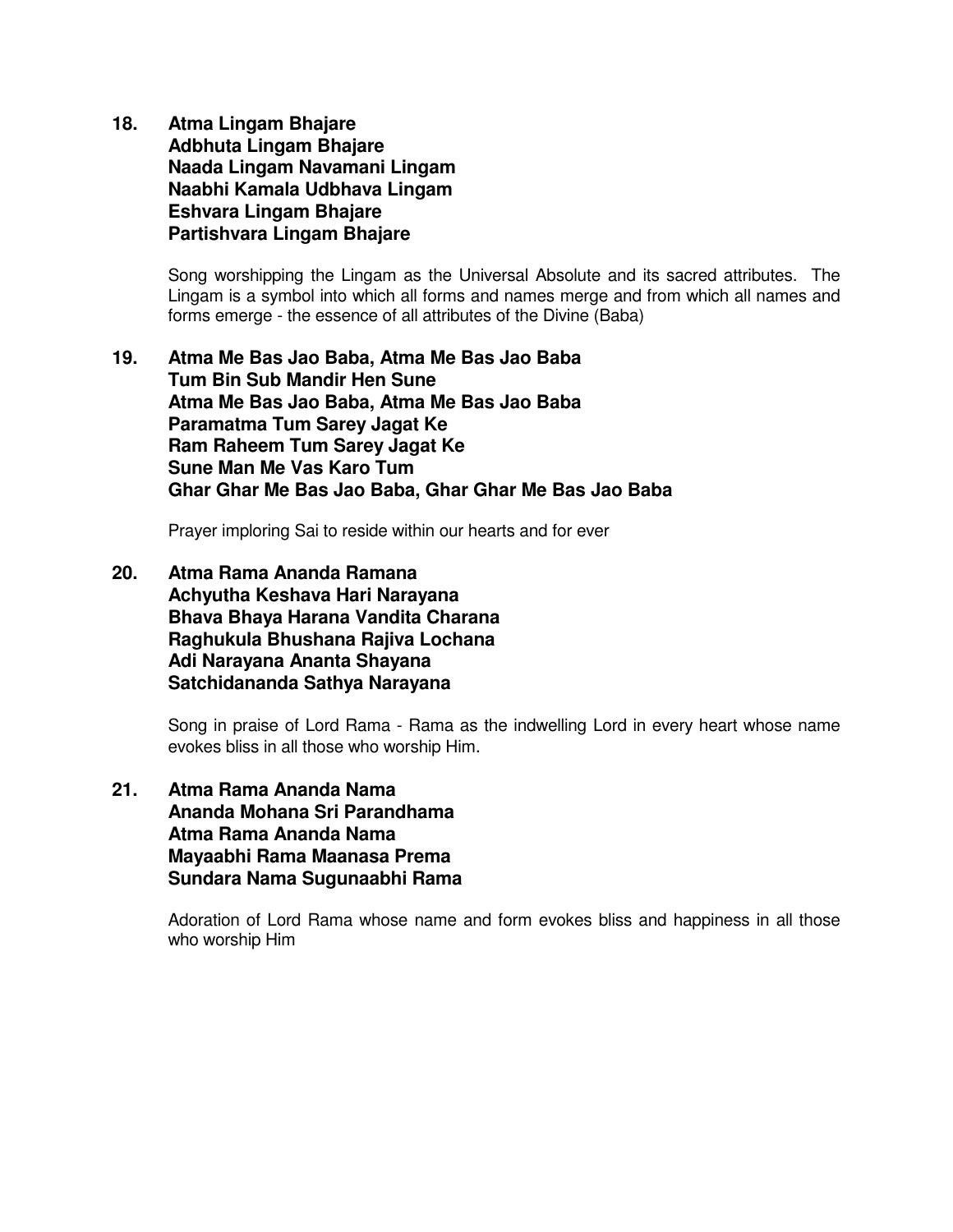**18. Atma Lingam Bhajare**
**Adbhuta Lingam Bhajare**
**Naada Lingam Navamani Lingam**
**Naabhi Kamala Udbhava Lingam**
**Eshvara Lingam Bhajare**
**Partishvara Lingam Bhajare**

Song worshipping the Lingam as the Universal Absolute and its sacred attributes. The Lingam is a symbol into which all forms and names merge and from which all names and forms emerge - the essence of all attributes of the Divine (Baba)

**19. Atma Me Bas Jao Baba, Atma Me Bas Jao Baba**
**Tum Bin Sub Mandir Hen Sune**
**Atma Me Bas Jao Baba, Atma Me Bas Jao Baba**
**Paramatma Tum Sarey Jagat Ke**
**Ram Raheem Tum Sarey Jagat Ke**
**Sune Man Me Vas Karo Tum**
**Ghar Ghar Me Bas Jao Baba, Ghar Ghar Me Bas Jao Baba**

Prayer imploring Sai to reside within our hearts and for ever

**20. Atma Rama Ananda Ramana**
**Achyutha Keshava Hari Narayana**
**Bhava Bhaya Harana Vandita Charana**
**Raghukula Bhushana Rajiva Lochana**
**Adi Narayana Ananta Shayana**
**Satchidananda Sathya Narayana**

Song in praise of Lord Rama - Rama as the indwelling Lord in every heart whose name evokes bliss in all those who worship Him.

**21. Atma Rama Ananda Nama**
**Ananda Mohana Sri Parandhama**
**Atma Rama Ananda Nama**
**Mayaabhi Rama Maanasa Prema**
**Sundara Nama Sugunaabhi Rama**

Adoration of Lord Rama whose name and form evokes bliss and happiness in all those who worship Him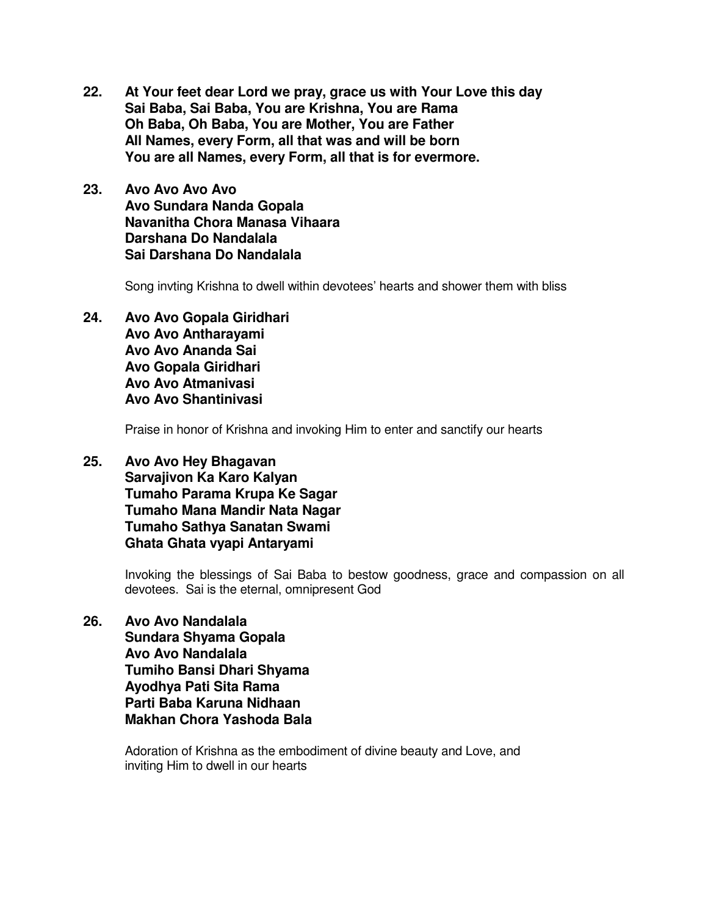22. **At Your feet dear Lord we pray, grace us with Your Love this day**
    **Sai Baba, Sai Baba, You are Krishna, You are Rama**
    **Oh Baba, Oh Baba, You are Mother, You are Father**
    **All Names, every Form, all that was and will be born**
    **You are all Names, every Form, all that is for evermore.**

23. **Avo Avo Avo Avo**
    **Avo Sundara Nanda Gopala**
    **Navanitha Chora Manasa Vihaara**
    **Darshana Do Nandalala**
    **Sai Darshana Do Nandalala**

    Song invting Krishna to dwell within devotees' hearts and shower them with bliss

24. **Avo Avo Gopala Giridhari**
    **Avo Avo Antharayami**
    **Avo Avo Ananda Sai**
    **Avo Gopala Giridhari**
    **Avo Avo Atmanivasi**
    **Avo Avo Shantinivasi**

    Praise in honor of Krishna and invoking Him to enter and sanctify our hearts

25. **Avo Avo Hey Bhagavan**
    **Sarvajivon Ka Karo Kalyan**
    **Tumaho Parama Krupa Ke Sagar**
    **Tumaho Mana Mandir Nata Nagar**
    **Tumaho Sathya Sanatan Swami**
    **Ghata Ghata vyapi Antaryami**

    Invoking the blessings of Sai Baba to bestow goodness, grace and compassion on all devotees. Sai is the eternal, omnipresent God

26. **Avo Avo Nandalala**
    **Sundara Shyama Gopala**
    **Avo Avo Nandalala**
    **Tumiho Bansi Dhari Shyama**
    **Ayodhya Pati Sita Rama**
    **Parti Baba Karuna Nidhaan**
    **Makhan Chora Yashoda Bala**

    Adoration of Krishna as the embodiment of divine beauty and Love, and inviting Him to dwell in our hearts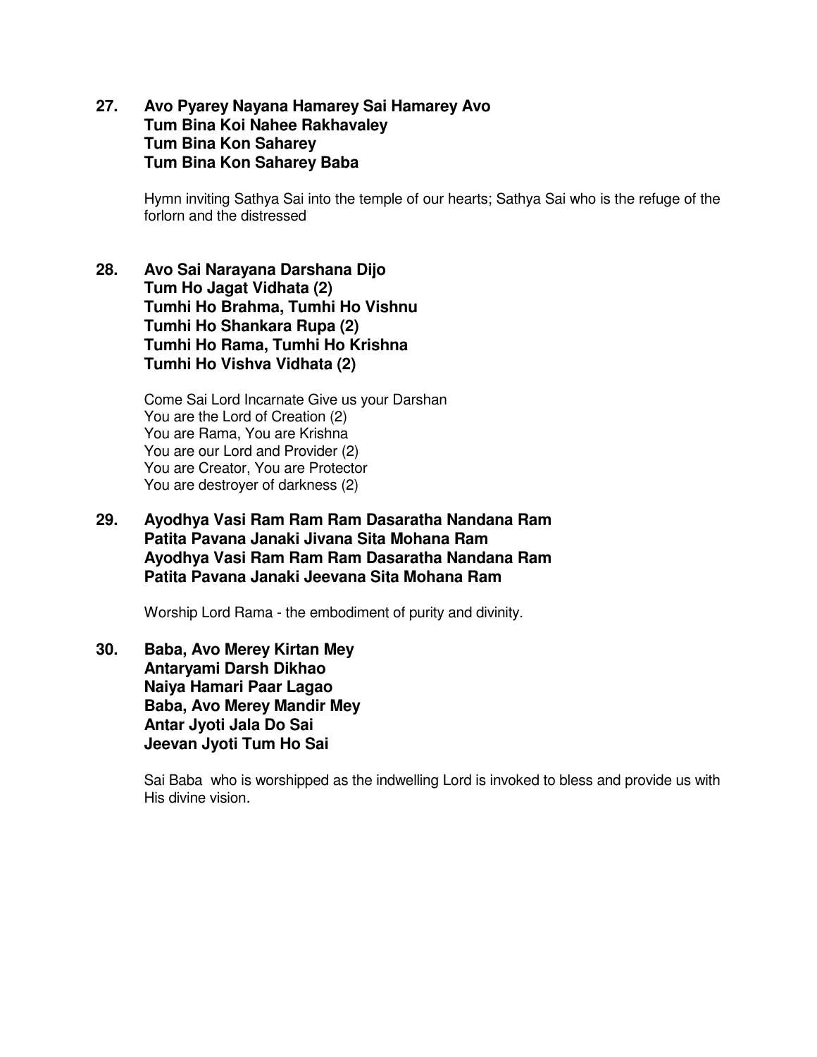**27. Avo Pyarey Nayana Hamarey Sai Hamarey Avo**
**Tum Bina Koi Nahee Rakhavaley**
**Tum Bina Kon Saharey**
**Tum Bina Kon Saharey Baba**

Hymn inviting Sathya Sai into the temple of our hearts; Sathya Sai who is the refuge of the forlorn and the distressed

**28. Avo Sai Narayana Darshana Dijo**
**Tum Ho Jagat Vidhata (2)**
**Tumhi Ho Brahma, Tumhi Ho Vishnu**
**Tumhi Ho Shankara Rupa (2)**
**Tumhi Ho Rama, Tumhi Ho Krishna**
**Tumhi Ho Vishva Vidhata (2)**

Come Sai Lord Incarnate Give us your Darshan
You are the Lord of Creation (2)
You are Rama, You are Krishna
You are our Lord and Provider (2)
You are Creator, You are Protector
You are destroyer of darkness (2)

**29. Ayodhya Vasi Ram Ram Ram Dasaratha Nandana Ram**
**Patita Pavana Janaki Jivana Sita Mohana Ram**
**Ayodhya Vasi Ram Ram Ram Dasaratha Nandana Ram**
**Patita Pavana Janaki Jeevana Sita Mohana Ram**

Worship Lord Rama - the embodiment of purity and divinity.

**30. Baba, Avo Merey Kirtan Mey**
**Antaryami Darsh Dikhao**
**Naiya Hamari Paar Lagao**
**Baba, Avo Merey Mandir Mey**
**Antar Jyoti Jala Do Sai**
**Jeevan Jyoti Tum Ho Sai**

Sai Baba who is worshipped as the indwelling Lord is invoked to bless and provide us with His divine vision.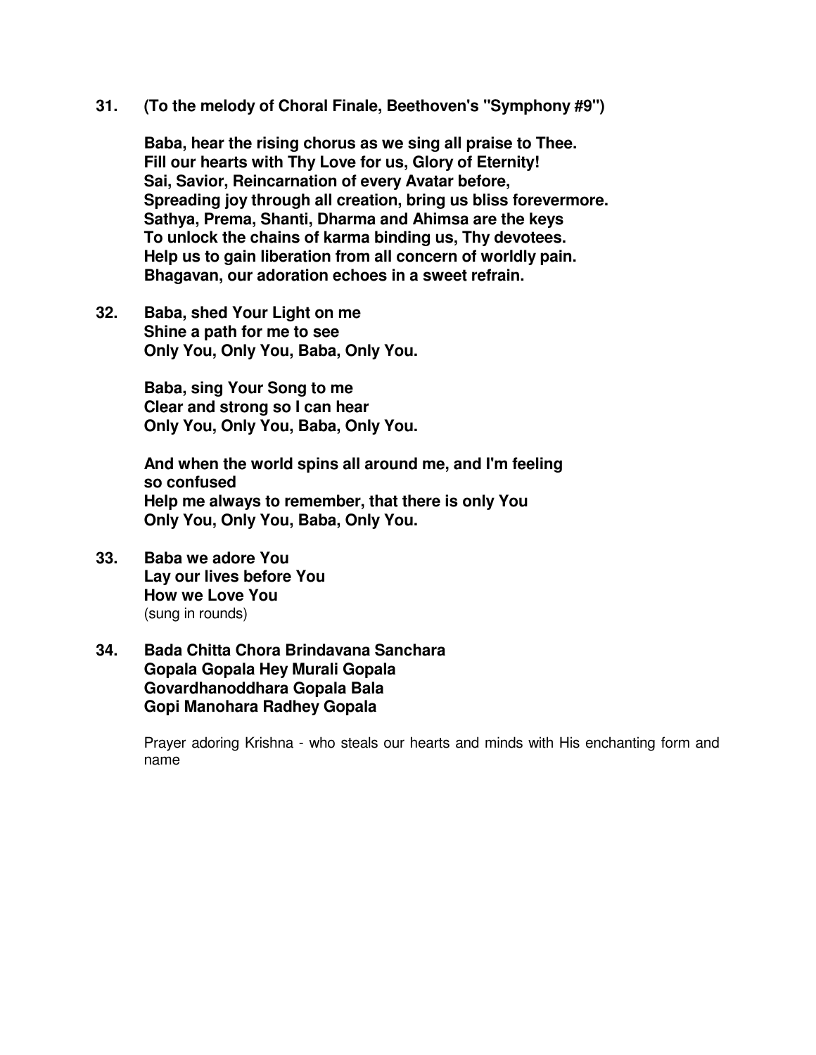**31. (To the melody of Choral Finale, Beethoven's "Symphony #9")**

**Baba, hear the rising chorus as we sing all praise to Thee.**
**Fill our hearts with Thy Love for us, Glory of Eternity!**
**Sai, Savior, Reincarnation of every Avatar before,**
**Spreading joy through all creation, bring us bliss forevermore.**
**Sathya, Prema, Shanti, Dharma and Ahimsa are the keys**
**To unlock the chains of karma binding us, Thy devotees.**
**Help us to gain liberation from all concern of worldly pain.**
**Bhagavan, our adoration echoes in a sweet refrain.**

**32. Baba, shed Your Light on me**
**Shine a path for me to see**
**Only You, Only You, Baba, Only You.**

**Baba, sing Your Song to me**
**Clear and strong so I can hear**
**Only You, Only You, Baba, Only You.**

**And when the world spins all around me, and I'm feeling so confused**
**Help me always to remember, that there is only You**
**Only You, Only You, Baba, Only You.**

**33. Baba we adore You**
**Lay our lives before You**
**How we Love You**
(sung in rounds)

**34. Bada Chitta Chora Brindavana Sanchara**
**Gopala Gopala Hey Murali Gopala**
**Govardhanoddhara Gopala Bala**
**Gopi Manohara Radhey Gopala**

Prayer adoring Krishna - who steals our hearts and minds with His enchanting form and name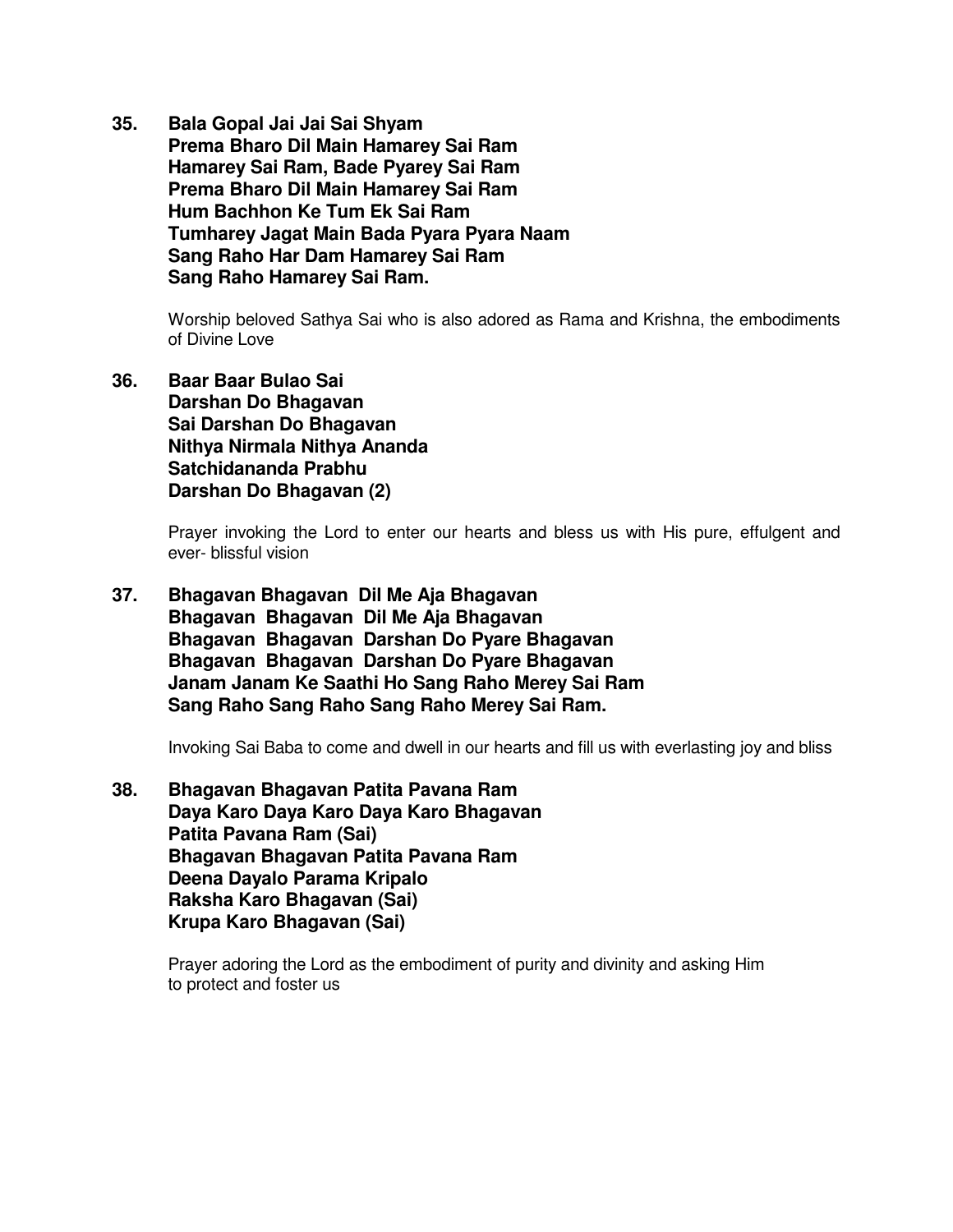**35. Bala Gopal Jai Jai Sai Shyam**
**Prema Bharo Dil Main Hamarey Sai Ram**
**Hamarey Sai Ram, Bade Pyarey Sai Ram**
**Prema Bharo Dil Main Hamarey Sai Ram**
**Hum Bachhon Ke Tum Ek Sai Ram**
**Tumharey Jagat Main Bada Pyara Pyara Naam**
**Sang Raho Har Dam Hamarey Sai Ram**
**Sang Raho Hamarey Sai Ram.**

Worship beloved Sathya Sai who is also adored as Rama and Krishna, the embodiments of Divine Love

**36. Baar Baar Bulao Sai**
**Darshan Do Bhagavan**
**Sai Darshan Do Bhagavan**
**Nithya Nirmala Nithya Ananda**
**Satchidananda Prabhu**
**Darshan Do Bhagavan (2)**

Prayer invoking the Lord to enter our hearts and bless us with His pure, effulgent and ever- blissful vision

**37. Bhagavan Bhagavan Dil Me Aja Bhagavan**
**Bhagavan Bhagavan Dil Me Aja Bhagavan**
**Bhagavan Bhagavan Darshan Do Pyare Bhagavan**
**Bhagavan Bhagavan Darshan Do Pyare Bhagavan**
**Janam Janam Ke Saathi Ho Sang Raho Merey Sai Ram**
**Sang Raho Sang Raho Sang Raho Merey Sai Ram.**

Invoking Sai Baba to come and dwell in our hearts and fill us with everlasting joy and bliss

**38. Bhagavan Bhagavan Patita Pavana Ram**
**Daya Karo Daya Karo Daya Karo Bhagavan**
**Patita Pavana Ram (Sai)**
**Bhagavan Bhagavan Patita Pavana Ram**
**Deena Dayalo Parama Kripalo**
**Raksha Karo Bhagavan (Sai)**
**Krupa Karo Bhagavan (Sai)**

Prayer adoring the Lord as the embodiment of purity and divinity and asking Him to protect and foster us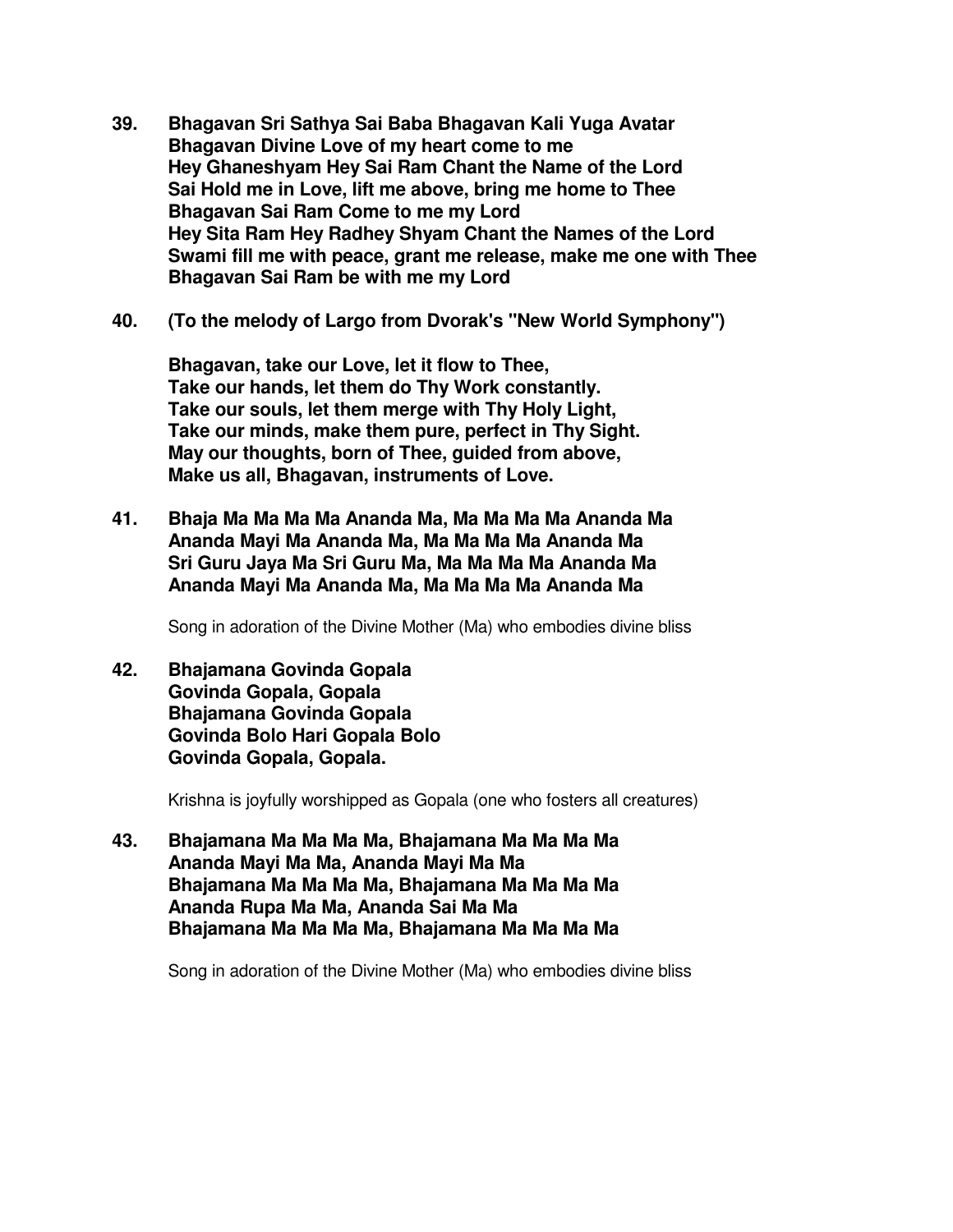**39. Bhagavan Sri Sathya Sai Baba Bhagavan Kali Yuga Avatar**
**Bhagavan Divine Love of my heart come to me**
**Hey Ghaneshyam Hey Sai Ram Chant the Name of the Lord**
**Sai Hold me in Love, lift me above, bring me home to Thee**
**Bhagavan Sai Ram Come to me my Lord**
**Hey Sita Ram Hey Radhey Shyam Chant the Names of the Lord**
**Swami fill me with peace, grant me release, make me one with Thee**
**Bhagavan Sai Ram be with me my Lord**

**40. (To the melody of Largo from Dvorak's "New World Symphony")**

**Bhagavan, take our Love, let it flow to Thee,**
**Take our hands, let them do Thy Work constantly.**
**Take our souls, let them merge with Thy Holy Light,**
**Take our minds, make them pure, perfect in Thy Sight.**
**May our thoughts, born of Thee, guided from above,**
**Make us all, Bhagavan, instruments of Love.**

**41. Bhaja Ma Ma Ma Ma Ananda Ma, Ma Ma Ma Ma Ananda Ma**
**Ananda Mayi Ma Ananda Ma, Ma Ma Ma Ma Ananda Ma**
**Sri Guru Jaya Ma Sri Guru Ma, Ma Ma Ma Ma Ananda Ma**
**Ananda Mayi Ma Ananda Ma, Ma Ma Ma Ma Ananda Ma**

Song in adoration of the Divine Mother (Ma) who embodies divine bliss

**42. Bhajamana Govinda Gopala**
**Govinda Gopala, Gopala**
**Bhajamana Govinda Gopala**
**Govinda Bolo Hari Gopala Bolo**
**Govinda Gopala, Gopala.**

Krishna is joyfully worshipped as Gopala (one who fosters all creatures)

**43. Bhajamana Ma Ma Ma Ma, Bhajamana Ma Ma Ma Ma**
**Ananda Mayi Ma Ma, Ananda Mayi Ma Ma**
**Bhajamana Ma Ma Ma Ma, Bhajamana Ma Ma Ma Ma**
**Ananda Rupa Ma Ma, Ananda Sai Ma Ma**
**Bhajamana Ma Ma Ma Ma, Bhajamana Ma Ma Ma Ma**

Song in adoration of the Divine Mother (Ma) who embodies divine bliss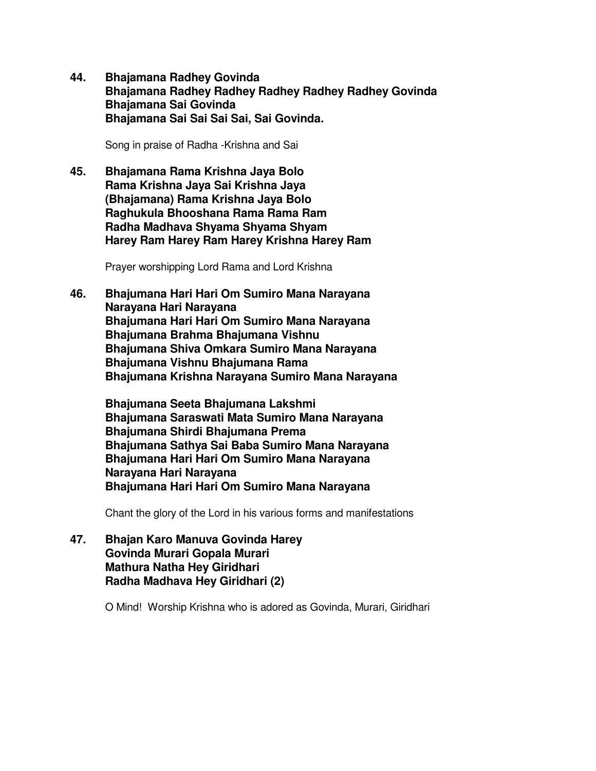**44. Bhajamana Radhey Govinda**
**Bhajamana Radhey Radhey Radhey Radhey Radhey Govinda**
**Bhajamana Sai Govinda**
**Bhajamana Sai Sai Sai Sai, Sai Govinda.**

Song in praise of Radha -Krishna and Sai

**45. Bhajamana Rama Krishna Jaya Bolo**
**Rama Krishna Jaya Sai Krishna Jaya**
**(Bhajamana) Rama Krishna Jaya Bolo**
**Raghukula Bhooshana Rama Rama Ram**
**Radha Madhava Shyama Shyama Shyam**
**Harey Ram Harey Ram Harey Krishna Harey Ram**

Prayer worshipping Lord Rama and Lord Krishna

**46. Bhajumana Hari Hari Om Sumiro Mana Narayana**
**Narayana Hari Narayana**
**Bhajumana Hari Hari Om Sumiro Mana Narayana**
**Bhajumana Brahma Bhajumana Vishnu**
**Bhajumana Shiva Omkara Sumiro Mana Narayana**
**Bhajumana Vishnu Bhajumana Rama**
**Bhajumana Krishna Narayana Sumiro Mana Narayana**

**Bhajumana Seeta Bhajumana Lakshmi**
**Bhajumana Saraswati Mata Sumiro Mana Narayana**
**Bhajumana Shirdi Bhajumana Prema**
**Bhajumana Sathya Sai Baba Sumiro Mana Narayana**
**Bhajumana Hari Hari Om Sumiro Mana Narayana**
**Narayana Hari Narayana**
**Bhajumana Hari Hari Om Sumiro Mana Narayana**

Chant the glory of the Lord in his various forms and manifestations

**47. Bhajan Karo Manuva Govinda Harey**
**Govinda Murari Gopala Murari**
**Mathura Natha Hey Giridhari**
**Radha Madhava Hey Giridhari (2)**

O Mind! Worship Krishna who is adored as Govinda, Murari, Giridhari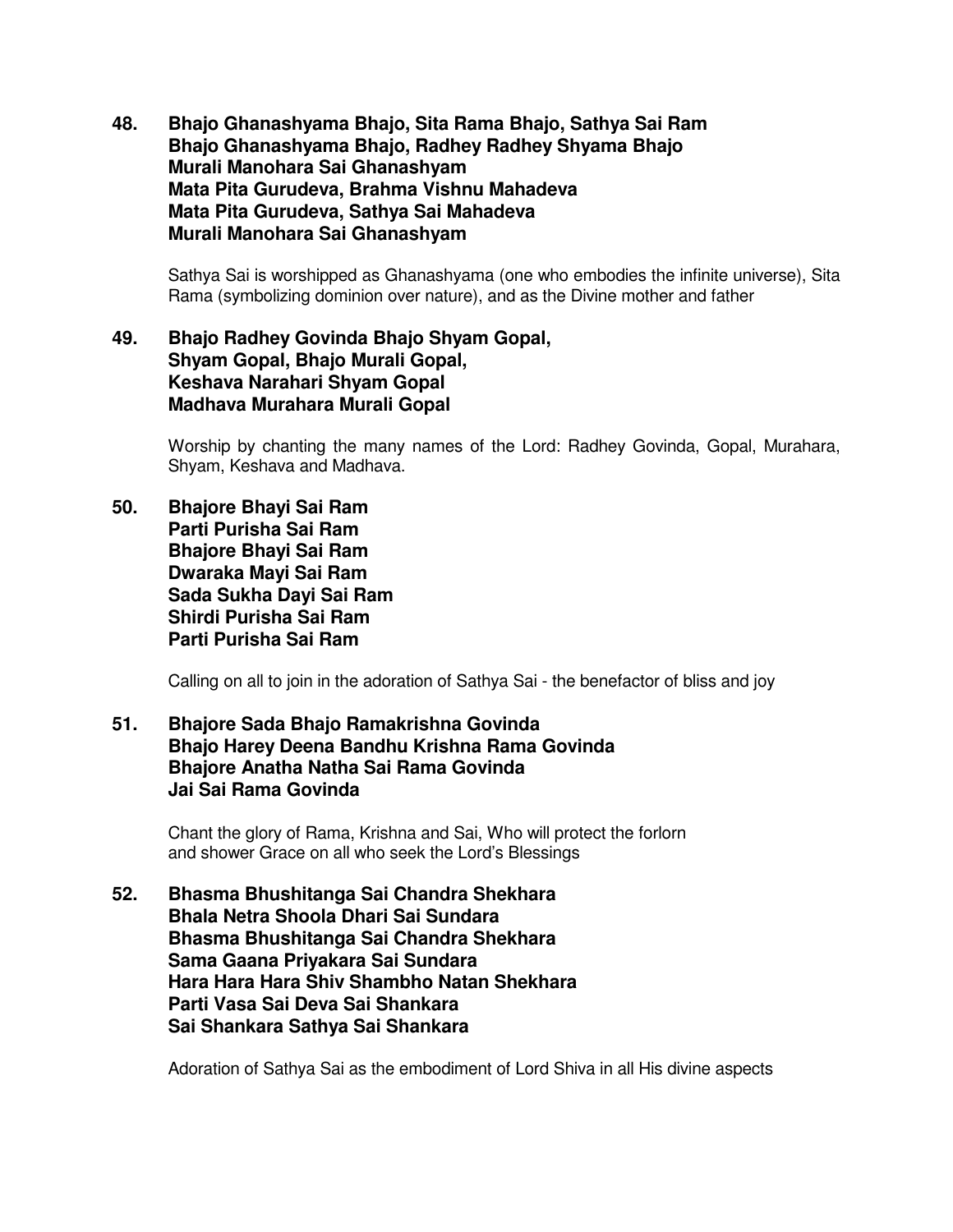**48. Bhajo Ghanashyama Bhajo, Sita Rama Bhajo, Sathya Sai Ram**
**Bhajo Ghanashyama Bhajo, Radhey Radhey Shyama Bhajo**
**Murali Manohara Sai Ghanashyam**
**Mata Pita Gurudeva, Brahma Vishnu Mahadeva**
**Mata Pita Gurudeva, Sathya Sai Mahadeva**
**Murali Manohara Sai Ghanashyam**

Sathya Sai is worshipped as Ghanashyama (one who embodies the infinite universe), Sita Rama (symbolizing dominion over nature), and as the Divine mother and father

**49. Bhajo Radhey Govinda Bhajo Shyam Gopal,**
**Shyam Gopal, Bhajo Murali Gopal,**
**Keshava Narahari Shyam Gopal**
**Madhava Murahara Murali Gopal**

Worship by chanting the many names of the Lord: Radhey Govinda, Gopal, Murahara, Shyam, Keshava and Madhava.

**50. Bhajore Bhayi Sai Ram**
**Parti Purisha Sai Ram**
**Bhajore Bhayi Sai Ram**
**Dwaraka Mayi Sai Ram**
**Sada Sukha Dayi Sai Ram**
**Shirdi Purisha Sai Ram**
**Parti Purisha Sai Ram**

Calling on all to join in the adoration of Sathya Sai - the benefactor of bliss and joy

**51. Bhajore Sada Bhajo Ramakrishna Govinda**
**Bhajo Harey Deena Bandhu Krishna Rama Govinda**
**Bhajore Anatha Natha Sai Rama Govinda**
**Jai Sai Rama Govinda**

Chant the glory of Rama, Krishna and Sai, Who will protect the forlorn and shower Grace on all who seek the Lord's Blessings

**52. Bhasma Bhushitanga Sai Chandra Shekhara**
**Bhala Netra Shoola Dhari Sai Sundara**
**Bhasma Bhushitanga Sai Chandra Shekhara**
**Sama Gaana Priyakara Sai Sundara**
**Hara Hara Hara Shiv Shambho Natan Shekhara**
**Parti Vasa Sai Deva Sai Shankara**
**Sai Shankara Sathya Sai Shankara**

Adoration of Sathya Sai as the embodiment of Lord Shiva in all His divine aspects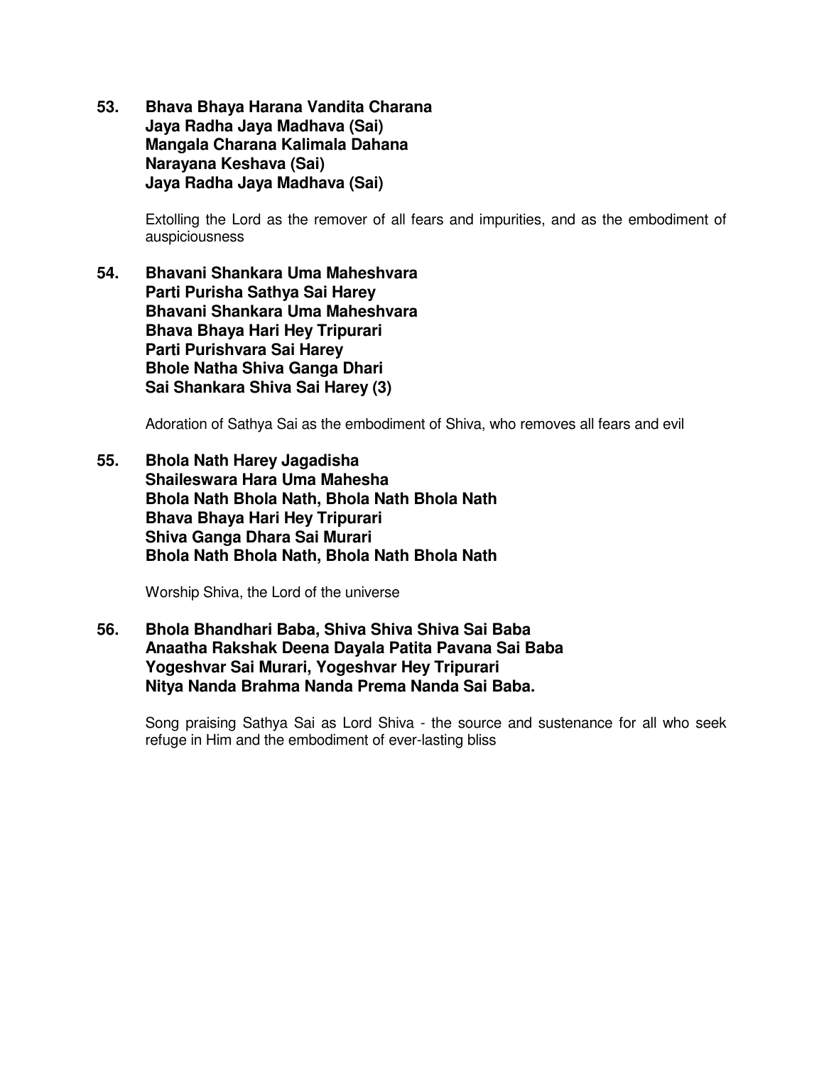**53. Bhava Bhaya Harana Vandita Charana**
**Jaya Radha Jaya Madhava (Sai)**
**Mangala Charana Kalimala Dahana**
**Narayana Keshava (Sai)**
**Jaya Radha Jaya Madhava (Sai)**

Extolling the Lord as the remover of all fears and impurities, and as the embodiment of auspiciousness

**54. Bhavani Shankara Uma Maheshvara**
**Parti Purisha Sathya Sai Harey**
**Bhavani Shankara Uma Maheshvara**
**Bhava Bhaya Hari Hey Tripurari**
**Parti Purishvara Sai Harey**
**Bhole Natha Shiva Ganga Dhari**
**Sai Shankara Shiva Sai Harey (3)**

Adoration of Sathya Sai as the embodiment of Shiva, who removes all fears and evil

**55. Bhola Nath Harey Jagadisha**
**Shaileswara Hara Uma Mahesha**
**Bhola Nath Bhola Nath, Bhola Nath Bhola Nath**
**Bhava Bhaya Hari Hey Tripurari**
**Shiva Ganga Dhara Sai Murari**
**Bhola Nath Bhola Nath, Bhola Nath Bhola Nath**

Worship Shiva, the Lord of the universe

**56. Bhola Bhandhari Baba, Shiva Shiva Shiva Sai Baba**
**Anaatha Rakshak Deena Dayala Patita Pavana Sai Baba**
**Yogeshvar Sai Murari, Yogeshvar Hey Tripurari**
**Nitya Nanda Brahma Nanda Prema Nanda Sai Baba.**

Song praising Sathya Sai as Lord Shiva - the source and sustenance for all who seek refuge in Him and the embodiment of ever-lasting bliss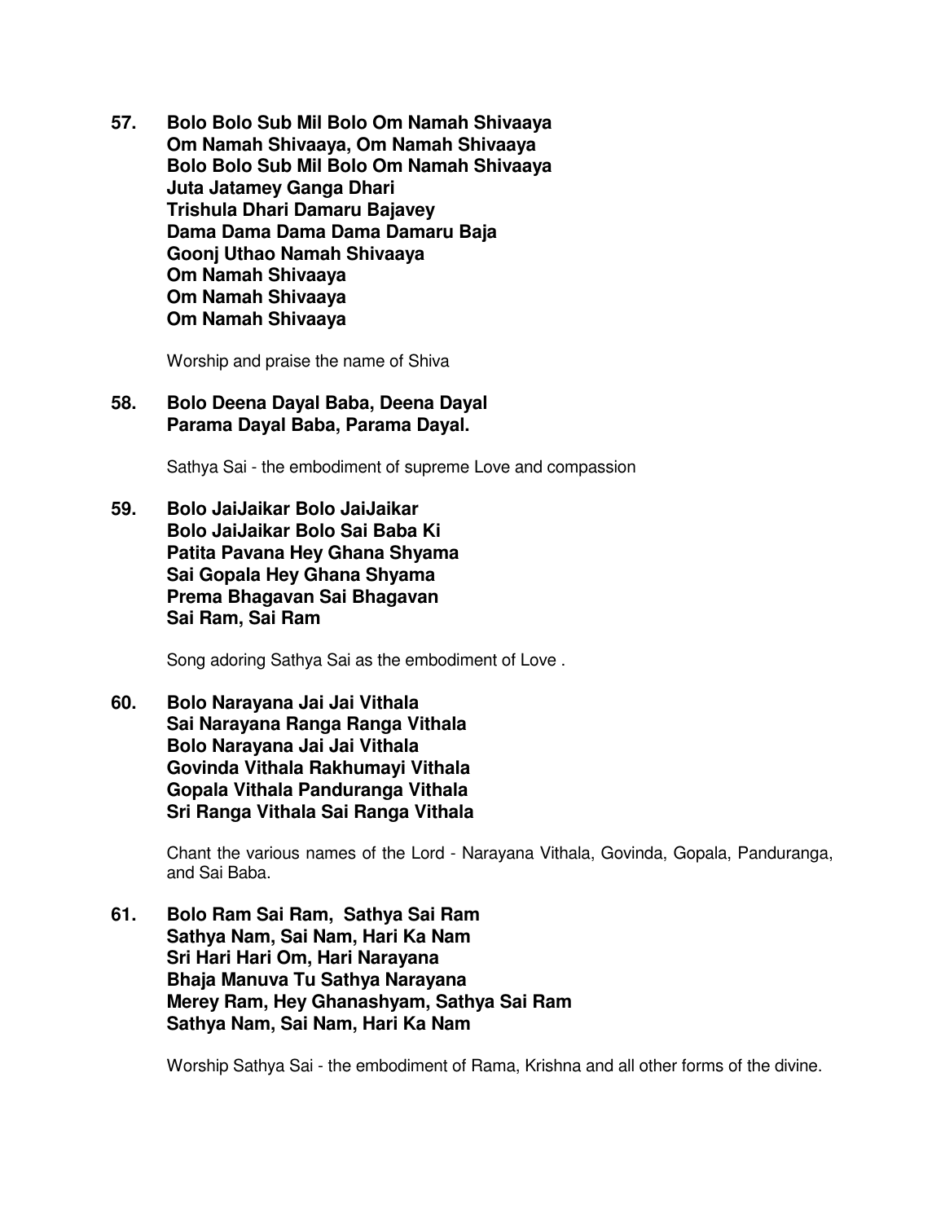**57. Bolo Bolo Sub Mil Bolo Om Namah Shivaaya**
**Om Namah Shivaaya, Om Namah Shivaaya**
**Bolo Bolo Sub Mil Bolo Om Namah Shivaaya**
**Juta Jatamey Ganga Dhari**
**Trishula Dhari Damaru Bajavey**
**Dama Dama Dama Dama Damaru Baja**
**Goonj Uthao Namah Shivaaya**
**Om Namah Shivaaya**
**Om Namah Shivaaya**
**Om Namah Shivaaya**

Worship and praise the name of Shiva

**58. Bolo Deena Dayal Baba, Deena Dayal**
**Parama Dayal Baba, Parama Dayal.**

Sathya Sai - the embodiment of supreme Love and compassion

**59. Bolo JaiJaikar Bolo JaiJaikar**
**Bolo JaiJaikar Bolo Sai Baba Ki**
**Patita Pavana Hey Ghana Shyama**
**Sai Gopala Hey Ghana Shyama**
**Prema Bhagavan Sai Bhagavan**
**Sai Ram, Sai Ram**

Song adoring Sathya Sai as the embodiment of Love .

**60. Bolo Narayana Jai Jai Vithala**
**Sai Narayana Ranga Ranga Vithala**
**Bolo Narayana Jai Jai Vithala**
**Govinda Vithala Rakhumayi Vithala**
**Gopala Vithala Panduranga Vithala**
**Sri Ranga Vithala Sai Ranga Vithala**

Chant the various names of the Lord - Narayana Vithala, Govinda, Gopala, Panduranga, and Sai Baba.

**61. Bolo Ram Sai Ram, Sathya Sai Ram**
**Sathya Nam, Sai Nam, Hari Ka Nam**
**Sri Hari Hari Om, Hari Narayana**
**Bhaja Manuva Tu Sathya Narayana**
**Merey Ram, Hey Ghanashyam, Sathya Sai Ram**
**Sathya Nam, Sai Nam, Hari Ka Nam**

Worship Sathya Sai - the embodiment of Rama, Krishna and all other forms of the divine.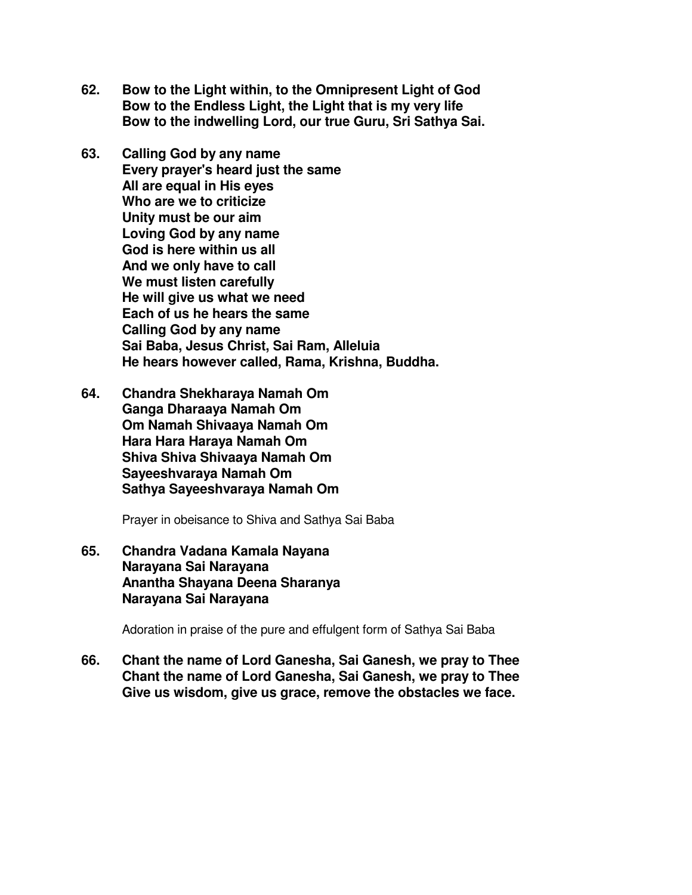**62. Bow to the Light within, to the Omnipresent Light of God**
**Bow to the Endless Light, the Light that is my very life**
**Bow to the indwelling Lord, our true Guru, Sri Sathya Sai.**

**63. Calling God by any name**
**Every prayer's heard just the same**
**All are equal in His eyes**
**Who are we to criticize**
**Unity must be our aim**
**Loving God by any name**
**God is here within us all**
**And we only have to call**
**We must listen carefully**
**He will give us what we need**
**Each of us he hears the same**
**Calling God by any name**
**Sai Baba, Jesus Christ, Sai Ram, Alleluia**
**He hears however called, Rama, Krishna, Buddha.**

**64. Chandra Shekharaya Namah Om**
**Ganga Dharaaya Namah Om**
**Om Namah Shivaaya Namah Om**
**Hara Hara Haraya Namah Om**
**Shiva Shiva Shivaaya Namah Om**
**Sayeeshvaraya Namah Om**
**Sathya Sayeeshvaraya Namah Om**

Prayer in obeisance to Shiva and Sathya Sai Baba

**65. Chandra Vadana Kamala Nayana**
**Narayana Sai Narayana**
**Anantha Shayana Deena Sharanya**
**Narayana Sai Narayana**

Adoration in praise of the pure and effulgent form of Sathya Sai Baba

**66. Chant the name of Lord Ganesha, Sai Ganesh, we pray to Thee**
**Chant the name of Lord Ganesha, Sai Ganesh, we pray to Thee**
**Give us wisdom, give us grace, remove the obstacles we face.**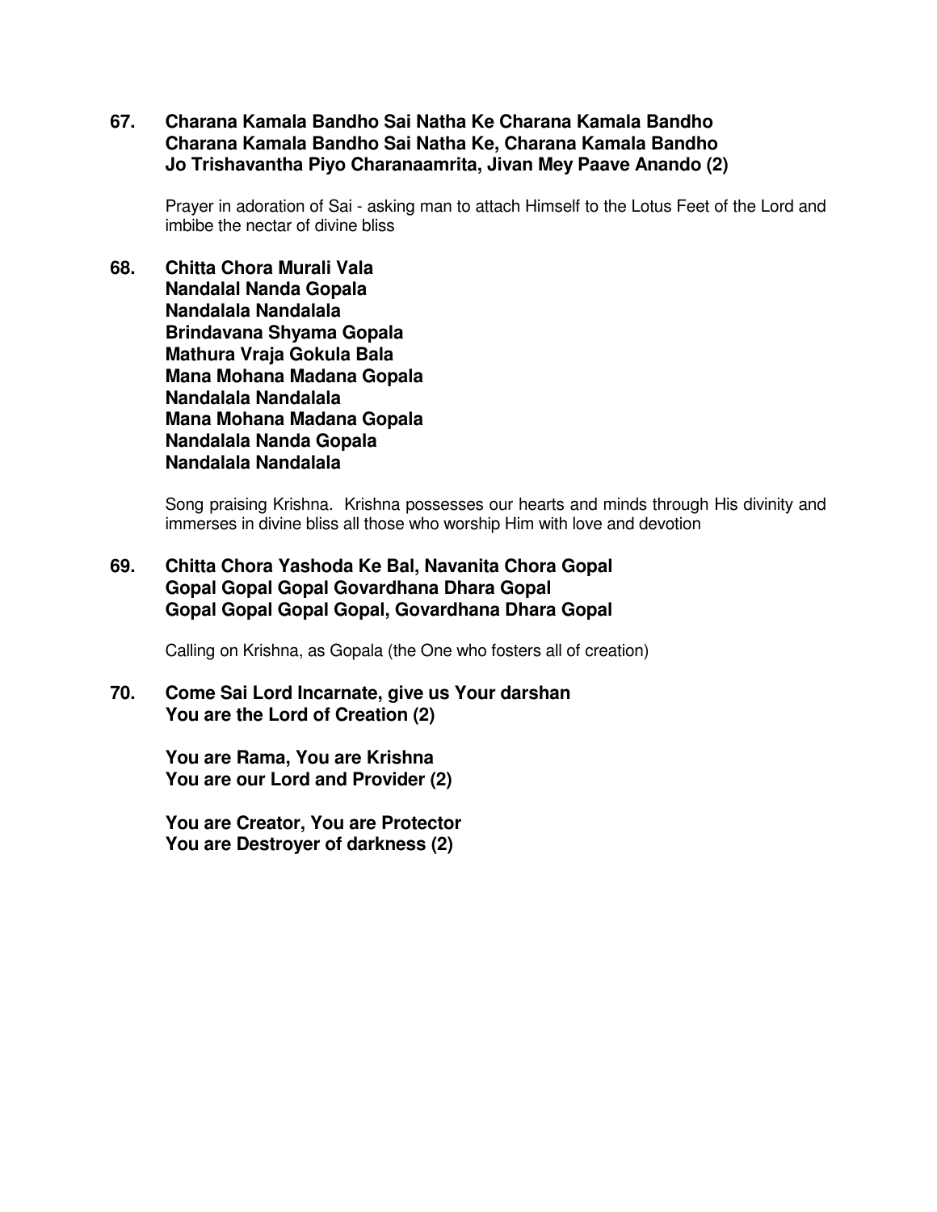**67. Charana Kamala Bandho Sai Natha Ke Charana Kamala Bandho**
**Charana Kamala Bandho Sai Natha Ke, Charana Kamala Bandho**
**Jo Trishavantha Piyo Charanaamrita, Jivan Mey Paave Anando (2)**

Prayer in adoration of Sai - asking man to attach Himself to the Lotus Feet of the Lord and imbibe the nectar of divine bliss

**68. Chitta Chora Murali Vala**
**Nandalal Nanda Gopala**
**Nandalala Nandalala**
**Brindavana Shyama Gopala**
**Mathura Vraja Gokula Bala**
**Mana Mohana Madana Gopala**
**Nandalala Nandalala**
**Mana Mohana Madana Gopala**
**Nandalala Nanda Gopala**
**Nandalala Nandalala**

Song praising Krishna. Krishna possesses our hearts and minds through His divinity and immerses in divine bliss all those who worship Him with love and devotion

**69. Chitta Chora Yashoda Ke Bal, Navanita Chora Gopal**
**Gopal Gopal Gopal Govardhana Dhara Gopal**
**Gopal Gopal Gopal Gopal, Govardhana Dhara Gopal**

Calling on Krishna, as Gopala (the One who fosters all of creation)

**70. Come Sai Lord Incarnate, give us Your darshan**
**You are the Lord of Creation (2)**

**You are Rama, You are Krishna**
**You are our Lord and Provider (2)**

**You are Creator, You are Protector**
**You are Destroyer of darkness (2)**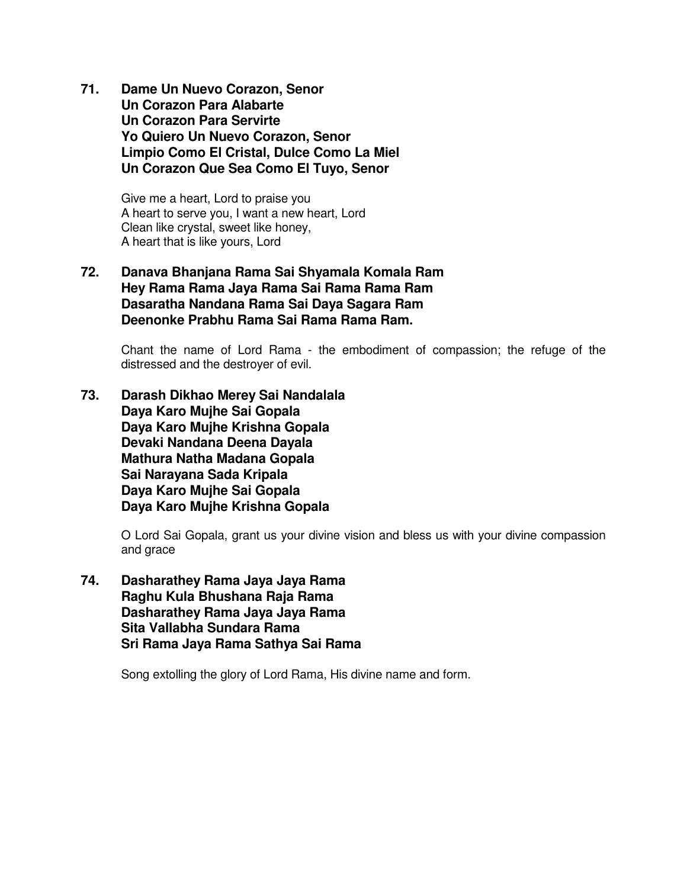**71. Dame Un Nuevo Corazon, Senor**
**Un Corazon Para Alabarte**
**Un Corazon Para Servirte**
**Yo Quiero Un Nuevo Corazon, Senor**
**Limpio Como El Cristal, Dulce Como La Miel**
**Un Corazon Que Sea Como El Tuyo, Senor**

Give me a heart, Lord to praise you
A heart to serve you, I want a new heart, Lord
Clean like crystal, sweet like honey,
A heart that is like yours, Lord

**72. Danava Bhanjana Rama Sai Shyamala Komala Ram**
**Hey Rama Rama Jaya Rama Sai Rama Rama Ram**
**Dasaratha Nandana Rama Sai Daya Sagara Ram**
**Deenonke Prabhu Rama Sai Rama Rama Ram.**

Chant the name of Lord Rama - the embodiment of compassion; the refuge of the distressed and the destroyer of evil.

**73. Darash Dikhao Merey Sai Nandalala**
**Daya Karo Mujhe Sai Gopala**
**Daya Karo Mujhe Krishna Gopala**
**Devaki Nandana Deena Dayala**
**Mathura Natha Madana Gopala**
**Sai Narayana Sada Kripala**
**Daya Karo Mujhe Sai Gopala**
**Daya Karo Mujhe Krishna Gopala**

O Lord Sai Gopala, grant us your divine vision and bless us with your divine compassion and grace

**74. Dasharathey Rama Jaya Jaya Rama**
**Raghu Kula Bhushana Raja Rama**
**Dasharathey Rama Jaya Jaya Rama**
**Sita Vallabha Sundara Rama**
**Sri Rama Jaya Rama Sathya Sai Rama**

Song extolling the glory of Lord Rama, His divine name and form.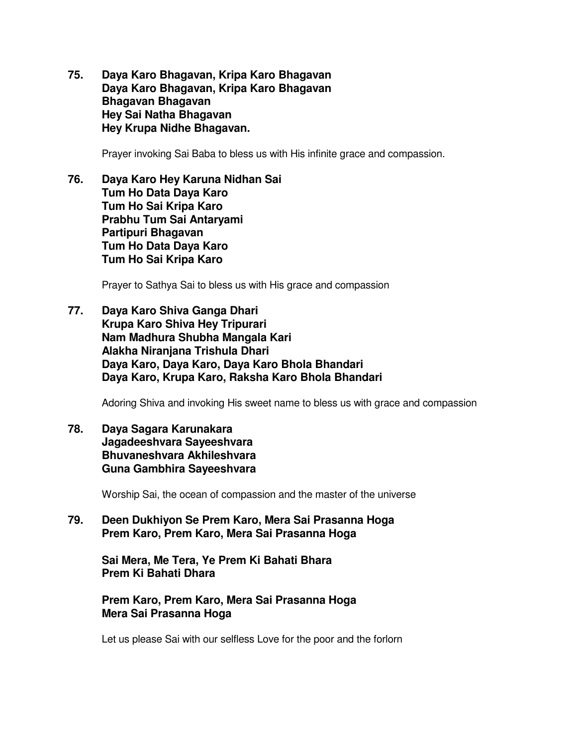**75. Daya Karo Bhagavan, Kripa Karo Bhagavan**
**Daya Karo Bhagavan, Kripa Karo Bhagavan**
**Bhagavan Bhagavan**
**Hey Sai Natha Bhagavan**
**Hey Krupa Nidhe Bhagavan.**

Prayer invoking Sai Baba to bless us with His infinite grace and compassion.

**76. Daya Karo Hey Karuna Nidhan Sai**
**Tum Ho Data Daya Karo**
**Tum Ho Sai Kripa Karo**
**Prabhu Tum Sai Antaryami**
**Partipuri Bhagavan**
**Tum Ho Data Daya Karo**
**Tum Ho Sai Kripa Karo**

Prayer to Sathya Sai to bless us with His grace and compassion

**77. Daya Karo Shiva Ganga Dhari**
**Krupa Karo Shiva Hey Tripurari**
**Nam Madhura Shubha Mangala Kari**
**Alakha Niranjana Trishula Dhari**
**Daya Karo, Daya Karo, Daya Karo Bhola Bhandari**
**Daya Karo, Krupa Karo, Raksha Karo Bhola Bhandari**

Adoring Shiva and invoking His sweet name to bless us with grace and compassion

**78. Daya Sagara Karunakara**
**Jagadeeshvara Sayeeshvara**
**Bhuvaneshvara Akhileshvara**
**Guna Gambhira Sayeeshvara**

Worship Sai, the ocean of compassion and the master of the universe

**79. Deen Dukhiyon Se Prem Karo, Mera Sai Prasanna Hoga**
**Prem Karo, Prem Karo, Mera Sai Prasanna Hoga**

**Sai Mera, Me Tera, Ye Prem Ki Bahati Bhara**
**Prem Ki Bahati Dhara**

**Prem Karo, Prem Karo, Mera Sai Prasanna Hoga**
**Mera Sai Prasanna Hoga**

Let us please Sai with our selfless Love for the poor and the forlorn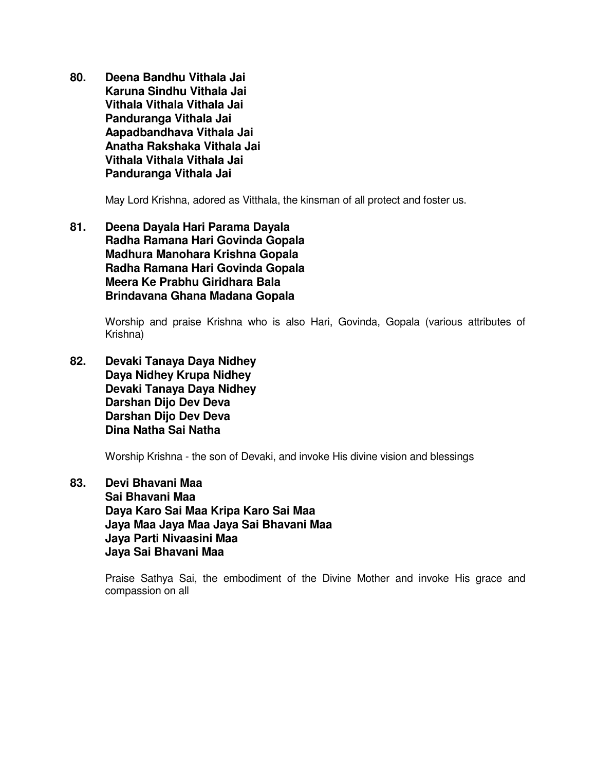80. **Deena Bandhu Vithala Jai**
**Karuna Sindhu Vithala Jai**
**Vithala Vithala Vithala Jai**
**Panduranga Vithala Jai**
**Aapadbandhava Vithala Jai**
**Anatha Rakshaka Vithala Jai**
**Vithala Vithala Vithala Jai**
**Panduranga Vithala Jai**

May Lord Krishna, adored as Vitthala, the kinsman of all protect and foster us.

81. **Deena Dayala Hari Parama Dayala**
**Radha Ramana Hari Govinda Gopala**
**Madhura Manohara Krishna Gopala**
**Radha Ramana Hari Govinda Gopala**
**Meera Ke Prabhu Giridhara Bala**
**Brindavana Ghana Madana Gopala**

Worship and praise Krishna who is also Hari, Govinda, Gopala (various attributes of Krishna)

82. **Devaki Tanaya Daya Nidhey**
**Daya Nidhey Krupa Nidhey**
**Devaki Tanaya Daya Nidhey**
**Darshan Dijo Dev Deva**
**Darshan Dijo Dev Deva**
**Dina Natha Sai Natha**

Worship Krishna - the son of Devaki, and invoke His divine vision and blessings

83. **Devi Bhavani Maa**
**Sai Bhavani Maa**
**Daya Karo Sai Maa Kripa Karo Sai Maa**
**Jaya Maa Jaya Maa Jaya Sai Bhavani Maa**
**Jaya Parti Nivaasini Maa**
**Jaya Sai Bhavani Maa**

Praise Sathya Sai, the embodiment of the Divine Mother and invoke His grace and compassion on all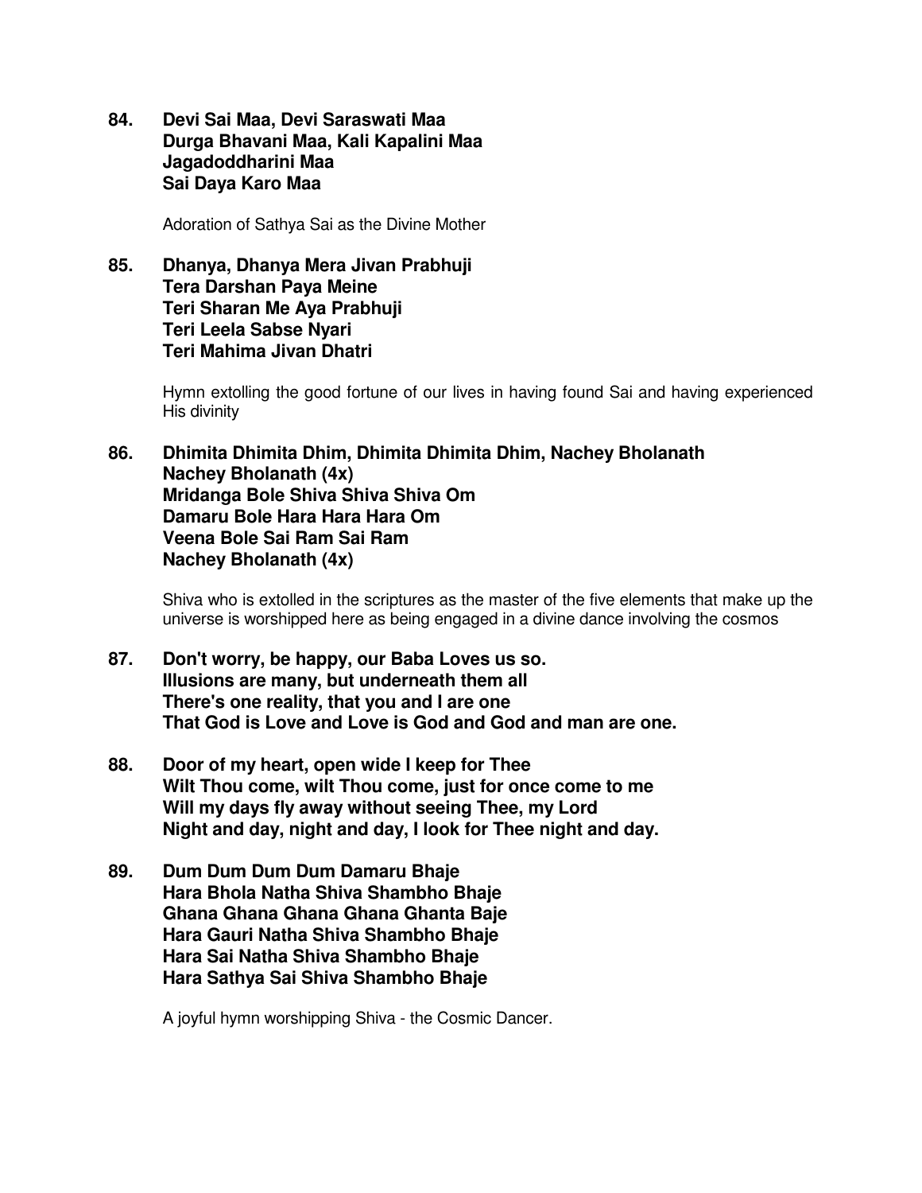**84. Devi Sai Maa, Devi Saraswati Maa**
**Durga Bhavani Maa, Kali Kapalini Maa**
**Jagadoddharini Maa**
**Sai Daya Karo Maa**

Adoration of Sathya Sai as the Divine Mother

**85. Dhanya, Dhanya Mera Jivan Prabhuji**
**Tera Darshan Paya Meine**
**Teri Sharan Me Aya Prabhuji**
**Teri Leela Sabse Nyari**
**Teri Mahima Jivan Dhatri**

Hymn extolling the good fortune of our lives in having found Sai and having experienced His divinity

**86. Dhimita Dhimita Dhim, Dhimita Dhimita Dhim, Nachey Bholanath**
**Nachey Bholanath (4x)**
**Mridanga Bole Shiva Shiva Shiva Om**
**Damaru Bole Hara Hara Hara Om**
**Veena Bole Sai Ram Sai Ram**
**Nachey Bholanath (4x)**

Shiva who is extolled in the scriptures as the master of the five elements that make up the universe is worshipped here as being engaged in a divine dance involving the cosmos

**87. Don't worry, be happy, our Baba Loves us so.**
**Illusions are many, but underneath them all**
**There's one reality, that you and I are one**
**That God is Love and Love is God and God and man are one.**

**88. Door of my heart, open wide I keep for Thee**
**Wilt Thou come, wilt Thou come, just for once come to me**
**Will my days fly away without seeing Thee, my Lord**
**Night and day, night and day, I look for Thee night and day.**

**89. Dum Dum Dum Dum Damaru Bhaje**
**Hara Bhola Natha Shiva Shambho Bhaje**
**Ghana Ghana Ghana Ghana Ghanta Baje**
**Hara Gauri Natha Shiva Shambho Bhaje**
**Hara Sai Natha Shiva Shambho Bhaje**
**Hara Sathya Sai Shiva Shambho Bhaje**

A joyful hymn worshipping Shiva - the Cosmic Dancer.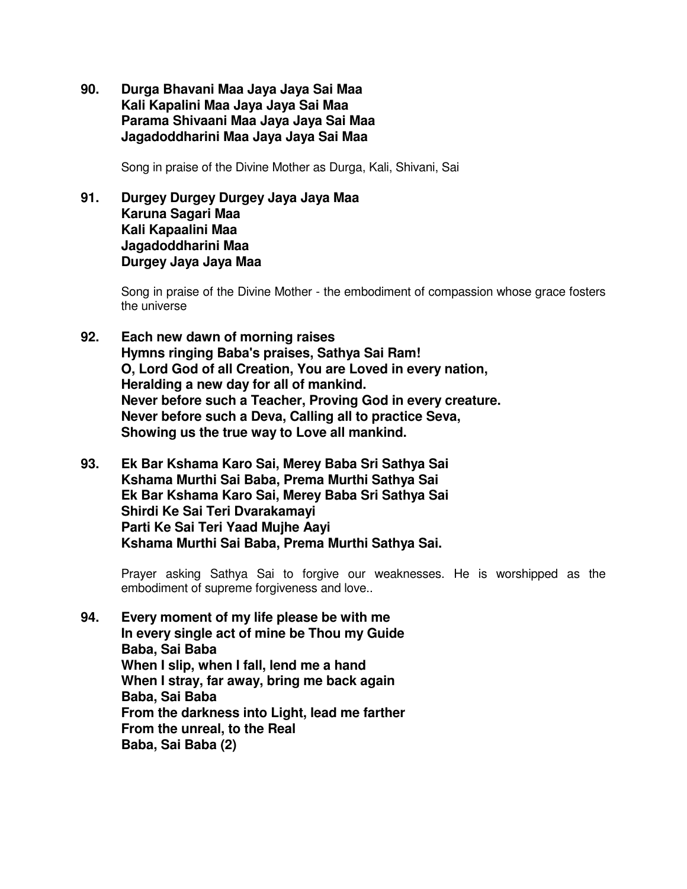**90. Durga Bhavani Maa Jaya Jaya Sai Maa**
**Kali Kapalini Maa Jaya Jaya Sai Maa**
**Parama Shivaani Maa Jaya Jaya Sai Maa**
**Jagadoddharini Maa Jaya Jaya Sai Maa**

Song in praise of the Divine Mother as Durga, Kali, Shivani, Sai

**91. Durgey Durgey Durgey Jaya Jaya Maa**
**Karuna Sagari Maa**
**Kali Kapaalini Maa**
**Jagadoddharini Maa**
**Durgey Jaya Jaya Maa**

Song in praise of the Divine Mother - the embodiment of compassion whose grace fosters the universe

**92. Each new dawn of morning raises**
**Hymns ringing Baba's praises, Sathya Sai Ram!**
**O, Lord God of all Creation, You are Loved in every nation,**
**Heralding a new day for all of mankind.**
**Never before such a Teacher, Proving God in every creature.**
**Never before such a Deva, Calling all to practice Seva,**
**Showing us the true way to Love all mankind.**

**93. Ek Bar Kshama Karo Sai, Merey Baba Sri Sathya Sai**
**Kshama Murthi Sai Baba, Prema Murthi Sathya Sai**
**Ek Bar Kshama Karo Sai, Merey Baba Sri Sathya Sai**
**Shirdi Ke Sai Teri Dvarakamayi**
**Parti Ke Sai Teri Yaad Mujhe Aayi**
**Kshama Murthi Sai Baba, Prema Murthi Sathya Sai.**

Prayer asking Sathya Sai to forgive our weaknesses. He is worshipped as the embodiment of supreme forgiveness and love..

**94. Every moment of my life please be with me**
**In every single act of mine be Thou my Guide**
**Baba, Sai Baba**
**When I slip, when I fall, lend me a hand**
**When I stray, far away, bring me back again**
**Baba, Sai Baba**
**From the darkness into Light, lead me farther**
**From the unreal, to the Real**
**Baba, Sai Baba (2)**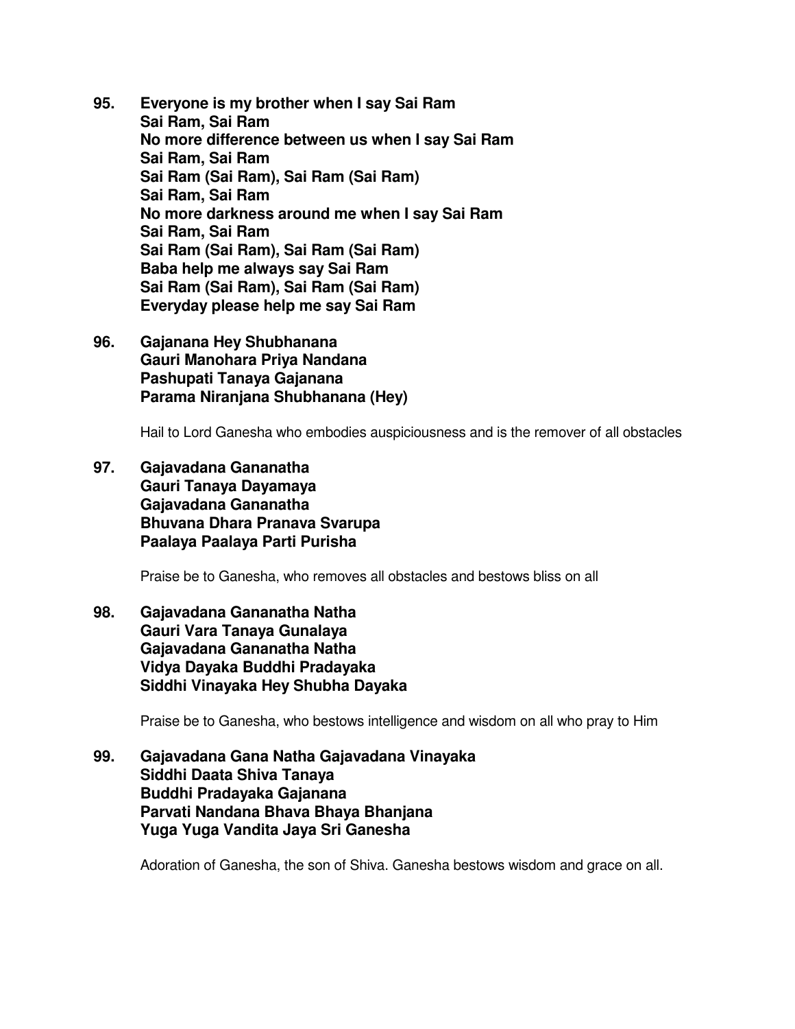**95. Everyone is my brother when I say Sai Ram**
**Sai Ram, Sai Ram**
**No more difference between us when I say Sai Ram**
**Sai Ram, Sai Ram**
**Sai Ram (Sai Ram), Sai Ram (Sai Ram)**
**Sai Ram, Sai Ram**
**No more darkness around me when I say Sai Ram**
**Sai Ram, Sai Ram**
**Sai Ram (Sai Ram), Sai Ram (Sai Ram)**
**Baba help me always say Sai Ram**
**Sai Ram (Sai Ram), Sai Ram (Sai Ram)**
**Everyday please help me say Sai Ram**

**96. Gajanana Hey Shubhanana**
**Gauri Manohara Priya Nandana**
**Pashupati Tanaya Gajanana**
**Parama Niranjana Shubhanana (Hey)**

Hail to Lord Ganesha who embodies auspiciousness and is the remover of all obstacles

**97. Gajavadana Gananatha**
**Gauri Tanaya Dayamaya**
**Gajavadana Gananatha**
**Bhuvana Dhara Pranava Svarupa**
**Paalaya Paalaya Parti Purisha**

Praise be to Ganesha, who removes all obstacles and bestows bliss on all

**98. Gajavadana Gananatha Natha**
**Gauri Vara Tanaya Gunalaya**
**Gajavadana Gananatha Natha**
**Vidya Dayaka Buddhi Pradayaka**
**Siddhi Vinayaka Hey Shubha Dayaka**

Praise be to Ganesha, who bestows intelligence and wisdom on all who pray to Him

**99. Gajavadana Gana Natha Gajavadana Vinayaka**
**Siddhi Daata Shiva Tanaya**
**Buddhi Pradayaka Gajanana**
**Parvati Nandana Bhava Bhaya Bhanjana**
**Yuga Yuga Vandita Jaya Sri Ganesha**

Adoration of Ganesha, the son of Shiva. Ganesha bestows wisdom and grace on all.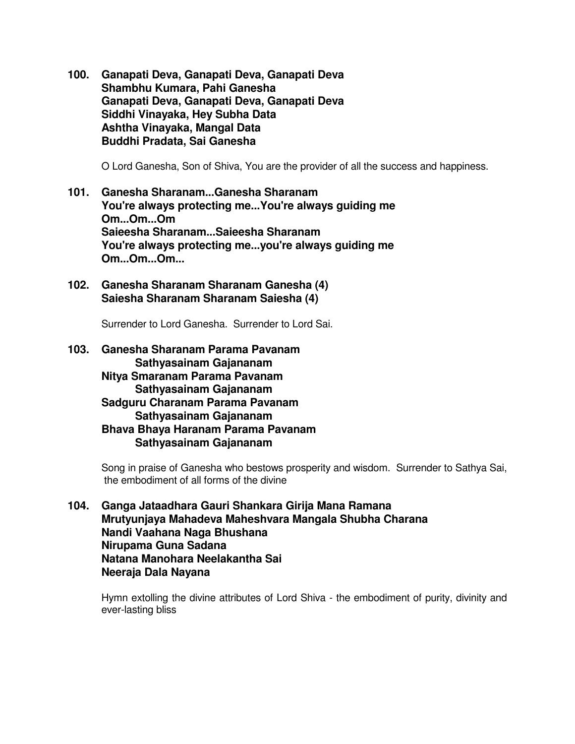**100. Ganapati Deva, Ganapati Deva, Ganapati Deva**
**Shambhu Kumara, Pahi Ganesha**
**Ganapati Deva, Ganapati Deva, Ganapati Deva**
**Siddhi Vinayaka, Hey Subha Data**
**Ashtha Vinayaka, Mangal Data**
**Buddhi Pradata, Sai Ganesha**

O Lord Ganesha, Son of Shiva, You are the provider of all the success and happiness.

**101. Ganesha Sharanam...Ganesha Sharanam**
**You're always protecting me...You're always guiding me**
**Om...Om...Om**
**Saieesha Sharanam...Saieesha Sharanam**
**You're always protecting me...you're always guiding me**
**Om...Om...Om...**

**102. Ganesha Sharanam Sharanam Ganesha (4)**
**Saiesha Sharanam Sharanam Saiesha (4)**

Surrender to Lord Ganesha. Surrender to Lord Sai.

**103. Ganesha Sharanam Parama Pavanam**
**Sathyasainam Gajananam**
**Nitya Smaranam Parama Pavanam**
**Sathyasainam Gajananam**
**Sadguru Charanam Parama Pavanam**
**Sathyasainam Gajananam**
**Bhava Bhaya Haranam Parama Pavanam**
**Sathyasainam Gajananam**

Song in praise of Ganesha who bestows prosperity and wisdom. Surrender to Sathya Sai, the embodiment of all forms of the divine

**104. Ganga Jataadhara Gauri Shankara Girija Mana Ramana**
**Mrutyunjaya Mahadeva Maheshvara Mangala Shubha Charana**
**Nandi Vaahana Naga Bhushana**
**Nirupama Guna Sadana**
**Natana Manohara Neelakantha Sai**
**Neeraja Dala Nayana**

Hymn extolling the divine attributes of Lord Shiva - the embodiment of purity, divinity and ever-lasting bliss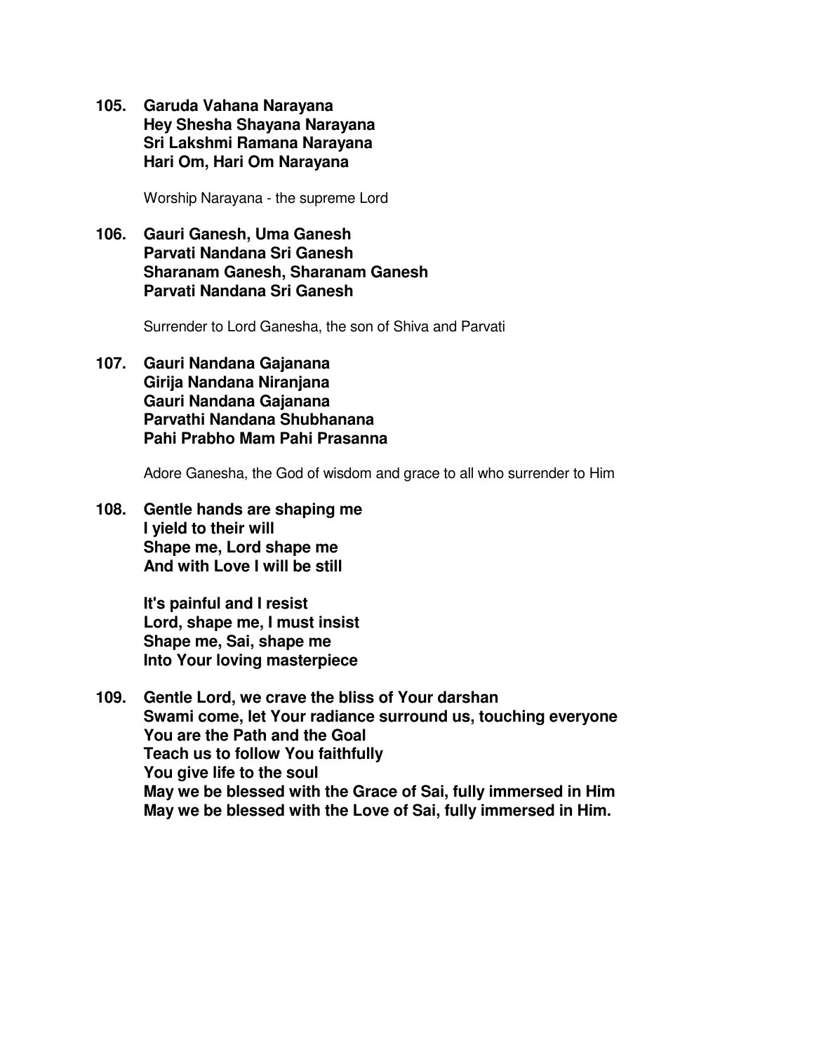**105. Garuda Vahana Narayana**
**Hey Shesha Shayana Narayana**
**Sri Lakshmi Ramana Narayana**
**Hari Om, Hari Om Narayana**

Worship Narayana - the supreme Lord

**106. Gauri Ganesh, Uma Ganesh**
**Parvati Nandana Sri Ganesh**
**Sharanam Ganesh, Sharanam Ganesh**
**Parvati Nandana Sri Ganesh**

Surrender to Lord Ganesha, the son of Shiva and Parvati

**107. Gauri Nandana Gajanana**
**Girija Nandana Niranjana**
**Gauri Nandana Gajanana**
**Parvathi Nandana Shubhanana**
**Pahi Prabho Mam Pahi Prasanna**

Adore Ganesha, the God of wisdom and grace to all who surrender to Him

**108. Gentle hands are shaping me**
**I yield to their will**
**Shape me, Lord shape me**
**And with Love I will be still**

**It's painful and I resist**
**Lord, shape me, I must insist**
**Shape me, Sai, shape me**
**Into Your loving masterpiece**

**109. Gentle Lord, we crave the bliss of Your darshan**
**Swami come, let Your radiance surround us, touching everyone**
**You are the Path and the Goal**
**Teach us to follow You faithfully**
**You give life to the soul**
**May we be blessed with the Grace of Sai, fully immersed in Him**
**May we be blessed with the Love of Sai, fully immersed in Him.**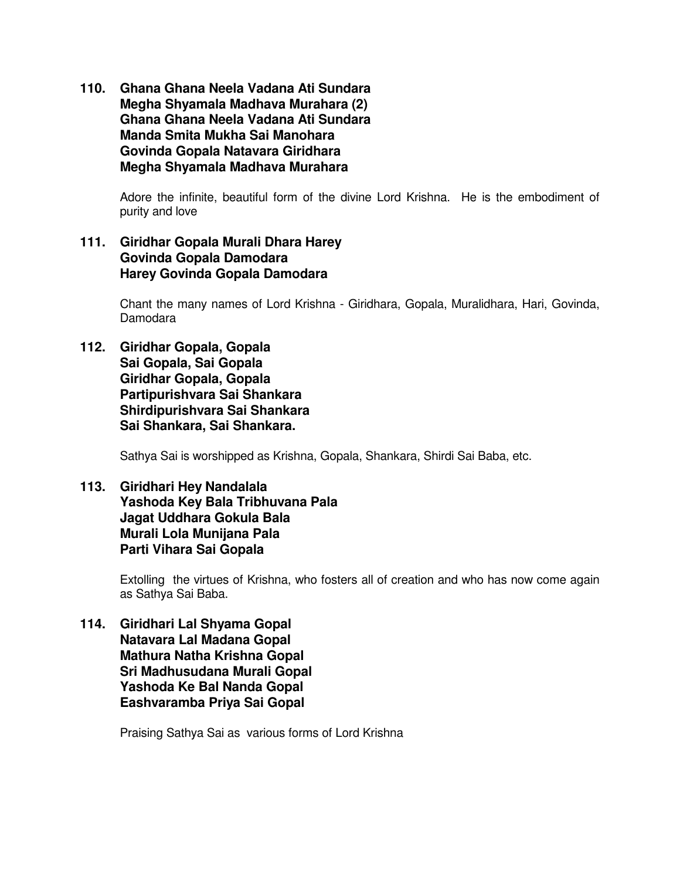**110. Ghana Ghana Neela Vadana Ati Sundara**
**Megha Shyamala Madhava Murahara (2)**
**Ghana Ghana Neela Vadana Ati Sundara**
**Manda Smita Mukha Sai Manohara**
**Govinda Gopala Natavara Giridhara**
**Megha Shyamala Madhava Murahara**

Adore the infinite, beautiful form of the divine Lord Krishna. He is the embodiment of purity and love

**111. Giridhar Gopala Murali Dhara Harey**
**Govinda Gopala Damodara**
**Harey Govinda Gopala Damodara**

Chant the many names of Lord Krishna - Giridhara, Gopala, Muralidhara, Hari, Govinda, Damodara

**112. Giridhar Gopala, Gopala**
**Sai Gopala, Sai Gopala**
**Giridhar Gopala, Gopala**
**Partipurishvara Sai Shankara**
**Shirdipurishvara Sai Shankara**
**Sai Shankara, Sai Shankara.**

Sathya Sai is worshipped as Krishna, Gopala, Shankara, Shirdi Sai Baba, etc.

**113. Giridhari Hey Nandalala**
**Yashoda Key Bala Tribhuvana Pala**
**Jagat Uddhara Gokula Bala**
**Murali Lola Munijana Pala**
**Parti Vihara Sai Gopala**

Extolling the virtues of Krishna, who fosters all of creation and who has now come again as Sathya Sai Baba.

**114. Giridhari Lal Shyama Gopal**
**Natavara Lal Madana Gopal**
**Mathura Natha Krishna Gopal**
**Sri Madhusudana Murali Gopal**
**Yashoda Ke Bal Nanda Gopal**
**Eashvaramba Priya Sai Gopal**

Praising Sathya Sai as various forms of Lord Krishna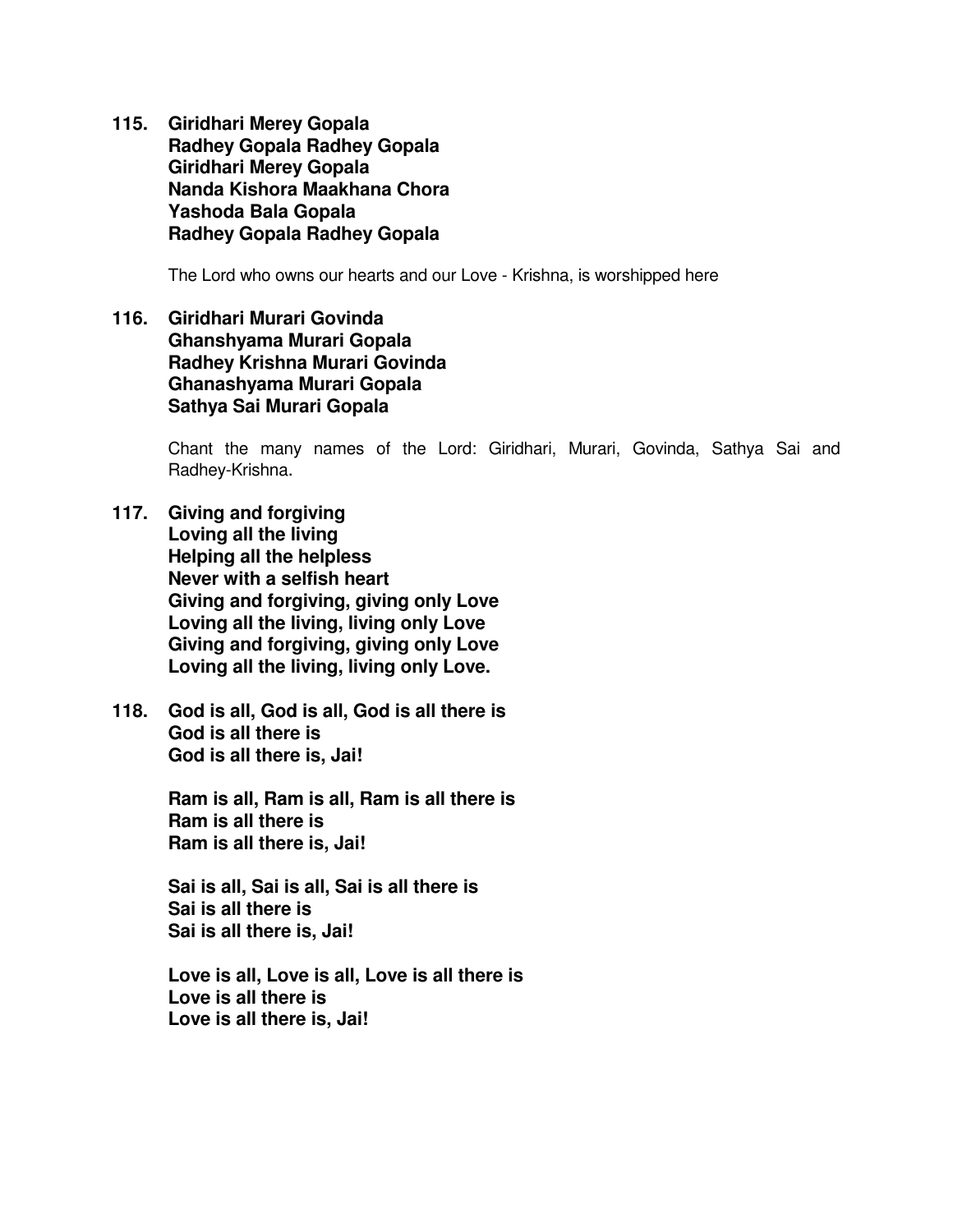**115. Giridhari Merey Gopala**
**Radhey Gopala Radhey Gopala**
**Giridhari Merey Gopala**
**Nanda Kishora Maakhana Chora**
**Yashoda Bala Gopala**
**Radhey Gopala Radhey Gopala**

The Lord who owns our hearts and our Love - Krishna, is worshipped here

**116. Giridhari Murari Govinda**
**Ghanshyama Murari Gopala**
**Radhey Krishna Murari Govinda**
**Ghanashyama Murari Gopala**
**Sathya Sai Murari Gopala**

Chant the many names of the Lord: Giridhari, Murari, Govinda, Sathya Sai and Radhey-Krishna.

**117. Giving and forgiving**
**Loving all the living**
**Helping all the helpless**
**Never with a selfish heart**
**Giving and forgiving, giving only Love**
**Loving all the living, living only Love**
**Giving and forgiving, giving only Love**
**Loving all the living, living only Love.**

**118. God is all, God is all, God is all there is**
**God is all there is**
**God is all there is, Jai!**

**Ram is all, Ram is all, Ram is all there is**
**Ram is all there is**
**Ram is all there is, Jai!**

**Sai is all, Sai is all, Sai is all there is**
**Sai is all there is**
**Sai is all there is, Jai!**

**Love is all, Love is all, Love is all there is**
**Love is all there is**
**Love is all there is, Jai!**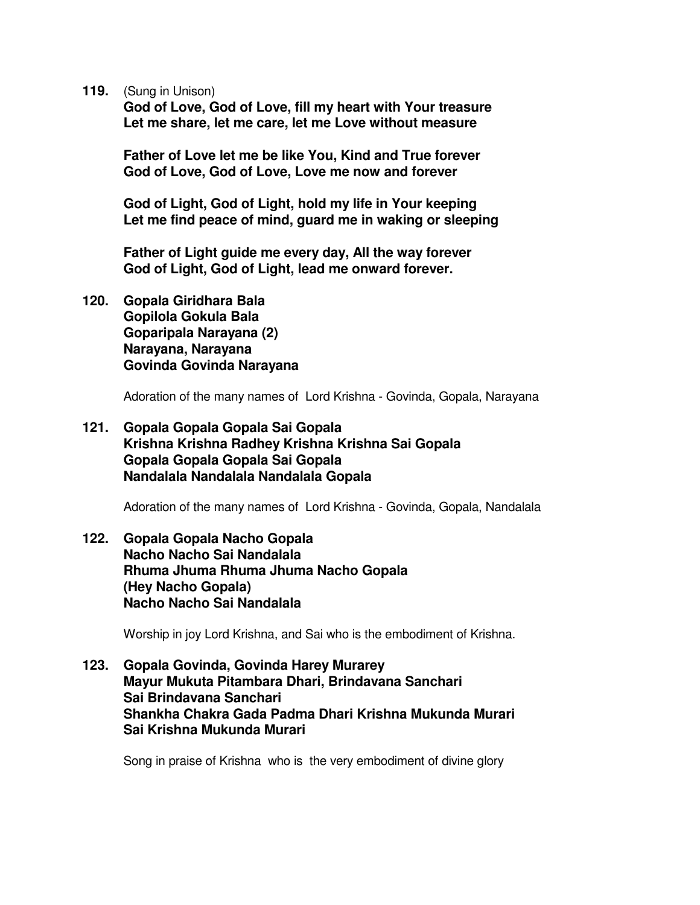**119.** (Sung in Unison)
**God of Love, God of Love, fill my heart with Your treasure**
**Let me share, let me care, let me Love without measure**

**Father of Love let me be like You, Kind and True forever**
**God of Love, God of Love, Love me now and forever**

**God of Light, God of Light, hold my life in Your keeping**
**Let me find peace of mind, guard me in waking or sleeping**

**Father of Light guide me every day, All the way forever**
**God of Light, God of Light, lead me onward forever.**

**120. Gopala Giridhara Bala**
**Gopilola Gokula Bala**
**Goparipala Narayana (2)**
**Narayana, Narayana**
**Govinda Govinda Narayana**

Adoration of the many names of Lord Krishna - Govinda, Gopala, Narayana

**121. Gopala Gopala Gopala Sai Gopala**
**Krishna Krishna Radhey Krishna Krishna Sai Gopala**
**Gopala Gopala Gopala Sai Gopala**
**Nandalala Nandalala Nandalala Gopala**

Adoration of the many names of Lord Krishna - Govinda, Gopala, Nandalala

**122. Gopala Gopala Nacho Gopala**
**Nacho Nacho Sai Nandalala**
**Rhuma Jhuma Rhuma Jhuma Nacho Gopala**
**(Hey Nacho Gopala)**
**Nacho Nacho Sai Nandalala**

Worship in joy Lord Krishna, and Sai who is the embodiment of Krishna.

**123. Gopala Govinda, Govinda Harey Murarey**
**Mayur Mukuta Pitambara Dhari, Brindavana Sanchari**
**Sai Brindavana Sanchari**
**Shankha Chakra Gada Padma Dhari Krishna Mukunda Murari**
**Sai Krishna Mukunda Murari**

Song in praise of Krishna who is the very embodiment of divine glory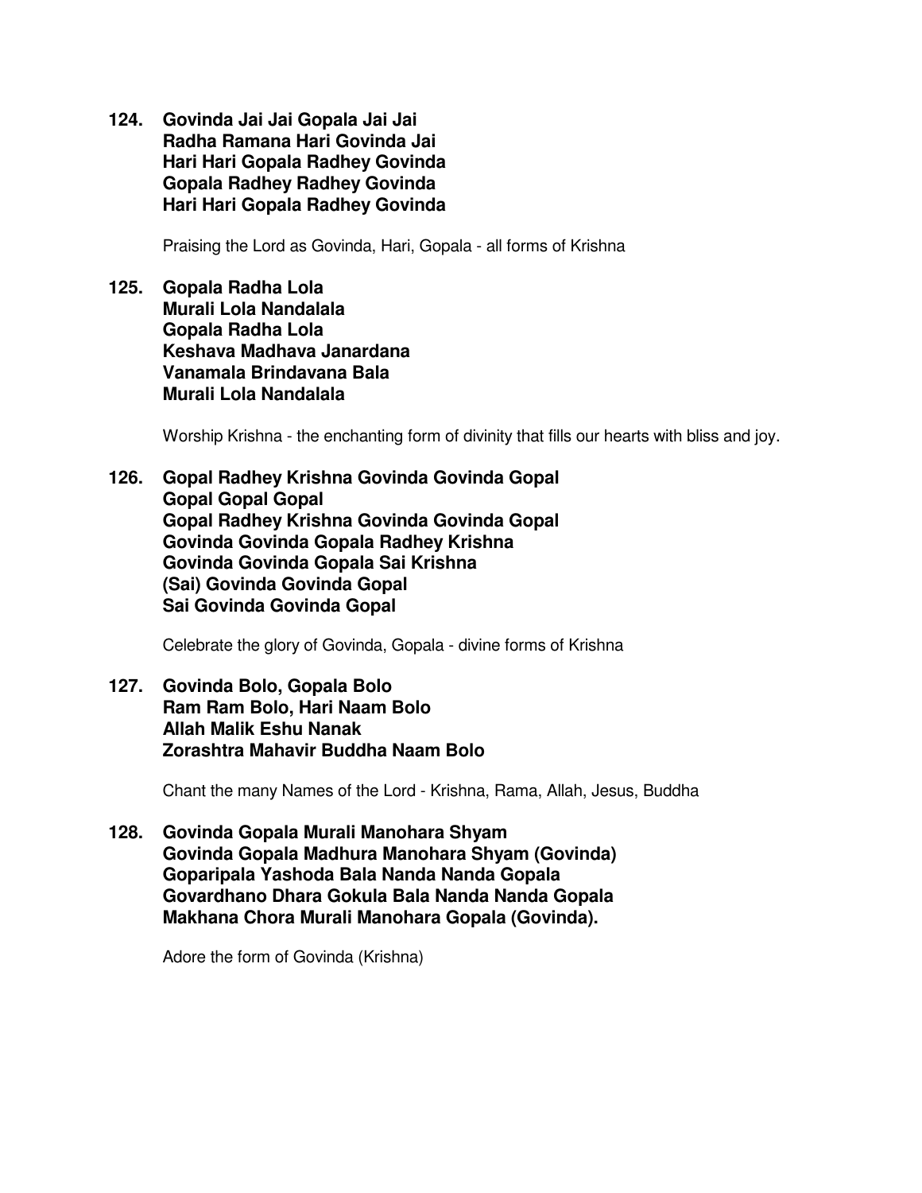**124. Govinda Jai Jai Gopala Jai Jai**
**Radha Ramana Hari Govinda Jai**
**Hari Hari Gopala Radhey Govinda**
**Gopala Radhey Radhey Govinda**
**Hari Hari Gopala Radhey Govinda**

Praising the Lord as Govinda, Hari, Gopala - all forms of Krishna

**125. Gopala Radha Lola**
**Murali Lola Nandalala**
**Gopala Radha Lola**
**Keshava Madhava Janardana**
**Vanamala Brindavana Bala**
**Murali Lola Nandalala**

Worship Krishna - the enchanting form of divinity that fills our hearts with bliss and joy.

**126. Gopal Radhey Krishna Govinda Govinda Gopal**
**Gopal Gopal Gopal**
**Gopal Radhey Krishna Govinda Govinda Gopal**
**Govinda Govinda Gopala Radhey Krishna**
**Govinda Govinda Gopala Sai Krishna**
**(Sai) Govinda Govinda Gopal**
**Sai Govinda Govinda Gopal**

Celebrate the glory of Govinda, Gopala - divine forms of Krishna

**127. Govinda Bolo, Gopala Bolo**
**Ram Ram Bolo, Hari Naam Bolo**
**Allah Malik Eshu Nanak**
**Zorashtra Mahavir Buddha Naam Bolo**

Chant the many Names of the Lord - Krishna, Rama, Allah, Jesus, Buddha

**128. Govinda Gopala Murali Manohara Shyam**
**Govinda Gopala Madhura Manohara Shyam (Govinda)**
**Goparipala Yashoda Bala Nanda Nanda Gopala**
**Govardhano Dhara Gokula Bala Nanda Nanda Gopala**
**Makhana Chora Murali Manohara Gopala (Govinda).**

Adore the form of Govinda (Krishna)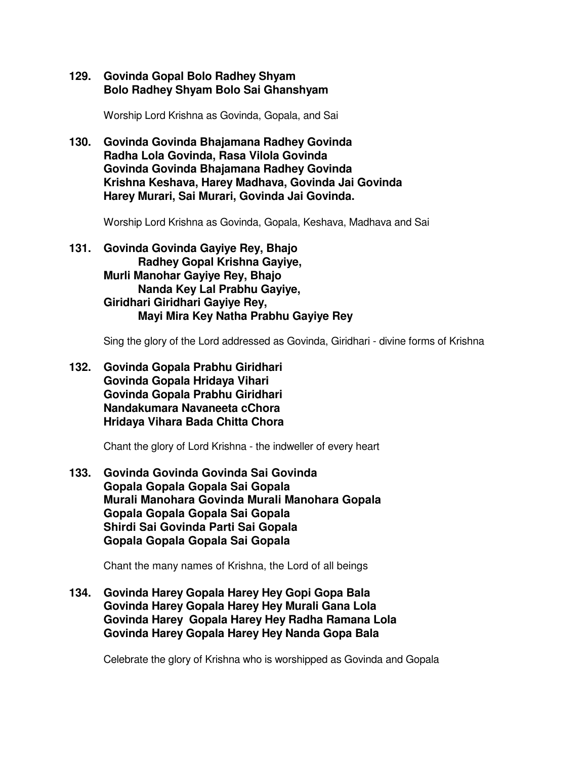**129. Govinda Gopal Bolo Radhey Shyam**
**Bolo Radhey Shyam Bolo Sai Ghanshyam**

Worship Lord Krishna as Govinda, Gopala, and Sai

**130. Govinda Govinda Bhajamana Radhey Govinda**
**Radha Lola Govinda, Rasa Vilola Govinda**
**Govinda Govinda Bhajamana Radhey Govinda**
**Krishna Keshava, Harey Madhava, Govinda Jai Govinda**
**Harey Murari, Sai Murari, Govinda Jai Govinda.**

Worship Lord Krishna as Govinda, Gopala, Keshava, Madhava and Sai

**131. Govinda Govinda Gayiye Rey, Bhajo**
**Radhey Gopal Krishna Gayiye,**
**Murli Manohar Gayiye Rey, Bhajo**
**Nanda Key Lal Prabhu Gayiye,**
**Giridhari Giridhari Gayiye Rey,**
**Mayi Mira Key Natha Prabhu Gayiye Rey**

Sing the glory of the Lord addressed as Govinda, Giridhari - divine forms of Krishna

**132. Govinda Gopala Prabhu Giridhari**
**Govinda Gopala Hridaya Vihari**
**Govinda Gopala Prabhu Giridhari**
**Nandakumara Navaneeta cChora**
**Hridaya Vihara Bada Chitta Chora**

Chant the glory of Lord Krishna - the indweller of every heart

**133. Govinda Govinda Govinda Sai Govinda**
**Gopala Gopala Gopala Sai Gopala**
**Murali Manohara Govinda Murali Manohara Gopala**
**Gopala Gopala Gopala Sai Gopala**
**Shirdi Sai Govinda Parti Sai Gopala**
**Gopala Gopala Gopala Sai Gopala**

Chant the many names of Krishna, the Lord of all beings

**134. Govinda Harey Gopala Harey Hey Gopi Gopa Bala**
**Govinda Harey Gopala Harey Hey Murali Gana Lola**
**Govinda Harey Gopala Harey Hey Radha Ramana Lola**
**Govinda Harey Gopala Harey Hey Nanda Gopa Bala**

Celebrate the glory of Krishna who is worshipped as Govinda and Gopala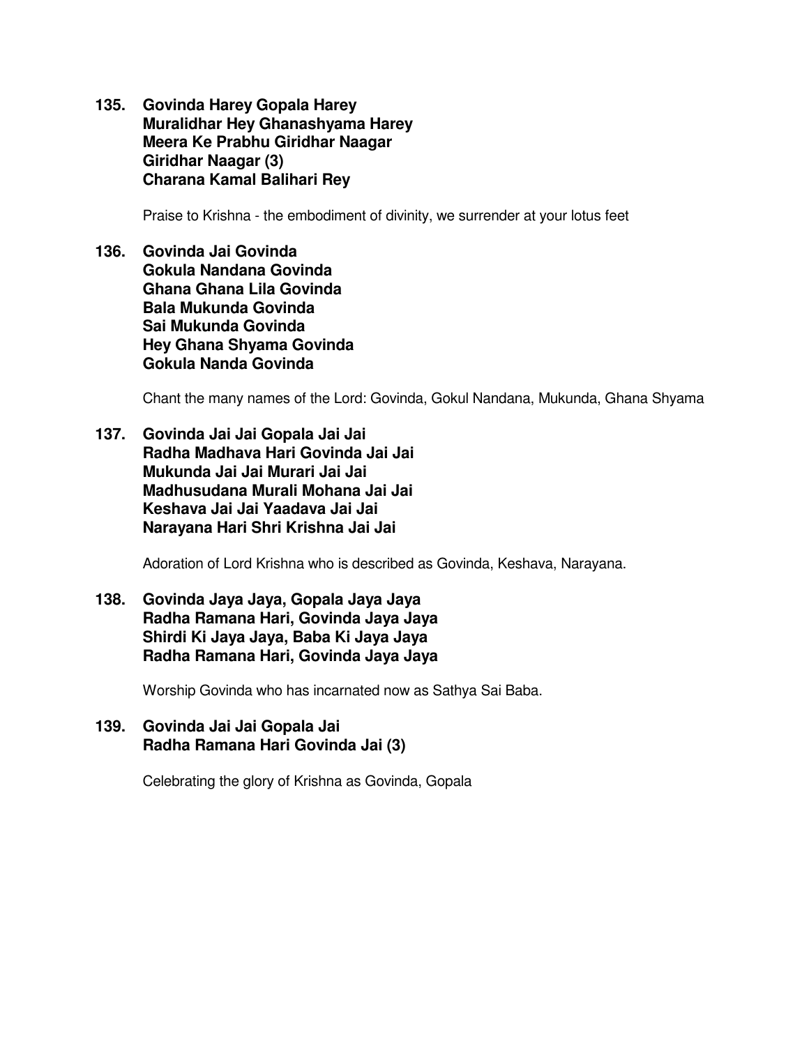**135. Govinda Harey Gopala Harey**
**Muralidhar Hey Ghanashyama Harey**
**Meera Ke Prabhu Giridhar Naagar**
**Giridhar Naagar (3)**
**Charana Kamal Balihari Rey**

Praise to Krishna - the embodiment of divinity, we surrender at your lotus feet

**136. Govinda Jai Govinda**
**Gokula Nandana Govinda**
**Ghana Ghana Lila Govinda**
**Bala Mukunda Govinda**
**Sai Mukunda Govinda**
**Hey Ghana Shyama Govinda**
**Gokula Nanda Govinda**

Chant the many names of the Lord: Govinda, Gokul Nandana, Mukunda, Ghana Shyama

**137. Govinda Jai Jai Gopala Jai Jai**
**Radha Madhava Hari Govinda Jai Jai**
**Mukunda Jai Jai Murari Jai Jai**
**Madhusudana Murali Mohana Jai Jai**
**Keshava Jai Jai Yaadava Jai Jai**
**Narayana Hari Shri Krishna Jai Jai**

Adoration of Lord Krishna who is described as Govinda, Keshava, Narayana.

**138. Govinda Jaya Jaya, Gopala Jaya Jaya**
**Radha Ramana Hari, Govinda Jaya Jaya**
**Shirdi Ki Jaya Jaya, Baba Ki Jaya Jaya**
**Radha Ramana Hari, Govinda Jaya Jaya**

Worship Govinda who has incarnated now as Sathya Sai Baba.

**139. Govinda Jai Jai Gopala Jai**
**Radha Ramana Hari Govinda Jai (3)**

Celebrating the glory of Krishna as Govinda, Gopala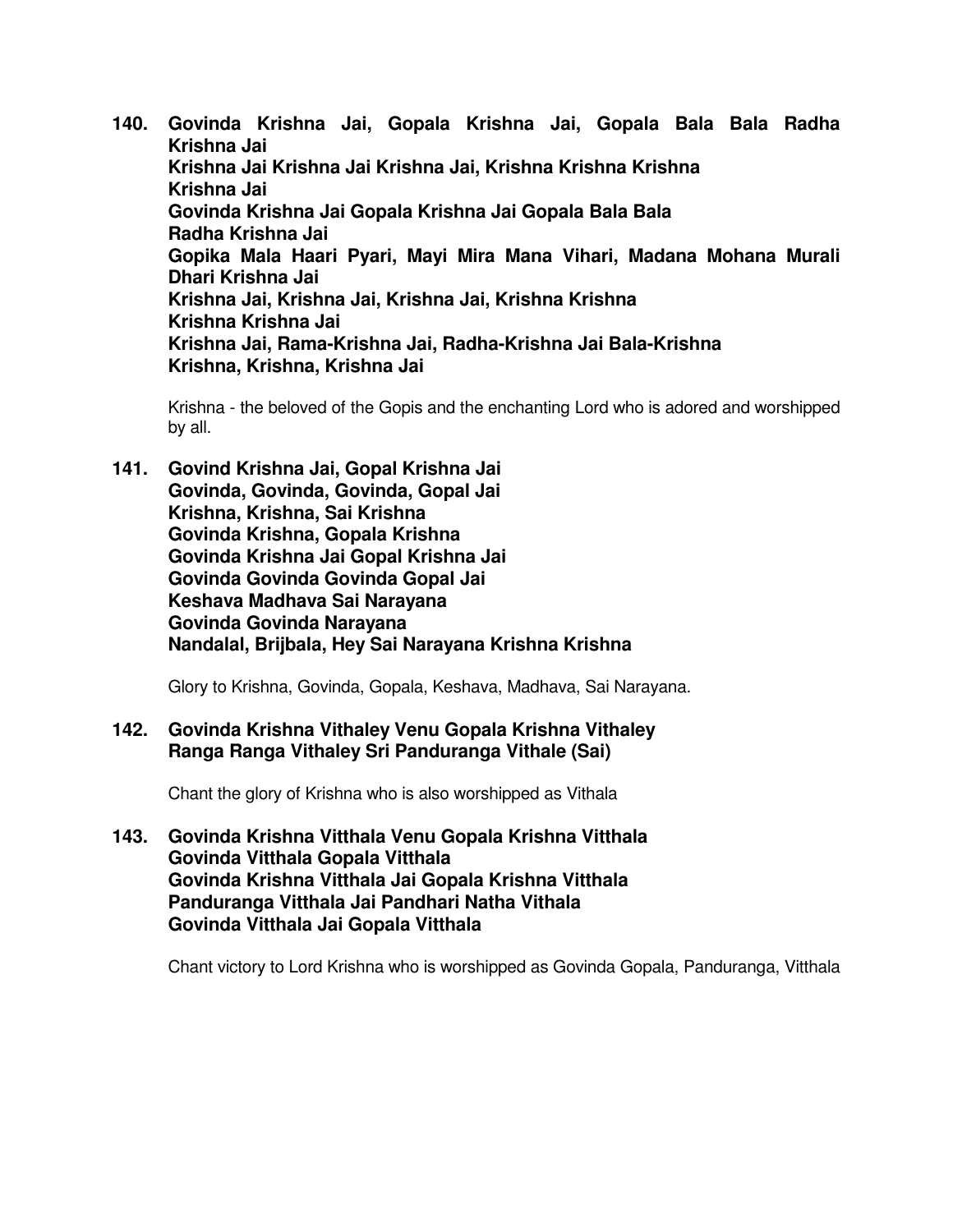**140. Govinda Krishna Jai, Gopala Krishna Jai, Gopala Bala Bala Radha Krishna Jai**
**Krishna Jai Krishna Jai Krishna Jai, Krishna Krishna Krishna Krishna Jai**
**Govinda Krishna Jai Gopala Krishna Jai Gopala Bala Bala Radha Krishna Jai**
**Gopika Mala Haari Pyari, Mayi Mira Mana Vihari, Madana Mohana Murali Dhari Krishna Jai**
**Krishna Jai, Krishna Jai, Krishna Jai, Krishna Krishna Krishna Krishna Jai**
**Krishna Jai, Rama-Krishna Jai, Radha-Krishna Jai Bala-Krishna Krishna, Krishna, Krishna Jai**

Krishna - the beloved of the Gopis and the enchanting Lord who is adored and worshipped by all.

**141. Govind Krishna Jai, Gopal Krishna Jai**
**Govinda, Govinda, Govinda, Gopal Jai**
**Krishna, Krishna, Sai Krishna**
**Govinda Krishna, Gopala Krishna**
**Govinda Krishna Jai Gopal Krishna Jai**
**Govinda Govinda Govinda Gopal Jai**
**Keshava Madhava Sai Narayana**
**Govinda Govinda Narayana**
**Nandalal, Brijbala, Hey Sai Narayana Krishna Krishna**

Glory to Krishna, Govinda, Gopala, Keshava, Madhava, Sai Narayana.

**142. Govinda Krishna Vithaley Venu Gopala Krishna Vithaley**
**Ranga Ranga Vithaley Sri Panduranga Vithale (Sai)**

Chant the glory of Krishna who is also worshipped as Vithala

**143. Govinda Krishna Vitthala Venu Gopala Krishna Vitthala**
**Govinda Vitthala Gopala Vitthala**
**Govinda Krishna Vitthala Jai Gopala Krishna Vitthala**
**Panduranga Vitthala Jai Pandhari Natha Vithala**
**Govinda Vitthala Jai Gopala Vitthala**

Chant victory to Lord Krishna who is worshipped as Govinda Gopala, Panduranga, Vitthala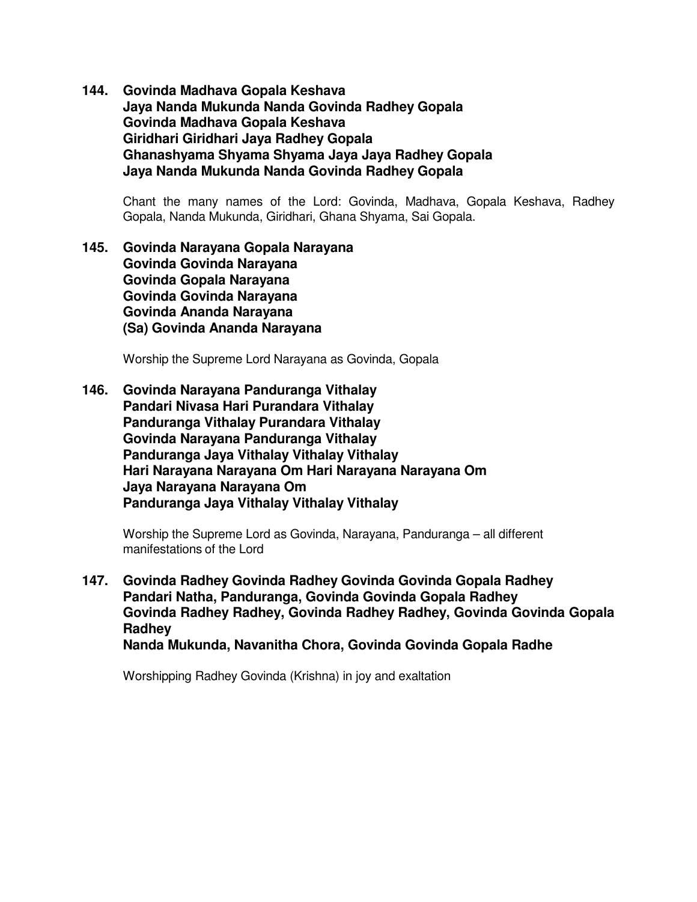**144. Govinda Madhava Gopala Keshava**
**Jaya Nanda Mukunda Nanda Govinda Radhey Gopala**
**Govinda Madhava Gopala Keshava**
**Giridhari Giridhari Jaya Radhey Gopala**
**Ghanashyama Shyama Shyama Jaya Jaya Radhey Gopala**
**Jaya Nanda Mukunda Nanda Govinda Radhey Gopala**

Chant the many names of the Lord: Govinda, Madhava, Gopala Keshava, Radhey Gopala, Nanda Mukunda, Giridhari, Ghana Shyama, Sai Gopala.

**145. Govinda Narayana Gopala Narayana**
**Govinda Govinda Narayana**
**Govinda Gopala Narayana**
**Govinda Govinda Narayana**
**Govinda Ananda Narayana**
**(Sa) Govinda Ananda Narayana**

Worship the Supreme Lord Narayana as Govinda, Gopala

**146. Govinda Narayana Panduranga Vithalay**
**Pandari Nivasa Hari Purandara Vithalay**
**Panduranga Vithalay Purandara Vithalay**
**Govinda Narayana Panduranga Vithalay**
**Panduranga Jaya Vithalay Vithalay Vithalay**
**Hari Narayana Narayana Om Hari Narayana Narayana Om**
**Jaya Narayana Narayana Om**
**Panduranga Jaya Vithalay Vithalay Vithalay**

Worship the Supreme Lord as Govinda, Narayana, Panduranga – all different manifestations of the Lord

**147. Govinda Radhey Govinda Radhey Govinda Govinda Gopala Radhey**
**Pandari Natha, Panduranga, Govinda Govinda Gopala Radhey**
**Govinda Radhey Radhey, Govinda Radhey Radhey, Govinda Govinda Gopala Radhey**
**Nanda Mukunda, Navanitha Chora, Govinda Govinda Gopala Radhe**

Worshipping Radhey Govinda (Krishna) in joy and exaltation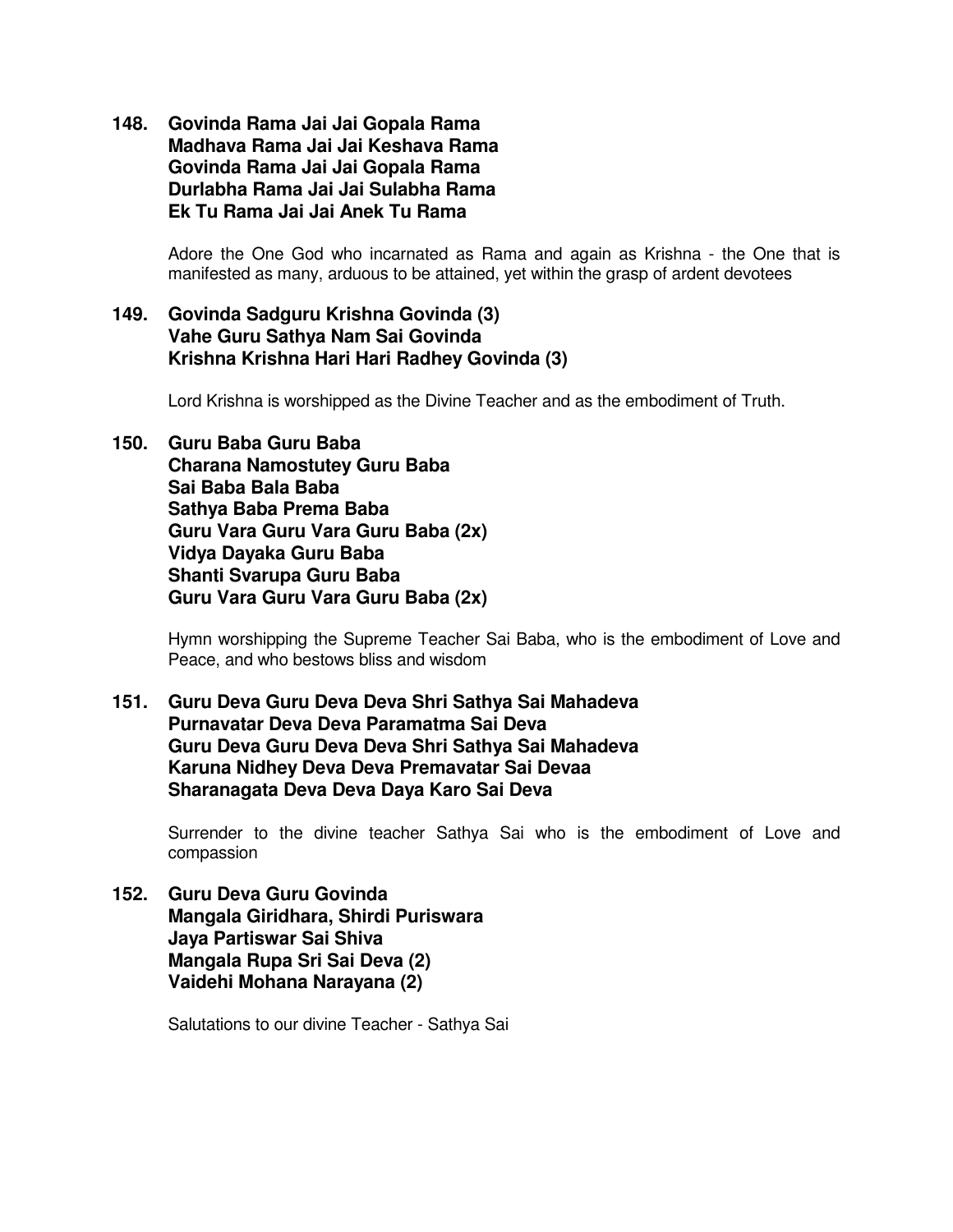**148. Govinda Rama Jai Jai Gopala Rama**
**Madhava Rama Jai Jai Keshava Rama**
**Govinda Rama Jai Jai Gopala Rama**
**Durlabha Rama Jai Jai Sulabha Rama**
**Ek Tu Rama Jai Jai Anek Tu Rama**

Adore the One God who incarnated as Rama and again as Krishna - the One that is manifested as many, arduous to be attained, yet within the grasp of ardent devotees

**149. Govinda Sadguru Krishna Govinda (3)**
**Vahe Guru Sathya Nam Sai Govinda**
**Krishna Krishna Hari Hari Radhey Govinda (3)**

Lord Krishna is worshipped as the Divine Teacher and as the embodiment of Truth.

**150. Guru Baba Guru Baba**
**Charana Namostutey Guru Baba**
**Sai Baba Bala Baba**
**Sathya Baba Prema Baba**
**Guru Vara Guru Vara Guru Baba (2x)**
**Vidya Dayaka Guru Baba**
**Shanti Svarupa Guru Baba**
**Guru Vara Guru Vara Guru Baba (2x)**

Hymn worshipping the Supreme Teacher Sai Baba, who is the embodiment of Love and Peace, and who bestows bliss and wisdom

**151. Guru Deva Guru Deva Deva Shri Sathya Sai Mahadeva**
**Purnavatar Deva Deva Paramatma Sai Deva**
**Guru Deva Guru Deva Deva Shri Sathya Sai Mahadeva**
**Karuna Nidhey Deva Deva Premavatar Sai Devaa**
**Sharanagata Deva Deva Daya Karo Sai Deva**

Surrender to the divine teacher Sathya Sai who is the embodiment of Love and compassion

**152. Guru Deva Guru Govinda**
**Mangala Giridhara, Shirdi Puriswara**
**Jaya Partiswar Sai Shiva**
**Mangala Rupa Sri Sai Deva (2)**
**Vaidehi Mohana Narayana (2)**

Salutations to our divine Teacher - Sathya Sai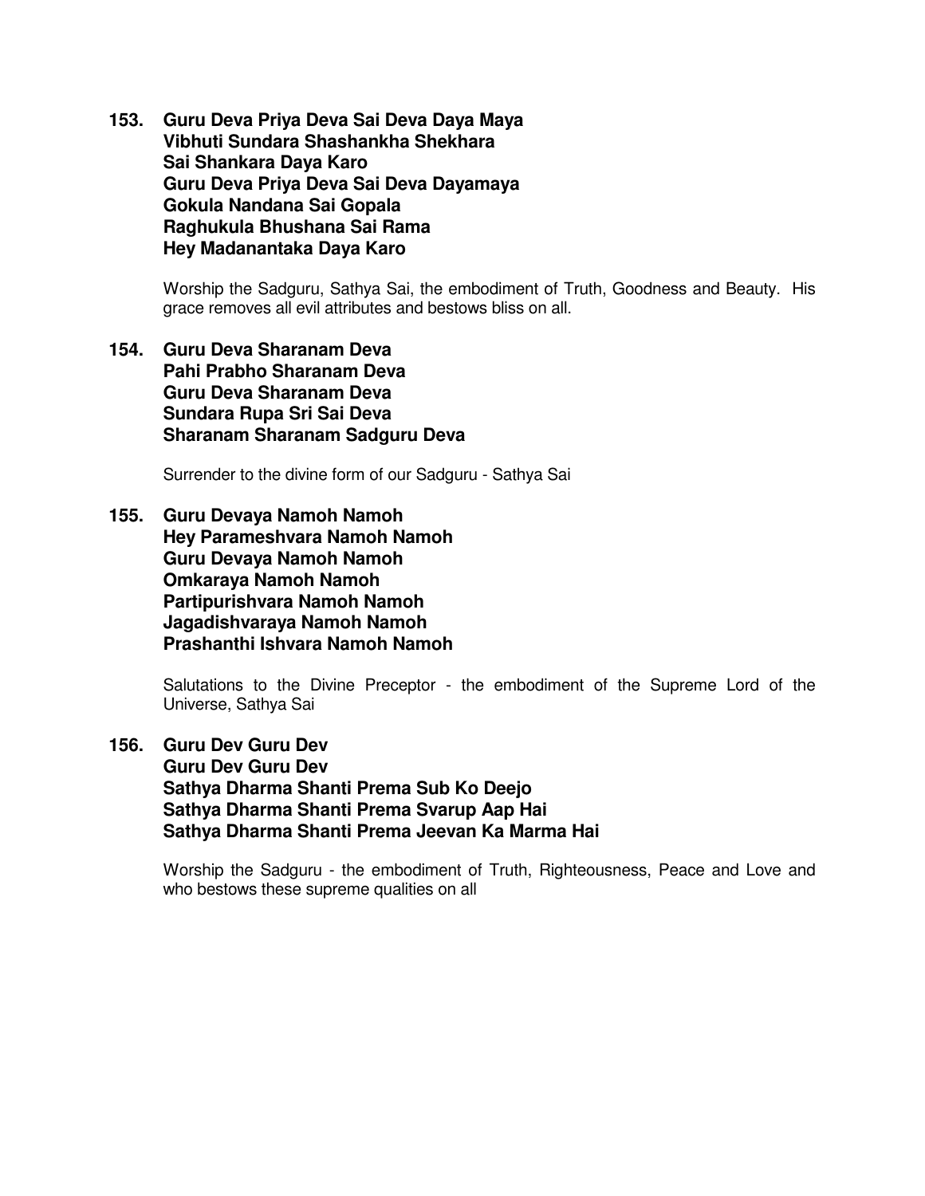**153. Guru Deva Priya Deva Sai Deva Daya Maya**
**Vibhuti Sundara Shashankha Shekhara**
**Sai Shankara Daya Karo**
**Guru Deva Priya Deva Sai Deva Dayamaya**
**Gokula Nandana Sai Gopala**
**Raghukula Bhushana Sai Rama**
**Hey Madanantaka Daya Karo**

Worship the Sadguru, Sathya Sai, the embodiment of Truth, Goodness and Beauty. His grace removes all evil attributes and bestows bliss on all.

**154. Guru Deva Sharanam Deva**
**Pahi Prabho Sharanam Deva**
**Guru Deva Sharanam Deva**
**Sundara Rupa Sri Sai Deva**
**Sharanam Sharanam Sadguru Deva**

Surrender to the divine form of our Sadguru - Sathya Sai

**155. Guru Devaya Namoh Namoh**
**Hey Parameshvara Namoh Namoh**
**Guru Devaya Namoh Namoh**
**Omkaraya Namoh Namoh**
**Partipurishvara Namoh Namoh**
**Jagadishvaraya Namoh Namoh**
**Prashanthi Ishvara Namoh Namoh**

Salutations to the Divine Preceptor - the embodiment of the Supreme Lord of the Universe, Sathya Sai

**156. Guru Dev Guru Dev**
**Guru Dev Guru Dev**
**Sathya Dharma Shanti Prema Sub Ko Deejo**
**Sathya Dharma Shanti Prema Svarup Aap Hai**
**Sathya Dharma Shanti Prema Jeevan Ka Marma Hai**

Worship the Sadguru - the embodiment of Truth, Righteousness, Peace and Love and who bestows these supreme qualities on all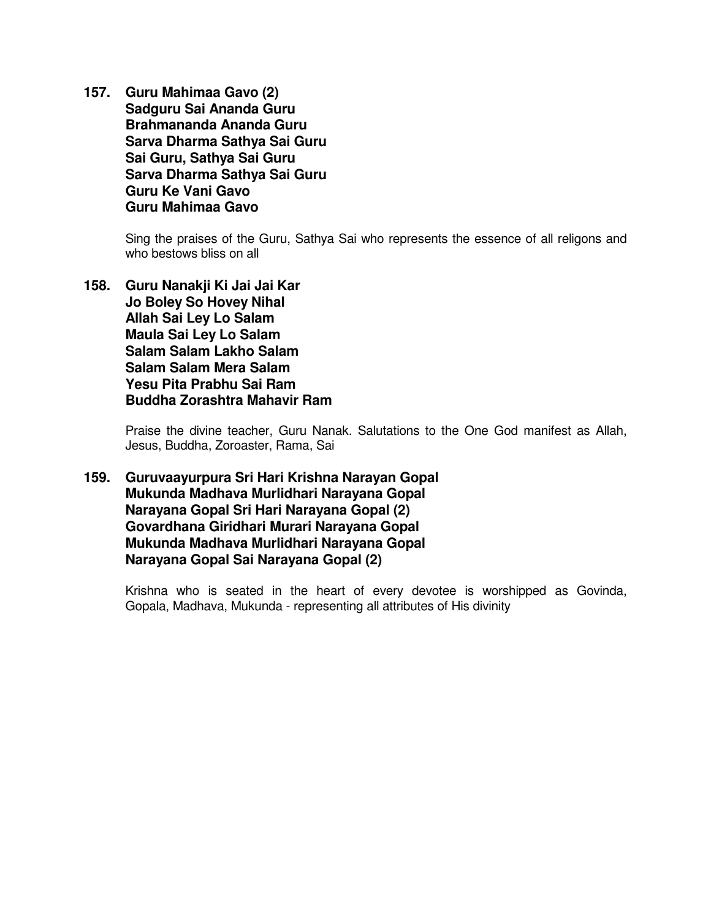**157. Guru Mahimaa Gavo (2)**
**Sadguru Sai Ananda Guru**
**Brahmananda Ananda Guru**
**Sarva Dharma Sathya Sai Guru**
**Sai Guru, Sathya Sai Guru**
**Sarva Dharma Sathya Sai Guru**
**Guru Ke Vani Gavo**
**Guru Mahimaa Gavo**

Sing the praises of the Guru, Sathya Sai who represents the essence of all religons and who bestows bliss on all

**158. Guru Nanakji Ki Jai Jai Kar**
**Jo Boley So Hovey Nihal**
**Allah Sai Ley Lo Salam**
**Maula Sai Ley Lo Salam**
**Salam Salam Lakho Salam**
**Salam Salam Mera Salam**
**Yesu Pita Prabhu Sai Ram**
**Buddha Zorashtra Mahavir Ram**

Praise the divine teacher, Guru Nanak. Salutations to the One God manifest as Allah, Jesus, Buddha, Zoroaster, Rama, Sai

**159. Guruvaayurpura Sri Hari Krishna Narayan Gopal**
**Mukunda Madhava Murlidhari Narayana Gopal**
**Narayana Gopal Sri Hari Narayana Gopal (2)**
**Govardhana Giridhari Murari Narayana Gopal**
**Mukunda Madhava Murlidhari Narayana Gopal**
**Narayana Gopal Sai Narayana Gopal (2)**

Krishna who is seated in the heart of every devotee is worshipped as Govinda, Gopala, Madhava, Mukunda - representing all attributes of His divinity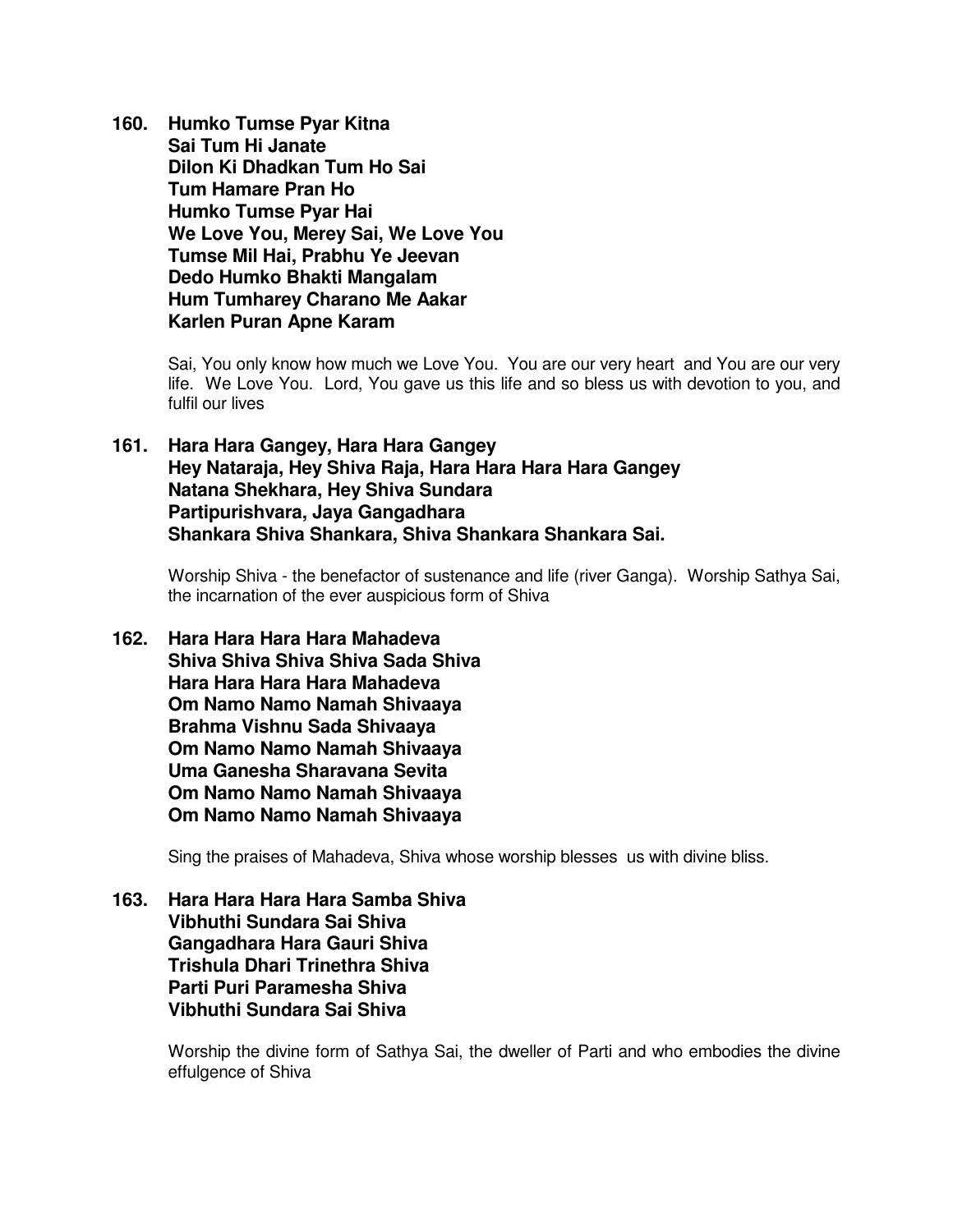**160. Humko Tumse Pyar Kitna**
**Sai Tum Hi Janate**
**Dilon Ki Dhadkan Tum Ho Sai**
**Tum Hamare Pran Ho**
**Humko Tumse Pyar Hai**
**We Love You, Merey Sai, We Love You**
**Tumse Mil Hai, Prabhu Ye Jeevan**
**Dedo Humko Bhakti Mangalam**
**Hum Tumharey Charano Me Aakar**
**Karlen Puran Apne Karam**

Sai, You only know how much we Love You. You are our very heart and You are our very life. We Love You. Lord, You gave us this life and so bless us with devotion to you, and fulfil our lives

**161. Hara Hara Gangey, Hara Hara Gangey**
**Hey Nataraja, Hey Shiva Raja, Hara Hara Hara Hara Gangey**
**Natana Shekhara, Hey Shiva Sundara**
**Partipurishvara, Jaya Gangadhara**
**Shankara Shiva Shankara, Shiva Shankara Shankara Sai.**

Worship Shiva - the benefactor of sustenance and life (river Ganga). Worship Sathya Sai, the incarnation of the ever auspicious form of Shiva

**162. Hara Hara Hara Hara Mahadeva**
**Shiva Shiva Shiva Shiva Sada Shiva**
**Hara Hara Hara Hara Mahadeva**
**Om Namo Namo Namah Shivaaya**
**Brahma Vishnu Sada Shivaaya**
**Om Namo Namo Namah Shivaaya**
**Uma Ganesha Sharavana Sevita**
**Om Namo Namo Namah Shivaaya**
**Om Namo Namo Namah Shivaaya**

Sing the praises of Mahadeva, Shiva whose worship blesses us with divine bliss.

**163. Hara Hara Hara Hara Samba Shiva**
**Vibhuthi Sundara Sai Shiva**
**Gangadhara Hara Gauri Shiva**
**Trishula Dhari Trinethra Shiva**
**Parti Puri Paramesha Shiva**
**Vibhuthi Sundara Sai Shiva**

Worship the divine form of Sathya Sai, the dweller of Parti and who embodies the divine effulgence of Shiva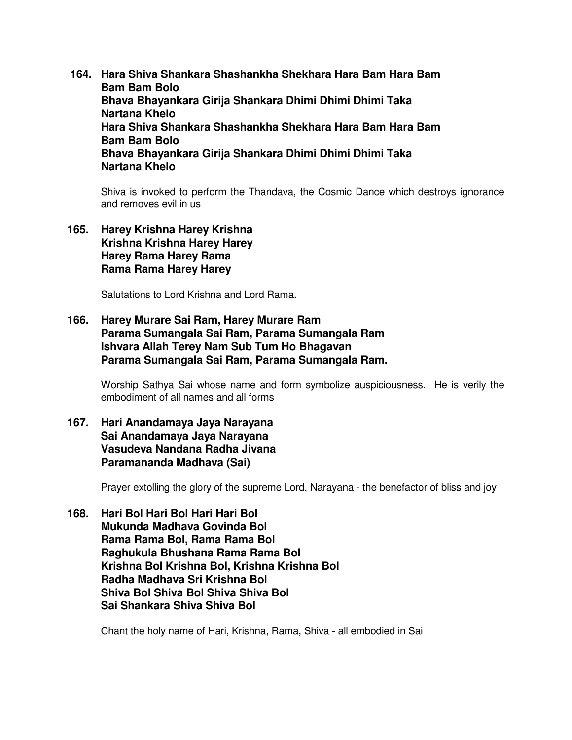**164. Hara Shiva Shankara Shashankha Shekhara Hara Bam Hara Bam Bam Bam Bolo**
**Bhava Bhayankara Girija Shankara Dhimi Dhimi Dhimi Taka Nartana Khelo**
**Hara Shiva Shankara Shashankha Shekhara Hara Bam Hara Bam Bam Bam Bolo**
**Bhava Bhayankara Girija Shankara Dhimi Dhimi Dhimi Taka Nartana Khelo**

Shiva is invoked to perform the Thandava, the Cosmic Dance which destroys ignorance and removes evil in us

**165. Harey Krishna Harey Krishna**
**Krishna Krishna Harey Harey**
**Harey Rama Harey Rama**
**Rama Rama Harey Harey**

Salutations to Lord Krishna and Lord Rama.

**166. Harey Murare Sai Ram, Harey Murare Ram**
**Parama Sumangala Sai Ram, Parama Sumangala Ram**
**Ishvara Allah Terey Nam Sub Tum Ho Bhagavan**
**Parama Sumangala Sai Ram, Parama Sumangala Ram.**

Worship Sathya Sai whose name and form symbolize auspiciousness. He is verily the embodiment of all names and all forms

**167. Hari Anandamaya Jaya Narayana**
**Sai Anandamaya Jaya Narayana**
**Vasudeva Nandana Radha Jivana**
**Paramananda Madhava (Sai)**

Prayer extolling the glory of the supreme Lord, Narayana - the benefactor of bliss and joy

**168. Hari Bol Hari Bol Hari Hari Bol**
**Mukunda Madhava Govinda Bol**
**Rama Rama Bol, Rama Rama Bol**
**Raghukula Bhushana Rama Rama Bol**
**Krishna Bol Krishna Bol, Krishna Krishna Bol**
**Radha Madhava Sri Krishna Bol**
**Shiva Bol Shiva Bol Shiva Shiva Bol**
**Sai Shankara Shiva Shiva Bol**

Chant the holy name of Hari, Krishna, Rama, Shiva - all embodied in Sai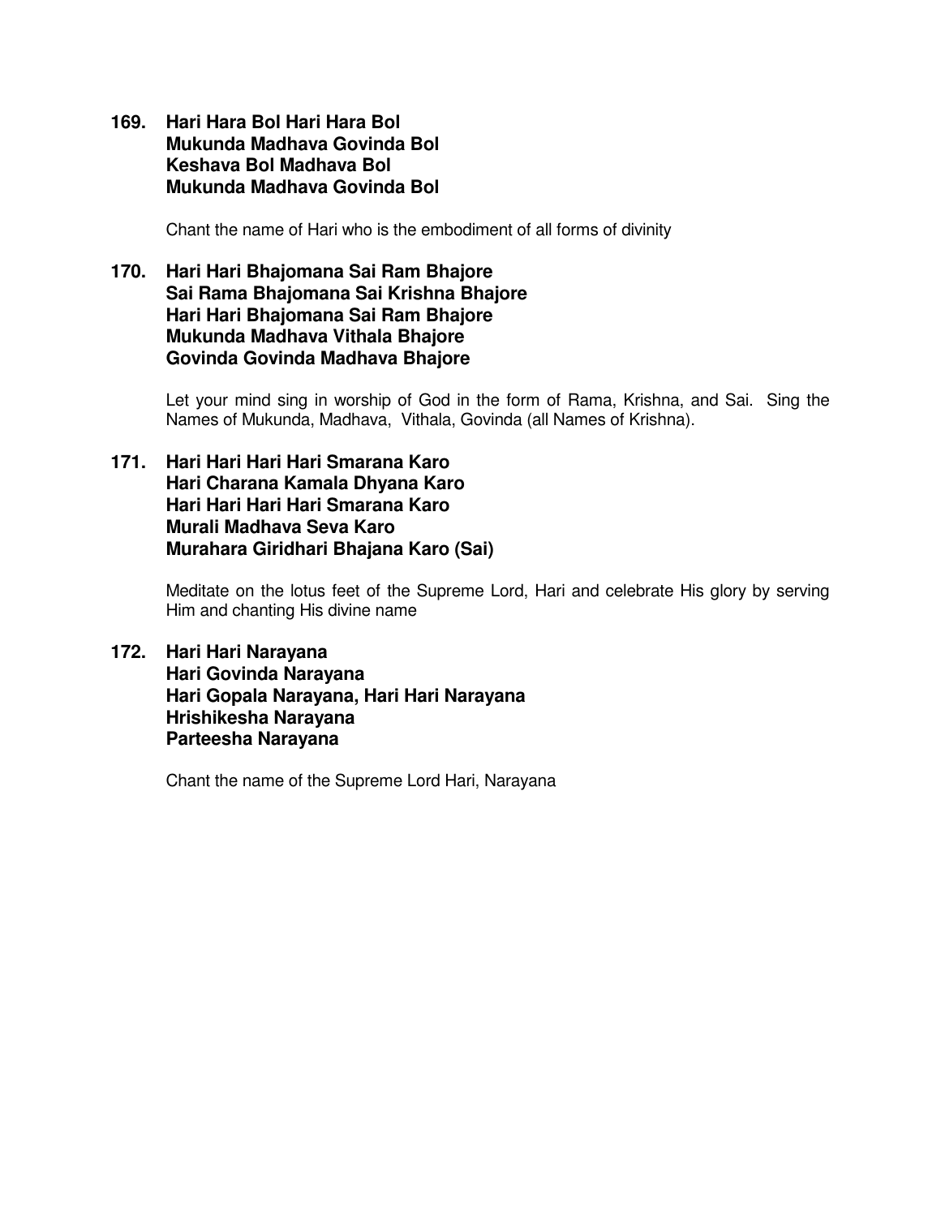**169. Hari Hara Bol Hari Hara Bol**
**Mukunda Madhava Govinda Bol**
**Keshava Bol Madhava Bol**
**Mukunda Madhava Govinda Bol**

Chant the name of Hari who is the embodiment of all forms of divinity

**170. Hari Hari Bhajomana Sai Ram Bhajore**
**Sai Rama Bhajomana Sai Krishna Bhajore**
**Hari Hari Bhajomana Sai Ram Bhajore**
**Mukunda Madhava Vithala Bhajore**
**Govinda Govinda Madhava Bhajore**

Let your mind sing in worship of God in the form of Rama, Krishna, and Sai. Sing the Names of Mukunda, Madhava, Vithala, Govinda (all Names of Krishna).

**171. Hari Hari Hari Hari Smarana Karo**
**Hari Charana Kamala Dhyana Karo**
**Hari Hari Hari Hari Smarana Karo**
**Murali Madhava Seva Karo**
**Murahara Giridhari Bhajana Karo (Sai)**

Meditate on the lotus feet of the Supreme Lord, Hari and celebrate His glory by serving Him and chanting His divine name

**172. Hari Hari Narayana**
**Hari Govinda Narayana**
**Hari Gopala Narayana, Hari Hari Narayana**
**Hrishikesha Narayana**
**Parteesha Narayana**

Chant the name of the Supreme Lord Hari, Narayana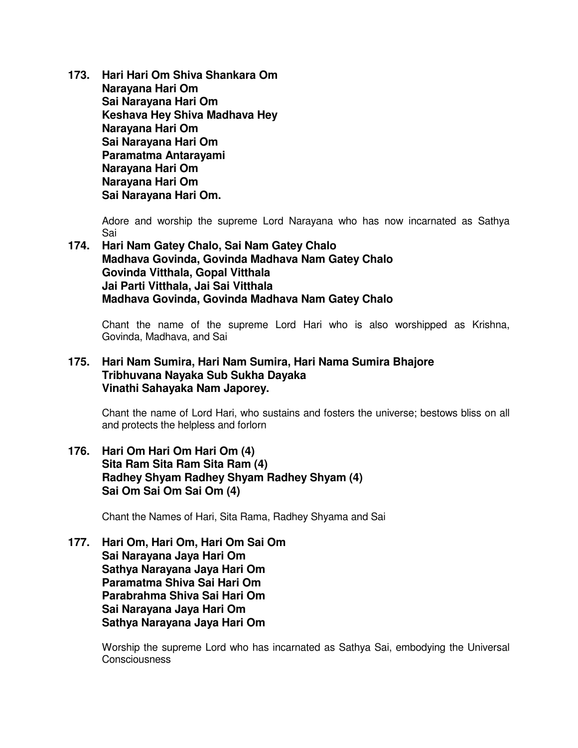**173. Hari Hari Om Shiva Shankara Om**
**Narayana Hari Om**
**Sai Narayana Hari Om**
**Keshava Hey Shiva Madhava Hey**
**Narayana Hari Om**
**Sai Narayana Hari Om**
**Paramatma Antarayami**
**Narayana Hari Om**
**Narayana Hari Om**
**Sai Narayana Hari Om.**

Adore and worship the supreme Lord Narayana who has now incarnated as Sathya Sai

**174. Hari Nam Gatey Chalo, Sai Nam Gatey Chalo**
**Madhava Govinda, Govinda Madhava Nam Gatey Chalo**
**Govinda Vitthala, Gopal Vitthala**
**Jai Parti Vitthala, Jai Sai Vitthala**
**Madhava Govinda, Govinda Madhava Nam Gatey Chalo**

Chant the name of the supreme Lord Hari who is also worshipped as Krishna, Govinda, Madhava, and Sai

**175. Hari Nam Sumira, Hari Nam Sumira, Hari Nama Sumira Bhajore**
**Tribhuvana Nayaka Sub Sukha Dayaka**
**Vinathi Sahayaka Nam Japorey.**

Chant the name of Lord Hari, who sustains and fosters the universe; bestows bliss on all and protects the helpless and forlorn

**176. Hari Om Hari Om Hari Om (4)**
**Sita Ram Sita Ram Sita Ram (4)**
**Radhey Shyam Radhey Shyam Radhey Shyam (4)**
**Sai Om Sai Om Sai Om (4)**

Chant the Names of Hari, Sita Rama, Radhey Shyama and Sai

**177. Hari Om, Hari Om, Hari Om Sai Om**
**Sai Narayana Jaya Hari Om**
**Sathya Narayana Jaya Hari Om**
**Paramatma Shiva Sai Hari Om**
**Parabrahma Shiva Sai Hari Om**
**Sai Narayana Jaya Hari Om**
**Sathya Narayana Jaya Hari Om**

Worship the supreme Lord who has incarnated as Sathya Sai, embodying the Universal Consciousness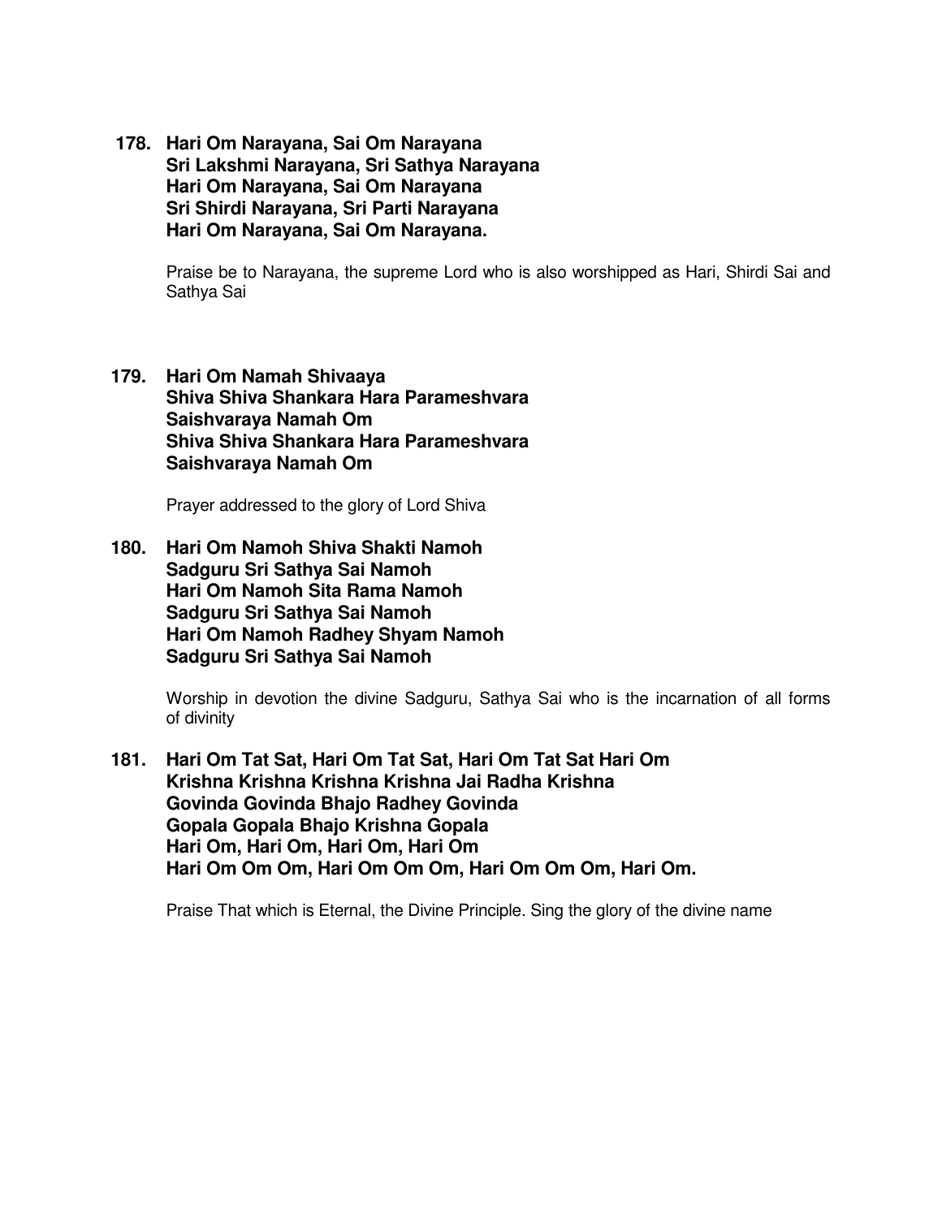**178. Hari Om Narayana, Sai Om Narayana**
**Sri Lakshmi Narayana, Sri Sathya Narayana**
**Hari Om Narayana, Sai Om Narayana**
**Sri Shirdi Narayana, Sri Parti Narayana**
**Hari Om Narayana, Sai Om Narayana.**

Praise be to Narayana, the supreme Lord who is also worshipped as Hari, Shirdi Sai and Sathya Sai

**179. Hari Om Namah Shivaaya**
**Shiva Shiva Shankara Hara Parameshvara**
**Saishvaraya Namah Om**
**Shiva Shiva Shankara Hara Parameshvara**
**Saishvaraya Namah Om**

Prayer addressed to the glory of Lord Shiva

**180. Hari Om Namoh Shiva Shakti Namoh**
**Sadguru Sri Sathya Sai Namoh**
**Hari Om Namoh Sita Rama Namoh**
**Sadguru Sri Sathya Sai Namoh**
**Hari Om Namoh Radhey Shyam Namoh**
**Sadguru Sri Sathya Sai Namoh**

Worship in devotion the divine Sadguru, Sathya Sai who is the incarnation of all forms of divinity

**181. Hari Om Tat Sat, Hari Om Tat Sat, Hari Om Tat Sat Hari Om**
**Krishna Krishna Krishna Krishna Jai Radha Krishna**
**Govinda Govinda Bhajo Radhey Govinda**
**Gopala Gopala Bhajo Krishna Gopala**
**Hari Om, Hari Om, Hari Om, Hari Om**
**Hari Om Om Om, Hari Om Om Om, Hari Om Om Om, Hari Om.**

Praise That which is Eternal, the Divine Principle. Sing the glory of the divine name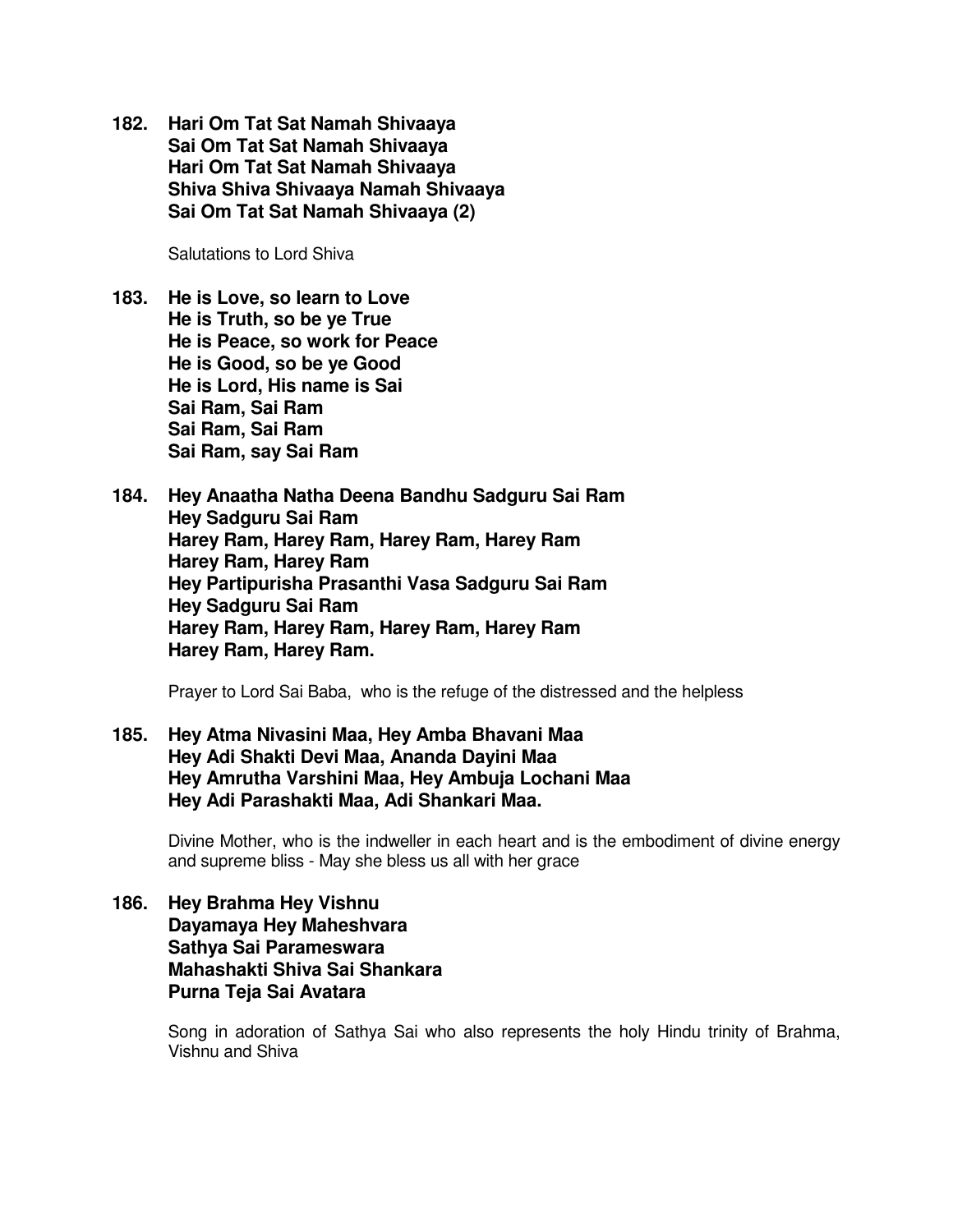**182. Hari Om Tat Sat Namah Shivaaya**
**Sai Om Tat Sat Namah Shivaaya**
**Hari Om Tat Sat Namah Shivaaya**
**Shiva Shiva Shivaaya Namah Shivaaya**
**Sai Om Tat Sat Namah Shivaaya (2)**

Salutations to Lord Shiva

**183. He is Love, so learn to Love**
**He is Truth, so be ye True**
**He is Peace, so work for Peace**
**He is Good, so be ye Good**
**He is Lord, His name is Sai**
**Sai Ram, Sai Ram**
**Sai Ram, Sai Ram**
**Sai Ram, say Sai Ram**

**184. Hey Anaatha Natha Deena Bandhu Sadguru Sai Ram**
**Hey Sadguru Sai Ram**
**Harey Ram, Harey Ram, Harey Ram, Harey Ram**
**Harey Ram, Harey Ram**
**Hey Partipurisha Prasanthi Vasa Sadguru Sai Ram**
**Hey Sadguru Sai Ram**
**Harey Ram, Harey Ram, Harey Ram, Harey Ram**
**Harey Ram, Harey Ram.**

Prayer to Lord Sai Baba, who is the refuge of the distressed and the helpless

**185. Hey Atma Nivasini Maa, Hey Amba Bhavani Maa**
**Hey Adi Shakti Devi Maa, Ananda Dayini Maa**
**Hey Amrutha Varshini Maa, Hey Ambuja Lochani Maa**
**Hey Adi Parashakti Maa, Adi Shankari Maa.**

Divine Mother, who is the indweller in each heart and is the embodiment of divine energy and supreme bliss - May she bless us all with her grace

**186. Hey Brahma Hey Vishnu**
**Dayamaya Hey Maheshvara**
**Sathya Sai Parameswara**
**Mahashakti Shiva Sai Shankara**
**Purna Teja Sai Avatara**

Song in adoration of Sathya Sai who also represents the holy Hindu trinity of Brahma, Vishnu and Shiva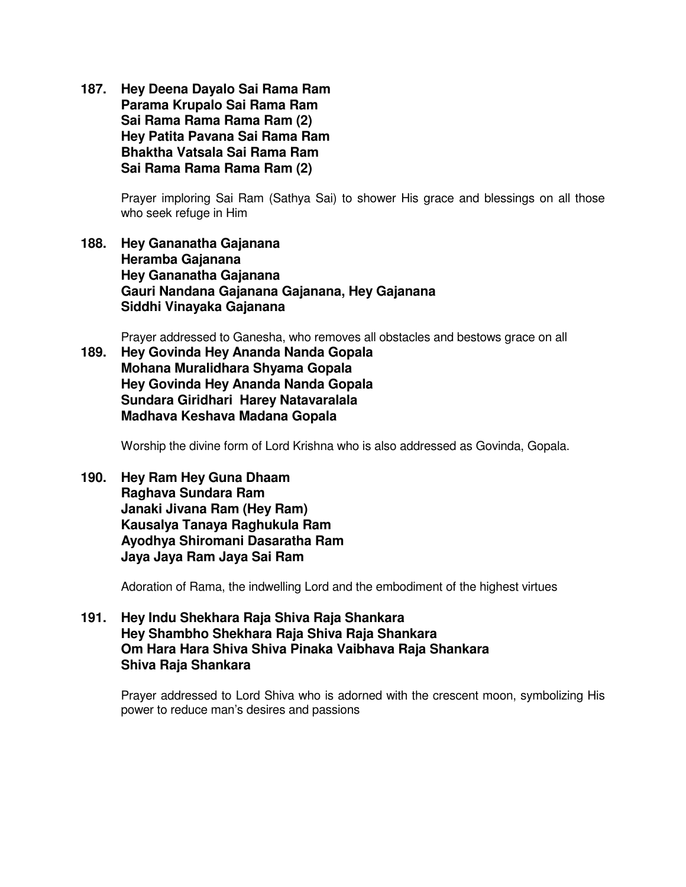**187. Hey Deena Dayalo Sai Rama Ram**
**Parama Krupalo Sai Rama Ram**
**Sai Rama Rama Rama Ram (2)**
**Hey Patita Pavana Sai Rama Ram**
**Bhaktha Vatsala Sai Rama Ram**
**Sai Rama Rama Rama Ram (2)**

Prayer imploring Sai Ram (Sathya Sai) to shower His grace and blessings on all those who seek refuge in Him

**188. Hey Gananatha Gajanana**
**Heramba Gajanana**
**Hey Gananatha Gajanana**
**Gauri Nandana Gajanana Gajanana, Hey Gajanana**
**Siddhi Vinayaka Gajanana**

Prayer addressed to Ganesha, who removes all obstacles and bestows grace on all

**189. Hey Govinda Hey Ananda Nanda Gopala**
**Mohana Muralidhara Shyama Gopala**
**Hey Govinda Hey Ananda Nanda Gopala**
**Sundara Giridhari Harey Natavaralala**
**Madhava Keshava Madana Gopala**

Worship the divine form of Lord Krishna who is also addressed as Govinda, Gopala.

**190. Hey Ram Hey Guna Dhaam**
**Raghava Sundara Ram**
**Janaki Jivana Ram (Hey Ram)**
**Kausalya Tanaya Raghukula Ram**
**Ayodhya Shiromani Dasaratha Ram**
**Jaya Jaya Ram Jaya Sai Ram**

Adoration of Rama, the indwelling Lord and the embodiment of the highest virtues

**191. Hey Indu Shekhara Raja Shiva Raja Shankara**
**Hey Shambho Shekhara Raja Shiva Raja Shankara**
**Om Hara Hara Shiva Shiva Pinaka Vaibhava Raja Shankara**
**Shiva Raja Shankara**

Prayer addressed to Lord Shiva who is adorned with the crescent moon, symbolizing His power to reduce man's desires and passions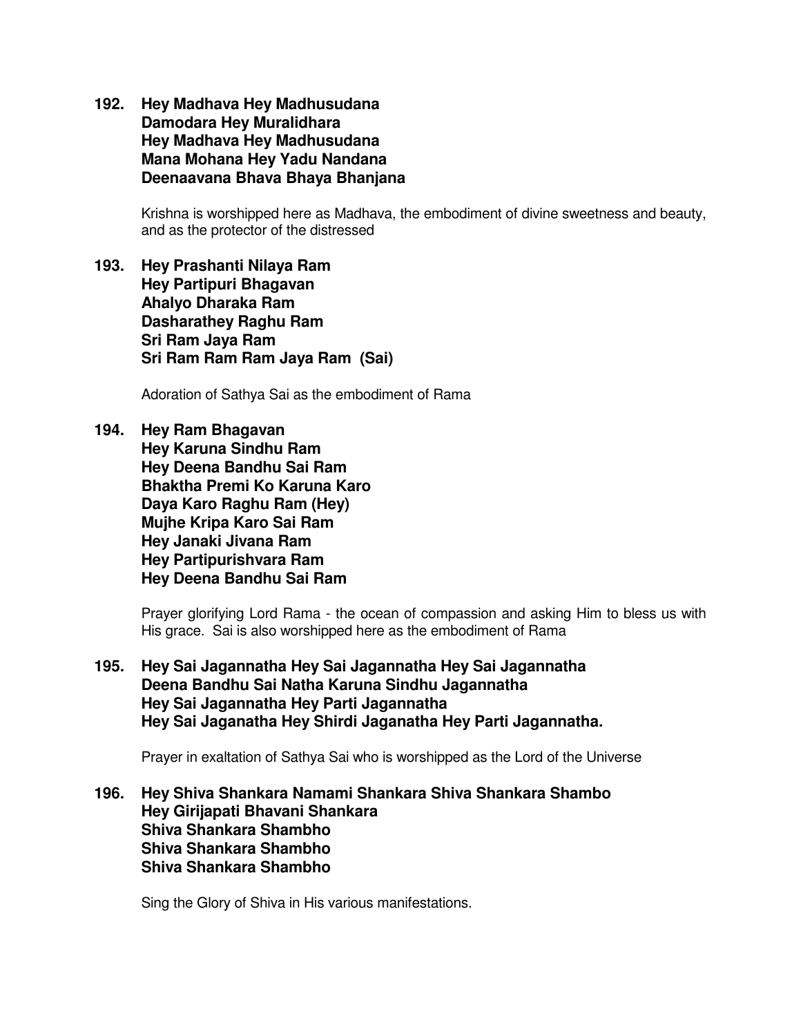**192. Hey Madhava Hey Madhusudana**
**Damodara Hey Muralidhara**
**Hey Madhava Hey Madhusudana**
**Mana Mohana Hey Yadu Nandana**
**Deenaavana Bhava Bhaya Bhanjana**

Krishna is worshipped here as Madhava, the embodiment of divine sweetness and beauty, and as the protector of the distressed

**193. Hey Prashanti Nilaya Ram**
**Hey Partipuri Bhagavan**
**Ahalyo Dharaka Ram**
**Dasharathey Raghu Ram**
**Sri Ram Jaya Ram**
**Sri Ram Ram Ram Jaya Ram (Sai)**

Adoration of Sathya Sai as the embodiment of Rama

**194. Hey Ram Bhagavan**
**Hey Karuna Sindhu Ram**
**Hey Deena Bandhu Sai Ram**
**Bhaktha Premi Ko Karuna Karo**
**Daya Karo Raghu Ram (Hey)**
**Mujhe Kripa Karo Sai Ram**
**Hey Janaki Jivana Ram**
**Hey Partipurishvara Ram**
**Hey Deena Bandhu Sai Ram**

Prayer glorifying Lord Rama - the ocean of compassion and asking Him to bless us with His grace. Sai is also worshipped here as the embodiment of Rama

**195. Hey Sai Jagannatha Hey Sai Jagannatha Hey Sai Jagannatha**
**Deena Bandhu Sai Natha Karuna Sindhu Jagannatha**
**Hey Sai Jagannatha Hey Parti Jagannatha**
**Hey Sai Jaganatha Hey Shirdi Jaganatha Hey Parti Jagannatha.**

Prayer in exaltation of Sathya Sai who is worshipped as the Lord of the Universe

**196. Hey Shiva Shankara Namami Shankara Shiva Shankara Shambo**
**Hey Girijapati Bhavani Shankara**
**Shiva Shankara Shambho**
**Shiva Shankara Shambho**
**Shiva Shankara Shambho**

Sing the Glory of Shiva in His various manifestations.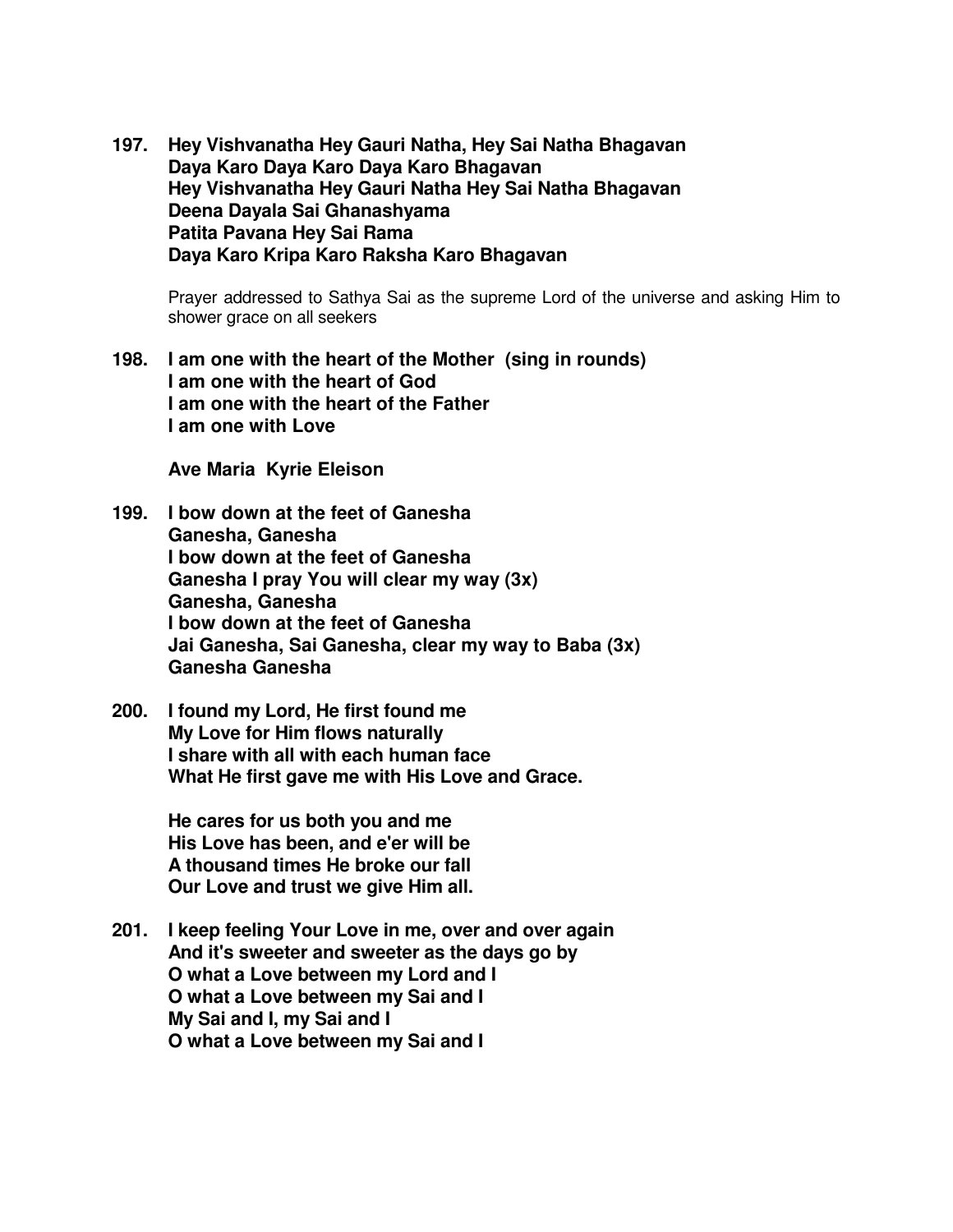**197. Hey Vishvanatha Hey Gauri Natha, Hey Sai Natha Bhagavan**
**Daya Karo Daya Karo Daya Karo Bhagavan**
**Hey Vishvanatha Hey Gauri Natha Hey Sai Natha Bhagavan**
**Deena Dayala Sai Ghanashyama**
**Patita Pavana Hey Sai Rama**
**Daya Karo Kripa Karo Raksha Karo Bhagavan**

Prayer addressed to Sathya Sai as the supreme Lord of the universe and asking Him to shower grace on all seekers

**198. I am one with the heart of the Mother (sing in rounds)**
**I am one with the heart of God**
**I am one with the heart of the Father**
**I am one with Love**

**Ave Maria Kyrie Eleison**

**199. I bow down at the feet of Ganesha**
**Ganesha, Ganesha**
**I bow down at the feet of Ganesha**
**Ganesha I pray You will clear my way (3x)**
**Ganesha, Ganesha**
**I bow down at the feet of Ganesha**
**Jai Ganesha, Sai Ganesha, clear my way to Baba (3x)**
**Ganesha Ganesha**

**200. I found my Lord, He first found me**
**My Love for Him flows naturally**
**I share with all with each human face**
**What He first gave me with His Love and Grace.**

**He cares for us both you and me**
**His Love has been, and e'er will be**
**A thousand times He broke our fall**
**Our Love and trust we give Him all.**

**201. I keep feeling Your Love in me, over and over again**
**And it's sweeter and sweeter as the days go by**
**O what a Love between my Lord and I**
**O what a Love between my Sai and I**
**My Sai and I, my Sai and I**
**O what a Love between my Sai and I**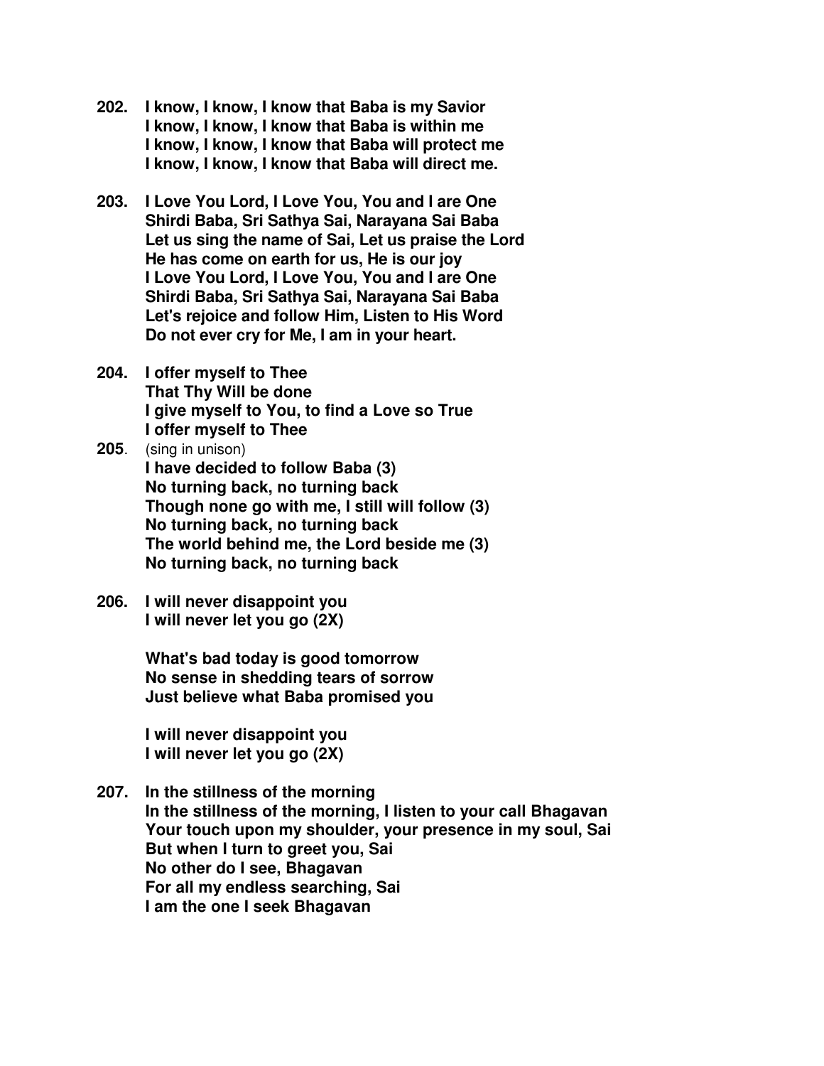**202. I know, I know, I know that Baba is my Savior**
**I know, I know, I know that Baba is within me**
**I know, I know, I know that Baba will protect me**
**I know, I know, I know that Baba will direct me.**

**203. I Love You Lord, I Love You, You and I are One**
**Shirdi Baba, Sri Sathya Sai, Narayana Sai Baba**
**Let us sing the name of Sai, Let us praise the Lord**
**He has come on earth for us, He is our joy**
**I Love You Lord, I Love You, You and I are One**
**Shirdi Baba, Sri Sathya Sai, Narayana Sai Baba**
**Let's rejoice and follow Him, Listen to His Word**
**Do not ever cry for Me, I am in your heart.**

**204. I offer myself to Thee**
**That Thy Will be done**
**I give myself to You, to find a Love so True**
**I offer myself to Thee**

**205**. (sing in unison)
**I have decided to follow Baba (3)**
**No turning back, no turning back**
**Though none go with me, I still will follow (3)**
**No turning back, no turning back**
**The world behind me, the Lord beside me (3)**
**No turning back, no turning back**

**206. I will never disappoint you**
**I will never let you go (2X)**

**What's bad today is good tomorrow**
**No sense in shedding tears of sorrow**
**Just believe what Baba promised you**

**I will never disappoint you**
**I will never let you go (2X)**

**207. In the stillness of the morning**
**In the stillness of the morning, I listen to your call Bhagavan**
**Your touch upon my shoulder, your presence in my soul, Sai**
**But when I turn to greet you, Sai**
**No other do I see, Bhagavan**
**For all my endless searching, Sai**
**I am the one I seek Bhagavan**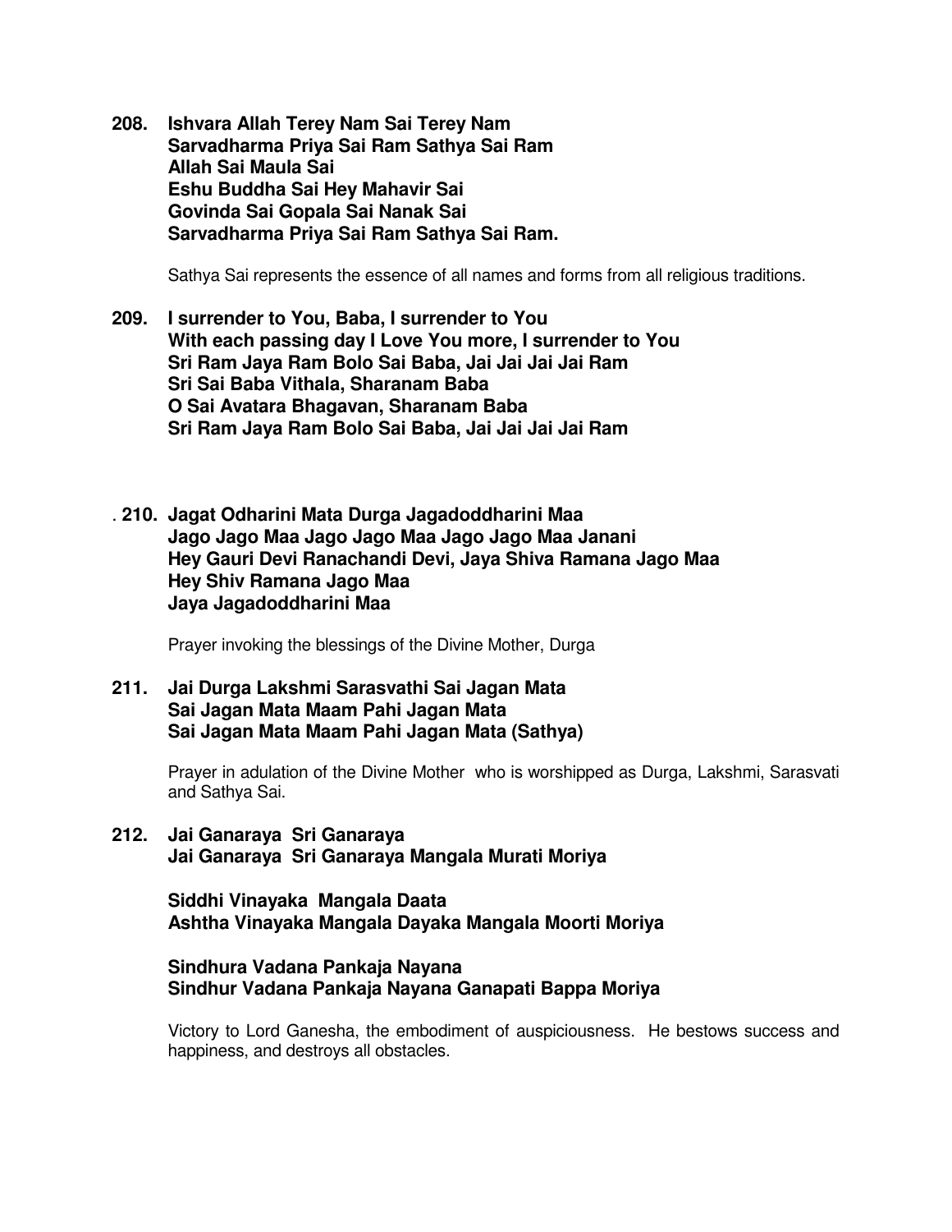**208. Ishvara Allah Terey Nam Sai Terey Nam**
**Sarvadharma Priya Sai Ram Sathya Sai Ram**
**Allah Sai Maula Sai**
**Eshu Buddha Sai Hey Mahavir Sai**
**Govinda Sai Gopala Sai Nanak Sai**
**Sarvadharma Priya Sai Ram Sathya Sai Ram.**

Sathya Sai represents the essence of all names and forms from all religious traditions.

**209. I surrender to You, Baba, I surrender to You**
**With each passing day I Love You more, I surrender to You**
**Sri Ram Jaya Ram Bolo Sai Baba, Jai Jai Jai Jai Ram**
**Sri Sai Baba Vithala, Sharanam Baba**
**O Sai Avatara Bhagavan, Sharanam Baba**
**Sri Ram Jaya Ram Bolo Sai Baba, Jai Jai Jai Jai Ram**

. **210. Jagat Odharini Mata Durga Jagadoddharini Maa**
**Jago Jago Maa Jago Jago Maa Jago Jago Maa Janani**
**Hey Gauri Devi Ranachandi Devi, Jaya Shiva Ramana Jago Maa**
**Hey Shiv Ramana Jago Maa**
**Jaya Jagadoddharini Maa**

Prayer invoking the blessings of the Divine Mother, Durga

**211. Jai Durga Lakshmi Sarasvathi Sai Jagan Mata**
**Sai Jagan Mata Maam Pahi Jagan Mata**
**Sai Jagan Mata Maam Pahi Jagan Mata (Sathya)**

Prayer in adulation of the Divine Mother who is worshipped as Durga, Lakshmi, Sarasvati and Sathya Sai.

**212. Jai Ganaraya Sri Ganaraya**
**Jai Ganaraya Sri Ganaraya Mangala Murati Moriya**

**Siddhi Vinayaka Mangala Daata**
**Ashtha Vinayaka Mangala Dayaka Mangala Moorti Moriya**

**Sindhura Vadana Pankaja Nayana**
**Sindhur Vadana Pankaja Nayana Ganapati Bappa Moriya**

Victory to Lord Ganesha, the embodiment of auspiciousness. He bestows success and happiness, and destroys all obstacles.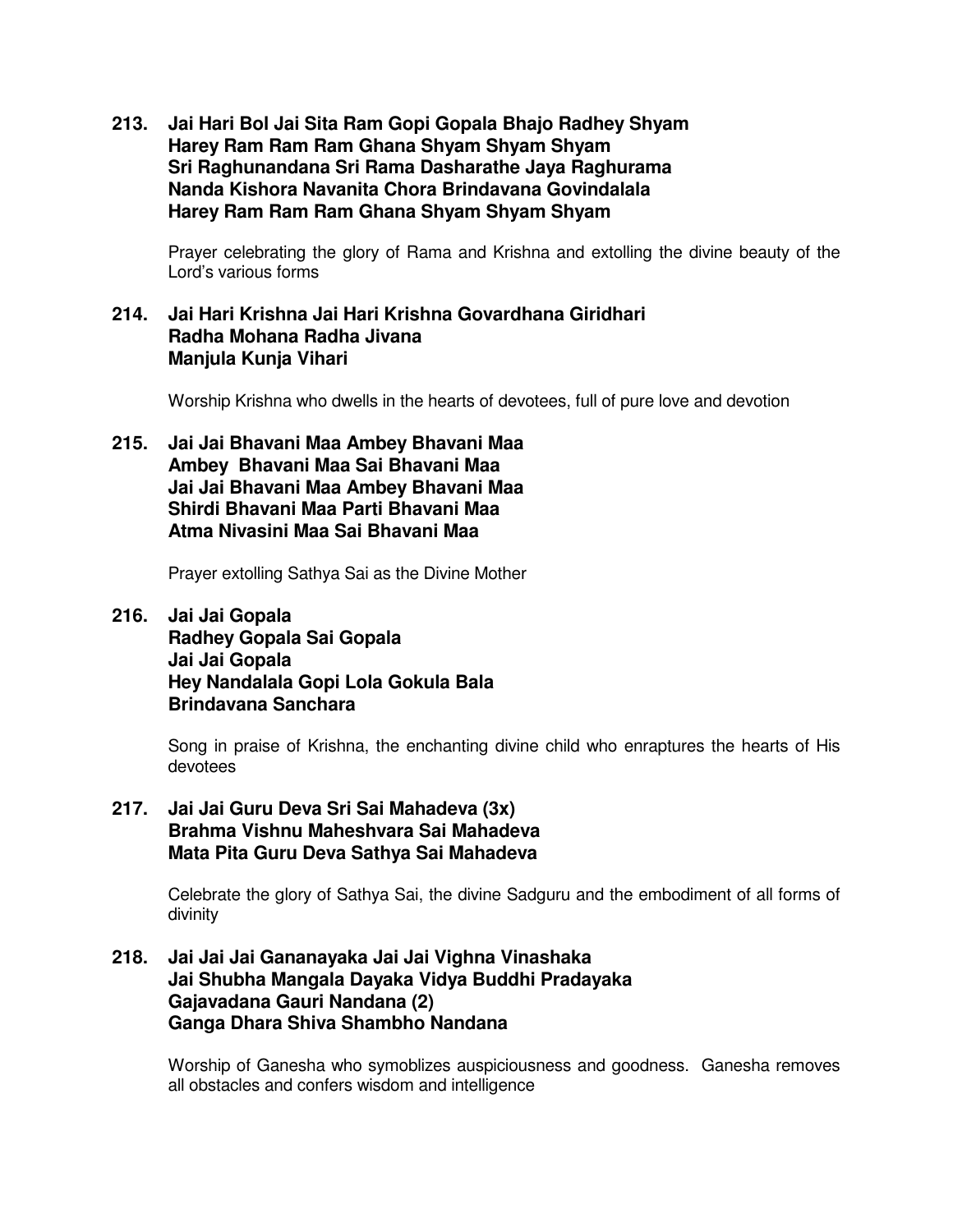**213. Jai Hari Bol Jai Sita Ram Gopi Gopala Bhajo Radhey Shyam**
**Harey Ram Ram Ram Ghana Shyam Shyam Shyam**
**Sri Raghunandana Sri Rama Dasharathe Jaya Raghurama**
**Nanda Kishora Navanita Chora Brindavana Govindalala**
**Harey Ram Ram Ram Ghana Shyam Shyam Shyam**

Prayer celebrating the glory of Rama and Krishna and extolling the divine beauty of the Lord's various forms

**214. Jai Hari Krishna Jai Hari Krishna Govardhana Giridhari**
**Radha Mohana Radha Jivana**
**Manjula Kunja Vihari**

Worship Krishna who dwells in the hearts of devotees, full of pure love and devotion

**215. Jai Jai Bhavani Maa Ambey Bhavani Maa**
**Ambey Bhavani Maa Sai Bhavani Maa**
**Jai Jai Bhavani Maa Ambey Bhavani Maa**
**Shirdi Bhavani Maa Parti Bhavani Maa**
**Atma Nivasini Maa Sai Bhavani Maa**

Prayer extolling Sathya Sai as the Divine Mother

**216. Jai Jai Gopala**
**Radhey Gopala Sai Gopala**
**Jai Jai Gopala**
**Hey Nandalala Gopi Lola Gokula Bala**
**Brindavana Sanchara**

Song in praise of Krishna, the enchanting divine child who enraptures the hearts of His devotees

**217. Jai Jai Guru Deva Sri Sai Mahadeva (3x)**
**Brahma Vishnu Maheshvara Sai Mahadeva**
**Mata Pita Guru Deva Sathya Sai Mahadeva**

Celebrate the glory of Sathya Sai, the divine Sadguru and the embodiment of all forms of divinity

**218. Jai Jai Jai Gananayaka Jai Jai Vighna Vinashaka**
**Jai Shubha Mangala Dayaka Vidya Buddhi Pradayaka**
**Gajavadana Gauri Nandana (2)**
**Ganga Dhara Shiva Shambho Nandana**

Worship of Ganesha who symoblizes auspiciousness and goodness. Ganesha removes all obstacles and confers wisdom and intelligence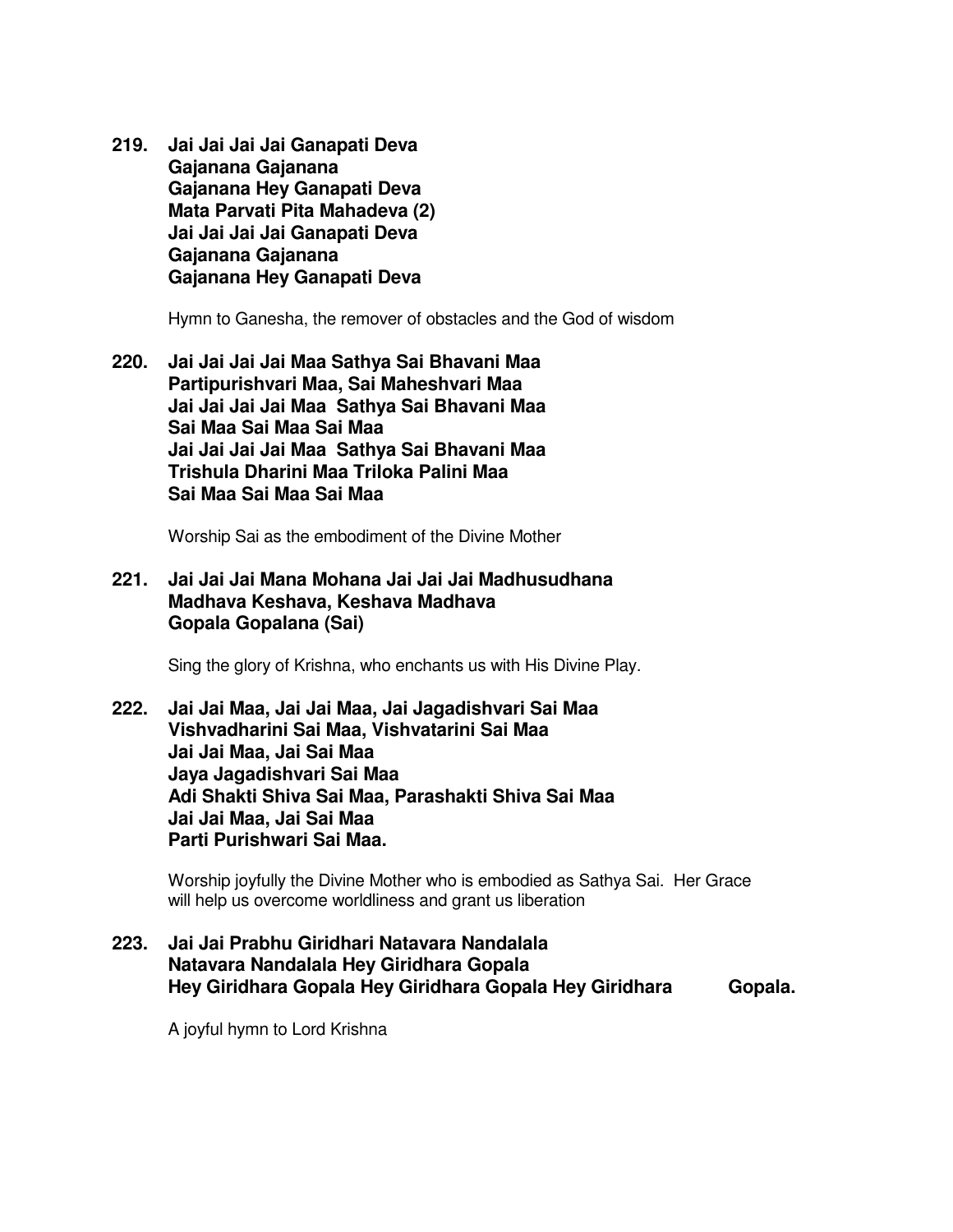**219. Jai Jai Jai Jai Ganapati Deva**
**Gajanana Gajanana**
**Gajanana Hey Ganapati Deva**
**Mata Parvati Pita Mahadeva (2)**
**Jai Jai Jai Jai Ganapati Deva**
**Gajanana Gajanana**
**Gajanana Hey Ganapati Deva**

Hymn to Ganesha, the remover of obstacles and the God of wisdom

**220. Jai Jai Jai Jai Maa Sathya Sai Bhavani Maa**
**Partipurishvari Maa, Sai Maheshvari Maa**
**Jai Jai Jai Jai Maa Sathya Sai Bhavani Maa**
**Sai Maa Sai Maa Sai Maa**
**Jai Jai Jai Jai Maa Sathya Sai Bhavani Maa**
**Trishula Dharini Maa Triloka Palini Maa**
**Sai Maa Sai Maa Sai Maa**

Worship Sai as the embodiment of the Divine Mother

**221. Jai Jai Jai Mana Mohana Jai Jai Jai Madhusudhana**
**Madhava Keshava, Keshava Madhava**
**Gopala Gopalana (Sai)**

Sing the glory of Krishna, who enchants us with His Divine Play.

**222. Jai Jai Maa, Jai Jai Maa, Jai Jagadishvari Sai Maa**
**Vishvadharini Sai Maa, Vishvatarini Sai Maa**
**Jai Jai Maa, Jai Sai Maa**
**Jaya Jagadishvari Sai Maa**
**Adi Shakti Shiva Sai Maa, Parashakti Shiva Sai Maa**
**Jai Jai Maa, Jai Sai Maa**
**Parti Purishwari Sai Maa.**

Worship joyfully the Divine Mother who is embodied as Sathya Sai. Her Grace will help us overcome worldliness and grant us liberation

**223. Jai Jai Prabhu Giridhari Natavara Nandalala**
**Natavara Nandalala Hey Giridhara Gopala**
**Hey Giridhara Gopala Hey Giridhara Gopala Hey Giridhara Gopala.**

A joyful hymn to Lord Krishna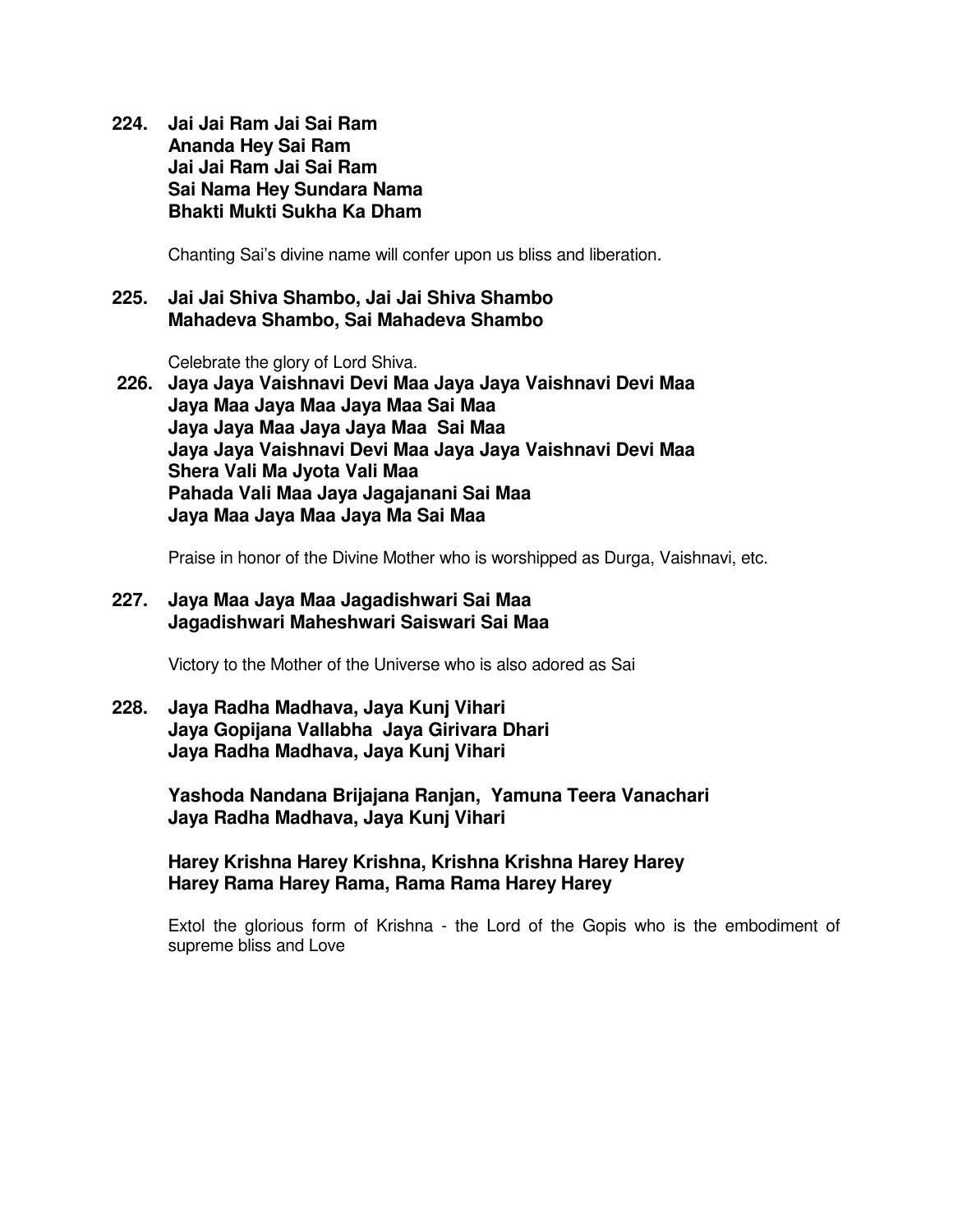**224. Jai Jai Ram Jai Sai Ram**
**Ananda Hey Sai Ram**
**Jai Jai Ram Jai Sai Ram**
**Sai Nama Hey Sundara Nama**
**Bhakti Mukti Sukha Ka Dham**

Chanting Sai's divine name will confer upon us bliss and liberation.

**225. Jai Jai Shiva Shambo, Jai Jai Shiva Shambo**
**Mahadeva Shambo, Sai Mahadeva Shambo**

Celebrate the glory of Lord Shiva.

**226. Jaya Jaya Vaishnavi Devi Maa Jaya Jaya Vaishnavi Devi Maa**
**Jaya Maa Jaya Maa Jaya Maa Sai Maa**
**Jaya Jaya Maa Jaya Jaya Maa Sai Maa**
**Jaya Jaya Vaishnavi Devi Maa Jaya Jaya Vaishnavi Devi Maa**
**Shera Vali Ma Jyota Vali Maa**
**Pahada Vali Maa Jaya Jagajanani Sai Maa**
**Jaya Maa Jaya Maa Jaya Ma Sai Maa**

Praise in honor of the Divine Mother who is worshipped as Durga, Vaishnavi, etc.

**227. Jaya Maa Jaya Maa Jagadishwari Sai Maa**
**Jagadishwari Maheshwari Saiswari Sai Maa**

Victory to the Mother of the Universe who is also adored as Sai

**228. Jaya Radha Madhava, Jaya Kunj Vihari**
**Jaya Gopijana Vallabha Jaya Girivara Dhari**
**Jaya Radha Madhava, Jaya Kunj Vihari**

**Yashoda Nandana Brijajana Ranjan, Yamuna Teera Vanachari**
**Jaya Radha Madhava, Jaya Kunj Vihari**

**Harey Krishna Harey Krishna, Krishna Krishna Harey Harey**
**Harey Rama Harey Rama, Rama Rama Harey Harey**

Extol the glorious form of Krishna - the Lord of the Gopis who is the embodiment of supreme bliss and Love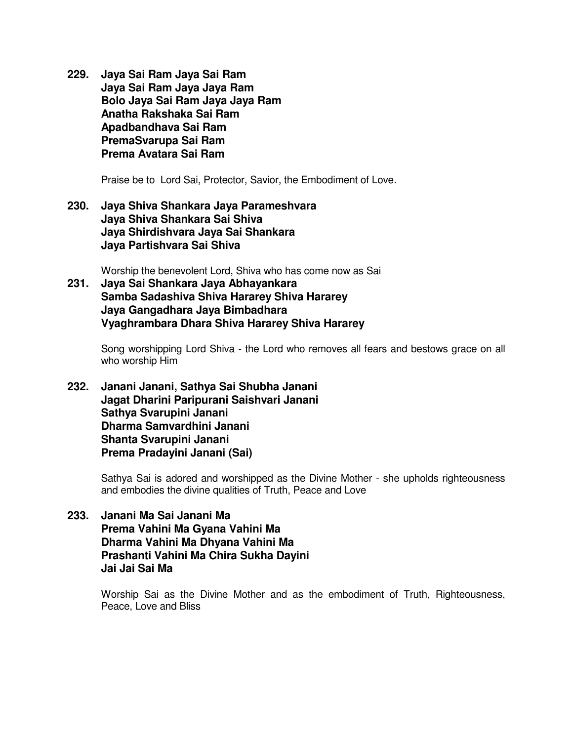**229. Jaya Sai Ram Jaya Sai Ram**
**Jaya Sai Ram Jaya Jaya Ram**
**Bolo Jaya Sai Ram Jaya Jaya Ram**
**Anatha Rakshaka Sai Ram**
**Apadbandhava Sai Ram**
**PremaSvarupa Sai Ram**
**Prema Avatara Sai Ram**

Praise be to Lord Sai, Protector, Savior, the Embodiment of Love.

**230. Jaya Shiva Shankara Jaya Parameshvara**
**Jaya Shiva Shankara Sai Shiva**
**Jaya Shirdishvara Jaya Sai Shankara**
**Jaya Partishvara Sai Shiva**

Worship the benevolent Lord, Shiva who has come now as Sai

**231. Jaya Sai Shankara Jaya Abhayankara**
**Samba Sadashiva Shiva Hararey Shiva Hararey**
**Jaya Gangadhara Jaya Bimbadhara**
**Vyaghrambara Dhara Shiva Hararey Shiva Hararey**

Song worshipping Lord Shiva - the Lord who removes all fears and bestows grace on all who worship Him

**232. Janani Janani, Sathya Sai Shubha Janani**
**Jagat Dharini Paripurani Saishvari Janani**
**Sathya Svarupini Janani**
**Dharma Samvardhini Janani**
**Shanta Svarupini Janani**
**Prema Pradayini Janani (Sai)**

Sathya Sai is adored and worshipped as the Divine Mother - she upholds righteousness and embodies the divine qualities of Truth, Peace and Love

**233. Janani Ma Sai Janani Ma**
**Prema Vahini Ma Gyana Vahini Ma**
**Dharma Vahini Ma Dhyana Vahini Ma**
**Prashanti Vahini Ma Chira Sukha Dayini**
**Jai Jai Sai Ma**

Worship Sai as the Divine Mother and as the embodiment of Truth, Righteousness, Peace, Love and Bliss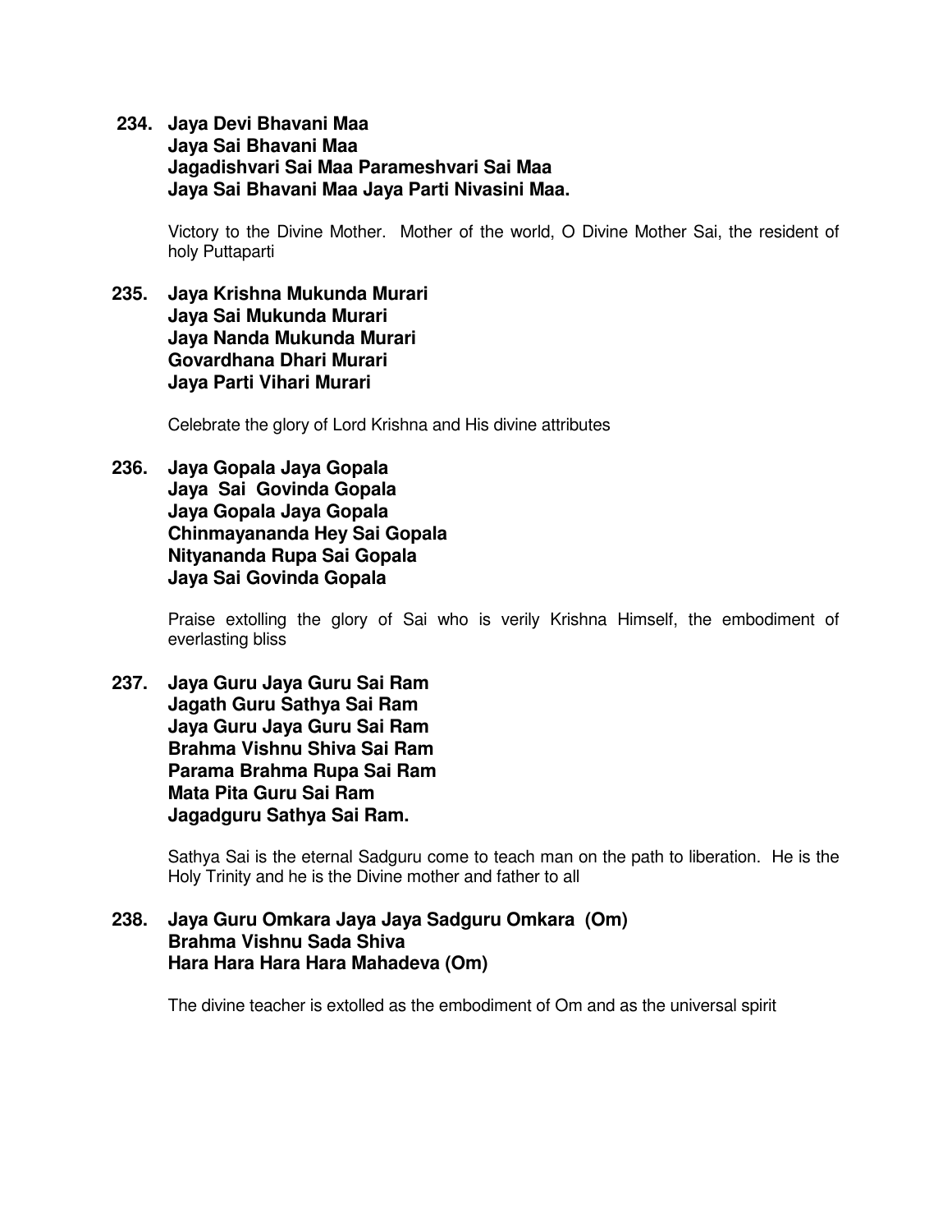**234. Jaya Devi Bhavani Maa**
**Jaya Sai Bhavani Maa**
**Jagadishvari Sai Maa Parameshvari Sai Maa**
**Jaya Sai Bhavani Maa Jaya Parti Nivasini Maa.**

Victory to the Divine Mother. Mother of the world, O Divine Mother Sai, the resident of holy Puttaparti

**235. Jaya Krishna Mukunda Murari**
**Jaya Sai Mukunda Murari**
**Jaya Nanda Mukunda Murari**
**Govardhana Dhari Murari**
**Jaya Parti Vihari Murari**

Celebrate the glory of Lord Krishna and His divine attributes

**236. Jaya Gopala Jaya Gopala**
**Jaya Sai Govinda Gopala**
**Jaya Gopala Jaya Gopala**
**Chinmayananda Hey Sai Gopala**
**Nityananda Rupa Sai Gopala**
**Jaya Sai Govinda Gopala**

Praise extolling the glory of Sai who is verily Krishna Himself, the embodiment of everlasting bliss

**237. Jaya Guru Jaya Guru Sai Ram**
**Jagath Guru Sathya Sai Ram**
**Jaya Guru Jaya Guru Sai Ram**
**Brahma Vishnu Shiva Sai Ram**
**Parama Brahma Rupa Sai Ram**
**Mata Pita Guru Sai Ram**
**Jagadguru Sathya Sai Ram.**

Sathya Sai is the eternal Sadguru come to teach man on the path to liberation. He is the Holy Trinity and he is the Divine mother and father to all

**238. Jaya Guru Omkara Jaya Jaya Sadguru Omkara (Om)**
**Brahma Vishnu Sada Shiva**
**Hara Hara Hara Hara Mahadeva (Om)**

The divine teacher is extolled as the embodiment of Om and as the universal spirit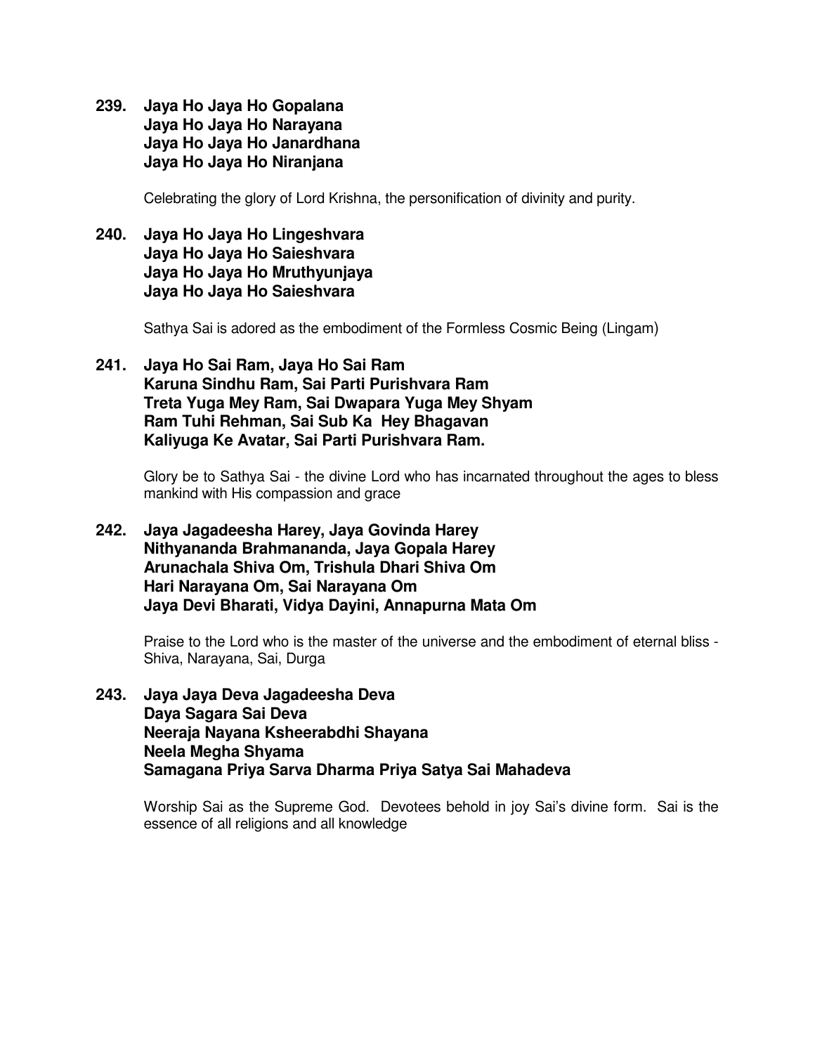**239. Jaya Ho Jaya Ho Gopalana**
**Jaya Ho Jaya Ho Narayana**
**Jaya Ho Jaya Ho Janardhana**
**Jaya Ho Jaya Ho Niranjana**

Celebrating the glory of Lord Krishna, the personification of divinity and purity.

**240. Jaya Ho Jaya Ho Lingeshvara**
**Jaya Ho Jaya Ho Saieshvara**
**Jaya Ho Jaya Ho Mruthyunjaya**
**Jaya Ho Jaya Ho Saieshvara**

Sathya Sai is adored as the embodiment of the Formless Cosmic Being (Lingam)

**241. Jaya Ho Sai Ram, Jaya Ho Sai Ram**
**Karuna Sindhu Ram, Sai Parti Purishvara Ram**
**Treta Yuga Mey Ram, Sai Dwapara Yuga Mey Shyam**
**Ram Tuhi Rehman, Sai Sub Ka Hey Bhagavan**
**Kaliyuga Ke Avatar, Sai Parti Purishvara Ram.**

Glory be to Sathya Sai - the divine Lord who has incarnated throughout the ages to bless mankind with His compassion and grace

**242. Jaya Jagadeesha Harey, Jaya Govinda Harey**
**Nithyananda Brahmananda, Jaya Gopala Harey**
**Arunachala Shiva Om, Trishula Dhari Shiva Om**
**Hari Narayana Om, Sai Narayana Om**
**Jaya Devi Bharati, Vidya Dayini, Annapurna Mata Om**

Praise to the Lord who is the master of the universe and the embodiment of eternal bliss - Shiva, Narayana, Sai, Durga

**243. Jaya Jaya Deva Jagadeesha Deva**
**Daya Sagara Sai Deva**
**Neeraja Nayana Ksheerabdhi Shayana**
**Neela Megha Shyama**
**Samagana Priya Sarva Dharma Priya Satya Sai Mahadeva**

Worship Sai as the Supreme God. Devotees behold in joy Sai's divine form. Sai is the essence of all religions and all knowledge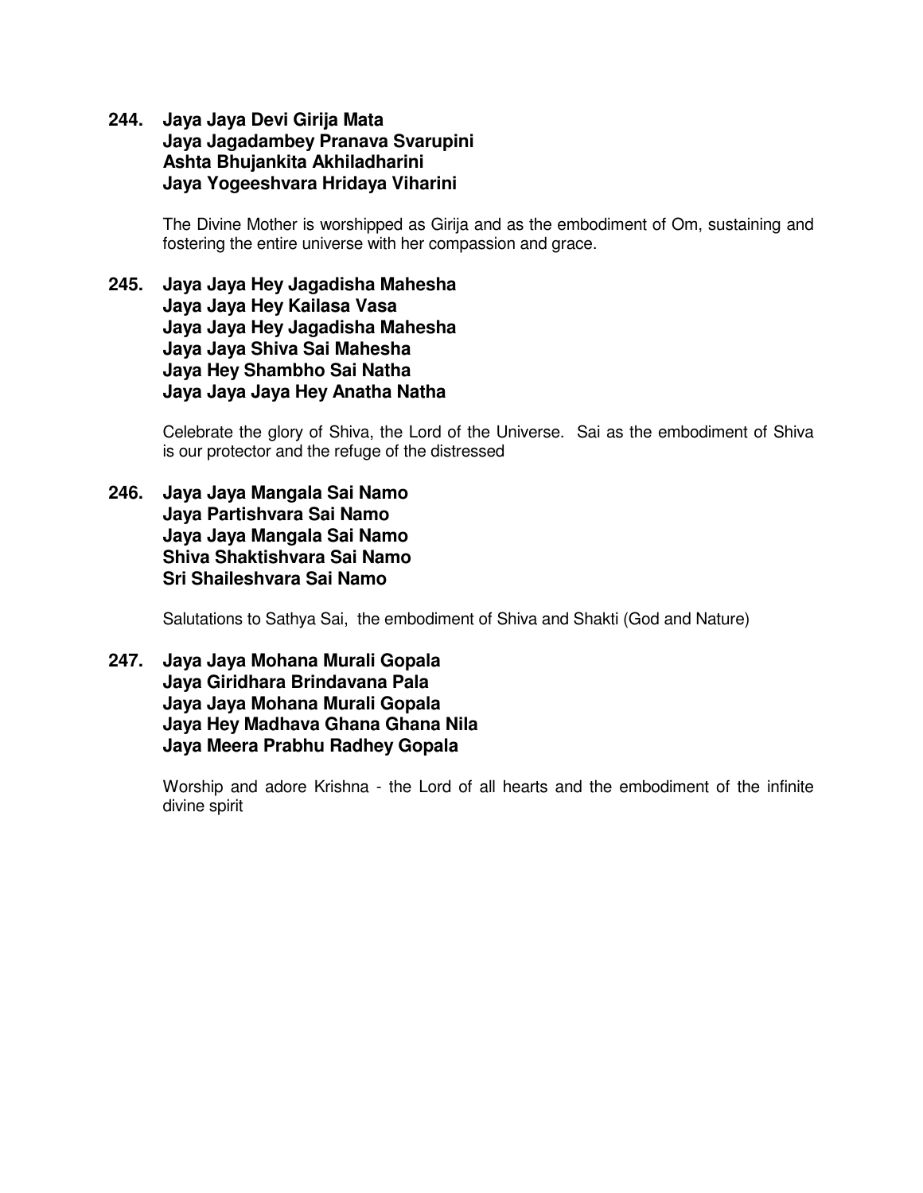**244. Jaya Jaya Devi Girija Mata**
**Jaya Jagadambey Pranava Svarupini**
**Ashta Bhujankita Akhiladharini**
**Jaya Yogeeshvara Hridaya Viharini**

The Divine Mother is worshipped as Girija and as the embodiment of Om, sustaining and fostering the entire universe with her compassion and grace.

**245. Jaya Jaya Hey Jagadisha Mahesha**
**Jaya Jaya Hey Kailasa Vasa**
**Jaya Jaya Hey Jagadisha Mahesha**
**Jaya Jaya Shiva Sai Mahesha**
**Jaya Hey Shambho Sai Natha**
**Jaya Jaya Jaya Hey Anatha Natha**

Celebrate the glory of Shiva, the Lord of the Universe. Sai as the embodiment of Shiva is our protector and the refuge of the distressed

**246. Jaya Jaya Mangala Sai Namo**
**Jaya Partishvara Sai Namo**
**Jaya Jaya Mangala Sai Namo**
**Shiva Shaktishvara Sai Namo**
**Sri Shaileshvara Sai Namo**

Salutations to Sathya Sai, the embodiment of Shiva and Shakti (God and Nature)

**247. Jaya Jaya Mohana Murali Gopala**
**Jaya Giridhara Brindavana Pala**
**Jaya Jaya Mohana Murali Gopala**
**Jaya Hey Madhava Ghana Ghana Nila**
**Jaya Meera Prabhu Radhey Gopala**

Worship and adore Krishna - the Lord of all hearts and the embodiment of the infinite divine spirit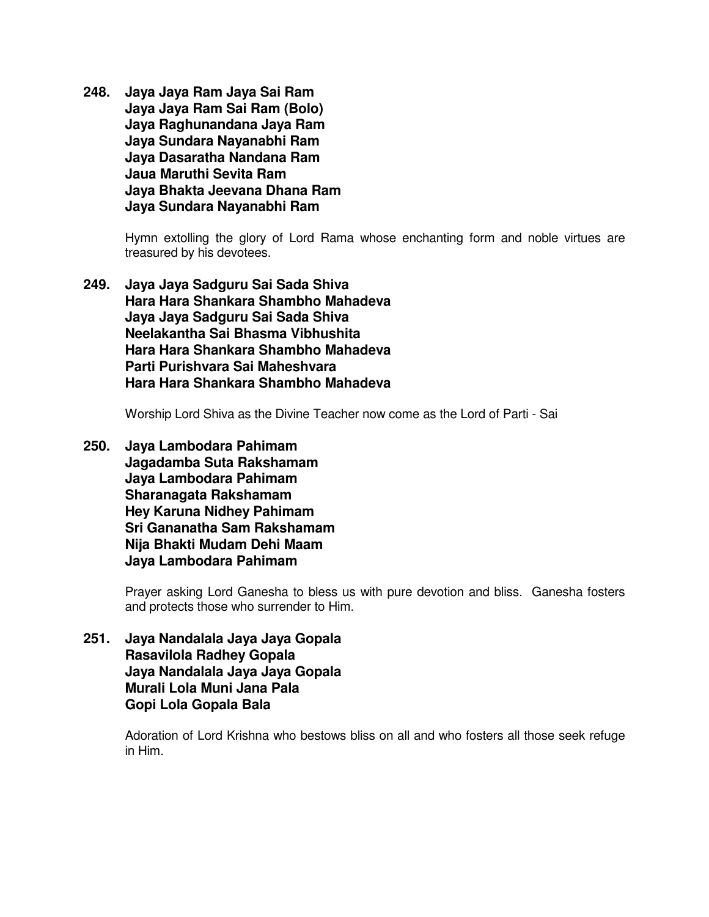**248. Jaya Jaya Ram Jaya Sai Ram**
**Jaya Jaya Ram Sai Ram (Bolo)**
**Jaya Raghunandana Jaya Ram**
**Jaya Sundara Nayanabhi Ram**
**Jaya Dasaratha Nandana Ram**
**Jaua Maruthi Sevita Ram**
**Jaya Bhakta Jeevana Dhana Ram**
**Jaya Sundara Nayanabhi Ram**

Hymn extolling the glory of Lord Rama whose enchanting form and noble virtues are treasured by his devotees.

**249. Jaya Jaya Sadguru Sai Sada Shiva**
**Hara Hara Shankara Shambho Mahadeva**
**Jaya Jaya Sadguru Sai Sada Shiva**
**Neelakantha Sai Bhasma Vibhushita**
**Hara Hara Shankara Shambho Mahadeva**
**Parti Purishvara Sai Maheshvara**
**Hara Hara Shankara Shambho Mahadeva**

Worship Lord Shiva as the Divine Teacher now come as the Lord of Parti - Sai

**250. Jaya Lambodara Pahimam**
**Jagadamba Suta Rakshamam**
**Jaya Lambodara Pahimam**
**Sharanagata Rakshamam**
**Hey Karuna Nidhey Pahimam**
**Sri Gananatha Sam Rakshamam**
**Nija Bhakti Mudam Dehi Maam**
**Jaya Lambodara Pahimam**

Prayer asking Lord Ganesha to bless us with pure devotion and bliss. Ganesha fosters and protects those who surrender to Him.

**251. Jaya Nandalala Jaya Jaya Gopala**
**Rasavilola Radhey Gopala**
**Jaya Nandalala Jaya Jaya Gopala**
**Murali Lola Muni Jana Pala**
**Gopi Lola Gopala Bala**

Adoration of Lord Krishna who bestows bliss on all and who fosters all those seek refuge in Him.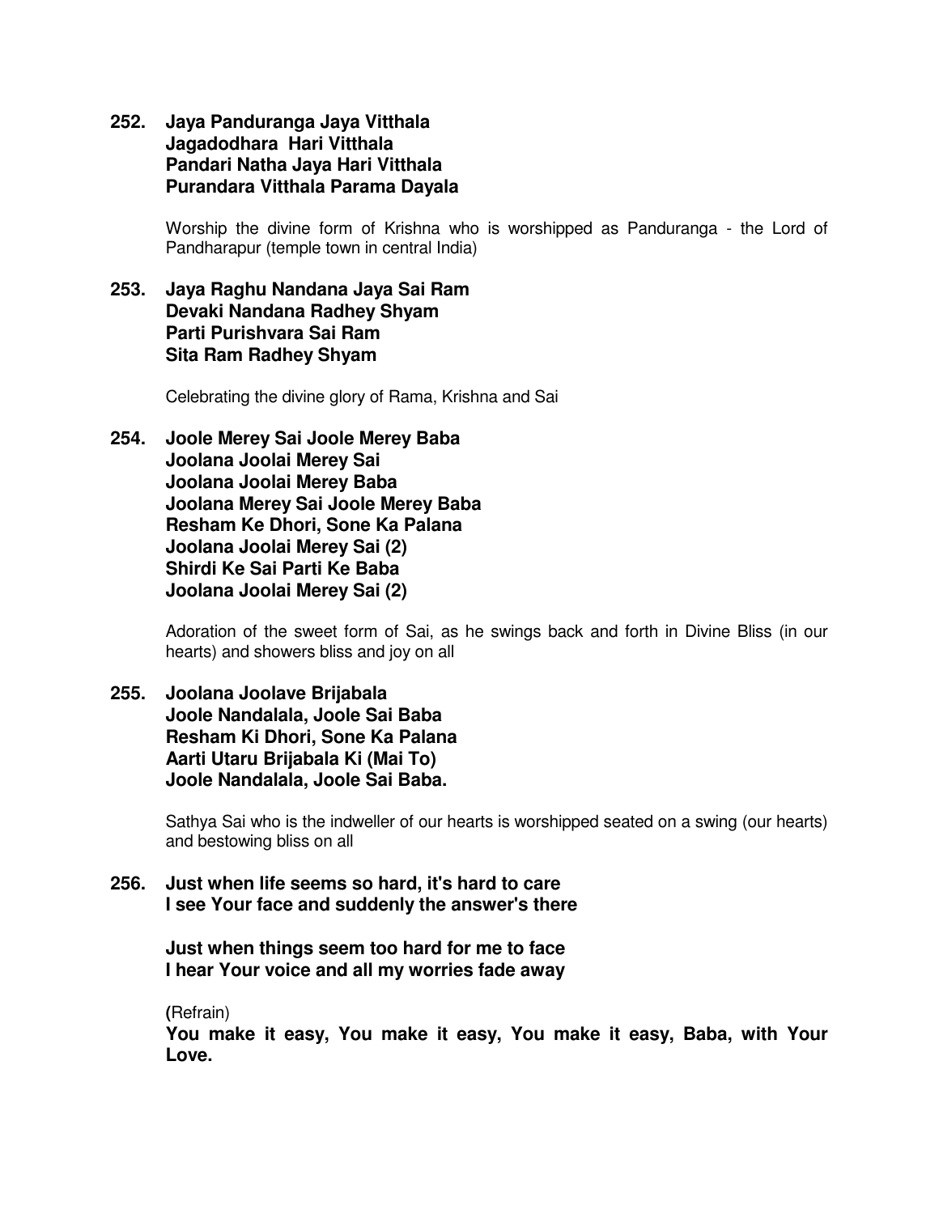**252. Jaya Panduranga Jaya Vitthala**
**Jagadodhara Hari Vitthala**
**Pandari Natha Jaya Hari Vitthala**
**Purandara Vitthala Parama Dayala**

Worship the divine form of Krishna who is worshipped as Panduranga - the Lord of Pandharapur (temple town in central India)

**253. Jaya Raghu Nandana Jaya Sai Ram**
**Devaki Nandana Radhey Shyam**
**Parti Purishvara Sai Ram**
**Sita Ram Radhey Shyam**

Celebrating the divine glory of Rama, Krishna and Sai

**254. Joole Merey Sai Joole Merey Baba**
**Joolana Joolai Merey Sai**
**Joolana Joolai Merey Baba**
**Joolana Merey Sai Joole Merey Baba**
**Resham Ke Dhori, Sone Ka Palana**
**Joolana Joolai Merey Sai (2)**
**Shirdi Ke Sai Parti Ke Baba**
**Joolana Joolai Merey Sai (2)**

Adoration of the sweet form of Sai, as he swings back and forth in Divine Bliss (in our hearts) and showers bliss and joy on all

**255. Joolana Joolave Brijabala**
**Joole Nandalala, Joole Sai Baba**
**Resham Ki Dhori, Sone Ka Palana**
**Aarti Utaru Brijabala Ki (Mai To)**
**Joole Nandalala, Joole Sai Baba.**

Sathya Sai who is the indweller of our hearts is worshipped seated on a swing (our hearts) and bestowing bliss on all

**256. Just when life seems so hard, it's hard to care**
**I see Your face and suddenly the answer's there**

**Just when things seem too hard for me to face**
**I hear Your voice and all my worries fade away**

**(**Refrain)
**You make it easy, You make it easy, You make it easy, Baba, with Your Love.**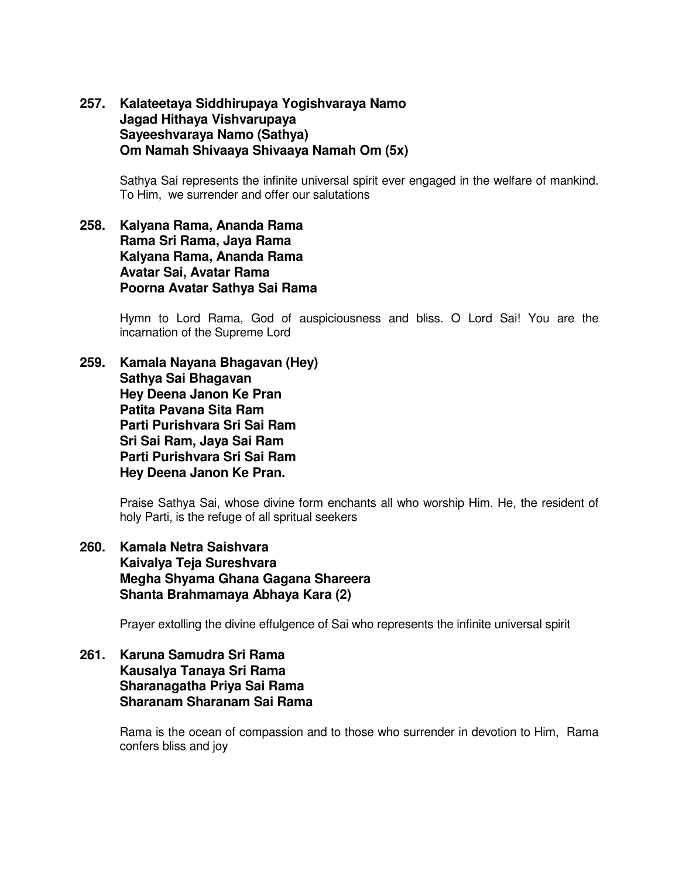**257. Kalateetaya Siddhirupaya Yogishvaraya Namo**
**Jagad Hithaya Vishvarupaya**
**Sayeeshvaraya Namo (Sathya)**
**Om Namah Shivaaya Shivaaya Namah Om (5x)**

Sathya Sai represents the infinite universal spirit ever engaged in the welfare of mankind. To Him, we surrender and offer our salutations

**258. Kalyana Rama, Ananda Rama**
**Rama Sri Rama, Jaya Rama**
**Kalyana Rama, Ananda Rama**
**Avatar Sai, Avatar Rama**
**Poorna Avatar Sathya Sai Rama**

Hymn to Lord Rama, God of auspiciousness and bliss. O Lord Sai! You are the incarnation of the Supreme Lord

**259. Kamala Nayana Bhagavan (Hey)**
**Sathya Sai Bhagavan**
**Hey Deena Janon Ke Pran**
**Patita Pavana Sita Ram**
**Parti Purishvara Sri Sai Ram**
**Sri Sai Ram, Jaya Sai Ram**
**Parti Purishvara Sri Sai Ram**
**Hey Deena Janon Ke Pran.**

Praise Sathya Sai, whose divine form enchants all who worship Him. He, the resident of holy Parti, is the refuge of all spritual seekers

**260. Kamala Netra Saishvara**
**Kaivalya Teja Sureshvara**
**Megha Shyama Ghana Gagana Shareera**
**Shanta Brahmamaya Abhaya Kara (2)**

Prayer extolling the divine effulgence of Sai who represents the infinite universal spirit

**261. Karuna Samudra Sri Rama**
**Kausalya Tanaya Sri Rama**
**Sharanagatha Priya Sai Rama**
**Sharanam Sharanam Sai Rama**

Rama is the ocean of compassion and to those who surrender in devotion to Him, Rama confers bliss and joy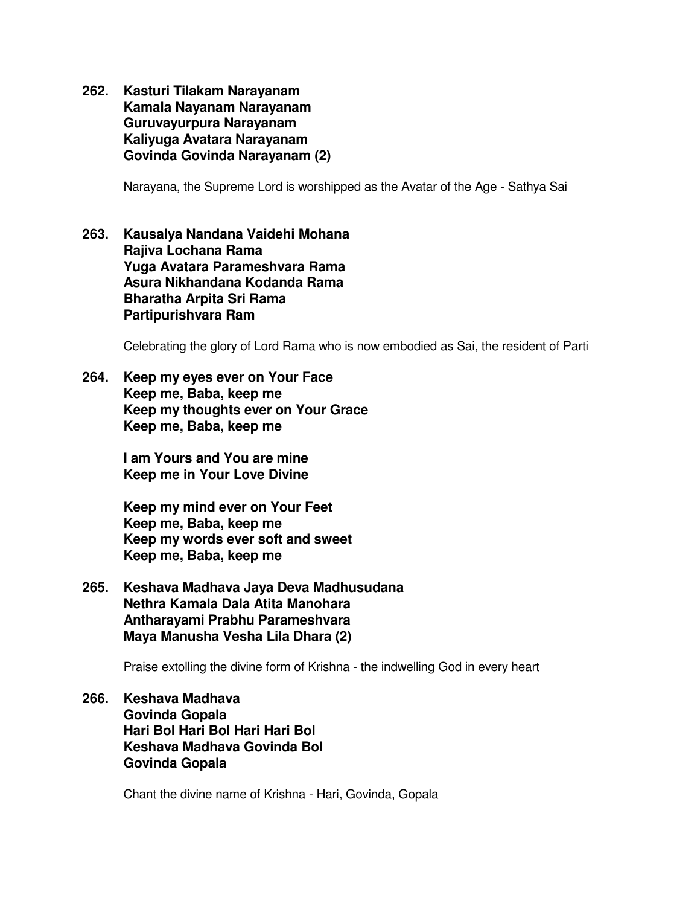**262. Kasturi Tilakam Narayanam**
**Kamala Nayanam Narayanam**
**Guruvayurpura Narayanam**
**Kaliyuga Avatara Narayanam**
**Govinda Govinda Narayanam (2)**

Narayana, the Supreme Lord is worshipped as the Avatar of the Age - Sathya Sai

**263. Kausalya Nandana Vaidehi Mohana**
**Rajiva Lochana Rama**
**Yuga Avatara Parameshvara Rama**
**Asura Nikhandana Kodanda Rama**
**Bharatha Arpita Sri Rama**
**Partipurishvara Ram**

Celebrating the glory of Lord Rama who is now embodied as Sai, the resident of Parti

**264. Keep my eyes ever on Your Face**
**Keep me, Baba, keep me**
**Keep my thoughts ever on Your Grace**
**Keep me, Baba, keep me**

**I am Yours and You are mine**
**Keep me in Your Love Divine**

**Keep my mind ever on Your Feet**
**Keep me, Baba, keep me**
**Keep my words ever soft and sweet**
**Keep me, Baba, keep me**

**265. Keshava Madhava Jaya Deva Madhusudana**
**Nethra Kamala Dala Atita Manohara**
**Antharayami Prabhu Parameshvara**
**Maya Manusha Vesha Lila Dhara (2)**

Praise extolling the divine form of Krishna - the indwelling God in every heart

**266. Keshava Madhava**
**Govinda Gopala**
**Hari Bol Hari Bol Hari Hari Bol**
**Keshava Madhava Govinda Bol**
**Govinda Gopala**

Chant the divine name of Krishna - Hari, Govinda, Gopala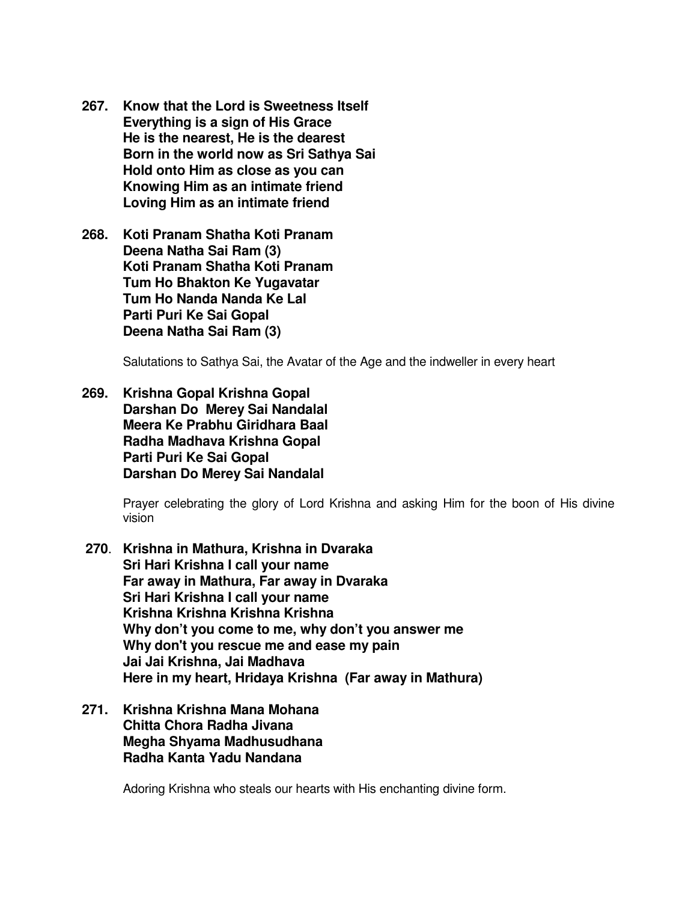**267. Know that the Lord is Sweetness Itself**
**Everything is a sign of His Grace**
**He is the nearest, He is the dearest**
**Born in the world now as Sri Sathya Sai**
**Hold onto Him as close as you can**
**Knowing Him as an intimate friend**
**Loving Him as an intimate friend**

**268. Koti Pranam Shatha Koti Pranam**
**Deena Natha Sai Ram (3)**
**Koti Pranam Shatha Koti Pranam**
**Tum Ho Bhakton Ke Yugavatar**
**Tum Ho Nanda Nanda Ke Lal**
**Parti Puri Ke Sai Gopal**
**Deena Natha Sai Ram (3)**

Salutations to Sathya Sai, the Avatar of the Age and the indweller in every heart

**269. Krishna Gopal Krishna Gopal**
**Darshan Do Merey Sai Nandalal**
**Meera Ke Prabhu Giridhara Baal**
**Radha Madhava Krishna Gopal**
**Parti Puri Ke Sai Gopal**
**Darshan Do Merey Sai Nandalal**

Prayer celebrating the glory of Lord Krishna and asking Him for the boon of His divine vision

**270. Krishna in Mathura, Krishna in Dvaraka**
**Sri Hari Krishna I call your name**
**Far away in Mathura, Far away in Dvaraka**
**Sri Hari Krishna I call your name**
**Krishna Krishna Krishna Krishna**
**Why don't you come to me, why don't you answer me**
**Why don't you rescue me and ease my pain**
**Jai Jai Krishna, Jai Madhava**
**Here in my heart, Hridaya Krishna (Far away in Mathura)**

**271. Krishna Krishna Mana Mohana**
**Chitta Chora Radha Jivana**
**Megha Shyama Madhusudhana**
**Radha Kanta Yadu Nandana**

Adoring Krishna who steals our hearts with His enchanting divine form.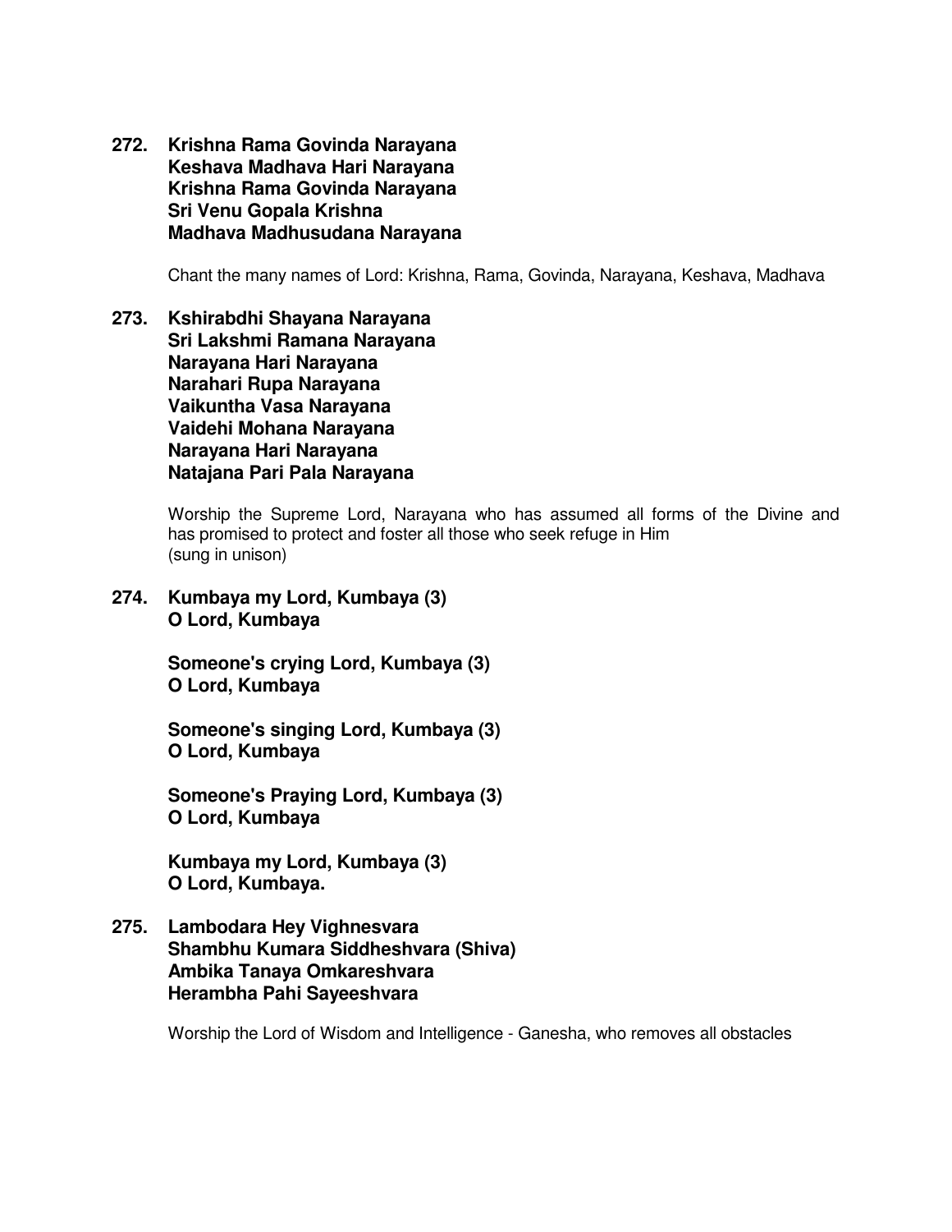**272. Krishna Rama Govinda Narayana**
**Keshava Madhava Hari Narayana**
**Krishna Rama Govinda Narayana**
**Sri Venu Gopala Krishna**
**Madhava Madhusudana Narayana**

Chant the many names of Lord: Krishna, Rama, Govinda, Narayana, Keshava, Madhava

**273. Kshirabdhi Shayana Narayana**
**Sri Lakshmi Ramana Narayana**
**Narayana Hari Narayana**
**Narahari Rupa Narayana**
**Vaikuntha Vasa Narayana**
**Vaidehi Mohana Narayana**
**Narayana Hari Narayana**
**Natajana Pari Pala Narayana**

Worship the Supreme Lord, Narayana who has assumed all forms of the Divine and has promised to protect and foster all those who seek refuge in Him
(sung in unison)

**274. Kumbaya my Lord, Kumbaya (3)**
**O Lord, Kumbaya**

**Someone's crying Lord, Kumbaya (3)**
**O Lord, Kumbaya**

**Someone's singing Lord, Kumbaya (3)**
**O Lord, Kumbaya**

**Someone's Praying Lord, Kumbaya (3)**
**O Lord, Kumbaya**

**Kumbaya my Lord, Kumbaya (3)**
**O Lord, Kumbaya.**

**275. Lambodara Hey Vighnesvara**
**Shambhu Kumara Siddheshvara (Shiva)**
**Ambika Tanaya Omkareshvara**
**Herambha Pahi Sayeeshvara**

Worship the Lord of Wisdom and Intelligence - Ganesha, who removes all obstacles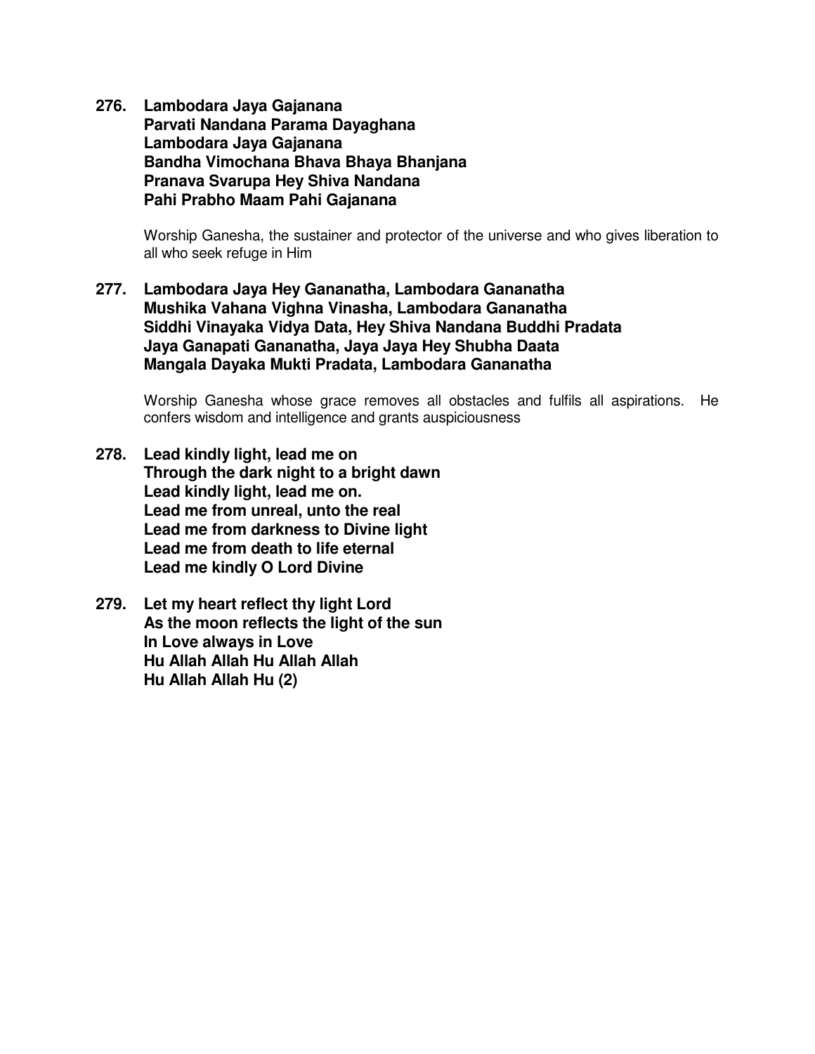**276. Lambodara Jaya Gajanana**
**Parvati Nandana Parama Dayaghana**
**Lambodara Jaya Gajanana**
**Bandha Vimochana Bhava Bhaya Bhanjana**
**Pranava Svarupa Hey Shiva Nandana**
**Pahi Prabho Maam Pahi Gajanana**

Worship Ganesha, the sustainer and protector of the universe and who gives liberation to all who seek refuge in Him

**277. Lambodara Jaya Hey Gananatha, Lambodara Gananatha**
**Mushika Vahana Vighna Vinasha, Lambodara Gananatha**
**Siddhi Vinayaka Vidya Data, Hey Shiva Nandana Buddhi Pradata**
**Jaya Ganapati Gananatha, Jaya Jaya Hey Shubha Daata**
**Mangala Dayaka Mukti Pradata, Lambodara Gananatha**

Worship Ganesha whose grace removes all obstacles and fulfils all aspirations. He confers wisdom and intelligence and grants auspiciousness

**278. Lead kindly light, lead me on**
**Through the dark night to a bright dawn**
**Lead kindly light, lead me on.**
**Lead me from unreal, unto the real**
**Lead me from darkness to Divine light**
**Lead me from death to life eternal**
**Lead me kindly O Lord Divine**

**279. Let my heart reflect thy light Lord**
**As the moon reflects the light of the sun**
**In Love always in Love**
**Hu Allah Allah Hu Allah Allah**
**Hu Allah Allah Hu (2)**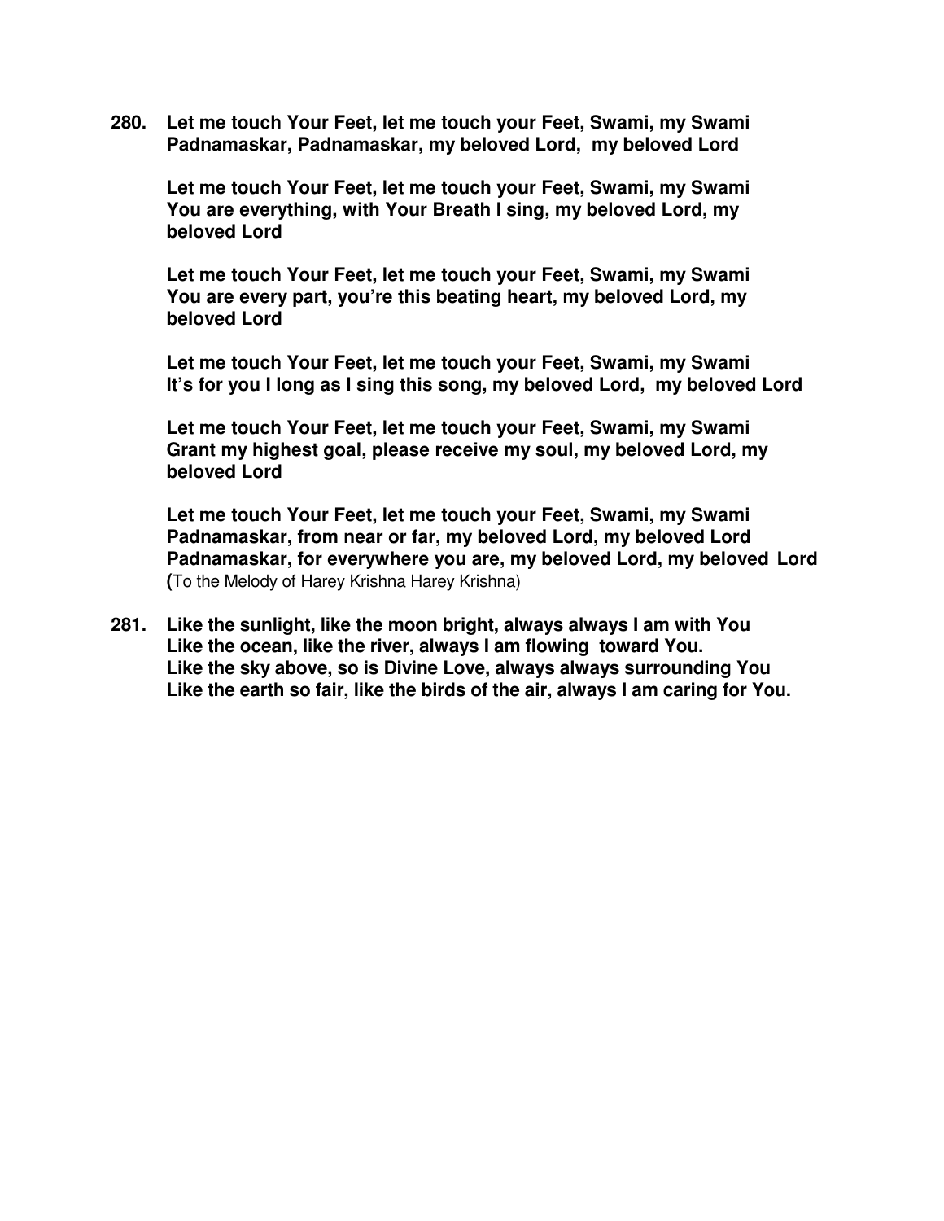**280. Let me touch Your Feet, let me touch your Feet, Swami, my Swami**
**Padnamaskar, Padnamaskar, my beloved Lord, my beloved Lord**

**Let me touch Your Feet, let me touch your Feet, Swami, my Swami**
**You are everything, with Your Breath I sing, my beloved Lord, my beloved Lord**

**Let me touch Your Feet, let me touch your Feet, Swami, my Swami**
**You are every part, you're this beating heart, my beloved Lord, my beloved Lord**

**Let me touch Your Feet, let me touch your Feet, Swami, my Swami**
**It's for you I long as I sing this song, my beloved Lord, my beloved Lord**

**Let me touch Your Feet, let me touch your Feet, Swami, my Swami**
**Grant my highest goal, please receive my soul, my beloved Lord, my beloved Lord**

**Let me touch Your Feet, let me touch your Feet, Swami, my Swami**
**Padnamaskar, from near or far, my beloved Lord, my beloved Lord**
**Padnamaskar, for everywhere you are, my beloved Lord, my beloved Lord**
**(**To the Melody of Harey Krishna Harey Krishna)

**281. Like the sunlight, like the moon bright, always always I am with You**
**Like the ocean, like the river, always I am flowing toward You.**
**Like the sky above, so is Divine Love, always always surrounding You**
**Like the earth so fair, like the birds of the air, always I am caring for You.**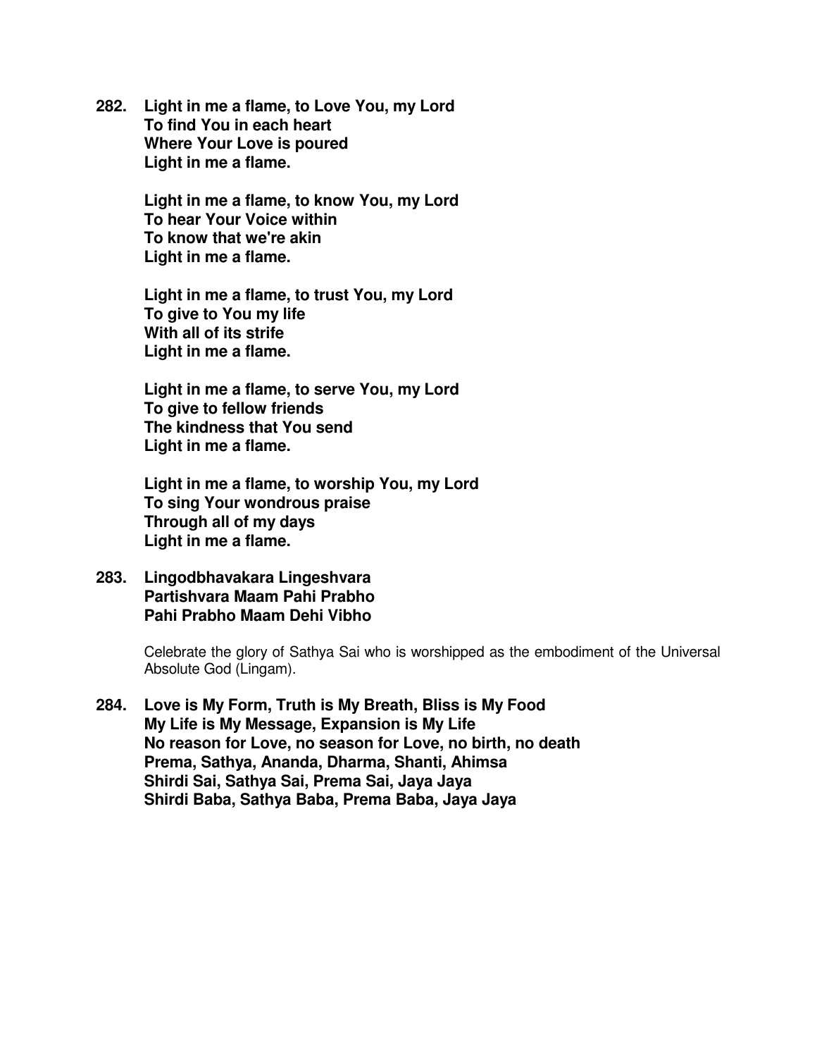**282. Light in me a flame, to Love You, my Lord**
**To find You in each heart**
**Where Your Love is poured**
**Light in me a flame.**

**Light in me a flame, to know You, my Lord**
**To hear Your Voice within**
**To know that we're akin**
**Light in me a flame.**

**Light in me a flame, to trust You, my Lord**
**To give to You my life**
**With all of its strife**
**Light in me a flame.**

**Light in me a flame, to serve You, my Lord**
**To give to fellow friends**
**The kindness that You send**
**Light in me a flame.**

**Light in me a flame, to worship You, my Lord**
**To sing Your wondrous praise**
**Through all of my days**
**Light in me a flame.**

**283. Lingodbhavakara Lingeshvara**
**Partishvara Maam Pahi Prabho**
**Pahi Prabho Maam Dehi Vibho**

Celebrate the glory of Sathya Sai who is worshipped as the embodiment of the Universal Absolute God (Lingam).

**284. Love is My Form, Truth is My Breath, Bliss is My Food**
**My Life is My Message, Expansion is My Life**
**No reason for Love, no season for Love, no birth, no death**
**Prema, Sathya, Ananda, Dharma, Shanti, Ahimsa**
**Shirdi Sai, Sathya Sai, Prema Sai, Jaya Jaya**
**Shirdi Baba, Sathya Baba, Prema Baba, Jaya Jaya**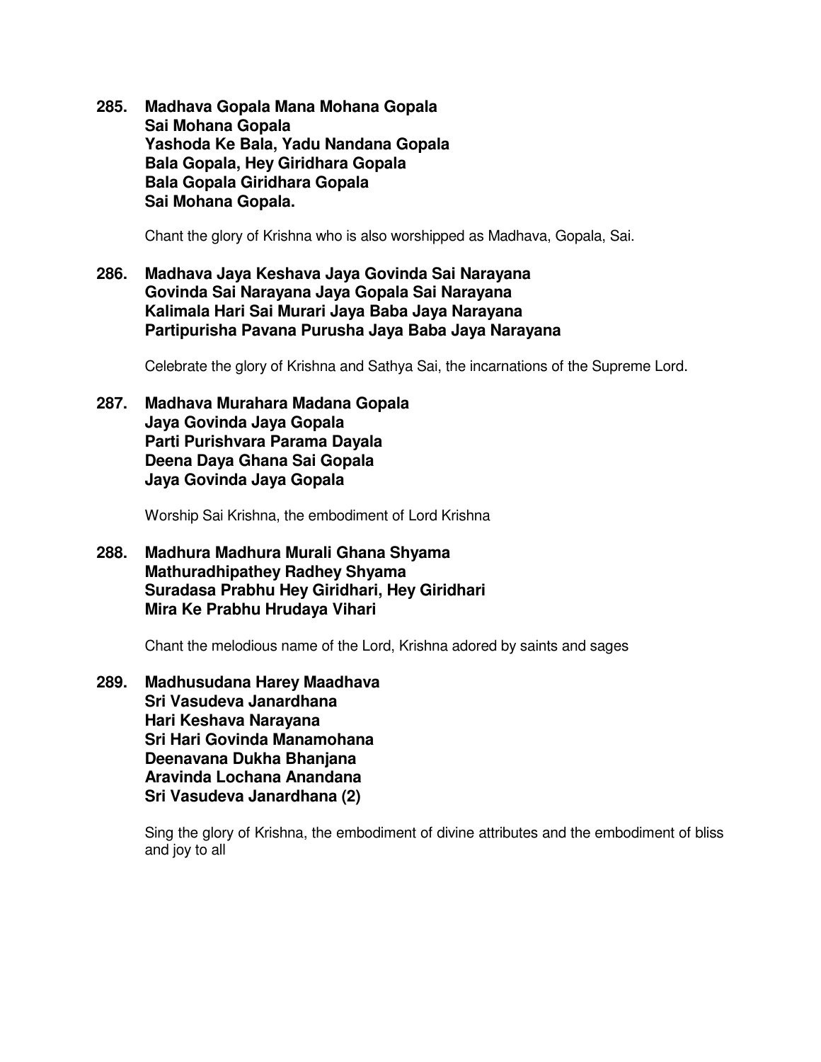**285. Madhava Gopala Mana Mohana Gopala**
**Sai Mohana Gopala**
**Yashoda Ke Bala, Yadu Nandana Gopala**
**Bala Gopala, Hey Giridhara Gopala**
**Bala Gopala Giridhara Gopala**
**Sai Mohana Gopala.**

Chant the glory of Krishna who is also worshipped as Madhava, Gopala, Sai.

**286. Madhava Jaya Keshava Jaya Govinda Sai Narayana**
**Govinda Sai Narayana Jaya Gopala Sai Narayana**
**Kalimala Hari Sai Murari Jaya Baba Jaya Narayana**
**Partipurisha Pavana Purusha Jaya Baba Jaya Narayana**

Celebrate the glory of Krishna and Sathya Sai, the incarnations of the Supreme Lord.

**287. Madhava Murahara Madana Gopala**
**Jaya Govinda Jaya Gopala**
**Parti Purishvara Parama Dayala**
**Deena Daya Ghana Sai Gopala**
**Jaya Govinda Jaya Gopala**

Worship Sai Krishna, the embodiment of Lord Krishna

**288. Madhura Madhura Murali Ghana Shyama**
**Mathuradhipathey Radhey Shyama**
**Suradasa Prabhu Hey Giridhari, Hey Giridhari**
**Mira Ke Prabhu Hrudaya Vihari**

Chant the melodious name of the Lord, Krishna adored by saints and sages

**289. Madhusudana Harey Maadhava**
**Sri Vasudeva Janardhana**
**Hari Keshava Narayana**
**Sri Hari Govinda Manamohana**
**Deenavana Dukha Bhanjana**
**Aravinda Lochana Anandana**
**Sri Vasudeva Janardhana (2)**

Sing the glory of Krishna, the embodiment of divine attributes and the embodiment of bliss and joy to all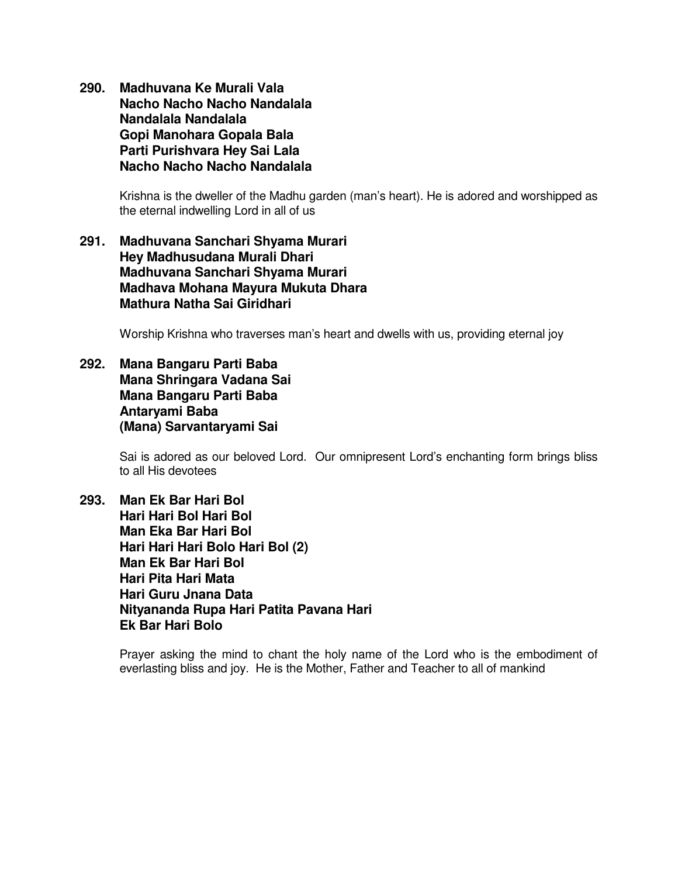**290. Madhuvana Ke Murali Vala**
**Nacho Nacho Nacho Nandalala**
**Nandalala Nandalala**
**Gopi Manohara Gopala Bala**
**Parti Purishvara Hey Sai Lala**
**Nacho Nacho Nacho Nandalala**

Krishna is the dweller of the Madhu garden (man's heart). He is adored and worshipped as the eternal indwelling Lord in all of us

**291. Madhuvana Sanchari Shyama Murari**
**Hey Madhusudana Murali Dhari**
**Madhuvana Sanchari Shyama Murari**
**Madhava Mohana Mayura Mukuta Dhara**
**Mathura Natha Sai Giridhari**

Worship Krishna who traverses man's heart and dwells with us, providing eternal joy

**292. Mana Bangaru Parti Baba**
**Mana Shringara Vadana Sai**
**Mana Bangaru Parti Baba**
**Antaryami Baba**
**(Mana) Sarvantaryami Sai**

Sai is adored as our beloved Lord. Our omnipresent Lord's enchanting form brings bliss to all His devotees

**293. Man Ek Bar Hari Bol**
**Hari Hari Bol Hari Bol**
**Man Eka Bar Hari Bol**
**Hari Hari Hari Bolo Hari Bol (2)**
**Man Ek Bar Hari Bol**
**Hari Pita Hari Mata**
**Hari Guru Jnana Data**
**Nityananda Rupa Hari Patita Pavana Hari**
**Ek Bar Hari Bolo**

Prayer asking the mind to chant the holy name of the Lord who is the embodiment of everlasting bliss and joy. He is the Mother, Father and Teacher to all of mankind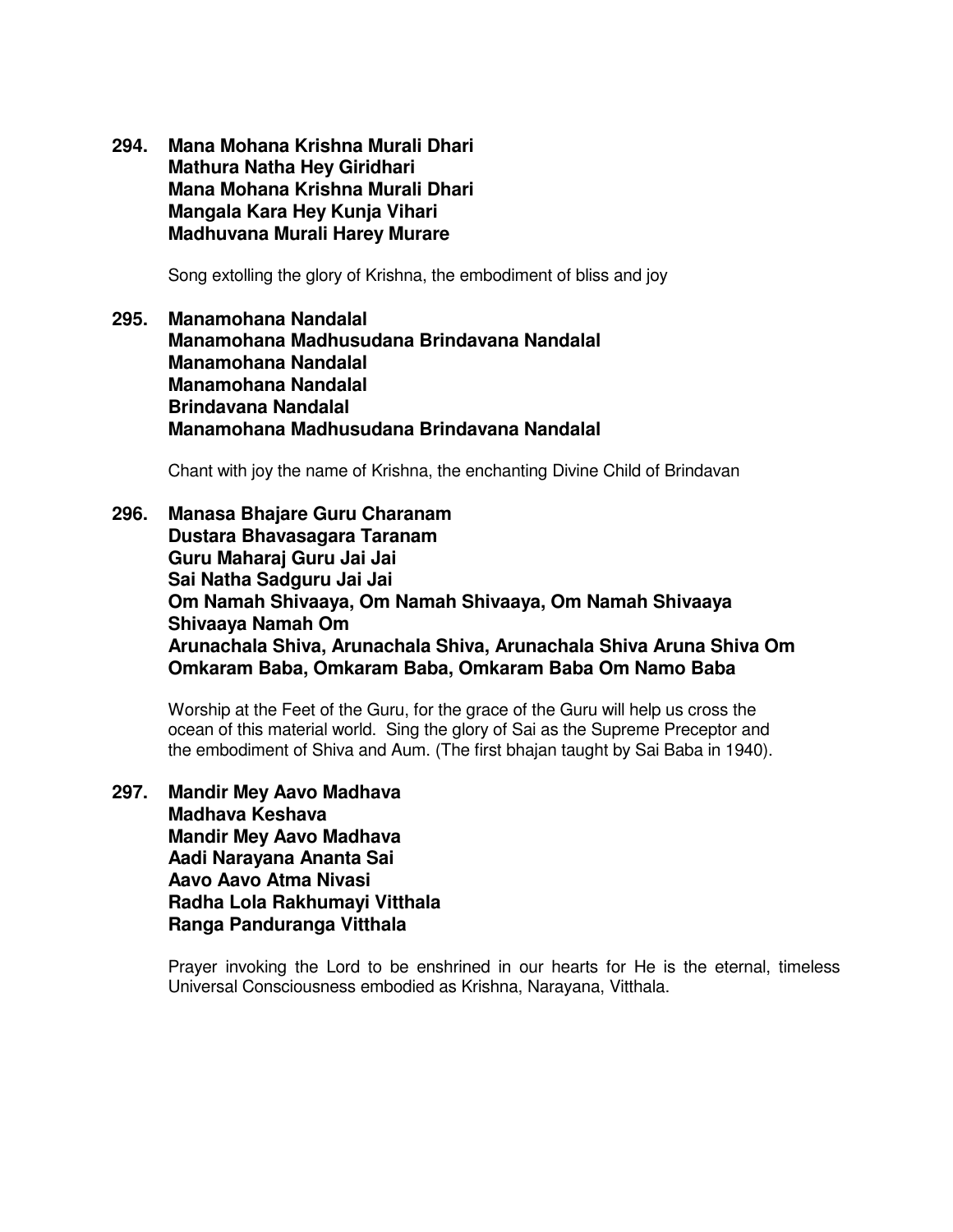**294. Mana Mohana Krishna Murali Dhari**
**Mathura Natha Hey Giridhari**
**Mana Mohana Krishna Murali Dhari**
**Mangala Kara Hey Kunja Vihari**
**Madhuvana Murali Harey Murare**

Song extolling the glory of Krishna, the embodiment of bliss and joy

**295. Manamohana Nandalal**
**Manamohana Madhusudana Brindavana Nandalal**
**Manamohana Nandalal**
**Manamohana Nandalal**
**Brindavana Nandalal**
**Manamohana Madhusudana Brindavana Nandalal**

Chant with joy the name of Krishna, the enchanting Divine Child of Brindavan

**296. Manasa Bhajare Guru Charanam**
**Dustara Bhavasagara Taranam**
**Guru Maharaj Guru Jai Jai**
**Sai Natha Sadguru Jai Jai**
**Om Namah Shivaaya, Om Namah Shivaaya, Om Namah Shivaaya**
**Shivaaya Namah Om**
**Arunachala Shiva, Arunachala Shiva, Arunachala Shiva Aruna Shiva Om**
**Omkaram Baba, Omkaram Baba, Omkaram Baba Om Namo Baba**

Worship at the Feet of the Guru, for the grace of the Guru will help us cross the ocean of this material world. Sing the glory of Sai as the Supreme Preceptor and the embodiment of Shiva and Aum. (The first bhajan taught by Sai Baba in 1940).

**297. Mandir Mey Aavo Madhava**
**Madhava Keshava**
**Mandir Mey Aavo Madhava**
**Aadi Narayana Ananta Sai**
**Aavo Aavo Atma Nivasi**
**Radha Lola Rakhumayi Vitthala**
**Ranga Panduranga Vitthala**

Prayer invoking the Lord to be enshrined in our hearts for He is the eternal, timeless Universal Consciousness embodied as Krishna, Narayana, Vitthala.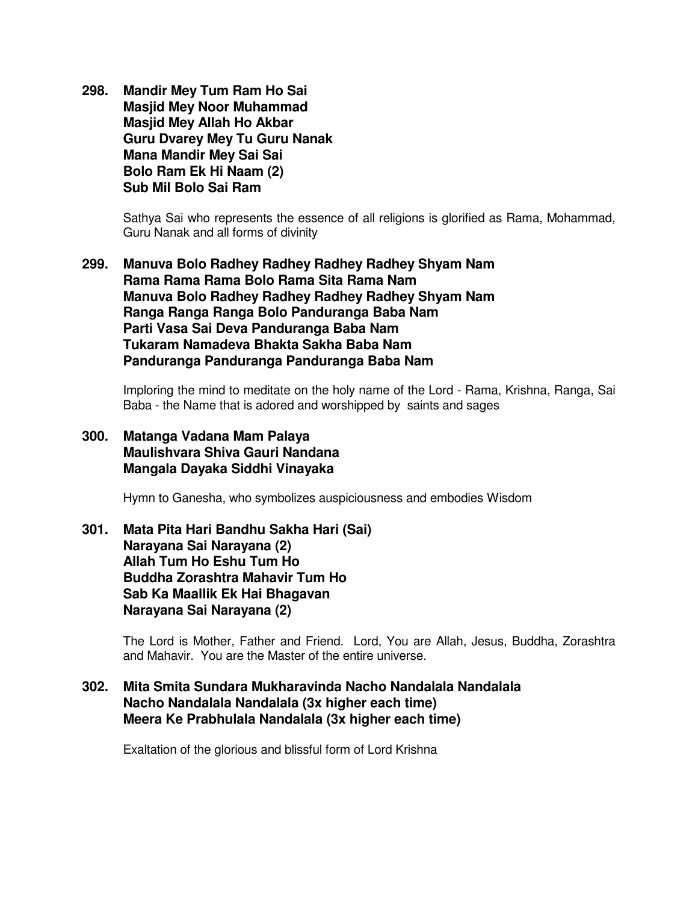**298. Mandir Mey Tum Ram Ho Sai**
**Masjid Mey Noor Muhammad**
**Masjid Mey Allah Ho Akbar**
**Guru Dvarey Mey Tu Guru Nanak**
**Mana Mandir Mey Sai Sai**
**Bolo Ram Ek Hi Naam (2)**
**Sub Mil Bolo Sai Ram**

Sathya Sai who represents the essence of all religions is glorified as Rama, Mohammad, Guru Nanak and all forms of divinity

**299. Manuva Bolo Radhey Radhey Radhey Radhey Shyam Nam**
**Rama Rama Rama Bolo Rama Sita Rama Nam**
**Manuva Bolo Radhey Radhey Radhey Radhey Shyam Nam**
**Ranga Ranga Ranga Bolo Panduranga Baba Nam**
**Parti Vasa Sai Deva Panduranga Baba Nam**
**Tukaram Namadeva Bhakta Sakha Baba Nam**
**Panduranga Panduranga Panduranga Baba Nam**

Imploring the mind to meditate on the holy name of the Lord - Rama, Krishna, Ranga, Sai Baba - the Name that is adored and worshipped by saints and sages

**300. Matanga Vadana Mam Palaya**
**Maulishvara Shiva Gauri Nandana**
**Mangala Dayaka Siddhi Vinayaka**

Hymn to Ganesha, who symbolizes auspiciousness and embodies Wisdom

**301. Mata Pita Hari Bandhu Sakha Hari (Sai)**
**Narayana Sai Narayana (2)**
**Allah Tum Ho Eshu Tum Ho**
**Buddha Zorashtra Mahavir Tum Ho**
**Sab Ka Maallik Ek Hai Bhagavan**
**Narayana Sai Narayana (2)**

The Lord is Mother, Father and Friend. Lord, You are Allah, Jesus, Buddha, Zorashtra and Mahavir. You are the Master of the entire universe.

**302. Mita Smita Sundara Mukharavinda Nacho Nandalala Nandalala**
**Nacho Nandalala Nandalala (3x higher each time)**
**Meera Ke Prabhulala Nandalala (3x higher each time)**

Exaltation of the glorious and blissful form of Lord Krishna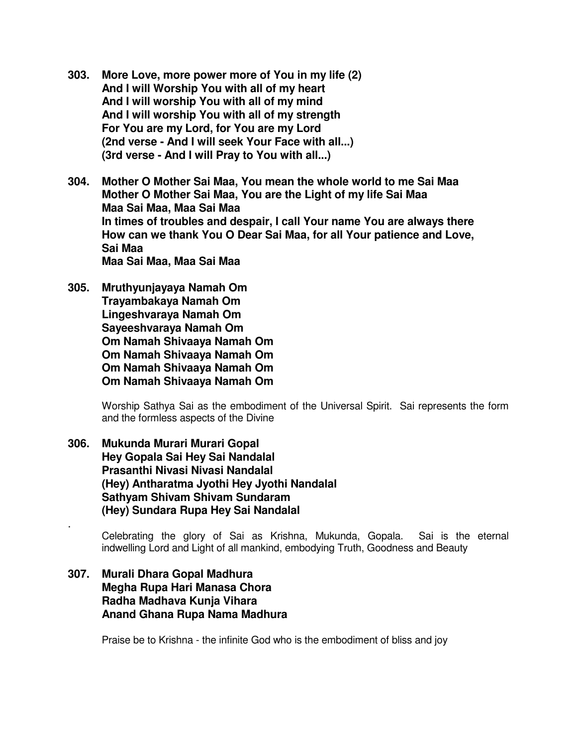**303. More Love, more power more of You in my life (2)**
**And I will Worship You with all of my heart**
**And I will worship You with all of my mind**
**And I will worship You with all of my strength**
**For You are my Lord, for You are my Lord**
**(2nd verse - And I will seek Your Face with all...)**
**(3rd verse - And I will Pray to You with all...)**

**304. Mother O Mother Sai Maa, You mean the whole world to me Sai Maa**
**Mother O Mother Sai Maa, You are the Light of my life Sai Maa**
**Maa Sai Maa, Maa Sai Maa**
**In times of troubles and despair, I call Your name You are always there**
**How can we thank You O Dear Sai Maa, for all Your patience and Love, Sai Maa**
**Maa Sai Maa, Maa Sai Maa**

**305. Mruthyunjayaya Namah Om**
**Trayambakaya Namah Om**
**Lingeshvaraya Namah Om**
**Sayeeshvaraya Namah Om**
**Om Namah Shivaaya Namah Om**
**Om Namah Shivaaya Namah Om**
**Om Namah Shivaaya Namah Om**
**Om Namah Shivaaya Namah Om**

Worship Sathya Sai as the embodiment of the Universal Spirit. Sai represents the form and the formless aspects of the Divine

**306. Mukunda Murari Murari Gopal**
**Hey Gopala Sai Hey Sai Nandalal**
**Prasanthi Nivasi Nivasi Nandalal**
**(Hey) Antharatma Jyothi Hey Jyothi Nandalal**
**Sathyam Shivam Shivam Sundaram**
**(Hey) Sundara Rupa Hey Sai Nandalal**

Celebrating the glory of Sai as Krishna, Mukunda, Gopala. Sai is the eternal indwelling Lord and Light of all mankind, embodying Truth, Goodness and Beauty

**307. Murali Dhara Gopal Madhura**
**Megha Rupa Hari Manasa Chora**
**Radha Madhava Kunja Vihara**
**Anand Ghana Rupa Nama Madhura**

Praise be to Krishna - the infinite God who is the embodiment of bliss and joy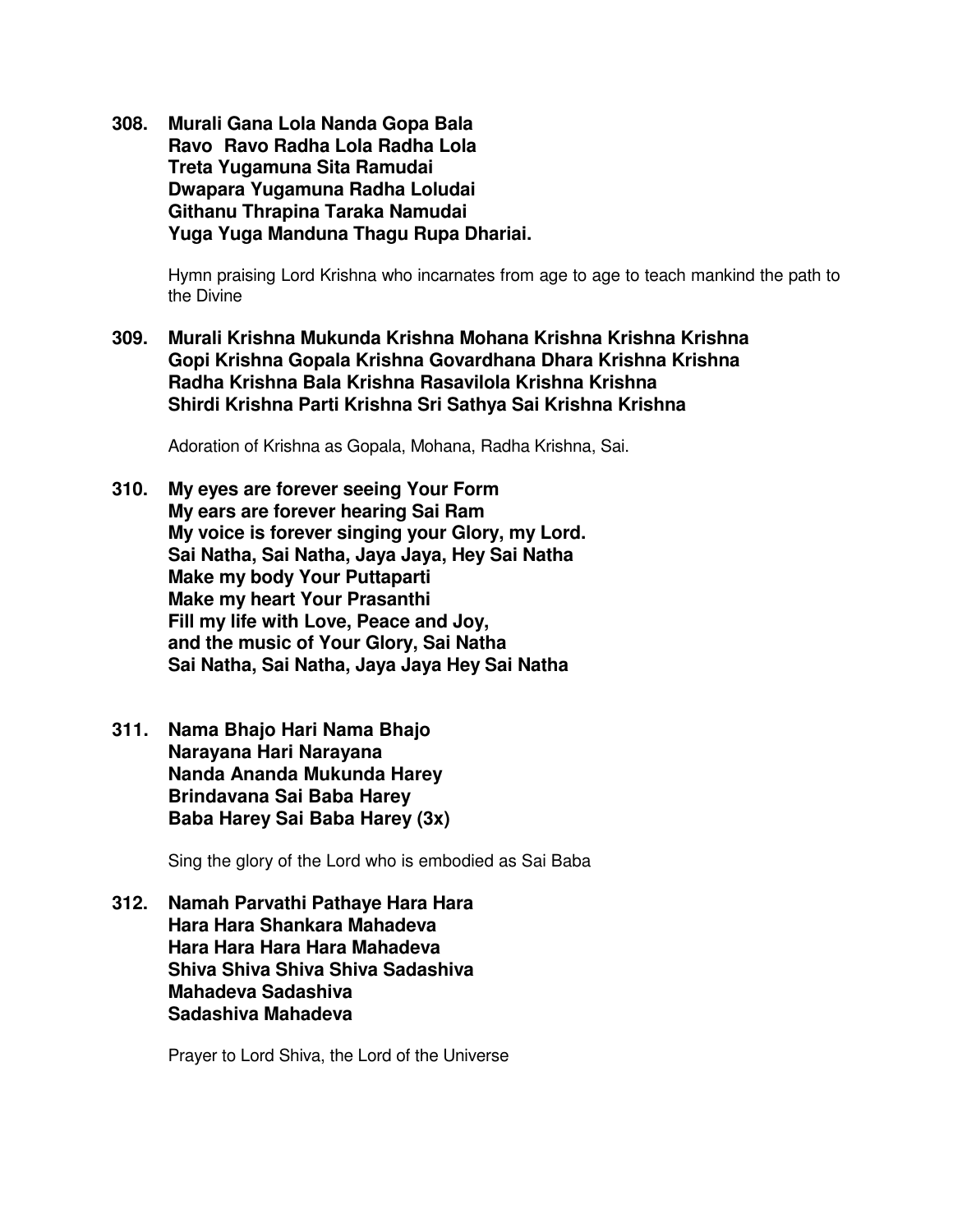**308. Murali Gana Lola Nanda Gopa Bala**
**Ravo Ravo Radha Lola Radha Lola**
**Treta Yugamuna Sita Ramudai**
**Dwapara Yugamuna Radha Loludai**
**Githanu Thrapina Taraka Namudai**
**Yuga Yuga Manduna Thagu Rupa Dhariai.**

Hymn praising Lord Krishna who incarnates from age to age to teach mankind the path to the Divine

**309. Murali Krishna Mukunda Krishna Mohana Krishna Krishna Krishna**
**Gopi Krishna Gopala Krishna Govardhana Dhara Krishna Krishna**
**Radha Krishna Bala Krishna Rasavilola Krishna Krishna**
**Shirdi Krishna Parti Krishna Sri Sathya Sai Krishna Krishna**

Adoration of Krishna as Gopala, Mohana, Radha Krishna, Sai.

**310. My eyes are forever seeing Your Form**
**My ears are forever hearing Sai Ram**
**My voice is forever singing your Glory, my Lord.**
**Sai Natha, Sai Natha, Jaya Jaya, Hey Sai Natha**
**Make my body Your Puttaparti**
**Make my heart Your Prasanthi**
**Fill my life with Love, Peace and Joy,**
**and the music of Your Glory, Sai Natha**
**Sai Natha, Sai Natha, Jaya Jaya Hey Sai Natha**

**311. Nama Bhajo Hari Nama Bhajo**
**Narayana Hari Narayana**
**Nanda Ananda Mukunda Harey**
**Brindavana Sai Baba Harey**
**Baba Harey Sai Baba Harey (3x)**

Sing the glory of the Lord who is embodied as Sai Baba

**312. Namah Parvathi Pathaye Hara Hara**
**Hara Hara Shankara Mahadeva**
**Hara Hara Hara Hara Mahadeva**
**Shiva Shiva Shiva Shiva Sadashiva**
**Mahadeva Sadashiva**
**Sadashiva Mahadeva**

Prayer to Lord Shiva, the Lord of the Universe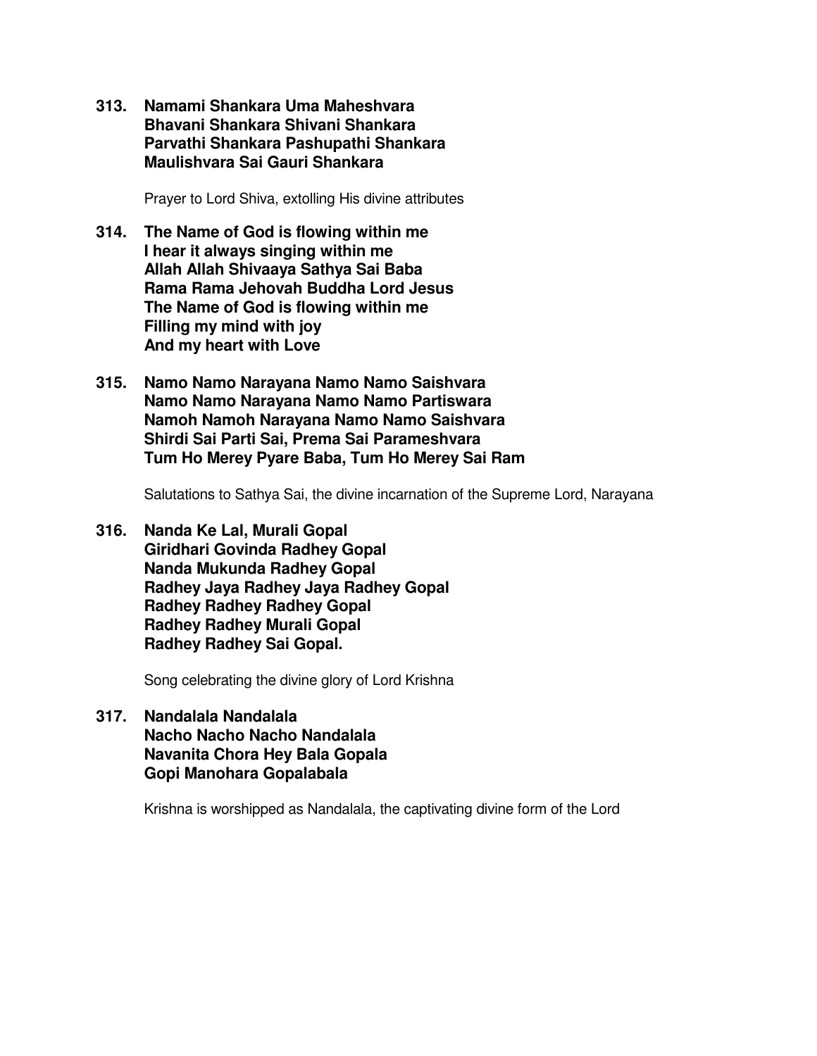**313. Namami Shankara Uma Maheshvara**
**Bhavani Shankara Shivani Shankara**
**Parvathi Shankara Pashupathi Shankara**
**Maulishvara Sai Gauri Shankara**

Prayer to Lord Shiva, extolling His divine attributes

**314. The Name of God is flowing within me**
**I hear it always singing within me**
**Allah Allah Shivaaya Sathya Sai Baba**
**Rama Rama Jehovah Buddha Lord Jesus**
**The Name of God is flowing within me**
**Filling my mind with joy**
**And my heart with Love**

**315. Namo Namo Narayana Namo Namo Saishvara**
**Namo Namo Narayana Namo Namo Partiswara**
**Namoh Namoh Narayana Namo Namo Saishvara**
**Shirdi Sai Parti Sai, Prema Sai Parameshvara**
**Tum Ho Merey Pyare Baba, Tum Ho Merey Sai Ram**

Salutations to Sathya Sai, the divine incarnation of the Supreme Lord, Narayana

**316. Nanda Ke Lal, Murali Gopal**
**Giridhari Govinda Radhey Gopal**
**Nanda Mukunda Radhey Gopal**
**Radhey Jaya Radhey Jaya Radhey Gopal**
**Radhey Radhey Radhey Gopal**
**Radhey Radhey Murali Gopal**
**Radhey Radhey Sai Gopal.**

Song celebrating the divine glory of Lord Krishna

**317. Nandalala Nandalala**
**Nacho Nacho Nacho Nandalala**
**Navanita Chora Hey Bala Gopala**
**Gopi Manohara Gopalabala**

Krishna is worshipped as Nandalala, the captivating divine form of the Lord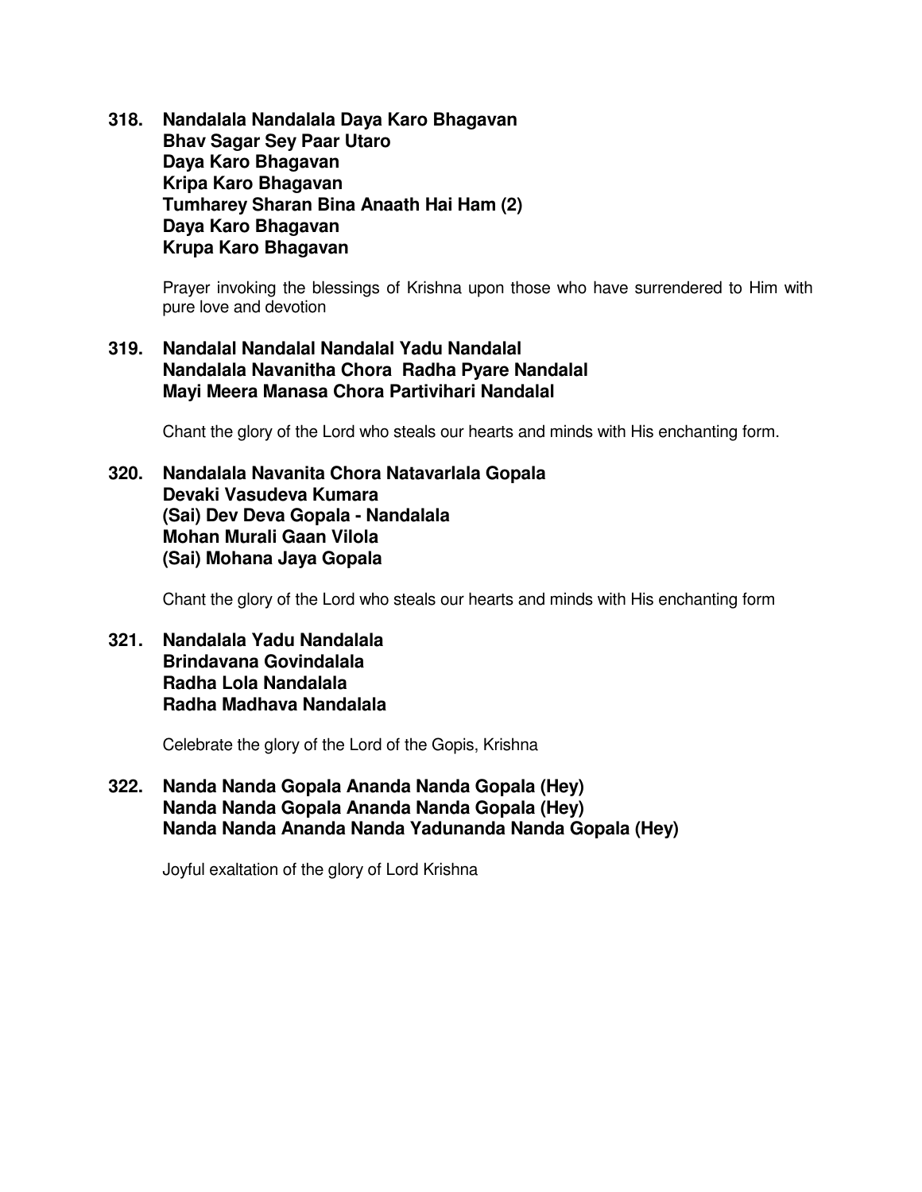**318. Nandalala Nandalala Daya Karo Bhagavan**
**Bhav Sagar Sey Paar Utaro**
**Daya Karo Bhagavan**
**Kripa Karo Bhagavan**
**Tumharey Sharan Bina Anaath Hai Ham (2)**
**Daya Karo Bhagavan**
**Krupa Karo Bhagavan**

Prayer invoking the blessings of Krishna upon those who have surrendered to Him with pure love and devotion

**319. Nandalal Nandalal Nandalal Yadu Nandalal**
**Nandalala Navanitha Chora Radha Pyare Nandalal**
**Mayi Meera Manasa Chora Partivihari Nandalal**

Chant the glory of the Lord who steals our hearts and minds with His enchanting form.

**320. Nandalala Navanita Chora Natavarlala Gopala**
**Devaki Vasudeva Kumara**
**(Sai) Dev Deva Gopala - Nandalala**
**Mohan Murali Gaan Vilola**
**(Sai) Mohana Jaya Gopala**

Chant the glory of the Lord who steals our hearts and minds with His enchanting form

**321. Nandalala Yadu Nandalala**
**Brindavana Govindalala**
**Radha Lola Nandalala**
**Radha Madhava Nandalala**

Celebrate the glory of the Lord of the Gopis, Krishna

**322. Nanda Nanda Gopala Ananda Nanda Gopala (Hey)**
**Nanda Nanda Gopala Ananda Nanda Gopala (Hey)**
**Nanda Nanda Ananda Nanda Yadunanda Nanda Gopala (Hey)**

Joyful exaltation of the glory of Lord Krishna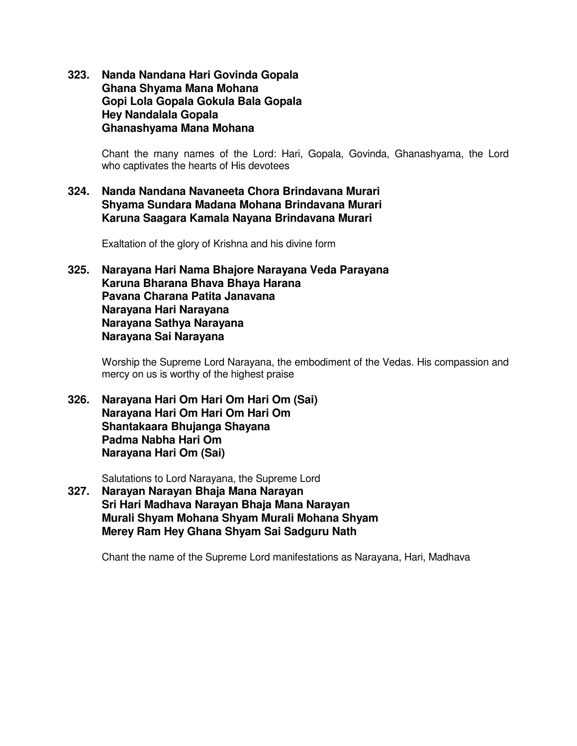**323. Nanda Nandana Hari Govinda Gopala**
**Ghana Shyama Mana Mohana**
**Gopi Lola Gopala Gokula Bala Gopala**
**Hey Nandalala Gopala**
**Ghanashyama Mana Mohana**

Chant the many names of the Lord: Hari, Gopala, Govinda, Ghanashyama, the Lord who captivates the hearts of His devotees

**324. Nanda Nandana Navaneeta Chora Brindavana Murari**
**Shyama Sundara Madana Mohana Brindavana Murari**
**Karuna Saagara Kamala Nayana Brindavana Murari**

Exaltation of the glory of Krishna and his divine form

**325. Narayana Hari Nama Bhajore Narayana Veda Parayana**
**Karuna Bharana Bhava Bhaya Harana**
**Pavana Charana Patita Janavana**
**Narayana Hari Narayana**
**Narayana Sathya Narayana**
**Narayana Sai Narayana**

Worship the Supreme Lord Narayana, the embodiment of the Vedas. His compassion and mercy on us is worthy of the highest praise

**326. Narayana Hari Om Hari Om Hari Om (Sai)**
**Narayana Hari Om Hari Om Hari Om**
**Shantakaara Bhujanga Shayana**
**Padma Nabha Hari Om**
**Narayana Hari Om (Sai)**

Salutations to Lord Narayana, the Supreme Lord

**327. Narayan Narayan Bhaja Mana Narayan**
**Sri Hari Madhava Narayan Bhaja Mana Narayan**
**Murali Shyam Mohana Shyam Murali Mohana Shyam**
**Merey Ram Hey Ghana Shyam Sai Sadguru Nath**

Chant the name of the Supreme Lord manifestations as Narayana, Hari, Madhava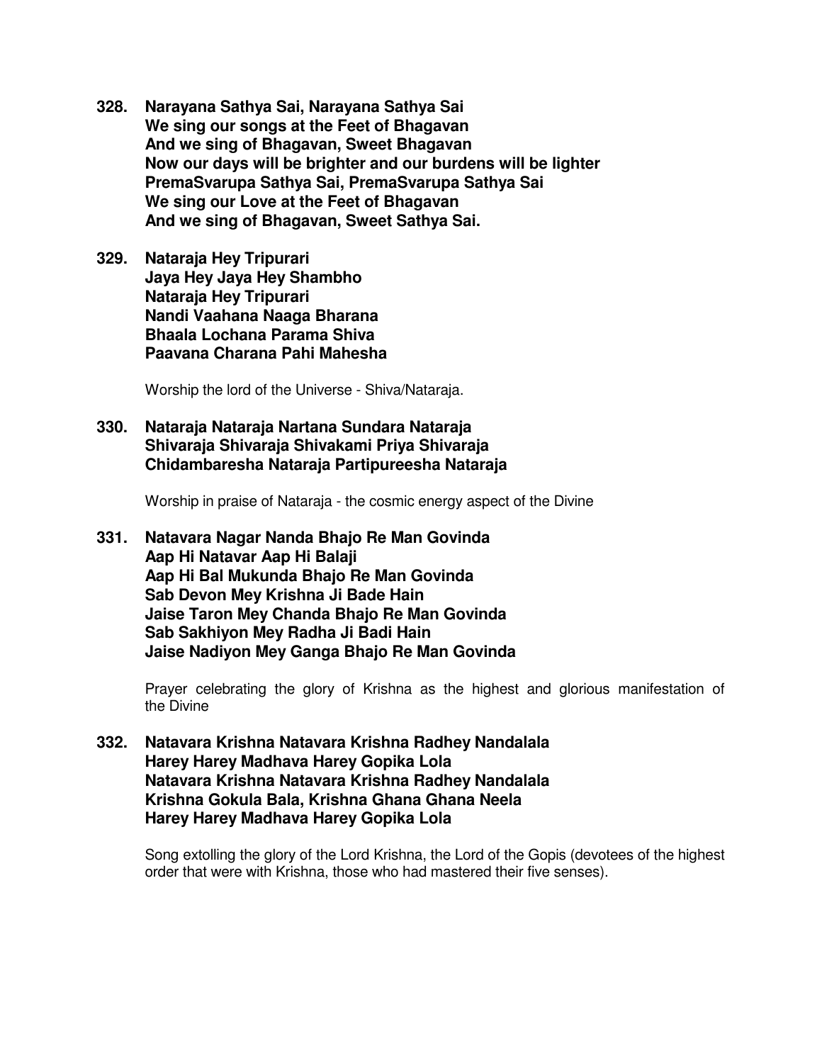**328. Narayana Sathya Sai, Narayana Sathya Sai**
**We sing our songs at the Feet of Bhagavan**
**And we sing of Bhagavan, Sweet Bhagavan**
**Now our days will be brighter and our burdens will be lighter**
**PremaSvarupa Sathya Sai, PremaSvarupa Sathya Sai**
**We sing our Love at the Feet of Bhagavan**
**And we sing of Bhagavan, Sweet Sathya Sai.**

**329. Nataraja Hey Tripurari**
**Jaya Hey Jaya Hey Shambho**
**Nataraja Hey Tripurari**
**Nandi Vaahana Naaga Bharana**
**Bhaala Lochana Parama Shiva**
**Paavana Charana Pahi Mahesha**

Worship the lord of the Universe - Shiva/Nataraja.

**330. Nataraja Nataraja Nartana Sundara Nataraja**
**Shivaraja Shivaraja Shivakami Priya Shivaraja**
**Chidambaresha Nataraja Partipureesha Nataraja**

Worship in praise of Nataraja - the cosmic energy aspect of the Divine

**331. Natavara Nagar Nanda Bhajo Re Man Govinda**
**Aap Hi Natavar Aap Hi Balaji**
**Aap Hi Bal Mukunda Bhajo Re Man Govinda**
**Sab Devon Mey Krishna Ji Bade Hain**
**Jaise Taron Mey Chanda Bhajo Re Man Govinda**
**Sab Sakhiyon Mey Radha Ji Badi Hain**
**Jaise Nadiyon Mey Ganga Bhajo Re Man Govinda**

Prayer celebrating the glory of Krishna as the highest and glorious manifestation of the Divine

**332. Natavara Krishna Natavara Krishna Radhey Nandalala**
**Harey Harey Madhava Harey Gopika Lola**
**Natavara Krishna Natavara Krishna Radhey Nandalala**
**Krishna Gokula Bala, Krishna Ghana Ghana Neela**
**Harey Harey Madhava Harey Gopika Lola**

Song extolling the glory of the Lord Krishna, the Lord of the Gopis (devotees of the highest order that were with Krishna, those who had mastered their five senses).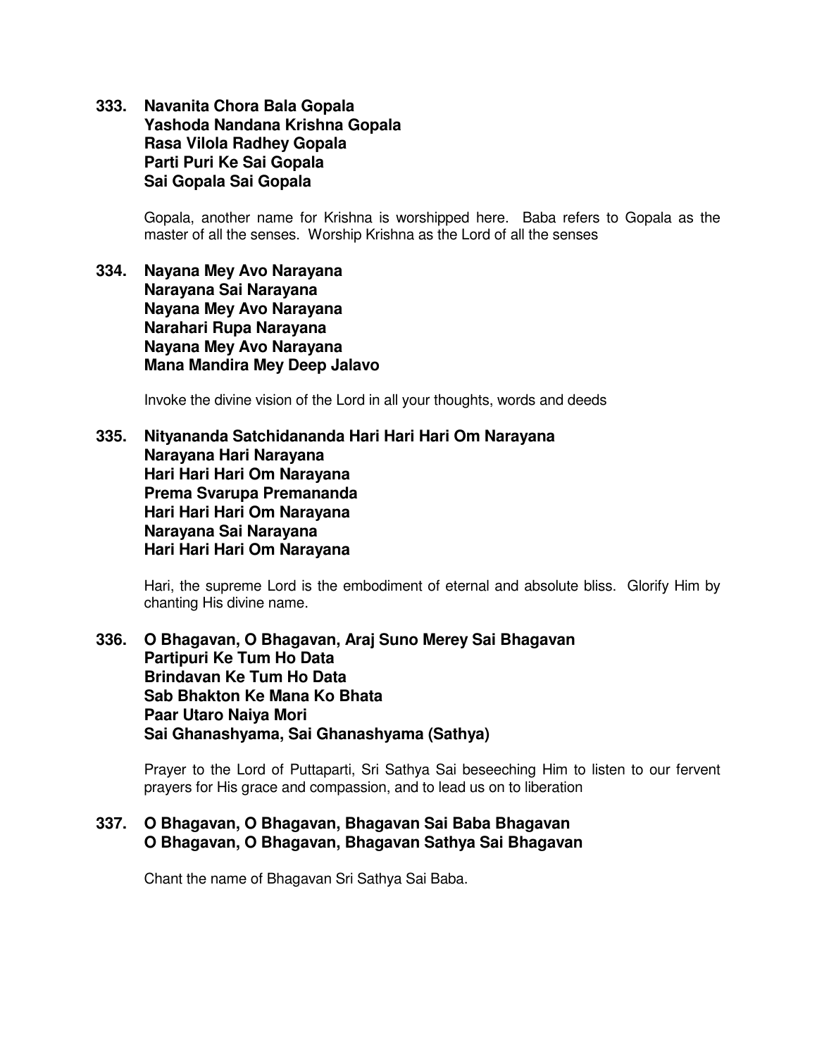**333. Navanita Chora Bala Gopala**
**Yashoda Nandana Krishna Gopala**
**Rasa Vilola Radhey Gopala**
**Parti Puri Ke Sai Gopala**
**Sai Gopala Sai Gopala**

Gopala, another name for Krishna is worshipped here. Baba refers to Gopala as the master of all the senses. Worship Krishna as the Lord of all the senses

**334. Nayana Mey Avo Narayana**
**Narayana Sai Narayana**
**Nayana Mey Avo Narayana**
**Narahari Rupa Narayana**
**Nayana Mey Avo Narayana**
**Mana Mandira Mey Deep Jalavo**

Invoke the divine vision of the Lord in all your thoughts, words and deeds

**335. Nityananda Satchidananda Hari Hari Hari Om Narayana**
**Narayana Hari Narayana**
**Hari Hari Hari Om Narayana**
**Prema Svarupa Premananda**
**Hari Hari Hari Om Narayana**
**Narayana Sai Narayana**
**Hari Hari Hari Om Narayana**

Hari, the supreme Lord is the embodiment of eternal and absolute bliss. Glorify Him by chanting His divine name.

**336. O Bhagavan, O Bhagavan, Araj Suno Merey Sai Bhagavan**
**Partipuri Ke Tum Ho Data**
**Brindavan Ke Tum Ho Data**
**Sab Bhakton Ke Mana Ko Bhata**
**Paar Utaro Naiya Mori**
**Sai Ghanashyama, Sai Ghanashyama (Sathya)**

Prayer to the Lord of Puttaparti, Sri Sathya Sai beseeching Him to listen to our fervent prayers for His grace and compassion, and to lead us on to liberation

**337. O Bhagavan, O Bhagavan, Bhagavan Sai Baba Bhagavan**
**O Bhagavan, O Bhagavan, Bhagavan Sathya Sai Bhagavan**

Chant the name of Bhagavan Sri Sathya Sai Baba.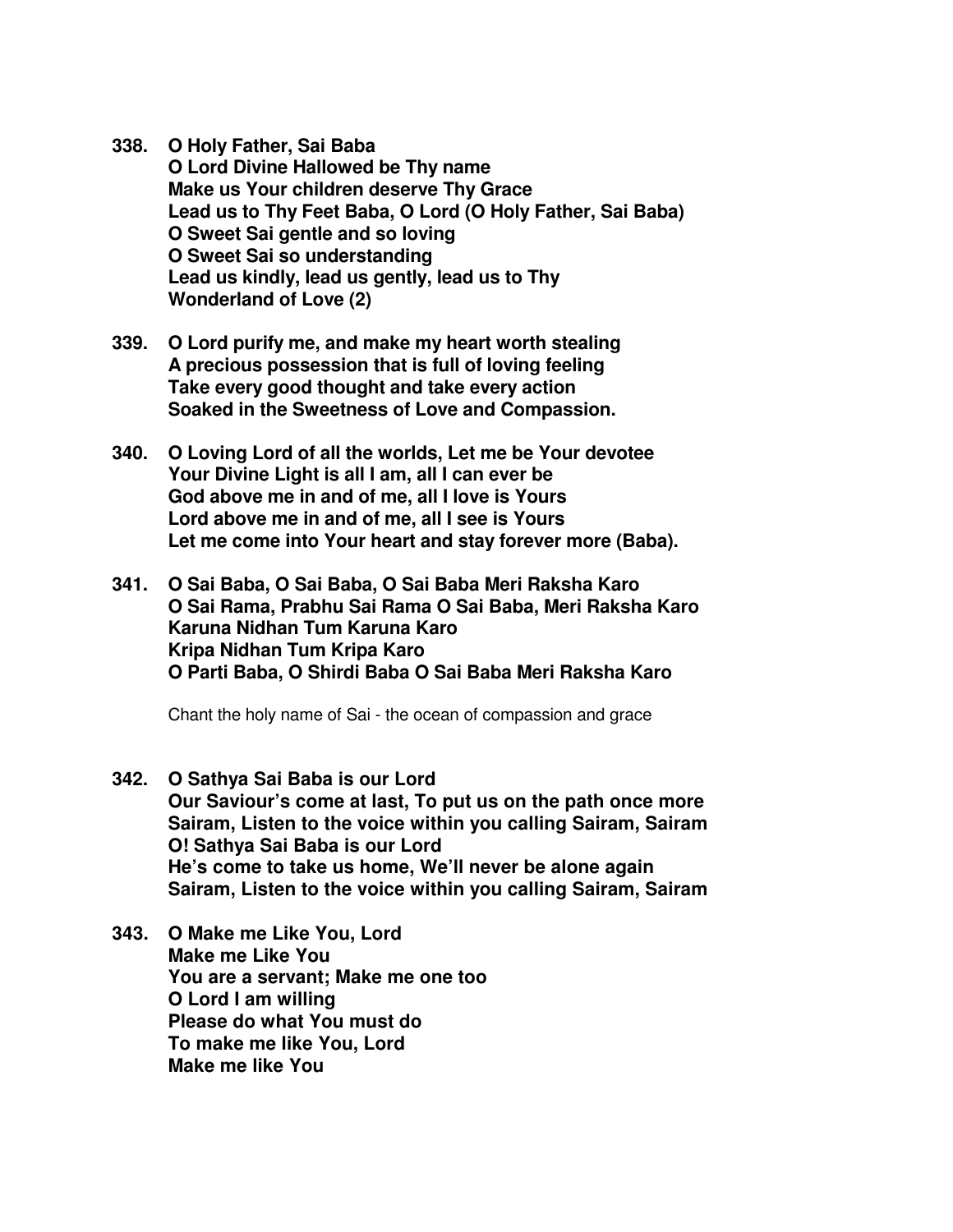**338. O Holy Father, Sai Baba**
**O Lord Divine Hallowed be Thy name**
**Make us Your children deserve Thy Grace**
**Lead us to Thy Feet Baba, O Lord (O Holy Father, Sai Baba)**
**O Sweet Sai gentle and so loving**
**O Sweet Sai so understanding**
**Lead us kindly, lead us gently, lead us to Thy**
**Wonderland of Love (2)**

**339. O Lord purify me, and make my heart worth stealing**
**A precious possession that is full of loving feeling**
**Take every good thought and take every action**
**Soaked in the Sweetness of Love and Compassion.**

**340. O Loving Lord of all the worlds, Let me be Your devotee**
**Your Divine Light is all I am, all I can ever be**
**God above me in and of me, all I love is Yours**
**Lord above me in and of me, all I see is Yours**
**Let me come into Your heart and stay forever more (Baba).**

**341. O Sai Baba, O Sai Baba, O Sai Baba Meri Raksha Karo**
**O Sai Rama, Prabhu Sai Rama O Sai Baba, Meri Raksha Karo**
**Karuna Nidhan Tum Karuna Karo**
**Kripa Nidhan Tum Kripa Karo**
**O Parti Baba, O Shirdi Baba O Sai Baba Meri Raksha Karo**

Chant the holy name of Sai - the ocean of compassion and grace

**342. O Sathya Sai Baba is our Lord**
**Our Saviour's come at last, To put us on the path once more**
**Sairam, Listen to the voice within you calling Sairam, Sairam**
**O! Sathya Sai Baba is our Lord**
**He's come to take us home, We'll never be alone again**
**Sairam, Listen to the voice within you calling Sairam, Sairam**

**343. O Make me Like You, Lord**
**Make me Like You**
**You are a servant; Make me one too**
**O Lord I am willing**
**Please do what You must do**
**To make me like You, Lord**
**Make me like You**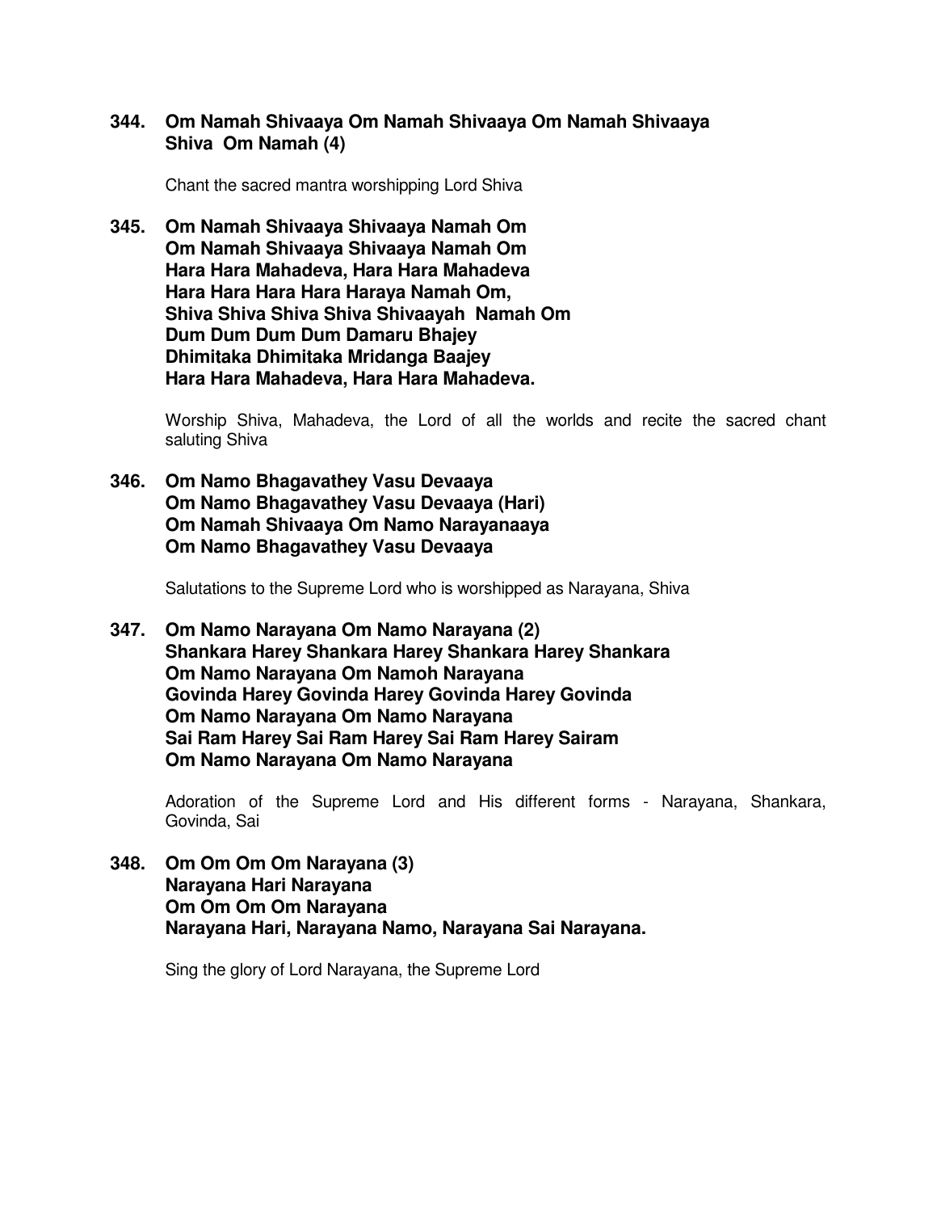**344. Om Namah Shivaaya Om Namah Shivaaya Om Namah Shivaaya**
**Shiva  Om Namah (4)**

Chant the sacred mantra worshipping Lord Shiva

**345. Om Namah Shivaaya Shivaaya Namah Om**
**Om Namah Shivaaya Shivaaya Namah Om**
**Hara Hara Mahadeva, Hara Hara Mahadeva**
**Hara Hara Hara Hara Haraya Namah Om,**
**Shiva Shiva Shiva Shiva Shivaayah  Namah Om**
**Dum Dum Dum Dum Damaru Bhajey**
**Dhimitaka Dhimitaka Mridanga Baajey**
**Hara Hara Mahadeva, Hara Hara Mahadeva.**

Worship Shiva, Mahadeva, the Lord of all the worlds and recite the sacred chant saluting Shiva

**346. Om Namo Bhagavathey Vasu Devaaya**
**Om Namo Bhagavathey Vasu Devaaya (Hari)**
**Om Namah Shivaaya Om Namo Narayanaaya**
**Om Namo Bhagavathey Vasu Devaaya**

Salutations to the Supreme Lord who is worshipped as Narayana, Shiva

**347. Om Namo Narayana Om Namo Narayana (2)**
**Shankara Harey Shankara Harey Shankara Harey Shankara**
**Om Namo Narayana Om Namoh Narayana**
**Govinda Harey Govinda Harey Govinda Harey Govinda**
**Om Namo Narayana Om Namo Narayana**
**Sai Ram Harey Sai Ram Harey Sai Ram Harey Sairam**
**Om Namo Narayana Om Namo Narayana**

Adoration of the Supreme Lord and His different forms - Narayana, Shankara, Govinda, Sai

**348. Om Om Om Om Narayana (3)**
**Narayana Hari Narayana**
**Om Om Om Om Narayana**
**Narayana Hari, Narayana Namo, Narayana Sai Narayana.**

Sing the glory of Lord Narayana, the Supreme Lord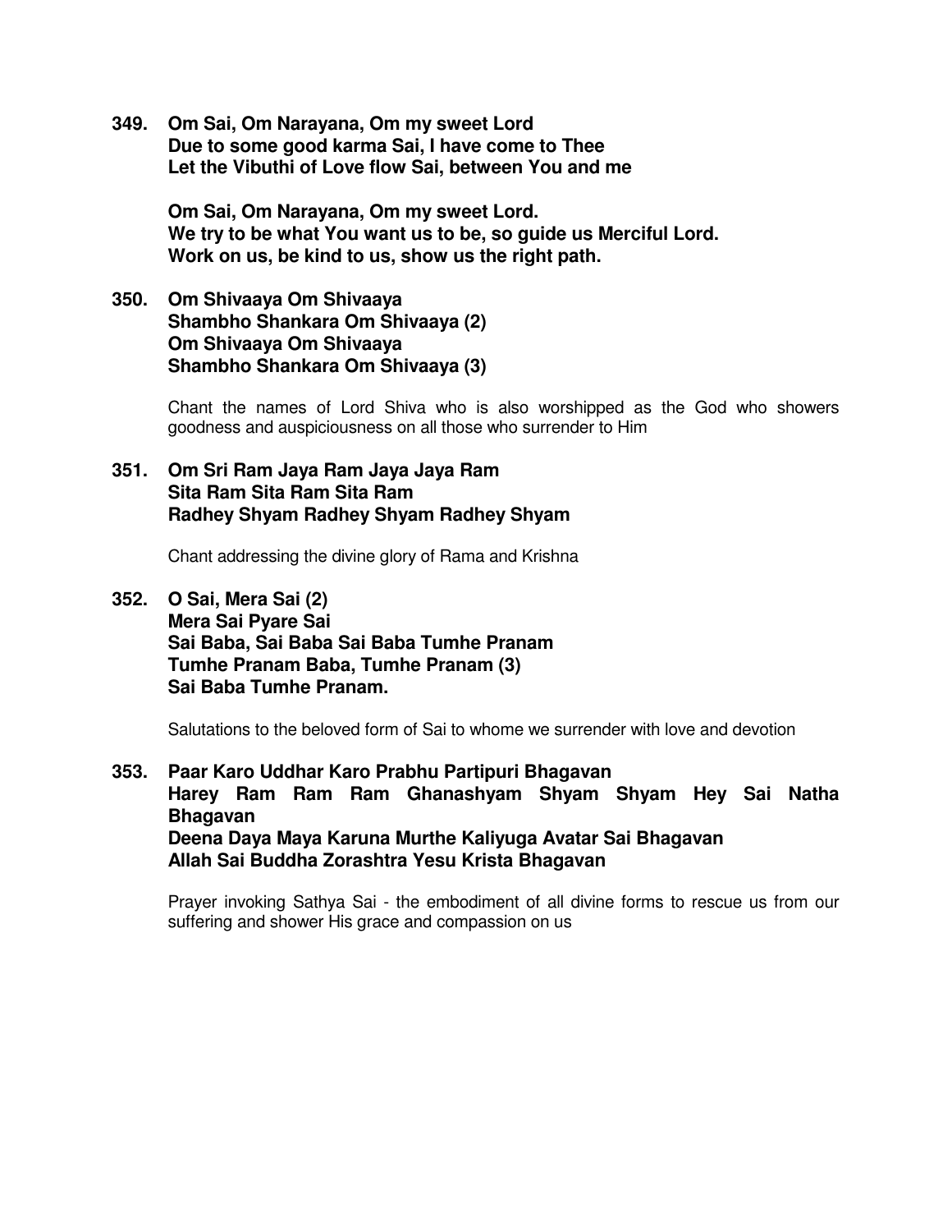**349. Om Sai, Om Narayana, Om my sweet Lord**
**Due to some good karma Sai, I have come to Thee**
**Let the Vibuthi of Love flow Sai, between You and me**

**Om Sai, Om Narayana, Om my sweet Lord.**
**We try to be what You want us to be, so guide us Merciful Lord.**
**Work on us, be kind to us, show us the right path.**

**350. Om Shivaaya Om Shivaaya**
**Shambho Shankara Om Shivaaya (2)**
**Om Shivaaya Om Shivaaya**
**Shambho Shankara Om Shivaaya (3)**

Chant the names of Lord Shiva who is also worshipped as the God who showers goodness and auspiciousness on all those who surrender to Him

**351. Om Sri Ram Jaya Ram Jaya Jaya Ram**
**Sita Ram Sita Ram Sita Ram**
**Radhey Shyam Radhey Shyam Radhey Shyam**

Chant addressing the divine glory of Rama and Krishna

**352. O Sai, Mera Sai (2)**
**Mera Sai Pyare Sai**
**Sai Baba, Sai Baba Sai Baba Tumhe Pranam**
**Tumhe Pranam Baba, Tumhe Pranam (3)**
**Sai Baba Tumhe Pranam.**

Salutations to the beloved form of Sai to whome we surrender with love and devotion

**353. Paar Karo Uddhar Karo Prabhu Partipuri Bhagavan**
**Harey Ram Ram Ram Ghanashyam Shyam Shyam Hey Sai Natha Bhagavan**
**Deena Daya Maya Karuna Murthe Kaliyuga Avatar Sai Bhagavan**
**Allah Sai Buddha Zorashtra Yesu Krista Bhagavan**

Prayer invoking Sathya Sai - the embodiment of all divine forms to rescue us from our suffering and shower His grace and compassion on us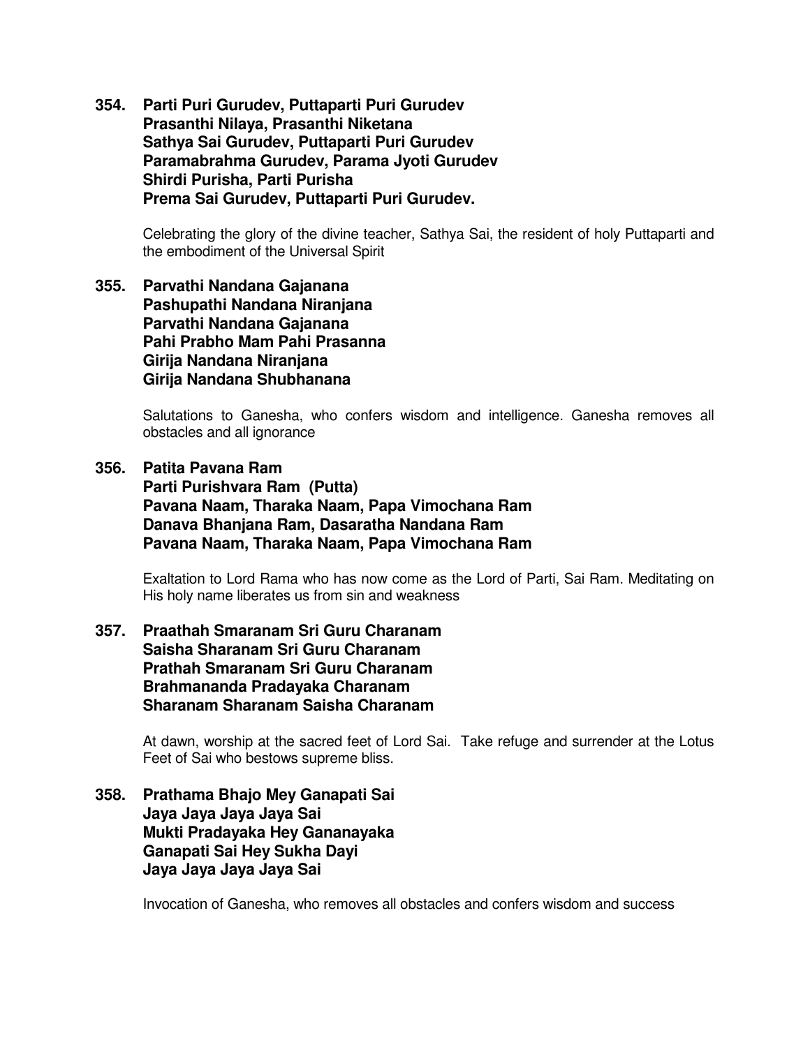**354. Parti Puri Gurudev, Puttaparti Puri Gurudev**
**Prasanthi Nilaya, Prasanthi Niketana**
**Sathya Sai Gurudev, Puttaparti Puri Gurudev**
**Paramabrahma Gurudev, Parama Jyoti Gurudev**
**Shirdi Purisha, Parti Purisha**
**Prema Sai Gurudev, Puttaparti Puri Gurudev.**

Celebrating the glory of the divine teacher, Sathya Sai, the resident of holy Puttaparti and the embodiment of the Universal Spirit

**355. Parvathi Nandana Gajanana**
**Pashupathi Nandana Niranjana**
**Parvathi Nandana Gajanana**
**Pahi Prabho Mam Pahi Prasanna**
**Girija Nandana Niranjana**
**Girija Nandana Shubhanana**

Salutations to Ganesha, who confers wisdom and intelligence. Ganesha removes all obstacles and all ignorance

**356. Patita Pavana Ram**
**Parti Purishvara Ram (Putta)**
**Pavana Naam, Tharaka Naam, Papa Vimochana Ram**
**Danava Bhanjana Ram, Dasaratha Nandana Ram**
**Pavana Naam, Tharaka Naam, Papa Vimochana Ram**

Exaltation to Lord Rama who has now come as the Lord of Parti, Sai Ram. Meditating on His holy name liberates us from sin and weakness

**357. Praathah Smaranam Sri Guru Charanam**
**Saisha Sharanam Sri Guru Charanam**
**Prathah Smaranam Sri Guru Charanam**
**Brahmananda Pradayaka Charanam**
**Sharanam Sharanam Saisha Charanam**

At dawn, worship at the sacred feet of Lord Sai. Take refuge and surrender at the Lotus Feet of Sai who bestows supreme bliss.

**358. Prathama Bhajo Mey Ganapati Sai**
**Jaya Jaya Jaya Jaya Sai**
**Mukti Pradayaka Hey Gananayaka**
**Ganapati Sai Hey Sukha Dayi**
**Jaya Jaya Jaya Jaya Sai**

Invocation of Ganesha, who removes all obstacles and confers wisdom and success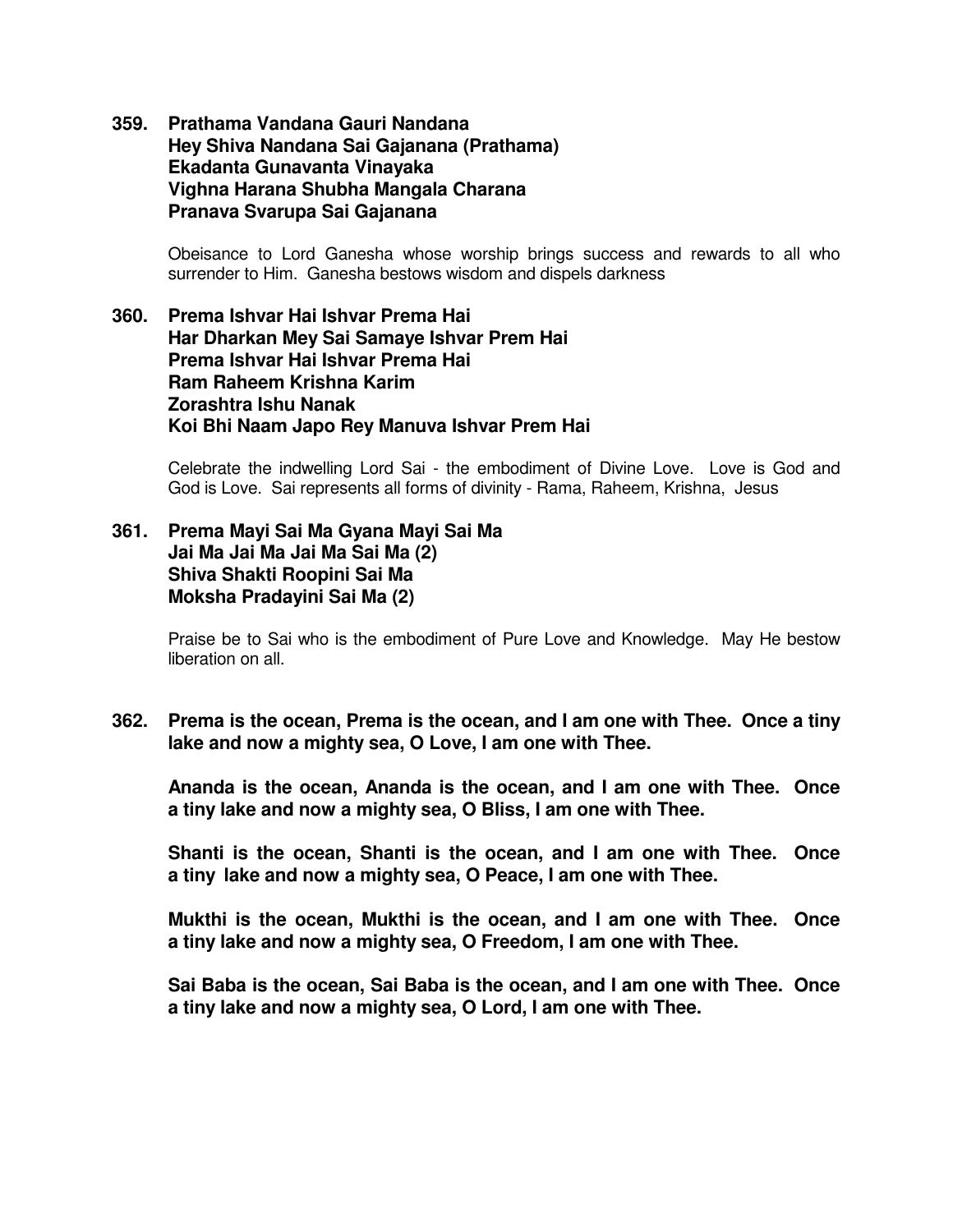**359. Prathama Vandana Gauri Nandana**
**Hey Shiva Nandana Sai Gajanana (Prathama)**
**Ekadanta Gunavanta Vinayaka**
**Vighna Harana Shubha Mangala Charana**
**Pranava Svarupa Sai Gajanana**

Obeisance to Lord Ganesha whose worship brings success and rewards to all who surrender to Him. Ganesha bestows wisdom and dispels darkness

**360. Prema Ishvar Hai Ishvar Prema Hai**
**Har Dharkan Mey Sai Samaye Ishvar Prem Hai**
**Prema Ishvar Hai Ishvar Prema Hai**
**Ram Raheem Krishna Karim**
**Zorashtra Ishu Nanak**
**Koi Bhi Naam Japo Rey Manuva Ishvar Prem Hai**

Celebrate the indwelling Lord Sai - the embodiment of Divine Love. Love is God and God is Love. Sai represents all forms of divinity - Rama, Raheem, Krishna, Jesus

**361. Prema Mayi Sai Ma Gyana Mayi Sai Ma**
**Jai Ma Jai Ma Jai Ma Sai Ma (2)**
**Shiva Shakti Roopini Sai Ma**
**Moksha Pradayini Sai Ma (2)**

Praise be to Sai who is the embodiment of Pure Love and Knowledge. May He bestow liberation on all.

**362. Prema is the ocean, Prema is the ocean, and I am one with Thee. Once a tiny lake and now a mighty sea, O Love, I am one with Thee.**

**Ananda is the ocean, Ananda is the ocean, and I am one with Thee. Once a tiny lake and now a mighty sea, O Bliss, I am one with Thee.**

**Shanti is the ocean, Shanti is the ocean, and I am one with Thee. Once a tiny lake and now a mighty sea, O Peace, I am one with Thee.**

**Mukthi is the ocean, Mukthi is the ocean, and I am one with Thee. Once a tiny lake and now a mighty sea, O Freedom, I am one with Thee.**

**Sai Baba is the ocean, Sai Baba is the ocean, and I am one with Thee. Once a tiny lake and now a mighty sea, O Lord, I am one with Thee.**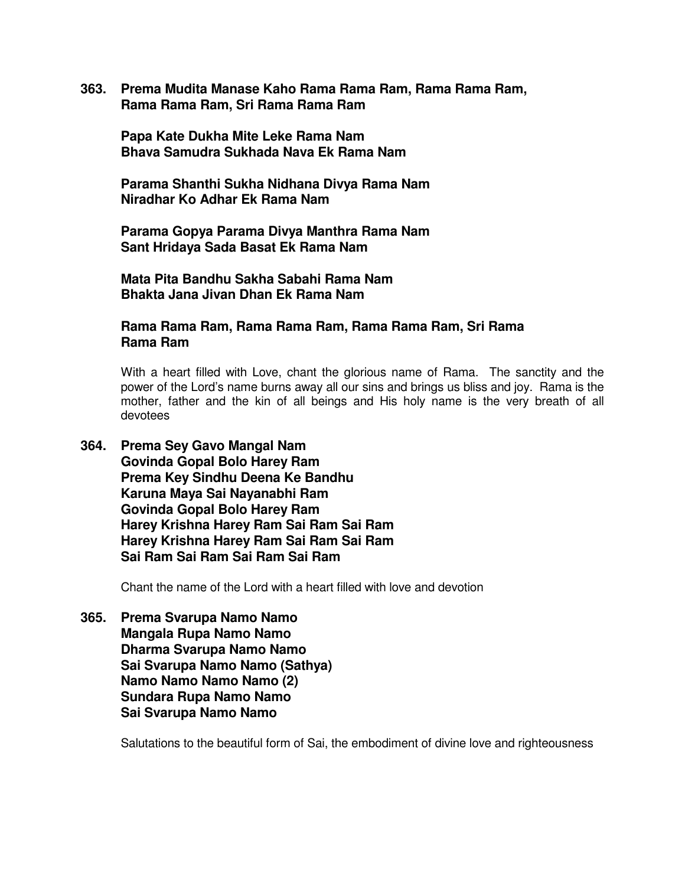**363. Prema Mudita Manase Kaho Rama Rama Ram, Rama Rama Ram,
Rama Rama Ram, Sri Rama Rama Ram**

**Papa Kate Dukha Mite Leke Rama Nam
Bhava Samudra Sukhada Nava Ek Rama Nam**

**Parama Shanthi Sukha Nidhana Divya Rama Nam
Niradhar Ko Adhar Ek Rama Nam**

**Parama Gopya Parama Divya Manthra Rama Nam
Sant Hridaya Sada Basat Ek Rama Nam**

**Mata Pita Bandhu Sakha Sabahi Rama Nam
Bhakta Jana Jivan Dhan Ek Rama Nam**

**Rama Rama Ram, Rama Rama Ram, Rama Rama Ram, Sri Rama
Rama Ram**

With a heart filled with Love, chant the glorious name of Rama. The sanctity and the power of the Lord's name burns away all our sins and brings us bliss and joy. Rama is the mother, father and the kin of all beings and His holy name is the very breath of all devotees

**364. Prema Sey Gavo Mangal Nam
Govinda Gopal Bolo Harey Ram
Prema Key Sindhu Deena Ke Bandhu
Karuna Maya Sai Nayanabhi Ram
Govinda Gopal Bolo Harey Ram
Harey Krishna Harey Ram Sai Ram Sai Ram
Harey Krishna Harey Ram Sai Ram Sai Ram
Sai Ram Sai Ram Sai Ram Sai Ram**

Chant the name of the Lord with a heart filled with love and devotion

**365. Prema Svarupa Namo Namo
Mangala Rupa Namo Namo
Dharma Svarupa Namo Namo
Sai Svarupa Namo Namo (Sathya)
Namo Namo Namo Namo (2)
Sundara Rupa Namo Namo
Sai Svarupa Namo Namo**

Salutations to the beautiful form of Sai, the embodiment of divine love and righteousness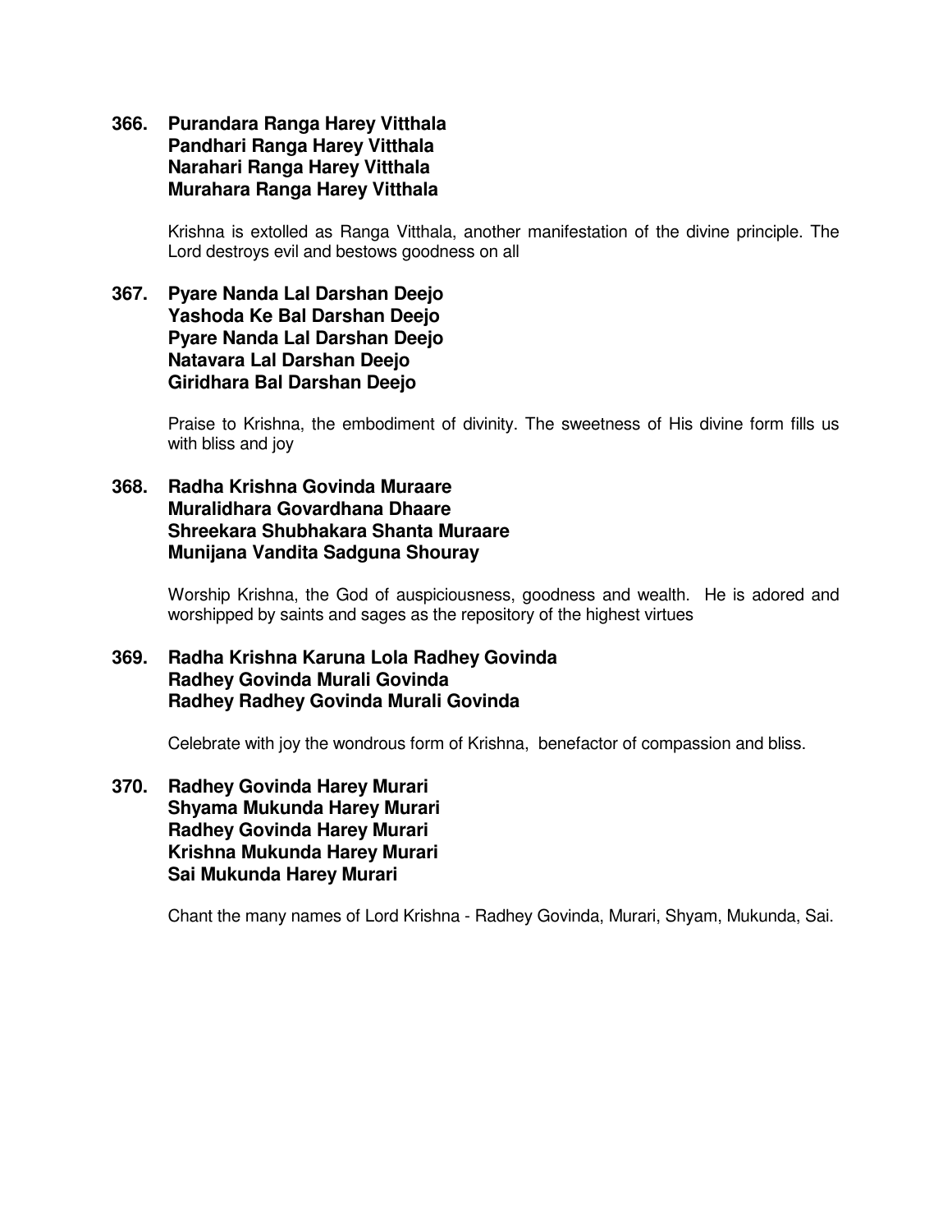**366. Purandara Ranga Harey Vitthala**
**Pandhari Ranga Harey Vitthala**
**Narahari Ranga Harey Vitthala**
**Murahara Ranga Harey Vitthala**

Krishna is extolled as Ranga Vitthala, another manifestation of the divine principle. The Lord destroys evil and bestows goodness on all

**367. Pyare Nanda Lal Darshan Deejo**
**Yashoda Ke Bal Darshan Deejo**
**Pyare Nanda Lal Darshan Deejo**
**Natavara Lal Darshan Deejo**
**Giridhara Bal Darshan Deejo**

Praise to Krishna, the embodiment of divinity. The sweetness of His divine form fills us with bliss and joy

**368. Radha Krishna Govinda Muraare**
**Muralidhara Govardhana Dhaare**
**Shreekara Shubhakara Shanta Muraare**
**Munijana Vandita Sadguna Shouray**

Worship Krishna, the God of auspiciousness, goodness and wealth. He is adored and worshipped by saints and sages as the repository of the highest virtues

**369. Radha Krishna Karuna Lola Radhey Govinda**
**Radhey Govinda Murali Govinda**
**Radhey Radhey Govinda Murali Govinda**

Celebrate with joy the wondrous form of Krishna, benefactor of compassion and bliss.

**370. Radhey Govinda Harey Murari**
**Shyama Mukunda Harey Murari**
**Radhey Govinda Harey Murari**
**Krishna Mukunda Harey Murari**
**Sai Mukunda Harey Murari**

Chant the many names of Lord Krishna - Radhey Govinda, Murari, Shyam, Mukunda, Sai.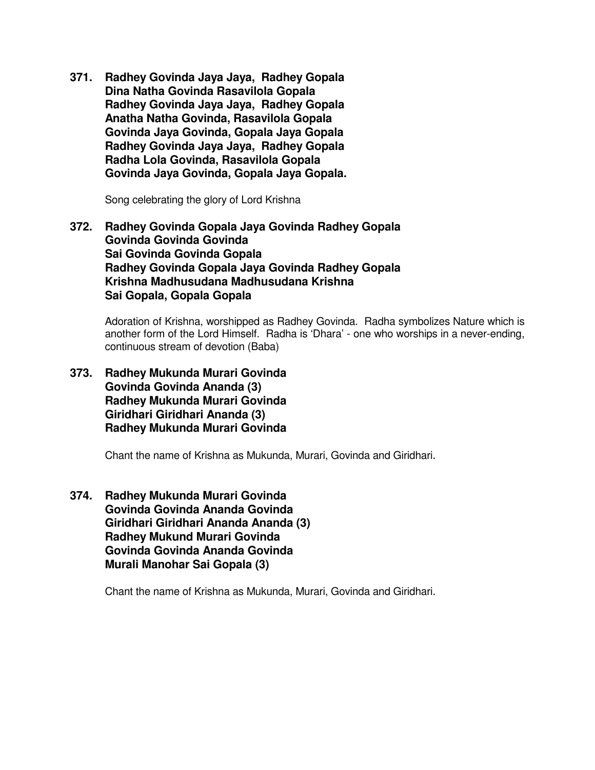**371. Radhey Govinda Jaya Jaya,  Radhey Gopala**
**Dina Natha Govinda Rasavilola Gopala**
**Radhey Govinda Jaya Jaya,  Radhey Gopala**
**Anatha Natha Govinda, Rasavilola Gopala**
**Govinda Jaya Govinda, Gopala Jaya Gopala**
**Radhey Govinda Jaya Jaya,  Radhey Gopala**
**Radha Lola Govinda, Rasavilola Gopala**
**Govinda Jaya Govinda, Gopala Jaya Gopala.**

Song celebrating the glory of Lord Krishna

**372. Radhey Govinda Gopala Jaya Govinda Radhey Gopala**
**Govinda Govinda Govinda**
**Sai Govinda Govinda Gopala**
**Radhey Govinda Gopala Jaya Govinda Radhey Gopala**
**Krishna Madhusudana Madhusudana Krishna**
**Sai Gopala, Gopala Gopala**

Adoration of Krishna, worshipped as Radhey Govinda.  Radha symbolizes Nature which is another form of the Lord Himself.  Radha is 'Dhara' - one who worships in a never-ending, continuous stream of devotion (Baba)

**373. Radhey Mukunda Murari Govinda**
**Govinda Govinda Ananda (3)**
**Radhey Mukunda Murari Govinda**
**Giridhari Giridhari Ananda (3)**
**Radhey Mukunda Murari Govinda**

Chant the name of Krishna as Mukunda, Murari, Govinda and Giridhari.

**374. Radhey Mukunda Murari Govinda**
**Govinda Govinda Ananda Govinda**
**Giridhari Giridhari Ananda Ananda (3)**
**Radhey Mukund Murari Govinda**
**Govinda Govinda Ananda Govinda**
**Murali Manohar Sai Gopala (3)**

Chant the name of Krishna as Mukunda, Murari, Govinda and Giridhari.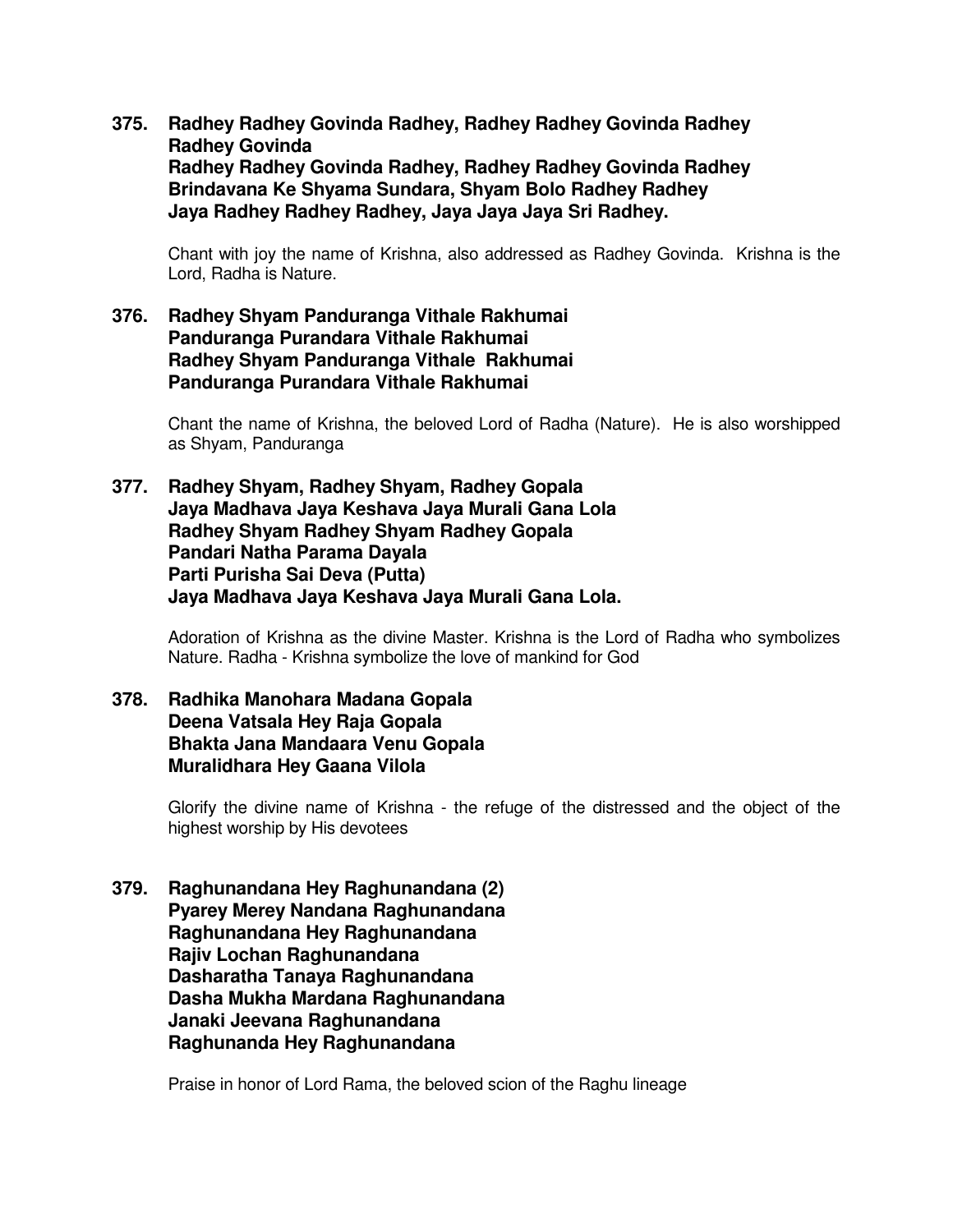**375. Radhey Radhey Govinda Radhey, Radhey Radhey Govinda Radhey**
**Radhey Govinda**
**Radhey Radhey Govinda Radhey, Radhey Radhey Govinda Radhey**
**Brindavana Ke Shyama Sundara, Shyam Bolo Radhey Radhey**
**Jaya Radhey Radhey Radhey, Jaya Jaya Jaya Sri Radhey.**

Chant with joy the name of Krishna, also addressed as Radhey Govinda. Krishna is the Lord, Radha is Nature.

**376. Radhey Shyam Panduranga Vithale Rakhumai**
**Panduranga Purandara Vithale Rakhumai**
**Radhey Shyam Panduranga Vithale Rakhumai**
**Panduranga Purandara Vithale Rakhumai**

Chant the name of Krishna, the beloved Lord of Radha (Nature). He is also worshipped as Shyam, Panduranga

**377. Radhey Shyam, Radhey Shyam, Radhey Gopala**
**Jaya Madhava Jaya Keshava Jaya Murali Gana Lola**
**Radhey Shyam Radhey Shyam Radhey Gopala**
**Pandari Natha Parama Dayala**
**Parti Purisha Sai Deva (Putta)**
**Jaya Madhava Jaya Keshava Jaya Murali Gana Lola.**

Adoration of Krishna as the divine Master. Krishna is the Lord of Radha who symbolizes Nature. Radha - Krishna symbolize the love of mankind for God

**378. Radhika Manohara Madana Gopala**
**Deena Vatsala Hey Raja Gopala**
**Bhakta Jana Mandaara Venu Gopala**
**Muralidhara Hey Gaana Vilola**

Glorify the divine name of Krishna - the refuge of the distressed and the object of the highest worship by His devotees

**379. Raghunandana Hey Raghunandana (2)**
**Pyarey Merey Nandana Raghunandana**
**Raghunandana Hey Raghunandana**
**Rajiv Lochan Raghunandana**
**Dasharatha Tanaya Raghunandana**
**Dasha Mukha Mardana Raghunandana**
**Janaki Jeevana Raghunandana**
**Raghunanda Hey Raghunandana**

Praise in honor of Lord Rama, the beloved scion of the Raghu lineage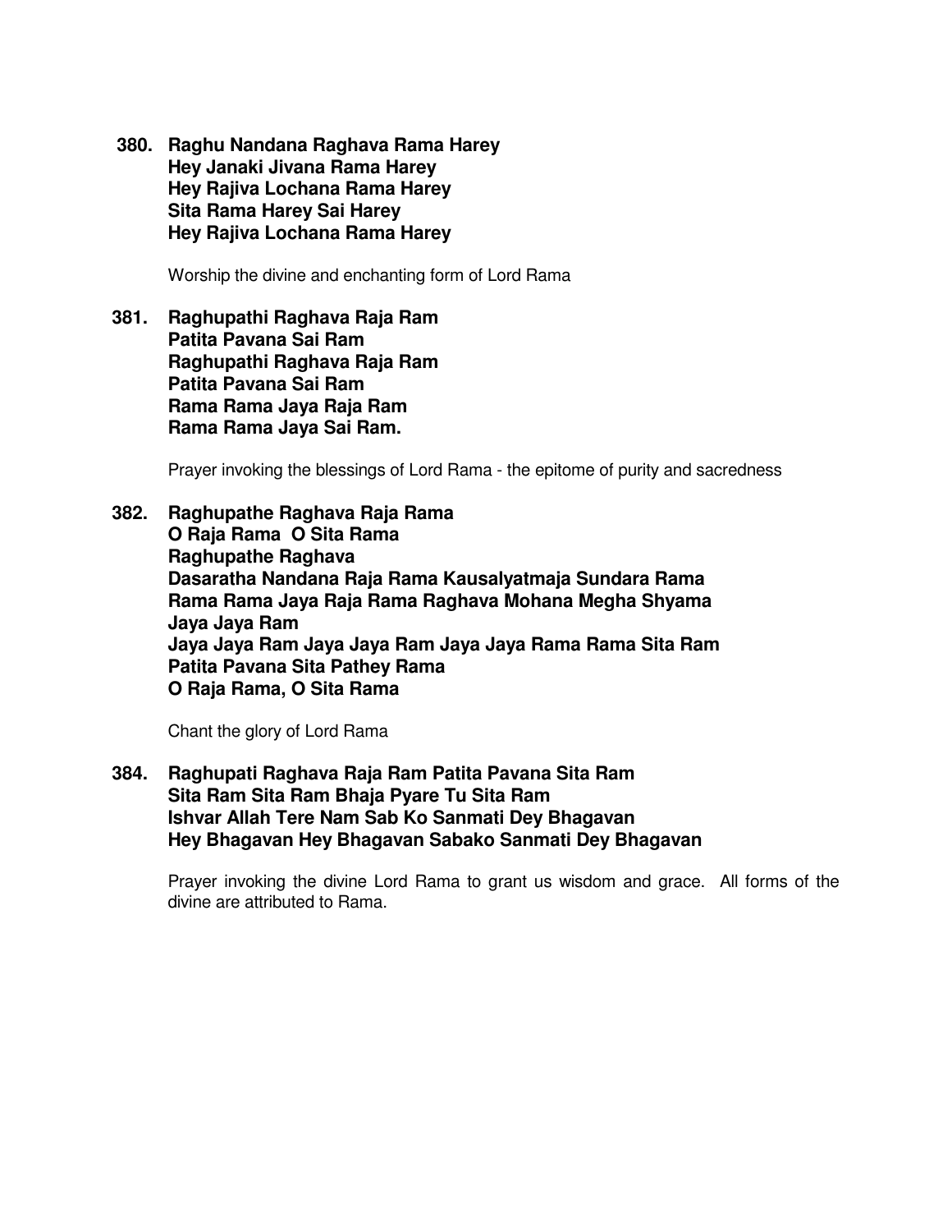**380. Raghu Nandana Raghava Rama Harey**
**Hey Janaki Jivana Rama Harey**
**Hey Rajiva Lochana Rama Harey**
**Sita Rama Harey Sai Harey**
**Hey Rajiva Lochana Rama Harey**

Worship the divine and enchanting form of Lord Rama

**381. Raghupathi Raghava Raja Ram**
**Patita Pavana Sai Ram**
**Raghupathi Raghava Raja Ram**
**Patita Pavana Sai Ram**
**Rama Rama Jaya Raja Ram**
**Rama Rama Jaya Sai Ram.**

Prayer invoking the blessings of Lord Rama - the epitome of purity and sacredness

**382. Raghupathe Raghava Raja Rama**
**O Raja Rama O Sita Rama**
**Raghupathe Raghava**
**Dasaratha Nandana Raja Rama Kausalyatmaja Sundara Rama**
**Rama Rama Jaya Raja Rama Raghava Mohana Megha Shyama**
**Jaya Jaya Ram**
**Jaya Jaya Ram Jaya Jaya Ram Jaya Jaya Rama Rama Sita Ram**
**Patita Pavana Sita Pathey Rama**
**O Raja Rama, O Sita Rama**

Chant the glory of Lord Rama

**384. Raghupati Raghava Raja Ram Patita Pavana Sita Ram**
**Sita Ram Sita Ram Bhaja Pyare Tu Sita Ram**
**Ishvar Allah Tere Nam Sab Ko Sanmati Dey Bhagavan**
**Hey Bhagavan Hey Bhagavan Sabako Sanmati Dey Bhagavan**

Prayer invoking the divine Lord Rama to grant us wisdom and grace. All forms of the divine are attributed to Rama.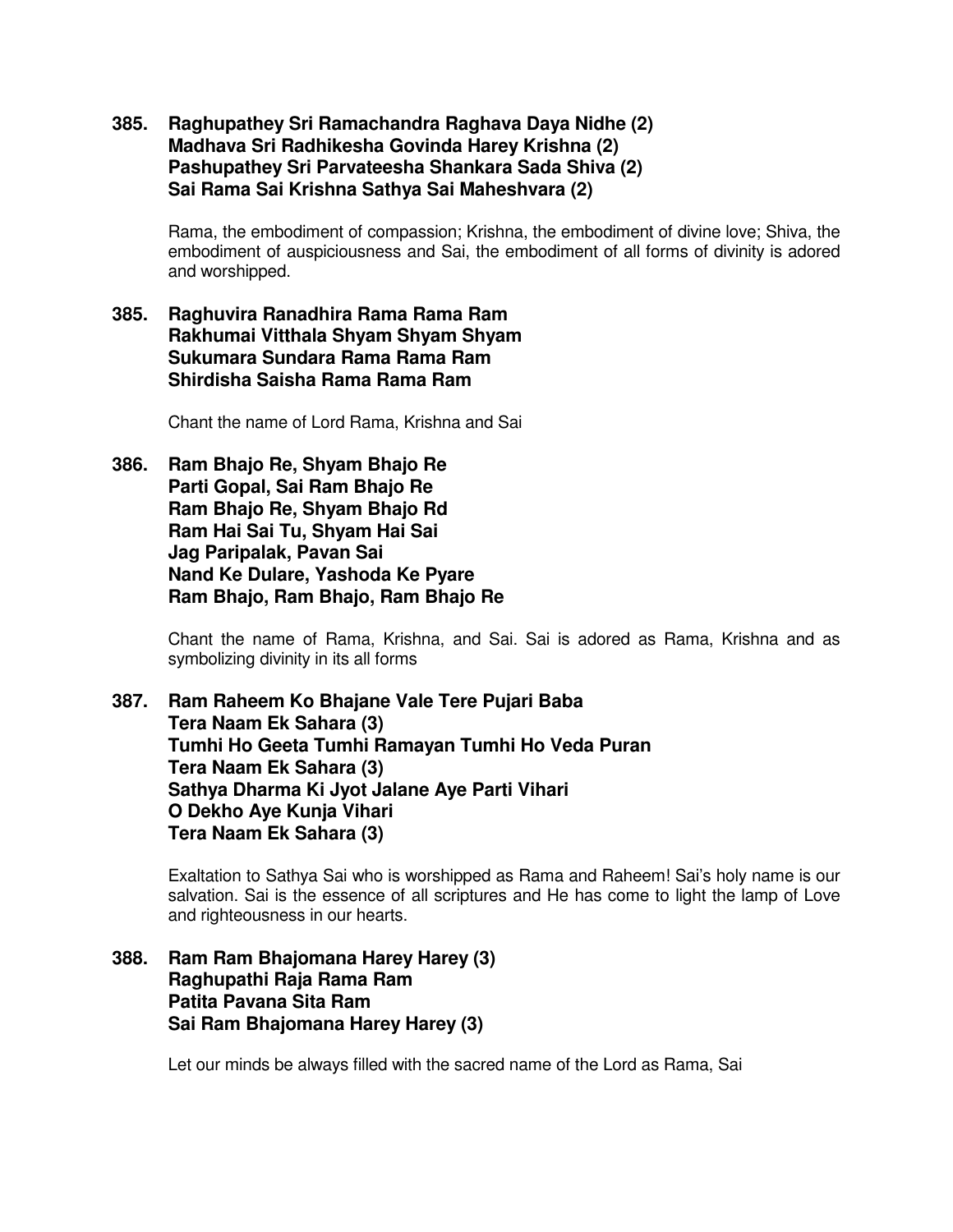**385. Raghupathey Sri Ramachandra Raghava Daya Nidhe (2)**
**Madhava Sri Radhikesha Govinda Harey Krishna (2)**
**Pashupathey Sri Parvateesha Shankara Sada Shiva (2)**
**Sai Rama Sai Krishna Sathya Sai Maheshvara (2)**

Rama, the embodiment of compassion; Krishna, the embodiment of divine love; Shiva, the embodiment of auspiciousness and Sai, the embodiment of all forms of divinity is adored and worshipped.

**385. Raghuvira Ranadhira Rama Rama Ram**
**Rakhumai Vitthala Shyam Shyam Shyam**
**Sukumara Sundara Rama Rama Ram**
**Shirdisha Saisha Rama Rama Ram**

Chant the name of Lord Rama, Krishna and Sai

**386. Ram Bhajo Re, Shyam Bhajo Re**
**Parti Gopal, Sai Ram Bhajo Re**
**Ram Bhajo Re, Shyam Bhajo Rd**
**Ram Hai Sai Tu, Shyam Hai Sai**
**Jag Paripalak, Pavan Sai**
**Nand Ke Dulare, Yashoda Ke Pyare**
**Ram Bhajo, Ram Bhajo, Ram Bhajo Re**

Chant the name of Rama, Krishna, and Sai. Sai is adored as Rama, Krishna and as symbolizing divinity in its all forms

**387. Ram Raheem Ko Bhajane Vale Tere Pujari Baba**
**Tera Naam Ek Sahara (3)**
**Tumhi Ho Geeta Tumhi Ramayan Tumhi Ho Veda Puran**
**Tera Naam Ek Sahara (3)**
**Sathya Dharma Ki Jyot Jalane Aye Parti Vihari**
**O Dekho Aye Kunja Vihari**
**Tera Naam Ek Sahara (3)**

Exaltation to Sathya Sai who is worshipped as Rama and Raheem! Sai's holy name is our salvation. Sai is the essence of all scriptures and He has come to light the lamp of Love and righteousness in our hearts.

**388. Ram Ram Bhajomana Harey Harey (3)**
**Raghupathi Raja Rama Ram**
**Patita Pavana Sita Ram**
**Sai Ram Bhajomana Harey Harey (3)**

Let our minds be always filled with the sacred name of the Lord as Rama, Sai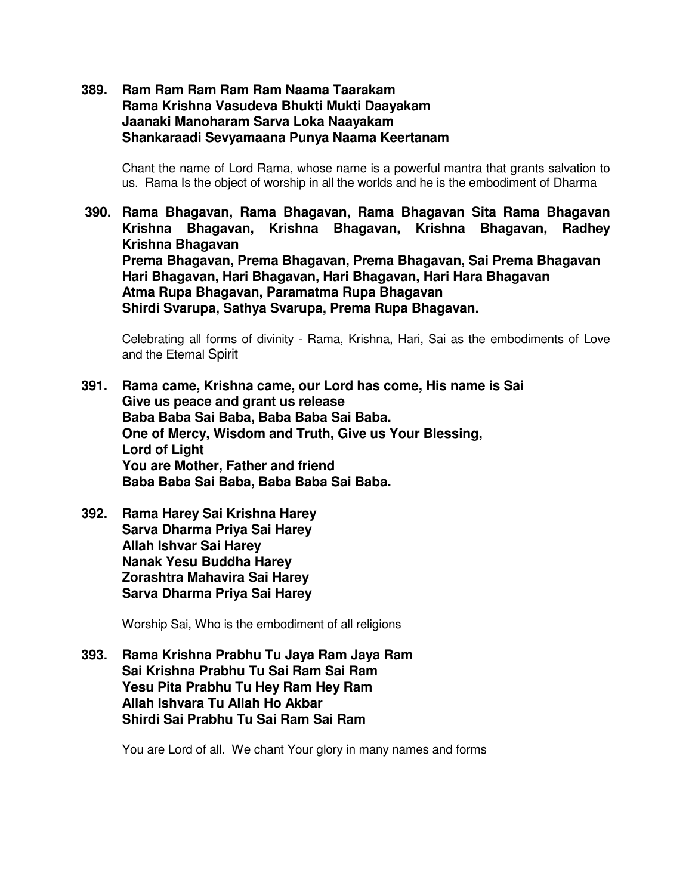**389. Ram Ram Ram Ram Ram Naama Taarakam**
**Rama Krishna Vasudeva Bhukti Mukti Daayakam**
**Jaanaki Manoharam Sarva Loka Naayakam**
**Shankaraadi Sevyamaana Punya Naama Keertanam**

Chant the name of Lord Rama, whose name is a powerful mantra that grants salvation to us. Rama Is the object of worship in all the worlds and he is the embodiment of Dharma

**390. Rama Bhagavan, Rama Bhagavan, Rama Bhagavan Sita Rama Bhagavan**
**Krishna Bhagavan, Krishna Bhagavan, Krishna Bhagavan, Radhey Krishna Bhagavan**
**Prema Bhagavan, Prema Bhagavan, Prema Bhagavan, Sai Prema Bhagavan**
**Hari Bhagavan, Hari Bhagavan, Hari Bhagavan, Hari Hara Bhagavan**
**Atma Rupa Bhagavan, Paramatma Rupa Bhagavan**
**Shirdi Svarupa, Sathya Svarupa, Prema Rupa Bhagavan.**

Celebrating all forms of divinity - Rama, Krishna, Hari, Sai as the embodiments of Love and the Eternal Spirit

**391. Rama came, Krishna came, our Lord has come, His name is Sai**
**Give us peace and grant us release**
**Baba Baba Sai Baba, Baba Baba Sai Baba.**
**One of Mercy, Wisdom and Truth, Give us Your Blessing,**
**Lord of Light**
**You are Mother, Father and friend**
**Baba Baba Sai Baba, Baba Baba Sai Baba.**

**392. Rama Harey Sai Krishna Harey**
**Sarva Dharma Priya Sai Harey**
**Allah Ishvar Sai Harey**
**Nanak Yesu Buddha Harey**
**Zorashtra Mahavira Sai Harey**
**Sarva Dharma Priya Sai Harey**

Worship Sai, Who is the embodiment of all religions

**393. Rama Krishna Prabhu Tu Jaya Ram Jaya Ram**
**Sai Krishna Prabhu Tu Sai Ram Sai Ram**
**Yesu Pita Prabhu Tu Hey Ram Hey Ram**
**Allah Ishvara Tu Allah Ho Akbar**
**Shirdi Sai Prabhu Tu Sai Ram Sai Ram**

You are Lord of all. We chant Your glory in many names and forms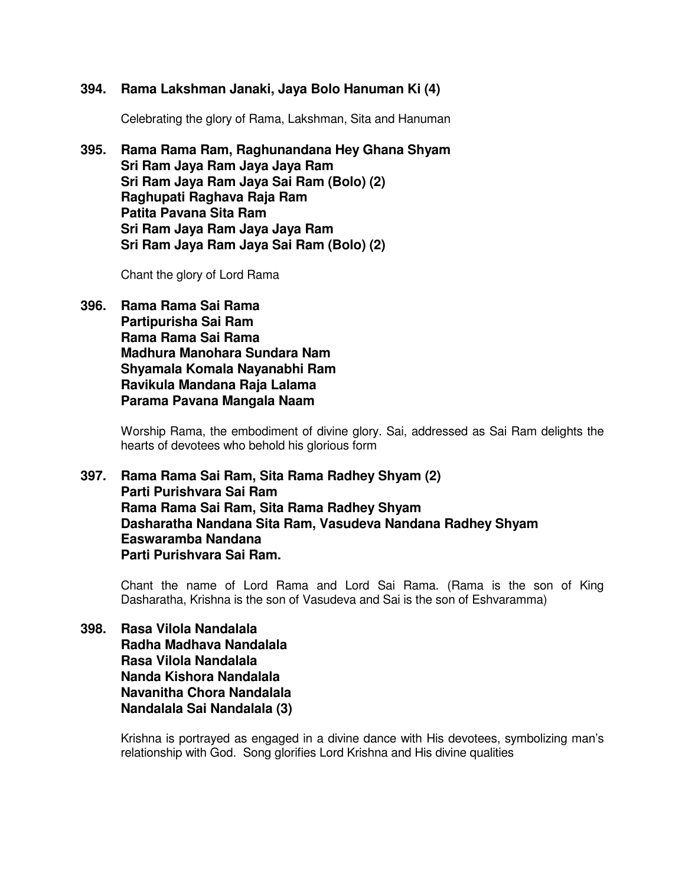**394. Rama Lakshman Janaki, Jaya Bolo Hanuman Ki (4)**

Celebrating the glory of Rama, Lakshman, Sita and Hanuman

**395. Rama Rama Ram, Raghunandana Hey Ghana Shyam**
**Sri Ram Jaya Ram Jaya Jaya Ram**
**Sri Ram Jaya Ram Jaya Sai Ram (Bolo) (2)**
**Raghupati Raghava Raja Ram**
**Patita Pavana Sita Ram**
**Sri Ram Jaya Ram Jaya Jaya Ram**
**Sri Ram Jaya Ram Jaya Sai Ram (Bolo) (2)**

Chant the glory of Lord Rama

**396. Rama Rama Sai Rama**
**Partipurisha Sai Ram**
**Rama Rama Sai Rama**
**Madhura Manohara Sundara Nam**
**Shyamala Komala Nayanabhi Ram**
**Ravikula Mandana Raja Lalama**
**Parama Pavana Mangala Naam**

Worship Rama, the embodiment of divine glory. Sai, addressed as Sai Ram delights the hearts of devotees who behold his glorious form

**397. Rama Rama Sai Ram, Sita Rama Radhey Shyam (2)**
**Parti Purishvara Sai Ram**
**Rama Rama Sai Ram, Sita Rama Radhey Shyam**
**Dasharatha Nandana Sita Ram, Vasudeva Nandana Radhey Shyam**
**Easwaramba Nandana**
**Parti Purishvara Sai Ram.**

Chant the name of Lord Rama and Lord Sai Rama. (Rama is the son of King Dasharatha, Krishna is the son of Vasudeva and Sai is the son of Eshvaramma)

**398. Rasa Vilola Nandalala**
**Radha Madhava Nandalala**
**Rasa Vilola Nandalala**
**Nanda Kishora Nandalala**
**Navanitha Chora Nandalala**
**Nandalala Sai Nandalala (3)**

Krishna is portrayed as engaged in a divine dance with His devotees, symbolizing man's relationship with God. Song glorifies Lord Krishna and His divine qualities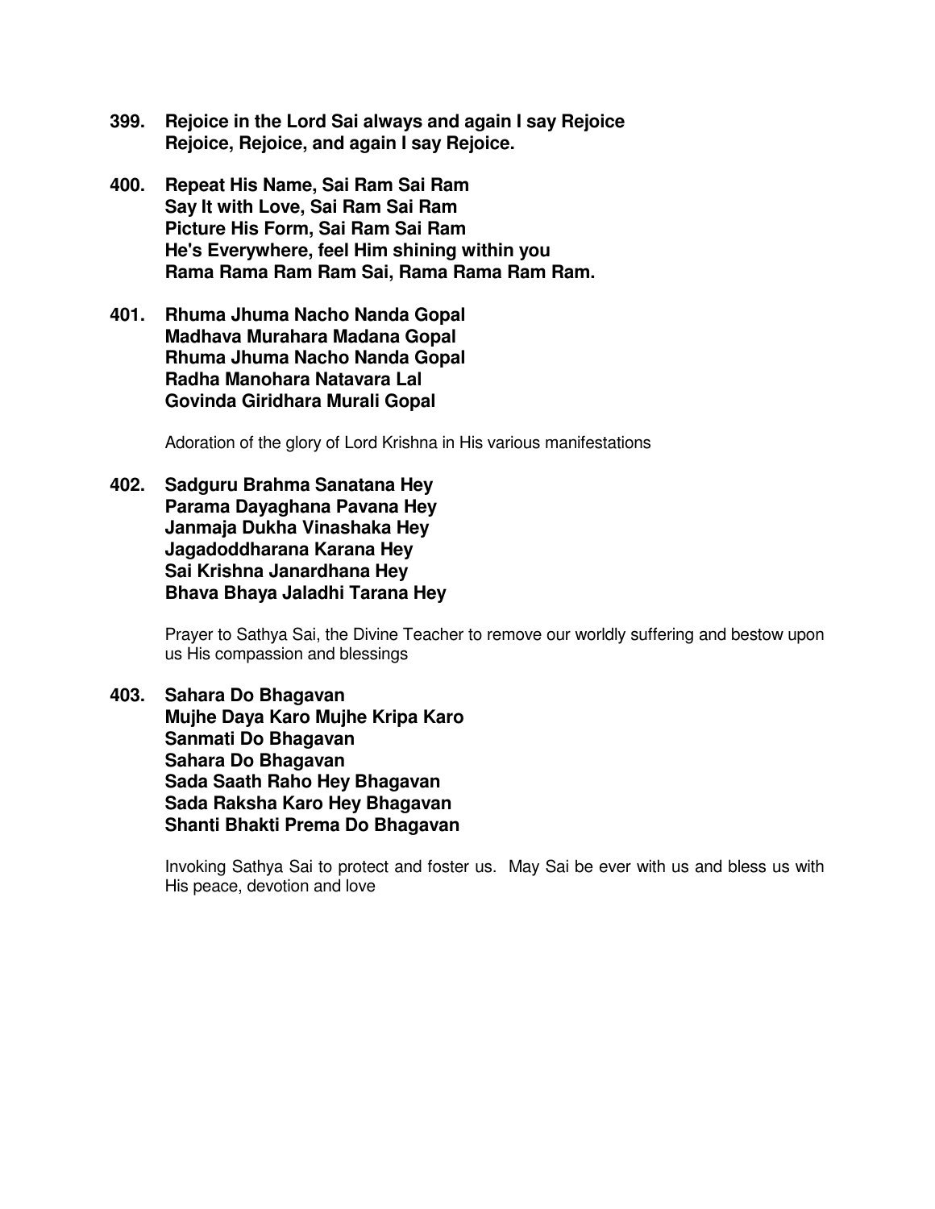**399. Rejoice in the Lord Sai always and again I say Rejoice**
**Rejoice, Rejoice, and again I say Rejoice.**

**400. Repeat His Name, Sai Ram Sai Ram**
**Say It with Love, Sai Ram Sai Ram**
**Picture His Form, Sai Ram Sai Ram**
**He's Everywhere, feel Him shining within you**
**Rama Rama Ram Ram Sai, Rama Rama Ram Ram.**

**401. Rhuma Jhuma Nacho Nanda Gopal**
**Madhava Murahara Madana Gopal**
**Rhuma Jhuma Nacho Nanda Gopal**
**Radha Manohara Natavara Lal**
**Govinda Giridhara Murali Gopal**

Adoration of the glory of Lord Krishna in His various manifestations

**402. Sadguru Brahma Sanatana Hey**
**Parama Dayaghana Pavana Hey**
**Janmaja Dukha Vinashaka Hey**
**Jagadoddharana Karana Hey**
**Sai Krishna Janardhana Hey**
**Bhava Bhaya Jaladhi Tarana Hey**

Prayer to Sathya Sai, the Divine Teacher to remove our worldly suffering and bestow upon us His compassion and blessings

**403. Sahara Do Bhagavan**
**Mujhe Daya Karo Mujhe Kripa Karo**
**Sanmati Do Bhagavan**
**Sahara Do Bhagavan**
**Sada Saath Raho Hey Bhagavan**
**Sada Raksha Karo Hey Bhagavan**
**Shanti Bhakti Prema Do Bhagavan**

Invoking Sathya Sai to protect and foster us. May Sai be ever with us and bless us with His peace, devotion and love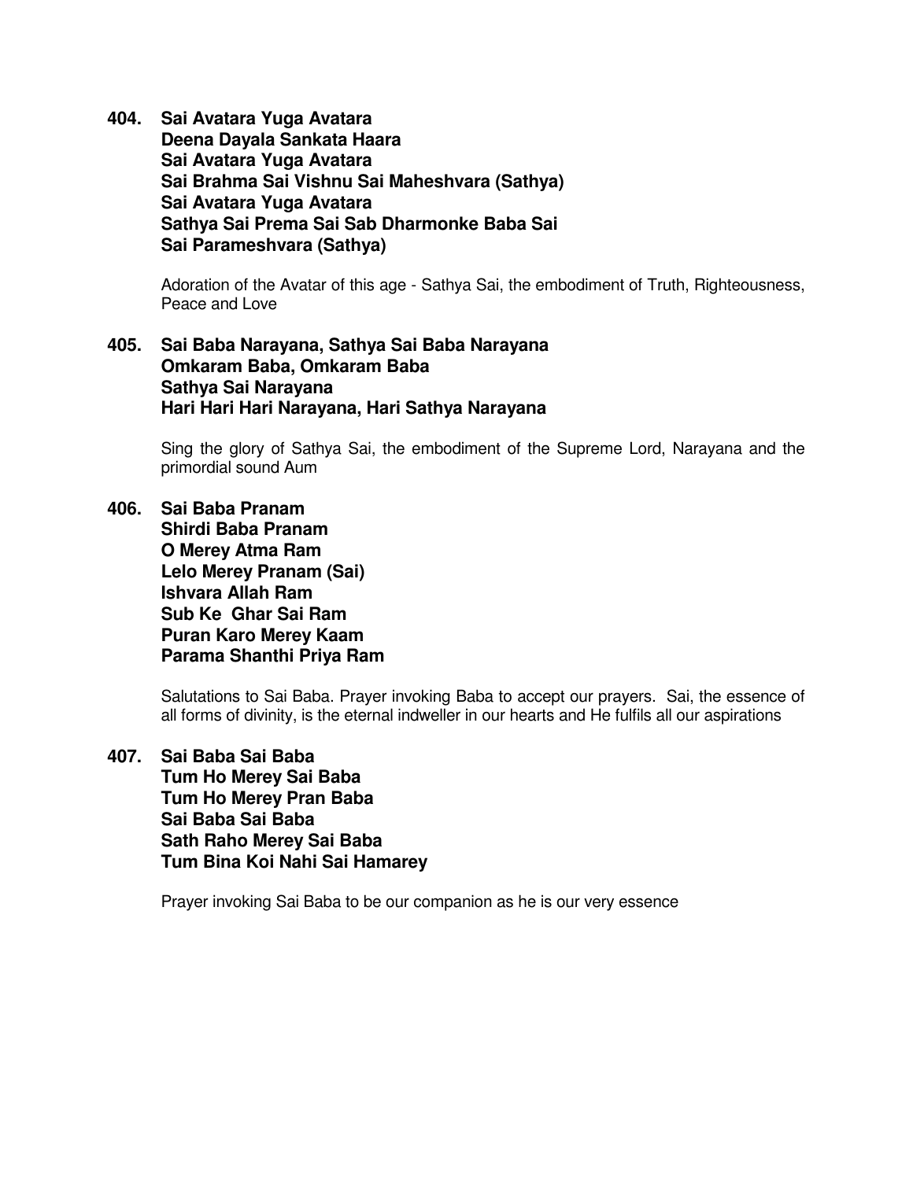**404. Sai Avatara Yuga Avatara**
**Deena Dayala Sankata Haara**
**Sai Avatara Yuga Avatara**
**Sai Brahma Sai Vishnu Sai Maheshvara (Sathya)**
**Sai Avatara Yuga Avatara**
**Sathya Sai Prema Sai Sab Dharmonke Baba Sai**
**Sai Parameshvara (Sathya)**

Adoration of the Avatar of this age - Sathya Sai, the embodiment of Truth, Righteousness, Peace and Love

**405. Sai Baba Narayana, Sathya Sai Baba Narayana**
**Omkaram Baba, Omkaram Baba**
**Sathya Sai Narayana**
**Hari Hari Hari Narayana, Hari Sathya Narayana**

Sing the glory of Sathya Sai, the embodiment of the Supreme Lord, Narayana and the primordial sound Aum

**406. Sai Baba Pranam**
**Shirdi Baba Pranam**
**O Merey Atma Ram**
**Lelo Merey Pranam (Sai)**
**Ishvara Allah Ram**
**Sub Ke Ghar Sai Ram**
**Puran Karo Merey Kaam**
**Parama Shanthi Priya Ram**

Salutations to Sai Baba. Prayer invoking Baba to accept our prayers. Sai, the essence of all forms of divinity, is the eternal indweller in our hearts and He fulfils all our aspirations

**407. Sai Baba Sai Baba**
**Tum Ho Merey Sai Baba**
**Tum Ho Merey Pran Baba**
**Sai Baba Sai Baba**
**Sath Raho Merey Sai Baba**
**Tum Bina Koi Nahi Sai Hamarey**

Prayer invoking Sai Baba to be our companion as he is our very essence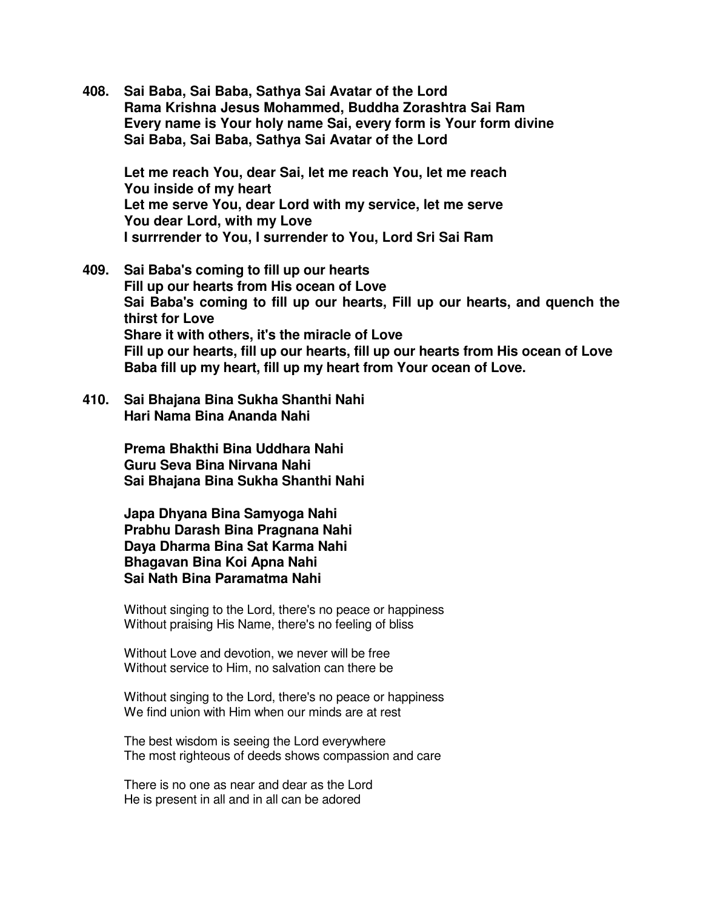**408. Sai Baba, Sai Baba, Sathya Sai Avatar of the Lord**
**Rama Krishna Jesus Mohammed, Buddha Zorashtra Sai Ram**
**Every name is Your holy name Sai, every form is Your form divine**
**Sai Baba, Sai Baba, Sathya Sai Avatar of the Lord**

**Let me reach You, dear Sai, let me reach You, let me reach You inside of my heart**
**Let me serve You, dear Lord with my service, let me serve You dear Lord, with my Love**
**I surrrender to You, I surrender to You, Lord Sri Sai Ram**

**409. Sai Baba's coming to fill up our hearts**
**Fill up our hearts from His ocean of Love**
**Sai Baba's coming to fill up our hearts, Fill up our hearts, and quench the thirst for Love**
**Share it with others, it's the miracle of Love**
**Fill up our hearts, fill up our hearts, fill up our hearts from His ocean of Love**
**Baba fill up my heart, fill up my heart from Your ocean of Love.**

**410. Sai Bhajana Bina Sukha Shanthi Nahi**
**Hari Nama Bina Ananda Nahi**

**Prema Bhakthi Bina Uddhara Nahi**
**Guru Seva Bina Nirvana Nahi**
**Sai Bhajana Bina Sukha Shanthi Nahi**

**Japa Dhyana Bina Samyoga Nahi**
**Prabhu Darash Bina Pragnana Nahi**
**Daya Dharma Bina Sat Karma Nahi**
**Bhagavan Bina Koi Apna Nahi**
**Sai Nath Bina Paramatma Nahi**

Without singing to the Lord, there's no peace or happiness
Without praising His Name, there's no feeling of bliss

Without Love and devotion, we never will be free
Without service to Him, no salvation can there be

Without singing to the Lord, there's no peace or happiness
We find union with Him when our minds are at rest

The best wisdom is seeing the Lord everywhere
The most righteous of deeds shows compassion and care

There is no one as near and dear as the Lord
He is present in all and in all can be adored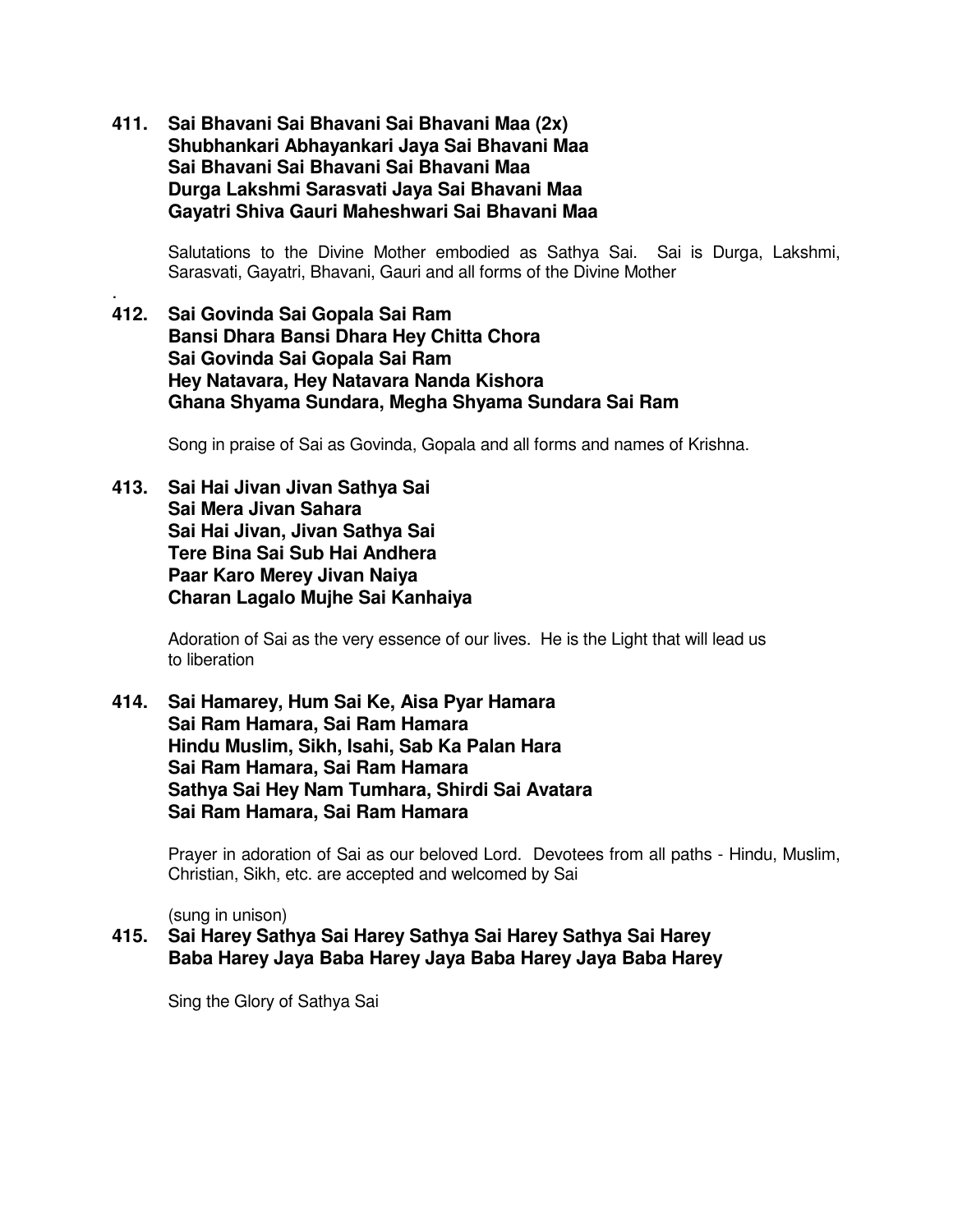**411. Sai Bhavani Sai Bhavani Sai Bhavani Maa (2x)**
**Shubhankari Abhayankari Jaya Sai Bhavani Maa**
**Sai Bhavani Sai Bhavani Sai Bhavani Maa**
**Durga Lakshmi Sarasvati Jaya Sai Bhavani Maa**
**Gayatri Shiva Gauri Maheshwari Sai Bhavani Maa**

Salutations to the Divine Mother embodied as Sathya Sai. Sai is Durga, Lakshmi, Sarasvati, Gayatri, Bhavani, Gauri and all forms of the Divine Mother

.

**412. Sai Govinda Sai Gopala Sai Ram**
**Bansi Dhara Bansi Dhara Hey Chitta Chora**
**Sai Govinda Sai Gopala Sai Ram**
**Hey Natavara, Hey Natavara Nanda Kishora**
**Ghana Shyama Sundara, Megha Shyama Sundara Sai Ram**

Song in praise of Sai as Govinda, Gopala and all forms and names of Krishna.

**413. Sai Hai Jivan Jivan Sathya Sai**
**Sai Mera Jivan Sahara**
**Sai Hai Jivan, Jivan Sathya Sai**
**Tere Bina Sai Sub Hai Andhera**
**Paar Karo Merey Jivan Naiya**
**Charan Lagalo Mujhe Sai Kanhaiya**

Adoration of Sai as the very essence of our lives. He is the Light that will lead us to liberation

**414. Sai Hamarey, Hum Sai Ke, Aisa Pyar Hamara**
**Sai Ram Hamara, Sai Ram Hamara**
**Hindu Muslim, Sikh, Isahi, Sab Ka Palan Hara**
**Sai Ram Hamara, Sai Ram Hamara**
**Sathya Sai Hey Nam Tumhara, Shirdi Sai Avatara**
**Sai Ram Hamara, Sai Ram Hamara**

Prayer in adoration of Sai as our beloved Lord. Devotees from all paths - Hindu, Muslim, Christian, Sikh, etc. are accepted and welcomed by Sai

(sung in unison)

**415. Sai Harey Sathya Sai Harey Sathya Sai Harey Sathya Sai Harey**
**Baba Harey Jaya Baba Harey Jaya Baba Harey Jaya Baba Harey**

Sing the Glory of Sathya Sai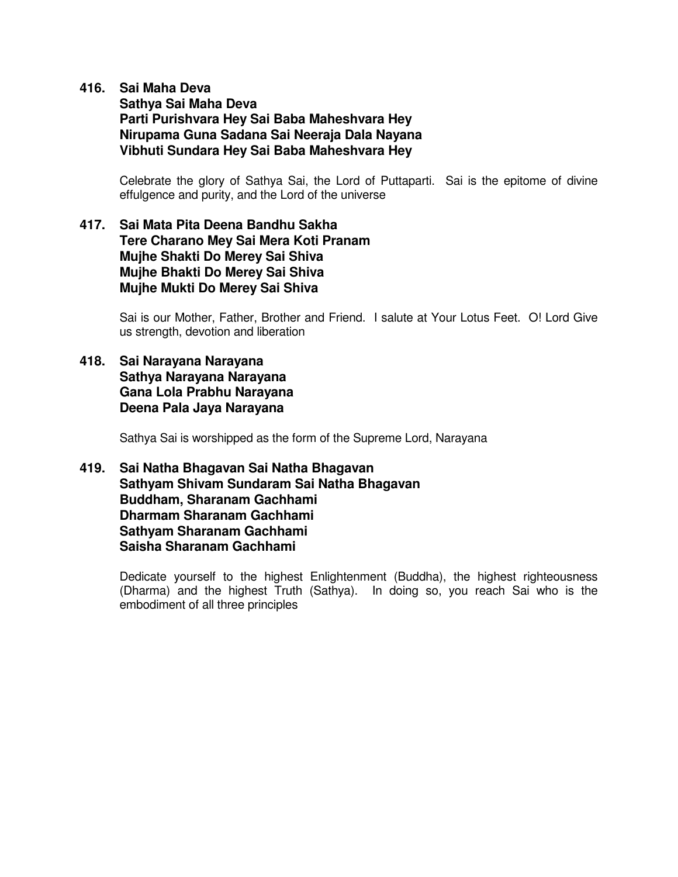**416. Sai Maha Deva**
**Sathya Sai Maha Deva**
**Parti Purishvara Hey Sai Baba Maheshvara Hey**
**Nirupama Guna Sadana Sai Neeraja Dala Nayana**
**Vibhuti Sundara Hey Sai Baba Maheshvara Hey**

Celebrate the glory of Sathya Sai, the Lord of Puttaparti. Sai is the epitome of divine effulgence and purity, and the Lord of the universe

**417. Sai Mata Pita Deena Bandhu Sakha**
**Tere Charano Mey Sai Mera Koti Pranam**
**Mujhe Shakti Do Merey Sai Shiva**
**Mujhe Bhakti Do Merey Sai Shiva**
**Mujhe Mukti Do Merey Sai Shiva**

Sai is our Mother, Father, Brother and Friend. I salute at Your Lotus Feet. O! Lord Give us strength, devotion and liberation

**418. Sai Narayana Narayana**
**Sathya Narayana Narayana**
**Gana Lola Prabhu Narayana**
**Deena Pala Jaya Narayana**

Sathya Sai is worshipped as the form of the Supreme Lord, Narayana

**419. Sai Natha Bhagavan Sai Natha Bhagavan**
**Sathyam Shivam Sundaram Sai Natha Bhagavan**
**Buddham, Sharanam Gachhami**
**Dharmam Sharanam Gachhami**
**Sathyam Sharanam Gachhami**
**Saisha Sharanam Gachhami**

Dedicate yourself to the highest Enlightenment (Buddha), the highest righteousness (Dharma) and the highest Truth (Sathya). In doing so, you reach Sai who is the embodiment of all three principles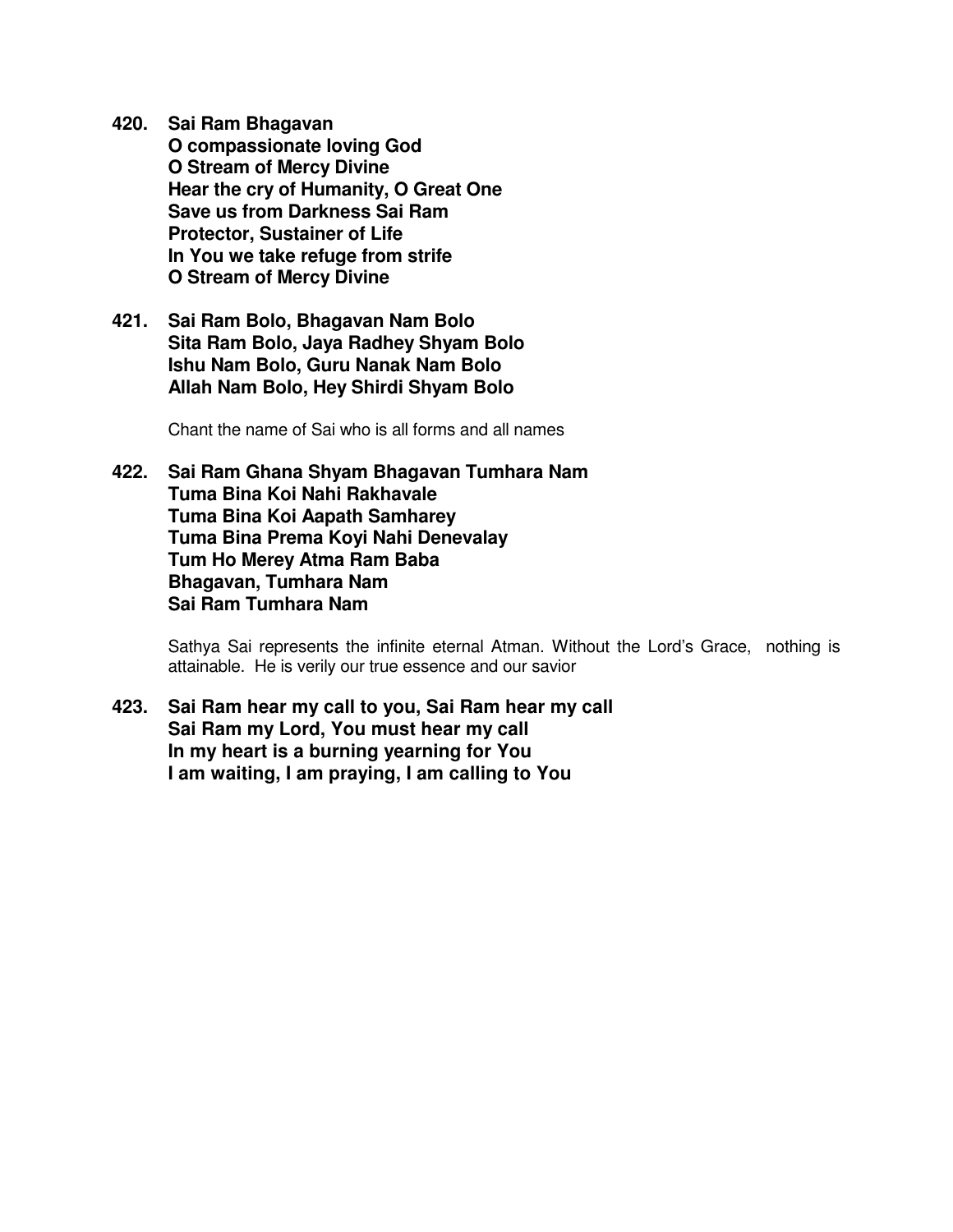**420. Sai Ram Bhagavan**
**O compassionate loving God**
**O Stream of Mercy Divine**
**Hear the cry of Humanity, O Great One**
**Save us from Darkness Sai Ram**
**Protector, Sustainer of Life**
**In You we take refuge from strife**
**O Stream of Mercy Divine**

**421. Sai Ram Bolo, Bhagavan Nam Bolo**
**Sita Ram Bolo, Jaya Radhey Shyam Bolo**
**Ishu Nam Bolo, Guru Nanak Nam Bolo**
**Allah Nam Bolo, Hey Shirdi Shyam Bolo**

Chant the name of Sai who is all forms and all names

**422. Sai Ram Ghana Shyam Bhagavan Tumhara Nam**
**Tuma Bina Koi Nahi Rakhavale**
**Tuma Bina Koi Aapath Samharey**
**Tuma Bina Prema Koyi Nahi Denevalay**
**Tum Ho Merey Atma Ram Baba**
**Bhagavan, Tumhara Nam**
**Sai Ram Tumhara Nam**

Sathya Sai represents the infinite eternal Atman. Without the Lord's Grace, nothing is attainable. He is verily our true essence and our savior

**423. Sai Ram hear my call to you, Sai Ram hear my call**
**Sai Ram my Lord, You must hear my call**
**In my heart is a burning yearning for You**
**I am waiting, I am praying, I am calling to You**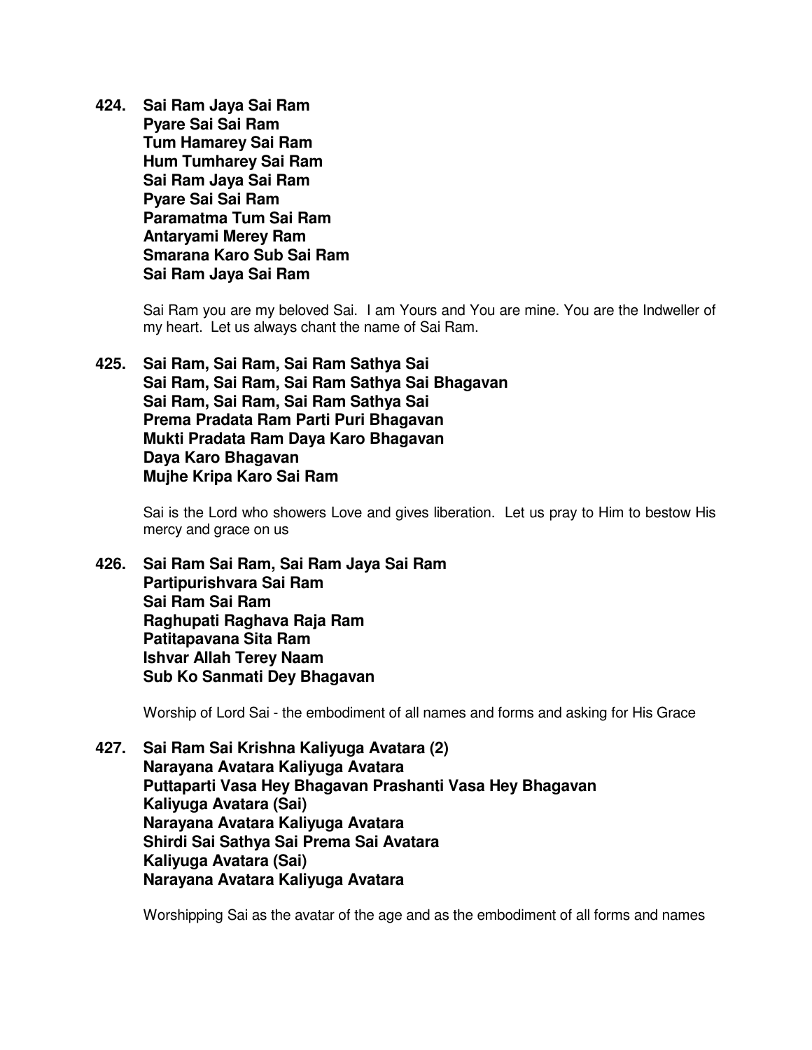**424. Sai Ram Jaya Sai Ram**
**Pyare Sai Sai Ram**
**Tum Hamarey Sai Ram**
**Hum Tumharey Sai Ram**
**Sai Ram Jaya Sai Ram**
**Pyare Sai Sai Ram**
**Paramatma Tum Sai Ram**
**Antaryami Merey Ram**
**Smarana Karo Sub Sai Ram**
**Sai Ram Jaya Sai Ram**

Sai Ram you are my beloved Sai. I am Yours and You are mine. You are the Indweller of my heart. Let us always chant the name of Sai Ram.

**425. Sai Ram, Sai Ram, Sai Ram Sathya Sai**
**Sai Ram, Sai Ram, Sai Ram Sathya Sai Bhagavan**
**Sai Ram, Sai Ram, Sai Ram Sathya Sai**
**Prema Pradata Ram Parti Puri Bhagavan**
**Mukti Pradata Ram Daya Karo Bhagavan**
**Daya Karo Bhagavan**
**Mujhe Kripa Karo Sai Ram**

Sai is the Lord who showers Love and gives liberation. Let us pray to Him to bestow His mercy and grace on us

**426. Sai Ram Sai Ram, Sai Ram Jaya Sai Ram**
**Partipurishvara Sai Ram**
**Sai Ram Sai Ram**
**Raghupati Raghava Raja Ram**
**Patitapavana Sita Ram**
**Ishvar Allah Terey Naam**
**Sub Ko Sanmati Dey Bhagavan**

Worship of Lord Sai - the embodiment of all names and forms and asking for His Grace

**427. Sai Ram Sai Krishna Kaliyuga Avatara (2)**
**Narayana Avatara Kaliyuga Avatara**
**Puttaparti Vasa Hey Bhagavan Prashanti Vasa Hey Bhagavan**
**Kaliyuga Avatara (Sai)**
**Narayana Avatara Kaliyuga Avatara**
**Shirdi Sai Sathya Sai Prema Sai Avatara**
**Kaliyuga Avatara (Sai)**
**Narayana Avatara Kaliyuga Avatara**

Worshipping Sai as the avatar of the age and as the embodiment of all forms and names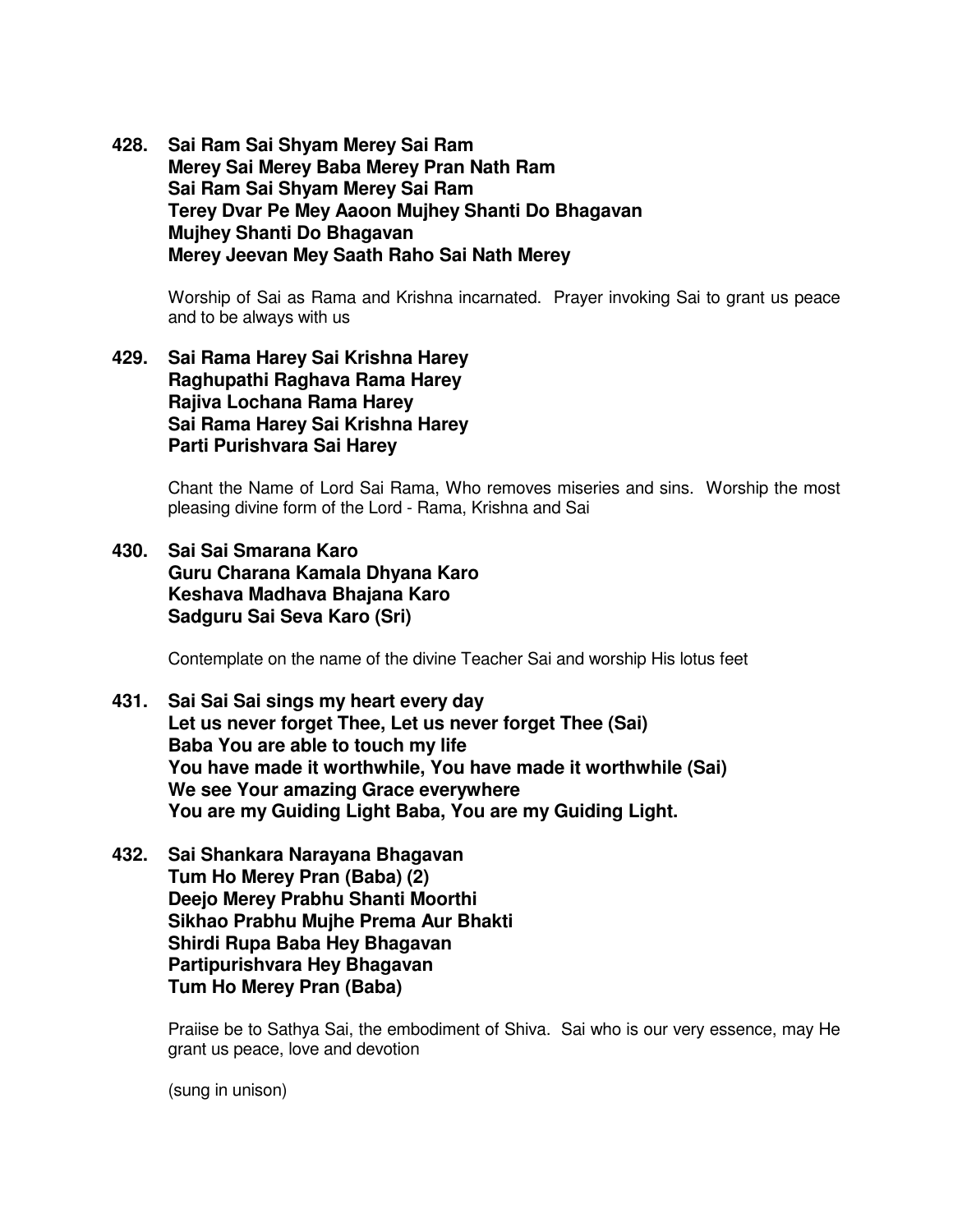**428. Sai Ram Sai Shyam Merey Sai Ram**
**Merey Sai Merey Baba Merey Pran Nath Ram**
**Sai Ram Sai Shyam Merey Sai Ram**
**Terey Dvar Pe Mey Aaoon Mujhey Shanti Do Bhagavan**
**Mujhey Shanti Do Bhagavan**
**Merey Jeevan Mey Saath Raho Sai Nath Merey**

Worship of Sai as Rama and Krishna incarnated. Prayer invoking Sai to grant us peace and to be always with us

**429. Sai Rama Harey Sai Krishna Harey**
**Raghupathi Raghava Rama Harey**
**Rajiva Lochana Rama Harey**
**Sai Rama Harey Sai Krishna Harey**
**Parti Purishvara Sai Harey**

Chant the Name of Lord Sai Rama, Who removes miseries and sins. Worship the most pleasing divine form of the Lord - Rama, Krishna and Sai

**430. Sai Sai Smarana Karo**
**Guru Charana Kamala Dhyana Karo**
**Keshava Madhava Bhajana Karo**
**Sadguru Sai Seva Karo (Sri)**

Contemplate on the name of the divine Teacher Sai and worship His lotus feet

**431. Sai Sai Sai sings my heart every day**
**Let us never forget Thee, Let us never forget Thee (Sai)**
**Baba You are able to touch my life**
**You have made it worthwhile, You have made it worthwhile (Sai)**
**We see Your amazing Grace everywhere**
**You are my Guiding Light Baba, You are my Guiding Light.**

**432. Sai Shankara Narayana Bhagavan**
**Tum Ho Merey Pran (Baba) (2)**
**Deejo Merey Prabhu Shanti Moorthi**
**Sikhao Prabhu Mujhe Prema Aur Bhakti**
**Shirdi Rupa Baba Hey Bhagavan**
**Partipurishvara Hey Bhagavan**
**Tum Ho Merey Pran (Baba)**

Praiise be to Sathya Sai, the embodiment of Shiva. Sai who is our very essence, may He grant us peace, love and devotion

(sung in unison)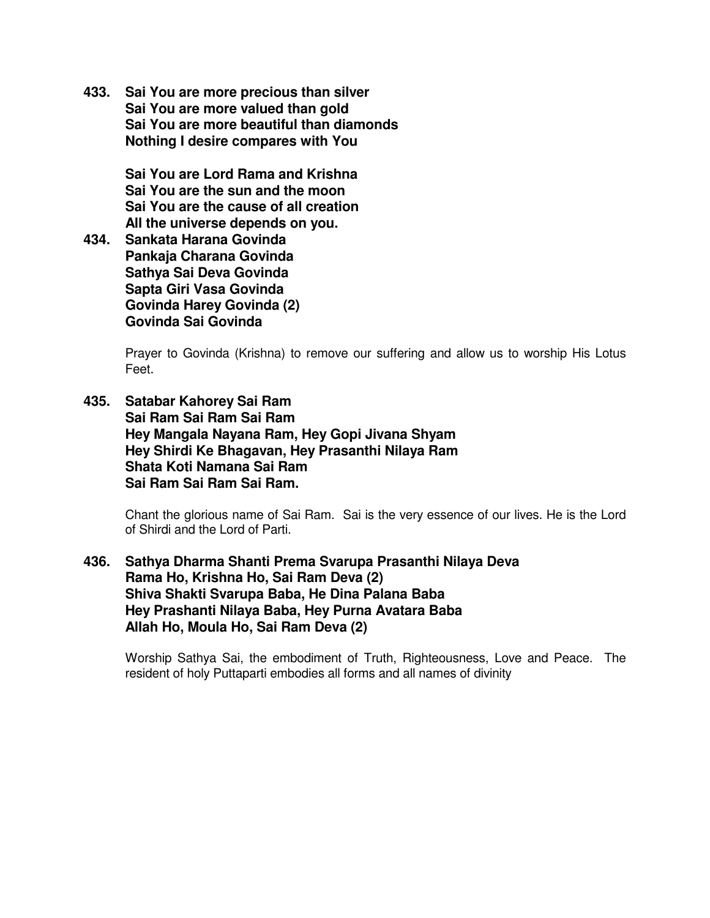**433. Sai You are more precious than silver**
**Sai You are more valued than gold**
**Sai You are more beautiful than diamonds**
**Nothing I desire compares with You**

**Sai You are Lord Rama and Krishna**
**Sai You are the sun and the moon**
**Sai You are the cause of all creation**
**All the universe depends on you.**

**434. Sankata Harana Govinda**
**Pankaja Charana Govinda**
**Sathya Sai Deva Govinda**
**Sapta Giri Vasa Govinda**
**Govinda Harey Govinda (2)**
**Govinda Sai Govinda**

Prayer to Govinda (Krishna) to remove our suffering and allow us to worship His Lotus Feet.

**435. Satabar Kahorey Sai Ram**
**Sai Ram Sai Ram Sai Ram**
**Hey Mangala Nayana Ram, Hey Gopi Jivana Shyam**
**Hey Shirdi Ke Bhagavan, Hey Prasanthi Nilaya Ram**
**Shata Koti Namana Sai Ram**
**Sai Ram Sai Ram Sai Ram.**

Chant the glorious name of Sai Ram. Sai is the very essence of our lives. He is the Lord of Shirdi and the Lord of Parti.

**436. Sathya Dharma Shanti Prema Svarupa Prasanthi Nilaya Deva**
**Rama Ho, Krishna Ho, Sai Ram Deva (2)**
**Shiva Shakti Svarupa Baba, He Dina Palana Baba**
**Hey Prashanti Nilaya Baba, Hey Purna Avatara Baba**
**Allah Ho, Moula Ho, Sai Ram Deva (2)**

Worship Sathya Sai, the embodiment of Truth, Righteousness, Love and Peace. The resident of holy Puttaparti embodies all forms and all names of divinity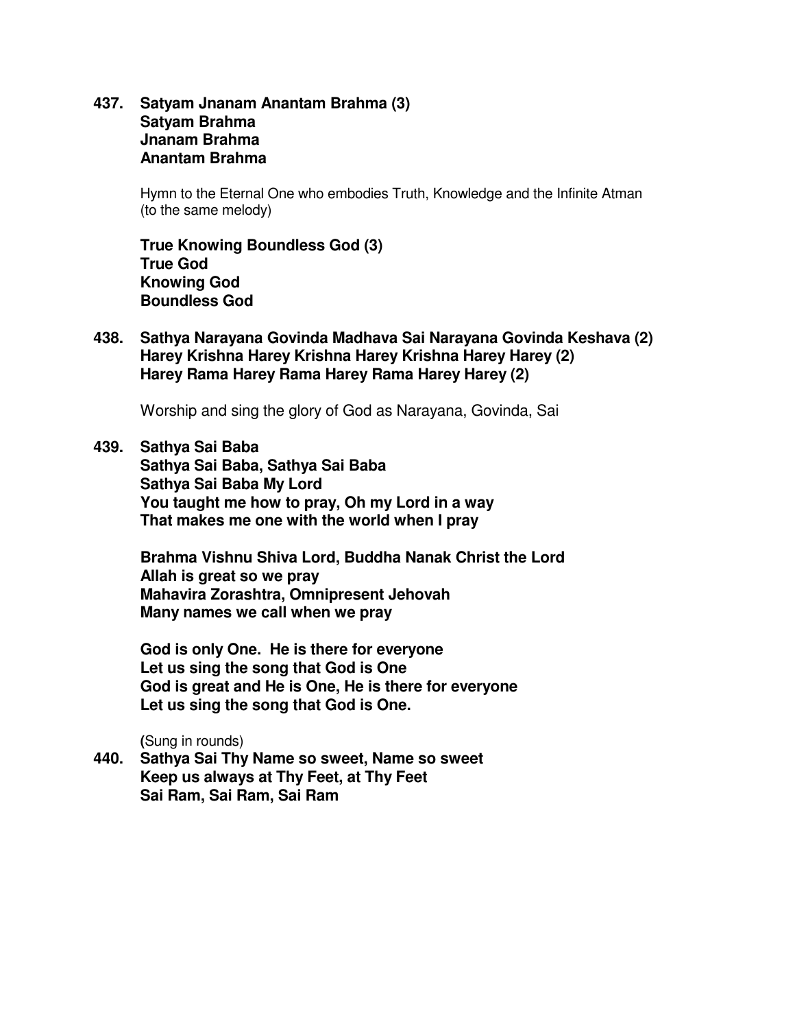**437. Satyam Jnanam Anantam Brahma (3)**
**Satyam Brahma**
**Jnanam Brahma**
**Anantam Brahma**

Hymn to the Eternal One who embodies Truth, Knowledge and the Infinite Atman (to the same melody)

**True Knowing Boundless God (3)**
**True God**
**Knowing God**
**Boundless God**

**438. Sathya Narayana Govinda Madhava Sai Narayana Govinda Keshava (2)**
**Harey Krishna Harey Krishna Harey Krishna Harey Harey (2)**
**Harey Rama Harey Rama Harey Rama Harey Harey (2)**

Worship and sing the glory of God as Narayana, Govinda, Sai

**439. Sathya Sai Baba**
**Sathya Sai Baba, Sathya Sai Baba**
**Sathya Sai Baba My Lord**
**You taught me how to pray, Oh my Lord in a way**
**That makes me one with the world when I pray**

**Brahma Vishnu Shiva Lord, Buddha Nanak Christ the Lord**
**Allah is great so we pray**
**Mahavira Zorashtra, Omnipresent Jehovah**
**Many names we call when we pray**

**God is only One. He is there for everyone**
**Let us sing the song that God is One**
**God is great and He is One, He is there for everyone**
**Let us sing the song that God is One.**

(Sung in rounds)

**440. Sathya Sai Thy Name so sweet, Name so sweet**
**Keep us always at Thy Feet, at Thy Feet**
**Sai Ram, Sai Ram, Sai Ram**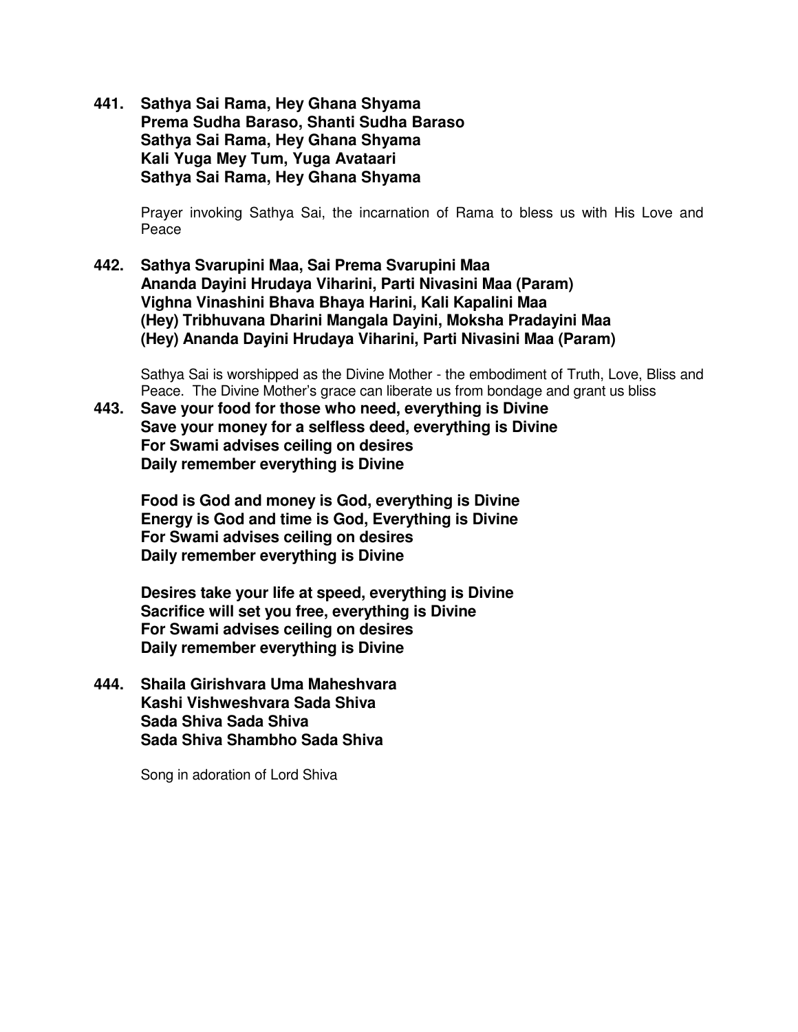**441. Sathya Sai Rama, Hey Ghana Shyama**
**Prema Sudha Baraso, Shanti Sudha Baraso**
**Sathya Sai Rama, Hey Ghana Shyama**
**Kali Yuga Mey Tum, Yuga Avataari**
**Sathya Sai Rama, Hey Ghana Shyama**

Prayer invoking Sathya Sai, the incarnation of Rama to bless us with His Love and Peace

**442. Sathya Svarupini Maa, Sai Prema Svarupini Maa**
**Ananda Dayini Hrudaya Viharini, Parti Nivasini Maa (Param)**
**Vighna Vinashini Bhava Bhaya Harini, Kali Kapalini Maa**
**(Hey) Tribhuvana Dharini Mangala Dayini, Moksha Pradayini Maa**
**(Hey) Ananda Dayini Hrudaya Viharini, Parti Nivasini Maa (Param)**

Sathya Sai is worshipped as the Divine Mother - the embodiment of Truth, Love, Bliss and Peace. The Divine Mother's grace can liberate us from bondage and grant us bliss

**443. Save your food for those who need, everything is Divine**
**Save your money for a selfless deed, everything is Divine**
**For Swami advises ceiling on desires**
**Daily remember everything is Divine**

**Food is God and money is God, everything is Divine**
**Energy is God and time is God, Everything is Divine**
**For Swami advises ceiling on desires**
**Daily remember everything is Divine**

**Desires take your life at speed, everything is Divine**
**Sacrifice will set you free, everything is Divine**
**For Swami advises ceiling on desires**
**Daily remember everything is Divine**

**444. Shaila Girishvara Uma Maheshvara**
**Kashi Vishweshvara Sada Shiva**
**Sada Shiva Sada Shiva**
**Sada Shiva Shambho Sada Shiva**

Song in adoration of Lord Shiva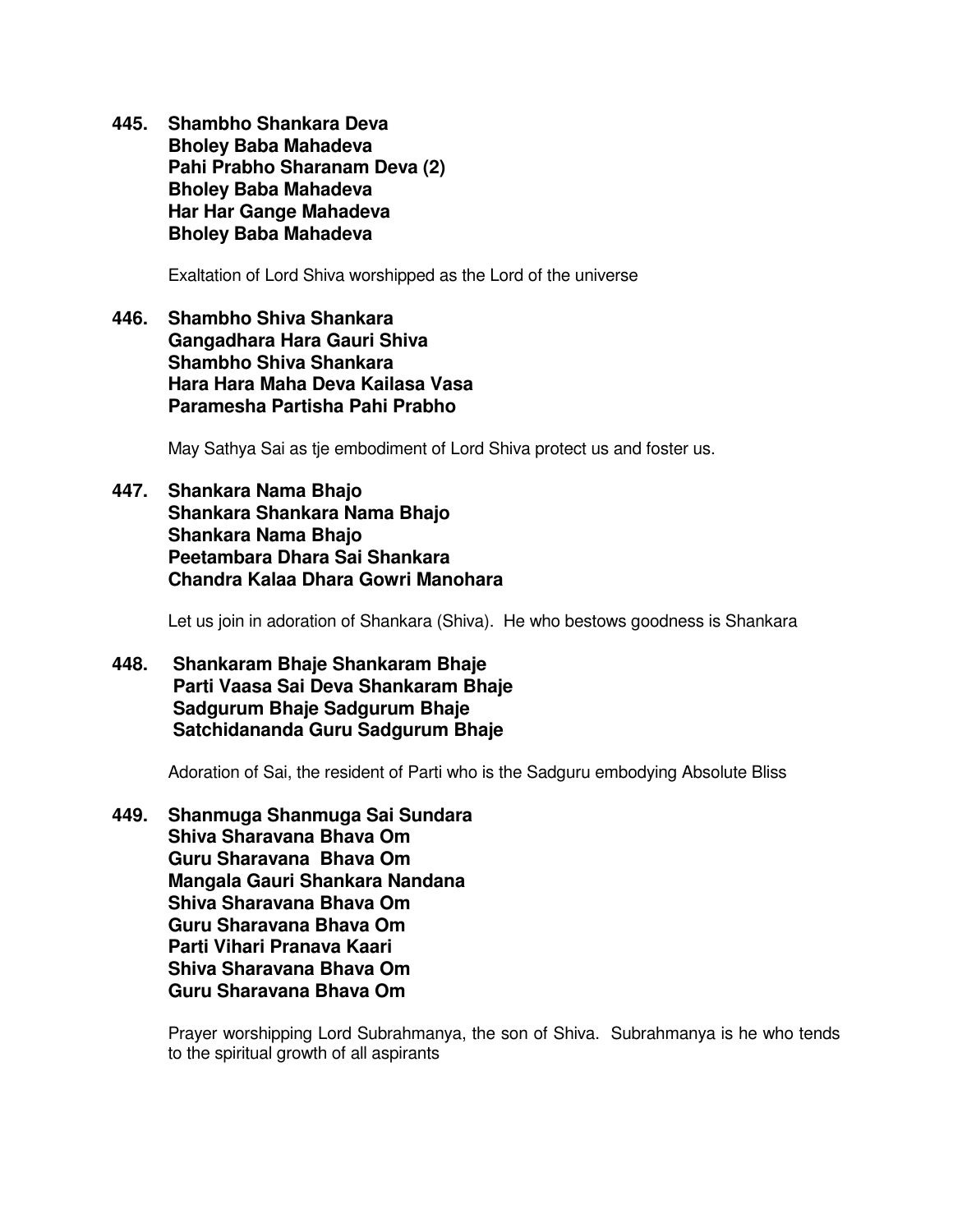**445. Shambho Shankara Deva**
**Bholey Baba Mahadeva**
**Pahi Prabho Sharanam Deva (2)**
**Bholey Baba Mahadeva**
**Har Har Gange Mahadeva**
**Bholey Baba Mahadeva**

Exaltation of Lord Shiva worshipped as the Lord of the universe

**446. Shambho Shiva Shankara**
**Gangadhara Hara Gauri Shiva**
**Shambho Shiva Shankara**
**Hara Hara Maha Deva Kailasa Vasa**
**Paramesha Partisha Pahi Prabho**

May Sathya Sai as tje embodiment of Lord Shiva protect us and foster us.

**447. Shankara Nama Bhajo**
**Shankara Shankara Nama Bhajo**
**Shankara Nama Bhajo**
**Peetambara Dhara Sai Shankara**
**Chandra Kalaa Dhara Gowri Manohara**

Let us join in adoration of Shankara (Shiva). He who bestows goodness is Shankara

**448. Shankaram Bhaje Shankaram Bhaje**
**Parti Vaasa Sai Deva Shankaram Bhaje**
**Sadgurum Bhaje Sadgurum Bhaje**
**Satchidananda Guru Sadgurum Bhaje**

Adoration of Sai, the resident of Parti who is the Sadguru embodying Absolute Bliss

**449. Shanmuga Shanmuga Sai Sundara**
**Shiva Sharavana Bhava Om**
**Guru Sharavana Bhava Om**
**Mangala Gauri Shankara Nandana**
**Shiva Sharavana Bhava Om**
**Guru Sharavana Bhava Om**
**Parti Vihari Pranava Kaari**
**Shiva Sharavana Bhava Om**
**Guru Sharavana Bhava Om**

Prayer worshipping Lord Subrahmanya, the son of Shiva. Subrahmanya is he who tends to the spiritual growth of all aspirants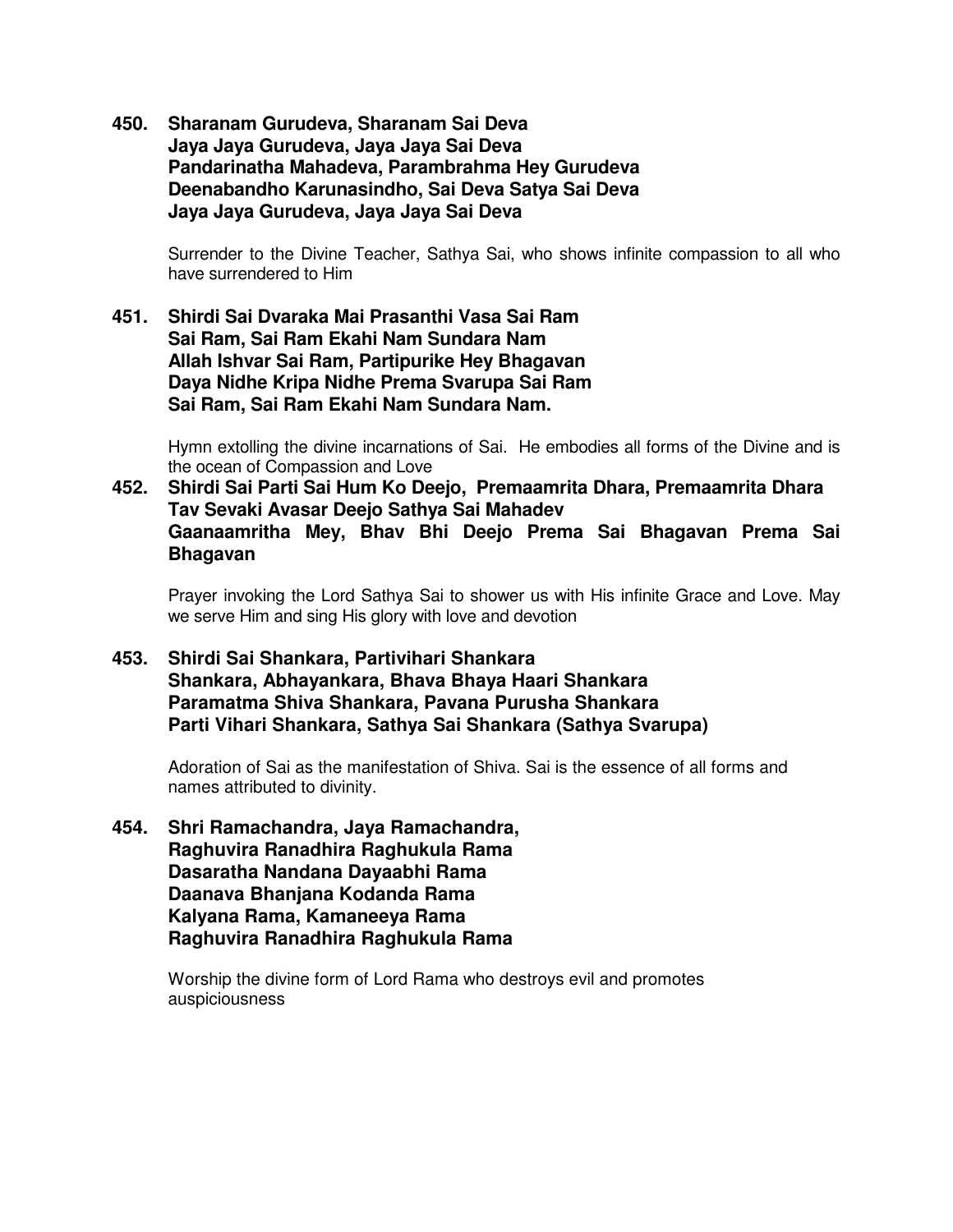**450. Sharanam Gurudeva, Sharanam Sai Deva**
**Jaya Jaya Gurudeva, Jaya Jaya Sai Deva**
**Pandarinatha Mahadeva, Parambrahma Hey Gurudeva**
**Deenabandho Karunasindho, Sai Deva Satya Sai Deva**
**Jaya Jaya Gurudeva, Jaya Jaya Sai Deva**

Surrender to the Divine Teacher, Sathya Sai, who shows infinite compassion to all who have surrendered to Him

**451. Shirdi Sai Dvaraka Mai Prasanthi Vasa Sai Ram**
**Sai Ram, Sai Ram Ekahi Nam Sundara Nam**
**Allah Ishvar Sai Ram, Partipurike Hey Bhagavan**
**Daya Nidhe Kripa Nidhe Prema Svarupa Sai Ram**
**Sai Ram, Sai Ram Ekahi Nam Sundara Nam.**

Hymn extolling the divine incarnations of Sai. He embodies all forms of the Divine and is the ocean of Compassion and Love

**452. Shirdi Sai Parti Sai Hum Ko Deejo, Premaamrita Dhara, Premaamrita Dhara**
**Tav Sevaki Avasar Deejo Sathya Sai Mahadev**
**Gaanaamritha Mey, Bhav Bhi Deejo Prema Sai Bhagavan Prema Sai Bhagavan**

Prayer invoking the Lord Sathya Sai to shower us with His infinite Grace and Love. May we serve Him and sing His glory with love and devotion

**453. Shirdi Sai Shankara, Partivihari Shankara**
**Shankara, Abhayankara, Bhava Bhaya Haari Shankara**
**Paramatma Shiva Shankara, Pavana Purusha Shankara**
**Parti Vihari Shankara, Sathya Sai Shankara (Sathya Svarupa)**

Adoration of Sai as the manifestation of Shiva. Sai is the essence of all forms and names attributed to divinity.

**454. Shri Ramachandra, Jaya Ramachandra,**
**Raghuvira Ranadhira Raghukula Rama**
**Dasaratha Nandana Dayaabhi Rama**
**Daanava Bhanjana Kodanda Rama**
**Kalyana Rama, Kamaneeya Rama**
**Raghuvira Ranadhira Raghukula Rama**

Worship the divine form of Lord Rama who destroys evil and promotes auspiciousness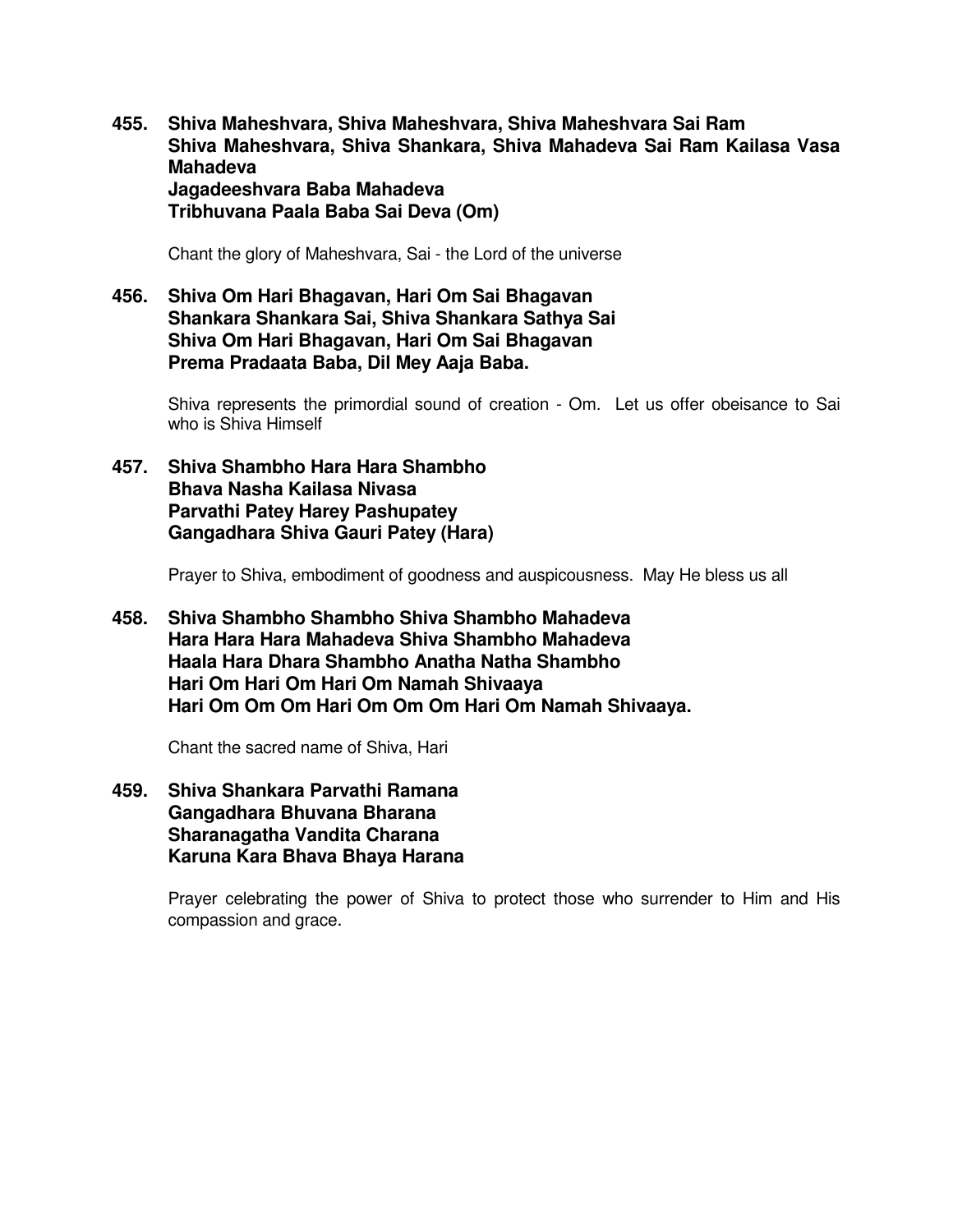**455. Shiva Maheshvara, Shiva Maheshvara, Shiva Maheshvara Sai Ram**
**Shiva Maheshvara, Shiva Shankara, Shiva Mahadeva Sai Ram Kailasa Vasa Mahadeva**
**Jagadeeshvara Baba Mahadeva**
**Tribhuvana Paala Baba Sai Deva (Om)**

Chant the glory of Maheshvara, Sai - the Lord of the universe

**456. Shiva Om Hari Bhagavan, Hari Om Sai Bhagavan**
**Shankara Shankara Sai, Shiva Shankara Sathya Sai**
**Shiva Om Hari Bhagavan, Hari Om Sai Bhagavan**
**Prema Pradaata Baba, Dil Mey Aaja Baba.**

Shiva represents the primordial sound of creation - Om. Let us offer obeisance to Sai who is Shiva Himself

**457. Shiva Shambho Hara Hara Shambho**
**Bhava Nasha Kailasa Nivasa**
**Parvathi Patey Harey Pashupatey**
**Gangadhara Shiva Gauri Patey (Hara)**

Prayer to Shiva, embodiment of goodness and auspicousness. May He bless us all

**458. Shiva Shambho Shambho Shiva Shambho Mahadeva**
**Hara Hara Hara Mahadeva Shiva Shambho Mahadeva**
**Haala Hara Dhara Shambho Anatha Natha Shambho**
**Hari Om Hari Om Hari Om Namah Shivaaya**
**Hari Om Om Om Hari Om Om Om Hari Om Namah Shivaaya.**

Chant the sacred name of Shiva, Hari

**459. Shiva Shankara Parvathi Ramana**
**Gangadhara Bhuvana Bharana**
**Sharanagatha Vandita Charana**
**Karuna Kara Bhava Bhaya Harana**

Prayer celebrating the power of Shiva to protect those who surrender to Him and His compassion and grace.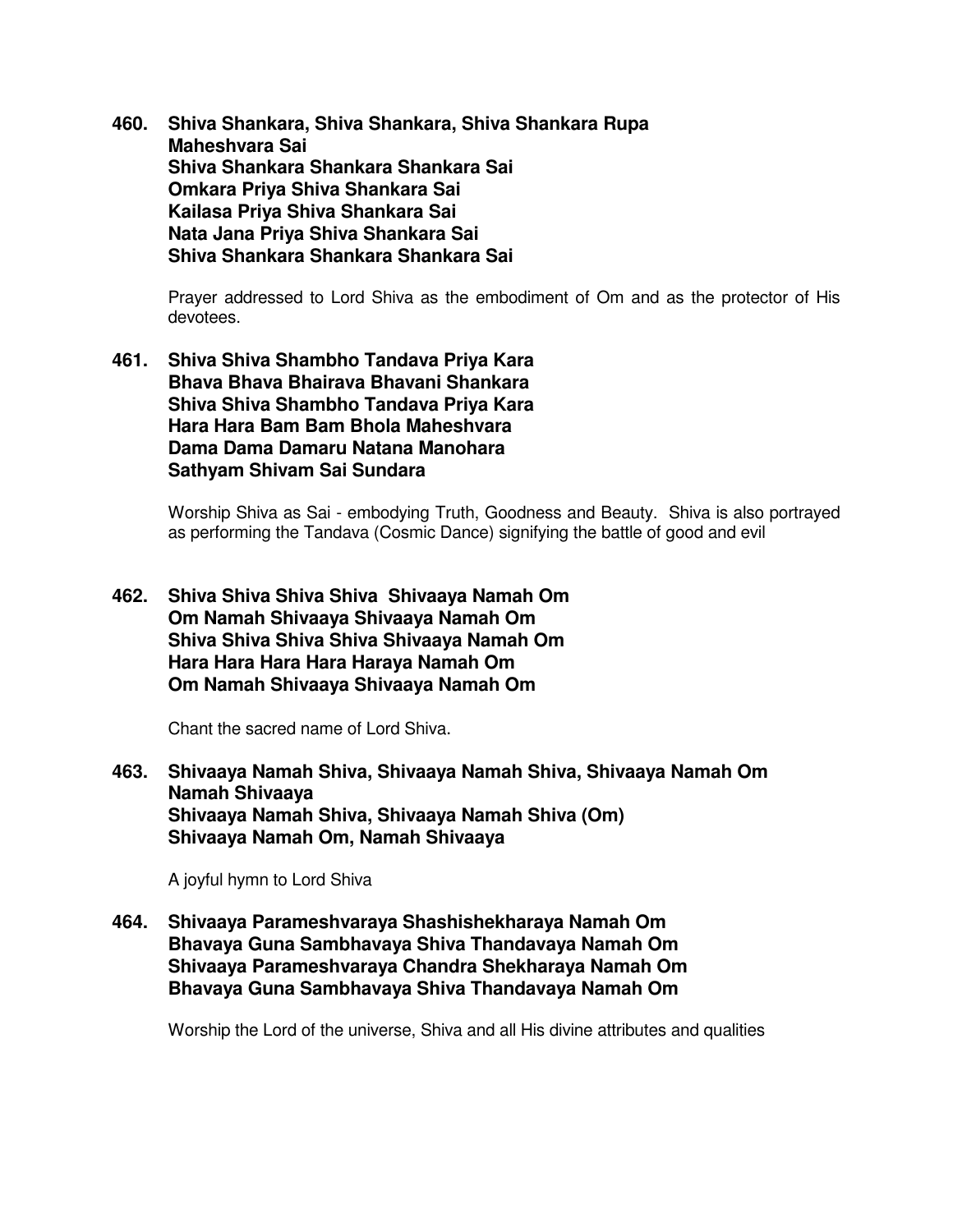**460. Shiva Shankara, Shiva Shankara, Shiva Shankara Rupa Maheshvara Sai**
**Shiva Shankara Shankara Shankara Sai**
**Omkara Priya Shiva Shankara Sai**
**Kailasa Priya Shiva Shankara Sai**
**Nata Jana Priya Shiva Shankara Sai**
**Shiva Shankara Shankara Shankara Sai**

Prayer addressed to Lord Shiva as the embodiment of Om and as the protector of His devotees.

**461. Shiva Shiva Shambho Tandava Priya Kara**
**Bhava Bhava Bhairava Bhavani Shankara**
**Shiva Shiva Shambho Tandava Priya Kara**
**Hara Hara Bam Bam Bhola Maheshvara**
**Dama Dama Damaru Natana Manohara**
**Sathyam Shivam Sai Sundara**

Worship Shiva as Sai - embodying Truth, Goodness and Beauty. Shiva is also portrayed as performing the Tandava (Cosmic Dance) signifying the battle of good and evil

**462. Shiva Shiva Shiva Shiva Shivaaya Namah Om**
**Om Namah Shivaaya Shivaaya Namah Om**
**Shiva Shiva Shiva Shiva Shivaaya Namah Om**
**Hara Hara Hara Hara Haraya Namah Om**
**Om Namah Shivaaya Shivaaya Namah Om**

Chant the sacred name of Lord Shiva.

**463. Shivaaya Namah Shiva, Shivaaya Namah Shiva, Shivaaya Namah Om Namah Shivaaya**
**Shivaaya Namah Shiva, Shivaaya Namah Shiva (Om)**
**Shivaaya Namah Om, Namah Shivaaya**

A joyful hymn to Lord Shiva

**464. Shivaaya Parameshvaraya Shashishekharaya Namah Om**
**Bhavaya Guna Sambhavaya Shiva Thandavaya Namah Om**
**Shivaaya Parameshvaraya Chandra Shekharaya Namah Om**
**Bhavaya Guna Sambhavaya Shiva Thandavaya Namah Om**

Worship the Lord of the universe, Shiva and all His divine attributes and qualities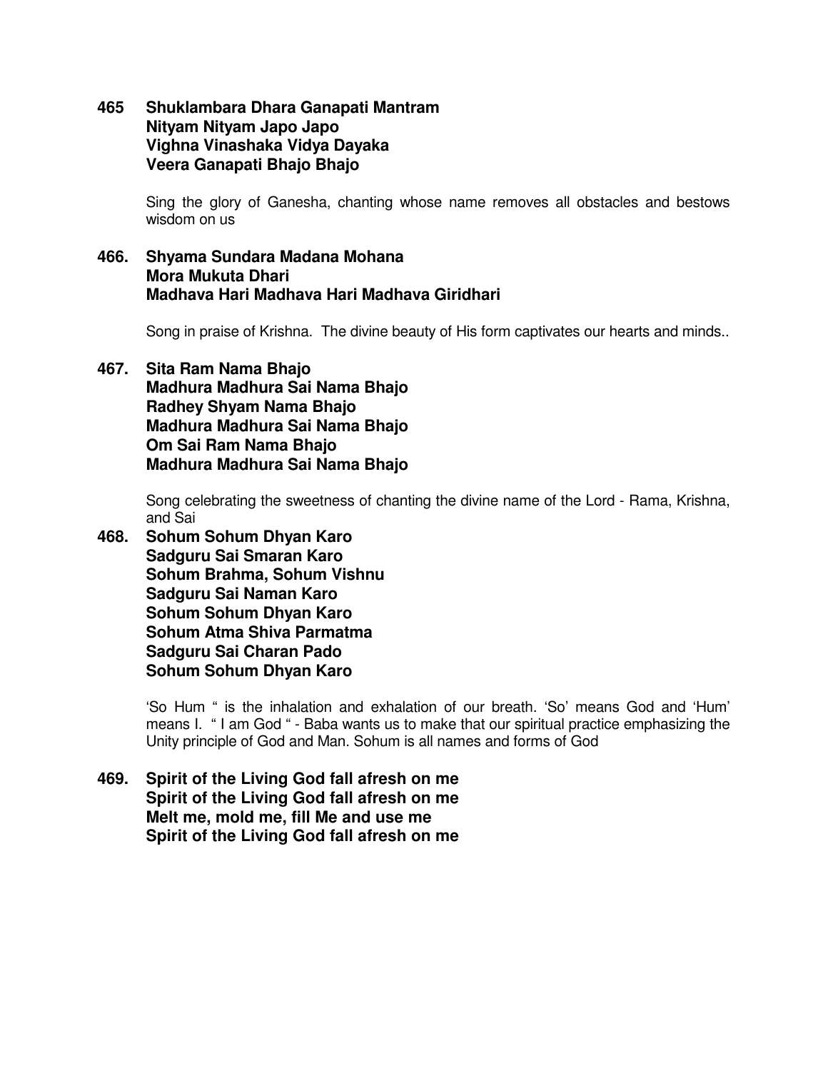**465 Shuklambara Dhara Ganapati Mantram**
**Nityam Nityam Japo Japo**
**Vighna Vinashaka Vidya Dayaka**
**Veera Ganapati Bhajo Bhajo**

Sing the glory of Ganesha, chanting whose name removes all obstacles and bestows wisdom on us

**466. Shyama Sundara Madana Mohana**
**Mora Mukuta Dhari**
**Madhava Hari Madhava Hari Madhava Giridhari**

Song in praise of Krishna. The divine beauty of His form captivates our hearts and minds..

**467. Sita Ram Nama Bhajo**
**Madhura Madhura Sai Nama Bhajo**
**Radhey Shyam Nama Bhajo**
**Madhura Madhura Sai Nama Bhajo**
**Om Sai Ram Nama Bhajo**
**Madhura Madhura Sai Nama Bhajo**

Song celebrating the sweetness of chanting the divine name of the Lord - Rama, Krishna, and Sai

**468. Sohum Sohum Dhyan Karo**
**Sadguru Sai Smaran Karo**
**Sohum Brahma, Sohum Vishnu**
**Sadguru Sai Naman Karo**
**Sohum Sohum Dhyan Karo**
**Sohum Atma Shiva Parmatma**
**Sadguru Sai Charan Pado**
**Sohum Sohum Dhyan Karo**

'So Hum " is the inhalation and exhalation of our breath. 'So' means God and 'Hum' means I. " I am God " - Baba wants us to make that our spiritual practice emphasizing the Unity principle of God and Man. Sohum is all names and forms of God

**469. Spirit of the Living God fall afresh on me**
**Spirit of the Living God fall afresh on me**
**Melt me, mold me, fill Me and use me**
**Spirit of the Living God fall afresh on me**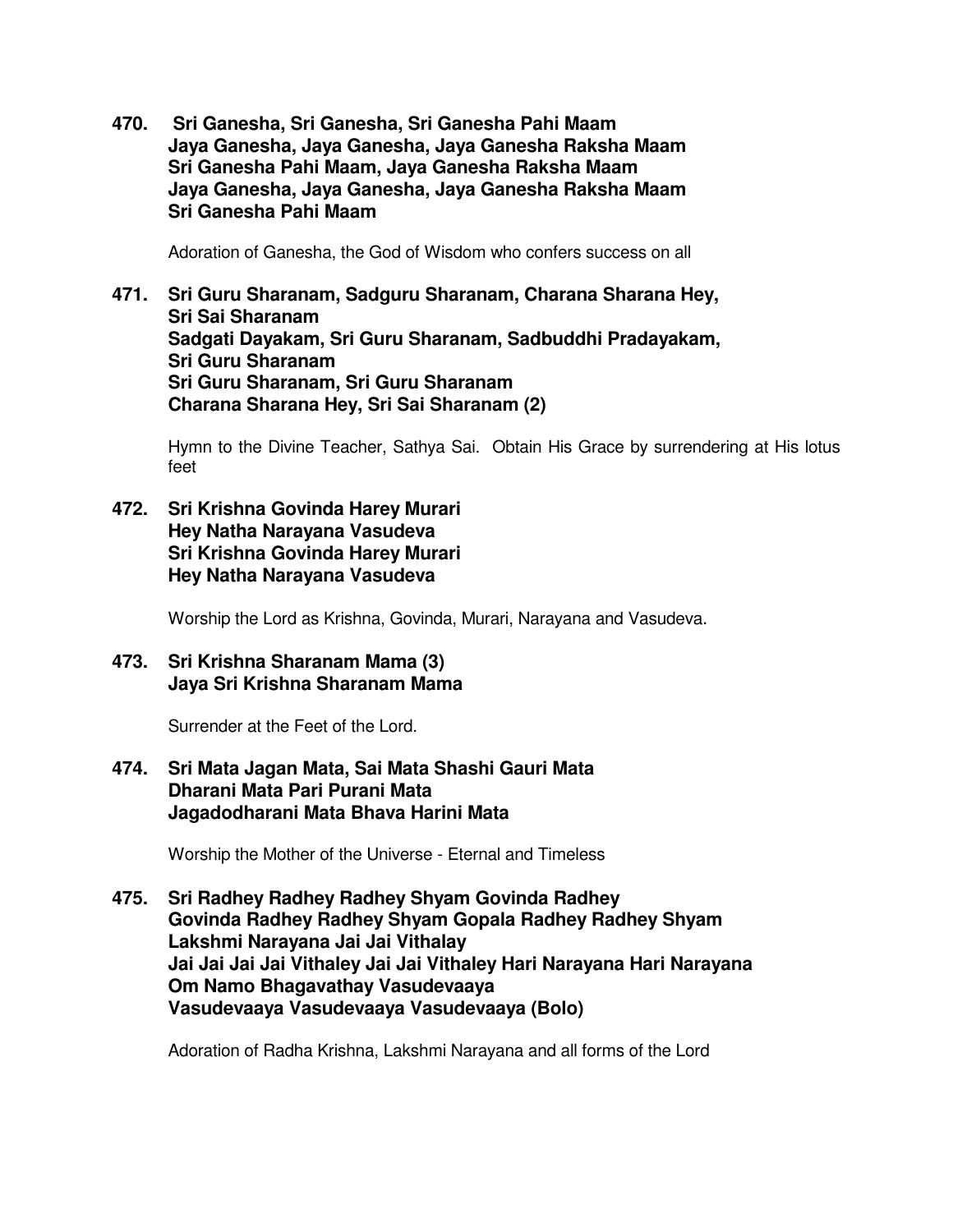**470. Sri Ganesha, Sri Ganesha, Sri Ganesha Pahi Maam**
**Jaya Ganesha, Jaya Ganesha, Jaya Ganesha Raksha Maam**
**Sri Ganesha Pahi Maam, Jaya Ganesha Raksha Maam**
**Jaya Ganesha, Jaya Ganesha, Jaya Ganesha Raksha Maam**
**Sri Ganesha Pahi Maam**

Adoration of Ganesha, the God of Wisdom who confers success on all

**471. Sri Guru Sharanam, Sadguru Sharanam, Charana Sharana Hey,**
**Sri Sai Sharanam**
**Sadgati Dayakam, Sri Guru Sharanam, Sadbuddhi Pradayakam,**
**Sri Guru Sharanam**
**Sri Guru Sharanam, Sri Guru Sharanam**
**Charana Sharana Hey, Sri Sai Sharanam (2)**

Hymn to the Divine Teacher, Sathya Sai. Obtain His Grace by surrendering at His lotus feet

**472. Sri Krishna Govinda Harey Murari**
**Hey Natha Narayana Vasudeva**
**Sri Krishna Govinda Harey Murari**
**Hey Natha Narayana Vasudeva**

Worship the Lord as Krishna, Govinda, Murari, Narayana and Vasudeva.

**473. Sri Krishna Sharanam Mama (3)**
**Jaya Sri Krishna Sharanam Mama**

Surrender at the Feet of the Lord.

**474. Sri Mata Jagan Mata, Sai Mata Shashi Gauri Mata**
**Dharani Mata Pari Purani Mata**
**Jagadodharani Mata Bhava Harini Mata**

Worship the Mother of the Universe - Eternal and Timeless

**475. Sri Radhey Radhey Radhey Shyam Govinda Radhey**
**Govinda Radhey Radhey Shyam Gopala Radhey Radhey Shyam**
**Lakshmi Narayana Jai Jai Vithalay**
**Jai Jai Jai Jai Vithaley Jai Jai Vithaley Hari Narayana Hari Narayana**
**Om Namo Bhagavathay Vasudevaaya**
**Vasudevaaya Vasudevaaya Vasudevaaya (Bolo)**

Adoration of Radha Krishna, Lakshmi Narayana and all forms of the Lord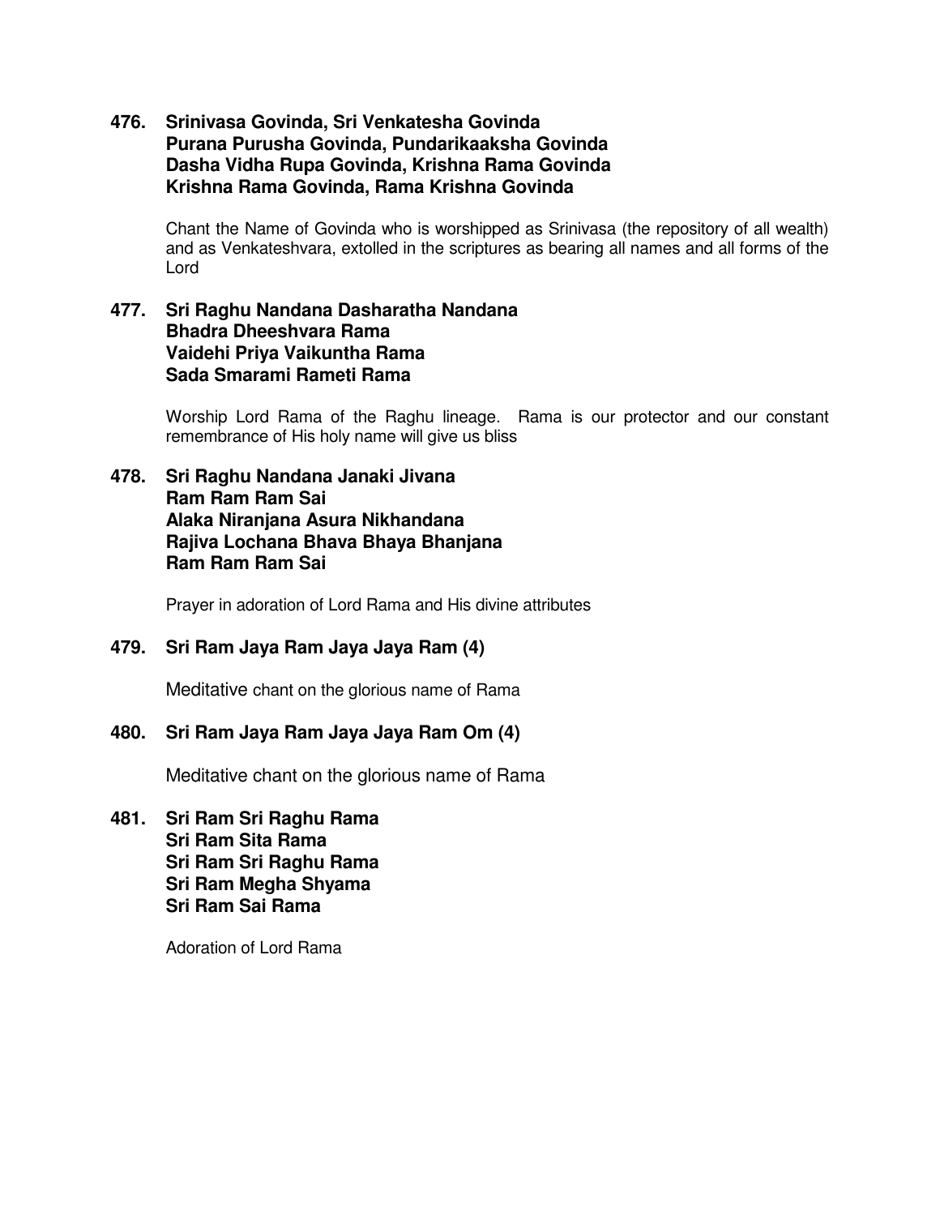**476. Srinivasa Govinda, Sri Venkatesha Govinda**
**Purana Purusha Govinda, Pundarikaaksha Govinda**
**Dasha Vidha Rupa Govinda, Krishna Rama Govinda**
**Krishna Rama Govinda, Rama Krishna Govinda**

Chant the Name of Govinda who is worshipped as Srinivasa (the repository of all wealth) and as Venkateshvara, extolled in the scriptures as bearing all names and all forms of the Lord

**477. Sri Raghu Nandana Dasharatha Nandana**
**Bhadra Dheeshvara Rama**
**Vaidehi Priya Vaikuntha Rama**
**Sada Smarami Rameti Rama**

Worship Lord Rama of the Raghu lineage. Rama is our protector and our constant remembrance of His holy name will give us bliss

**478. Sri Raghu Nandana Janaki Jivana**
**Ram Ram Ram Sai**
**Alaka Niranjana Asura Nikhandana**
**Rajiva Lochana Bhava Bhaya Bhanjana**
**Ram Ram Ram Sai**

Prayer in adoration of Lord Rama and His divine attributes

**479. Sri Ram Jaya Ram Jaya Jaya Ram (4)**

Meditative chant on the glorious name of Rama

**480. Sri Ram Jaya Ram Jaya Jaya Ram Om (4)**

Meditative chant on the glorious name of Rama

**481. Sri Ram Sri Raghu Rama**
**Sri Ram Sita Rama**
**Sri Ram Sri Raghu Rama**
**Sri Ram Megha Shyama**
**Sri Ram Sai Rama**

Adoration of Lord Rama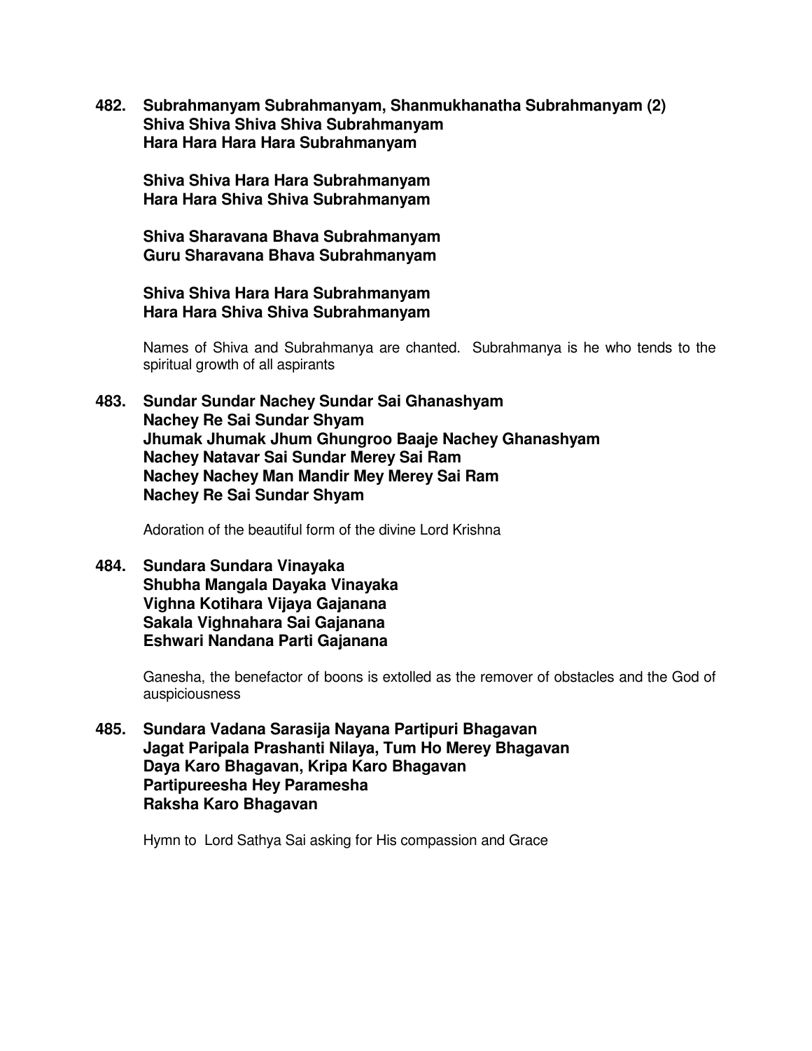**482. Subrahmanyam Subrahmanyam, Shanmukhanatha Subrahmanyam (2)**
**Shiva Shiva Shiva Shiva Subrahmanyam**
**Hara Hara Hara Hara Subrahmanyam**

**Shiva Shiva Hara Hara Subrahmanyam**
**Hara Hara Shiva Shiva Subrahmanyam**

**Shiva Sharavana Bhava Subrahmanyam**
**Guru Sharavana Bhava Subrahmanyam**

**Shiva Shiva Hara Hara Subrahmanyam**
**Hara Hara Shiva Shiva Subrahmanyam**

Names of Shiva and Subrahmanya are chanted. Subrahmanya is he who tends to the spiritual growth of all aspirants

**483. Sundar Sundar Nachey Sundar Sai Ghanashyam**
**Nachey Re Sai Sundar Shyam**
**Jhumak Jhumak Jhum Ghungroo Baaje Nachey Ghanashyam**
**Nachey Natavar Sai Sundar Merey Sai Ram**
**Nachey Nachey Man Mandir Mey Merey Sai Ram**
**Nachey Re Sai Sundar Shyam**

Adoration of the beautiful form of the divine Lord Krishna

**484. Sundara Sundara Vinayaka**
**Shubha Mangala Dayaka Vinayaka**
**Vighna Kotihara Vijaya Gajanana**
**Sakala Vighnahara Sai Gajanana**
**Eshwari Nandana Parti Gajanana**

Ganesha, the benefactor of boons is extolled as the remover of obstacles and the God of auspiciousness

**485. Sundara Vadana Sarasija Nayana Partipuri Bhagavan**
**Jagat Paripala Prashanti Nilaya, Tum Ho Merey Bhagavan**
**Daya Karo Bhagavan, Kripa Karo Bhagavan**
**Partipureesha Hey Paramesha**
**Raksha Karo Bhagavan**

Hymn to Lord Sathya Sai asking for His compassion and Grace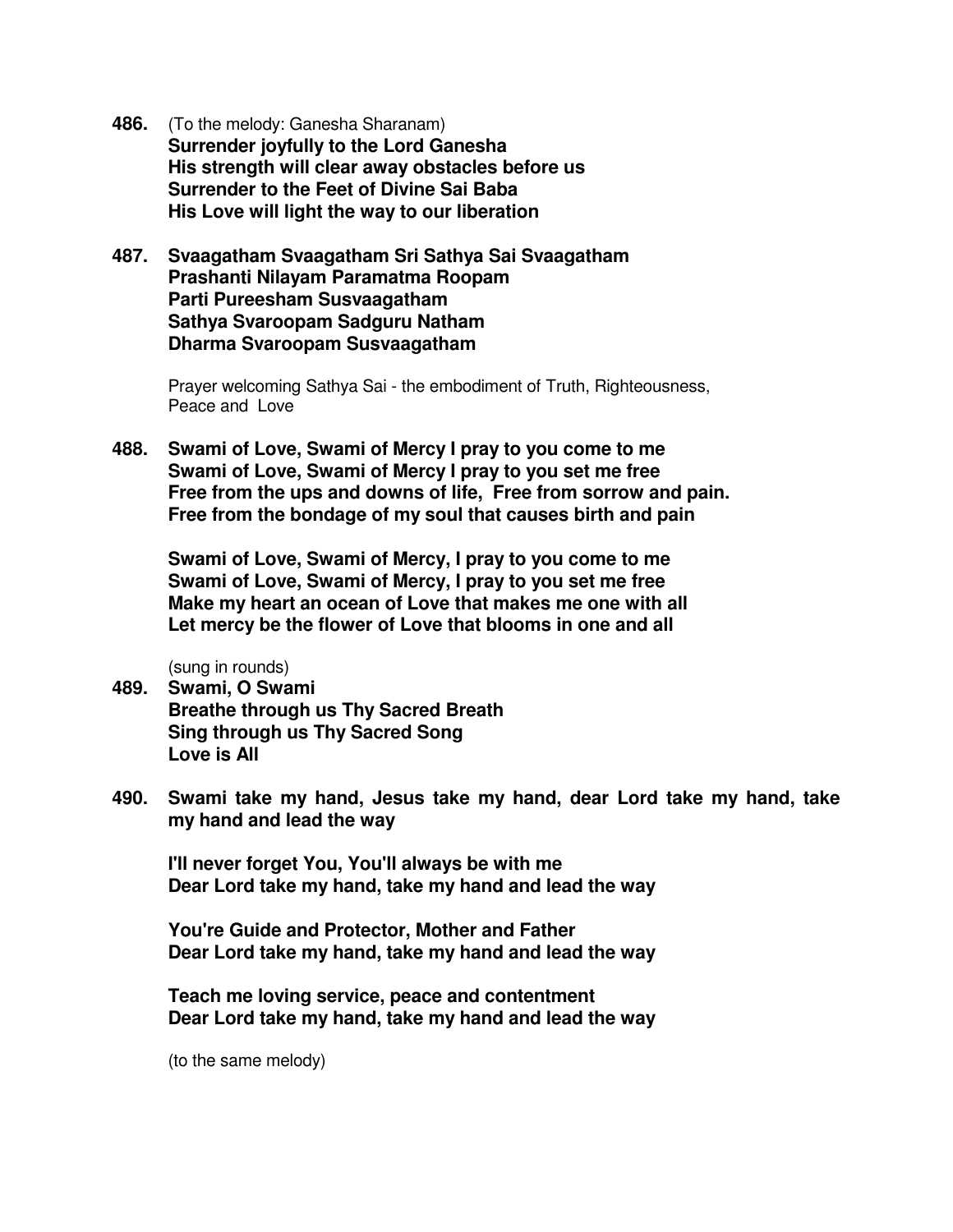**486.** (To the melody: Ganesha Sharanam)
**Surrender joyfully to the Lord Ganesha**
**His strength will clear away obstacles before us**
**Surrender to the Feet of Divine Sai Baba**
**His Love will light the way to our liberation**

**487. Svaagatham Svaagatham Sri Sathya Sai Svaagatham**
**Prashanti Nilayam Paramatma Roopam**
**Parti Pureesham Susvaagatham**
**Sathya Svaroopam Sadguru Natham**
**Dharma Svaroopam Susvaagatham**

Prayer welcoming Sathya Sai - the embodiment of Truth, Righteousness, Peace and Love

**488. Swami of Love, Swami of Mercy I pray to you come to me**
**Swami of Love, Swami of Mercy I pray to you set me free**
**Free from the ups and downs of life, Free from sorrow and pain.**
**Free from the bondage of my soul that causes birth and pain**

**Swami of Love, Swami of Mercy, I pray to you come to me**
**Swami of Love, Swami of Mercy, I pray to you set me free**
**Make my heart an ocean of Love that makes me one with all**
**Let mercy be the flower of Love that blooms in one and all**

(sung in rounds)

**489. Swami, O Swami**
**Breathe through us Thy Sacred Breath**
**Sing through us Thy Sacred Song**
**Love is All**

**490. Swami take my hand, Jesus take my hand, dear Lord take my hand, take my hand and lead the way**

**I'll never forget You, You'll always be with me**
**Dear Lord take my hand, take my hand and lead the way**

**You're Guide and Protector, Mother and Father**
**Dear Lord take my hand, take my hand and lead the way**

**Teach me loving service, peace and contentment**
**Dear Lord take my hand, take my hand and lead the way**

(to the same melody)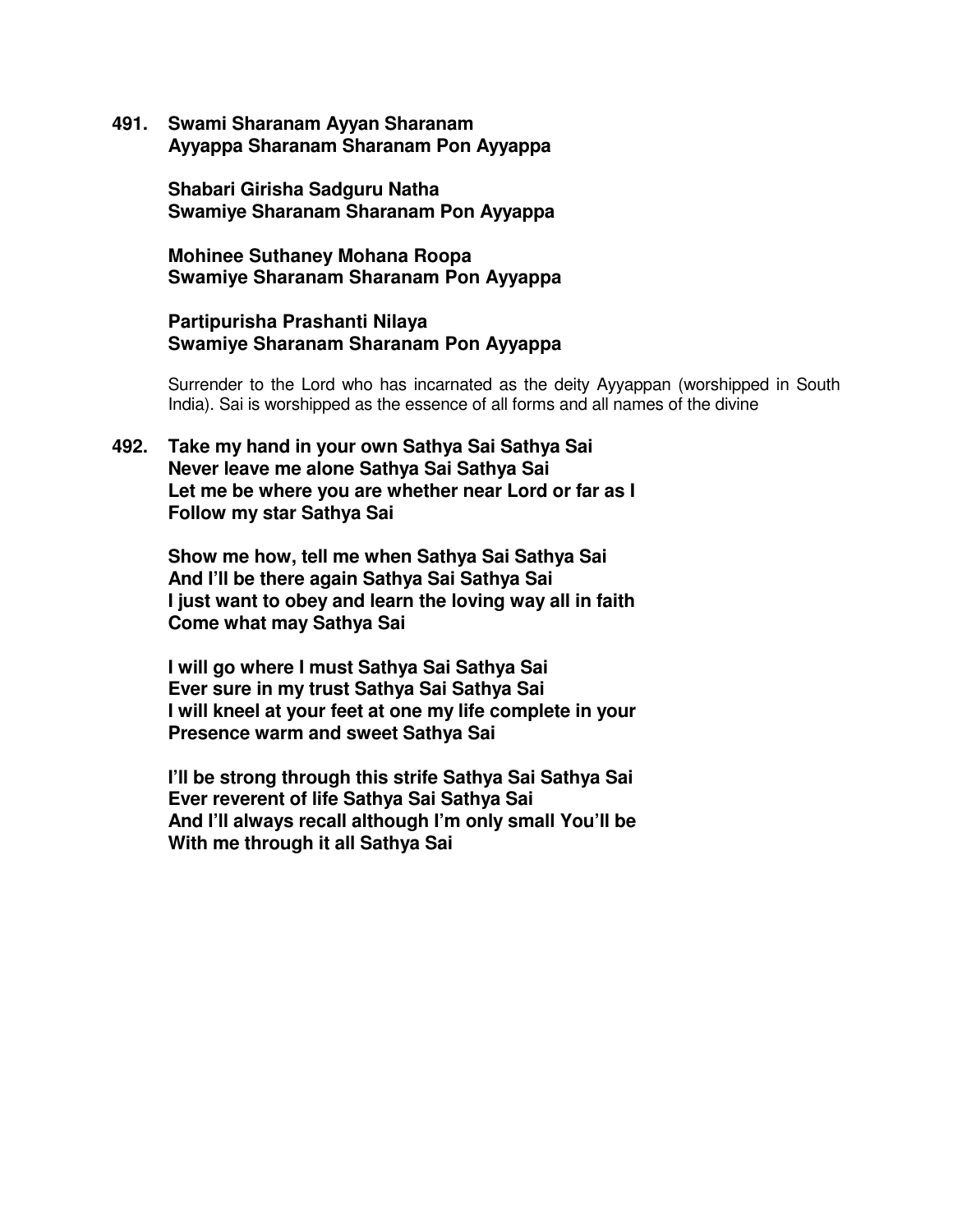**491. Swami Sharanam Ayyan Sharanam**
**Ayyappa Sharanam Sharanam Pon Ayyappa**

**Shabari Girisha Sadguru Natha**
**Swamiye Sharanam Sharanam Pon Ayyappa**

**Mohinee Suthaney Mohana Roopa**
**Swamiye Sharanam Sharanam Pon Ayyappa**

**Partipurisha Prashanti Nilaya**
**Swamiye Sharanam Sharanam Pon Ayyappa**

Surrender to the Lord who has incarnated as the deity Ayyappan (worshipped in South India). Sai is worshipped as the essence of all forms and all names of the divine

**492. Take my hand in your own Sathya Sai Sathya Sai**
**Never leave me alone Sathya Sai Sathya Sai**
**Let me be where you are whether near Lord or far as I**
**Follow my star Sathya Sai**

**Show me how, tell me when Sathya Sai Sathya Sai**
**And I'll be there again Sathya Sai Sathya Sai**
**I just want to obey and learn the loving way all in faith**
**Come what may Sathya Sai**

**I will go where I must Sathya Sai Sathya Sai**
**Ever sure in my trust Sathya Sai Sathya Sai**
**I will kneel at your feet at one my life complete in your**
**Presence warm and sweet Sathya Sai**

**I'll be strong through this strife Sathya Sai Sathya Sai**
**Ever reverent of life Sathya Sai Sathya Sai**
**And I'll always recall although I'm only small You'll be**
**With me through it all Sathya Sai**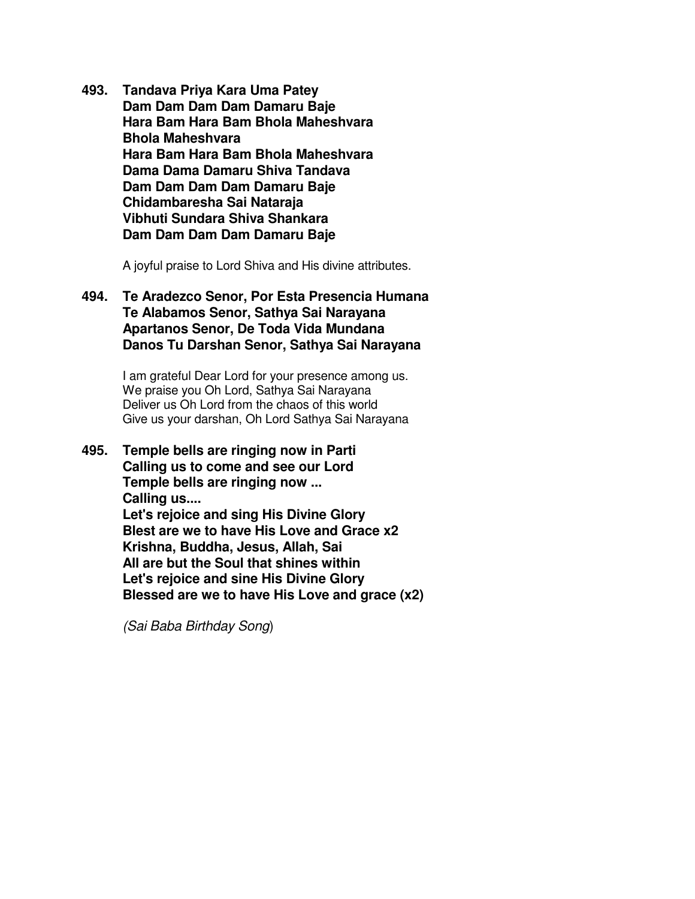**493. Tandava Priya Kara Uma Patey**
**Dam Dam Dam Dam Damaru Baje**
**Hara Bam Hara Bam Bhola Maheshvara**
**Bhola Maheshvara**
**Hara Bam Hara Bam Bhola Maheshvara**
**Dama Dama Damaru Shiva Tandava**
**Dam Dam Dam Dam Damaru Baje**
**Chidambaresha Sai Nataraja**
**Vibhuti Sundara Shiva Shankara**
**Dam Dam Dam Dam Damaru Baje**

A joyful praise to Lord Shiva and His divine attributes.

**494. Te Aradezco Senor, Por Esta Presencia Humana**
**Te Alabamos Senor, Sathya Sai Narayana**
**Apartanos Senor, De Toda Vida Mundana**
**Danos Tu Darshan Senor, Sathya Sai Narayana**

I am grateful Dear Lord for your presence among us.
We praise you Oh Lord, Sathya Sai Narayana
Deliver us Oh Lord from the chaos of this world
Give us your darshan, Oh Lord Sathya Sai Narayana

**495. Temple bells are ringing now in Parti**
**Calling us to come and see our Lord**
**Temple bells are ringing now ...**
**Calling us....**
**Let's rejoice and sing His Divine Glory**
**Blest are we to have His Love and Grace x2**
**Krishna, Buddha, Jesus, Allah, Sai**
**All are but the Soul that shines within**
**Let's rejoice and sine His Divine Glory**
**Blessed are we to have His Love and grace (x2)**

*(Sai Baba Birthday Song*)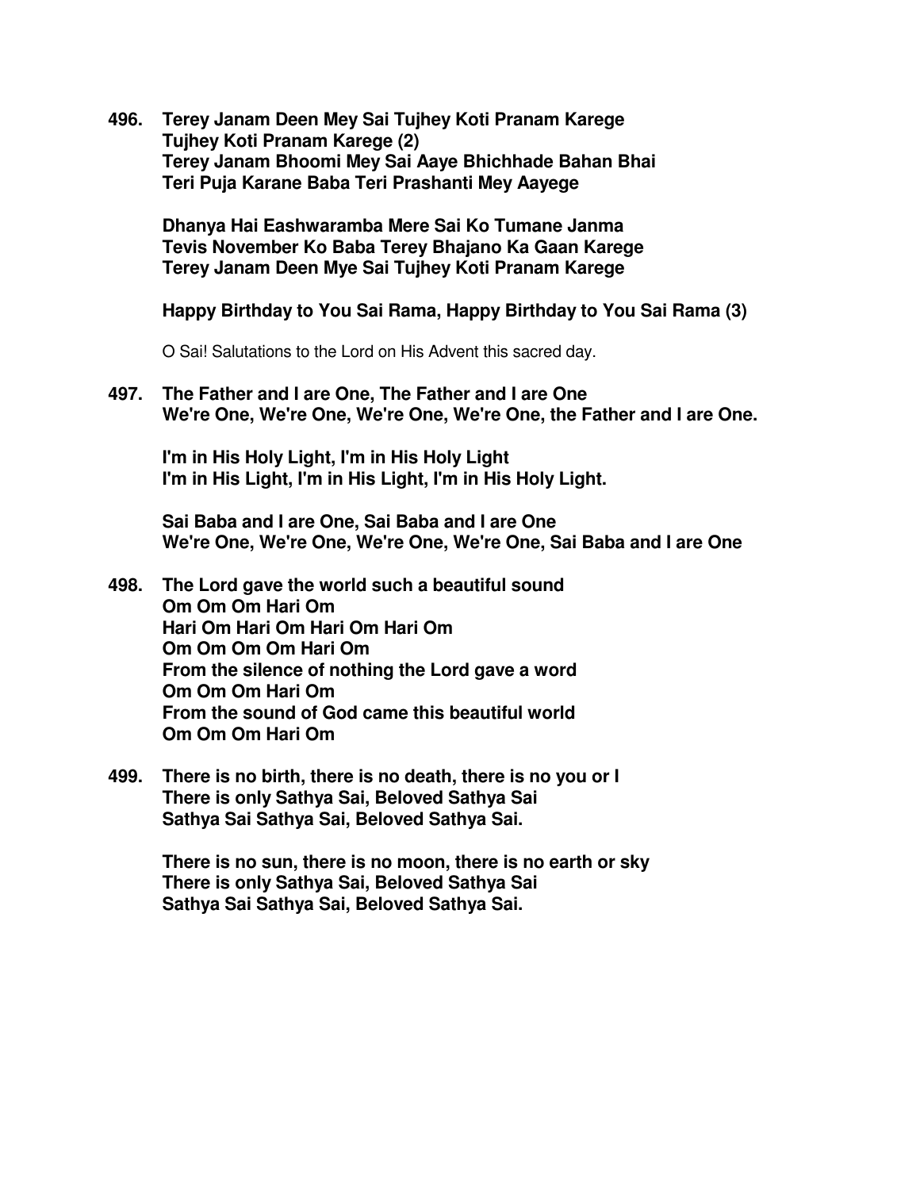**496. Terey Janam Deen Mey Sai Tujhey Koti Pranam Karege**
**Tujhey Koti Pranam Karege (2)**
**Terey Janam Bhoomi Mey Sai Aaye Bhichhade Bahan Bhai**
**Teri Puja Karane Baba Teri Prashanti Mey Aayege**

**Dhanya Hai Eashwaramba Mere Sai Ko Tumane Janma**
**Tevis November Ko Baba Terey Bhajano Ka Gaan Karege**
**Terey Janam Deen Mye Sai Tujhey Koti Pranam Karege**

**Happy Birthday to You Sai Rama, Happy Birthday to You Sai Rama (3)**

O Sai! Salutations to the Lord on His Advent this sacred day.

**497. The Father and I are One, The Father and I are One**
**We're One, We're One, We're One, We're One, the Father and I are One.**

**I'm in His Holy Light, I'm in His Holy Light**
**I'm in His Light, I'm in His Light, I'm in His Holy Light.**

**Sai Baba and I are One, Sai Baba and I are One**
**We're One, We're One, We're One, We're One, Sai Baba and I are One**

**498. The Lord gave the world such a beautiful sound**
**Om Om Om Hari Om**
**Hari Om Hari Om Hari Om Hari Om**
**Om Om Om Om Hari Om**
**From the silence of nothing the Lord gave a word**
**Om Om Om Hari Om**
**From the sound of God came this beautiful world**
**Om Om Om Hari Om**

**499. There is no birth, there is no death, there is no you or I**
**There is only Sathya Sai, Beloved Sathya Sai**
**Sathya Sai Sathya Sai, Beloved Sathya Sai.**

**There is no sun, there is no moon, there is no earth or sky**
**There is only Sathya Sai, Beloved Sathya Sai**
**Sathya Sai Sathya Sai, Beloved Sathya Sai.**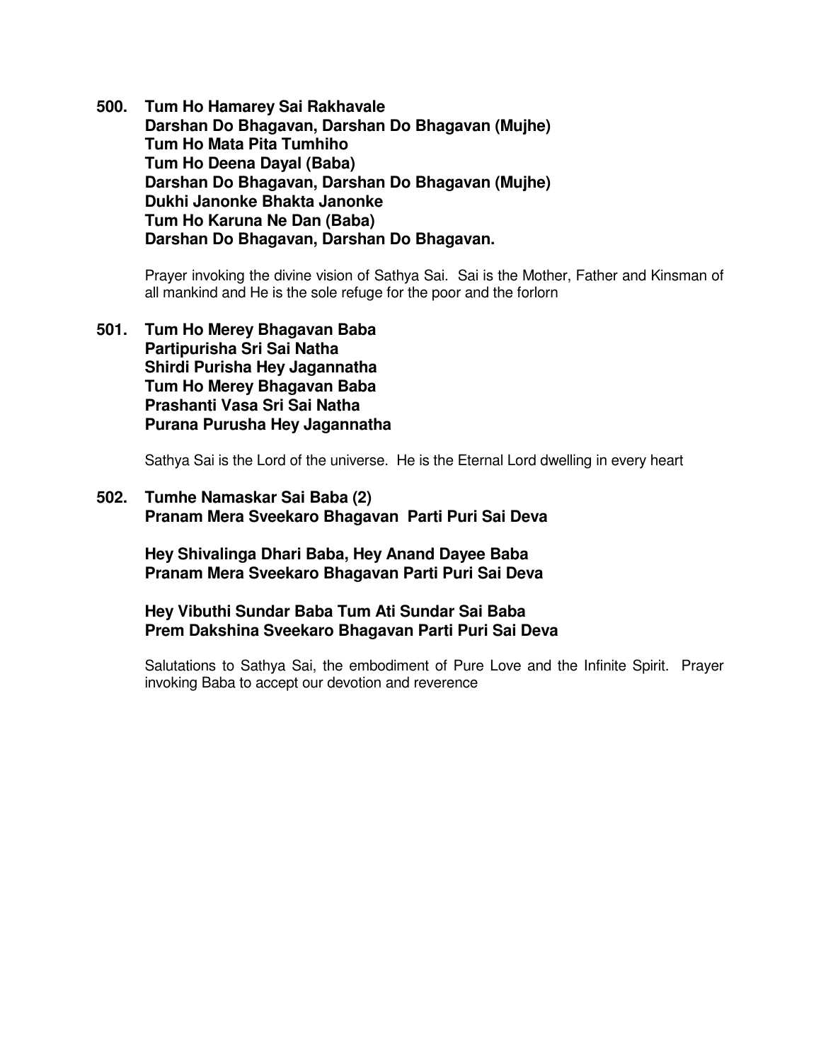**500. Tum Ho Hamarey Sai Rakhavale**
**Darshan Do Bhagavan, Darshan Do Bhagavan (Mujhe)**
**Tum Ho Mata Pita Tumhiho**
**Tum Ho Deena Dayal (Baba)**
**Darshan Do Bhagavan, Darshan Do Bhagavan (Mujhe)**
**Dukhi Janonke Bhakta Janonke**
**Tum Ho Karuna Ne Dan (Baba)**
**Darshan Do Bhagavan, Darshan Do Bhagavan.**

Prayer invoking the divine vision of Sathya Sai. Sai is the Mother, Father and Kinsman of all mankind and He is the sole refuge for the poor and the forlorn

**501. Tum Ho Merey Bhagavan Baba**
**Partipurisha Sri Sai Natha**
**Shirdi Purisha Hey Jagannatha**
**Tum Ho Merey Bhagavan Baba**
**Prashanti Vasa Sri Sai Natha**
**Purana Purusha Hey Jagannatha**

Sathya Sai is the Lord of the universe. He is the Eternal Lord dwelling in every heart

**502. Tumhe Namaskar Sai Baba (2)**
**Pranam Mera Sveekaro Bhagavan Parti Puri Sai Deva**

**Hey Shivalinga Dhari Baba, Hey Anand Dayee Baba**
**Pranam Mera Sveekaro Bhagavan Parti Puri Sai Deva**

**Hey Vibuthi Sundar Baba Tum Ati Sundar Sai Baba**
**Prem Dakshina Sveekaro Bhagavan Parti Puri Sai Deva**

Salutations to Sathya Sai, the embodiment of Pure Love and the Infinite Spirit. Prayer invoking Baba to accept our devotion and reverence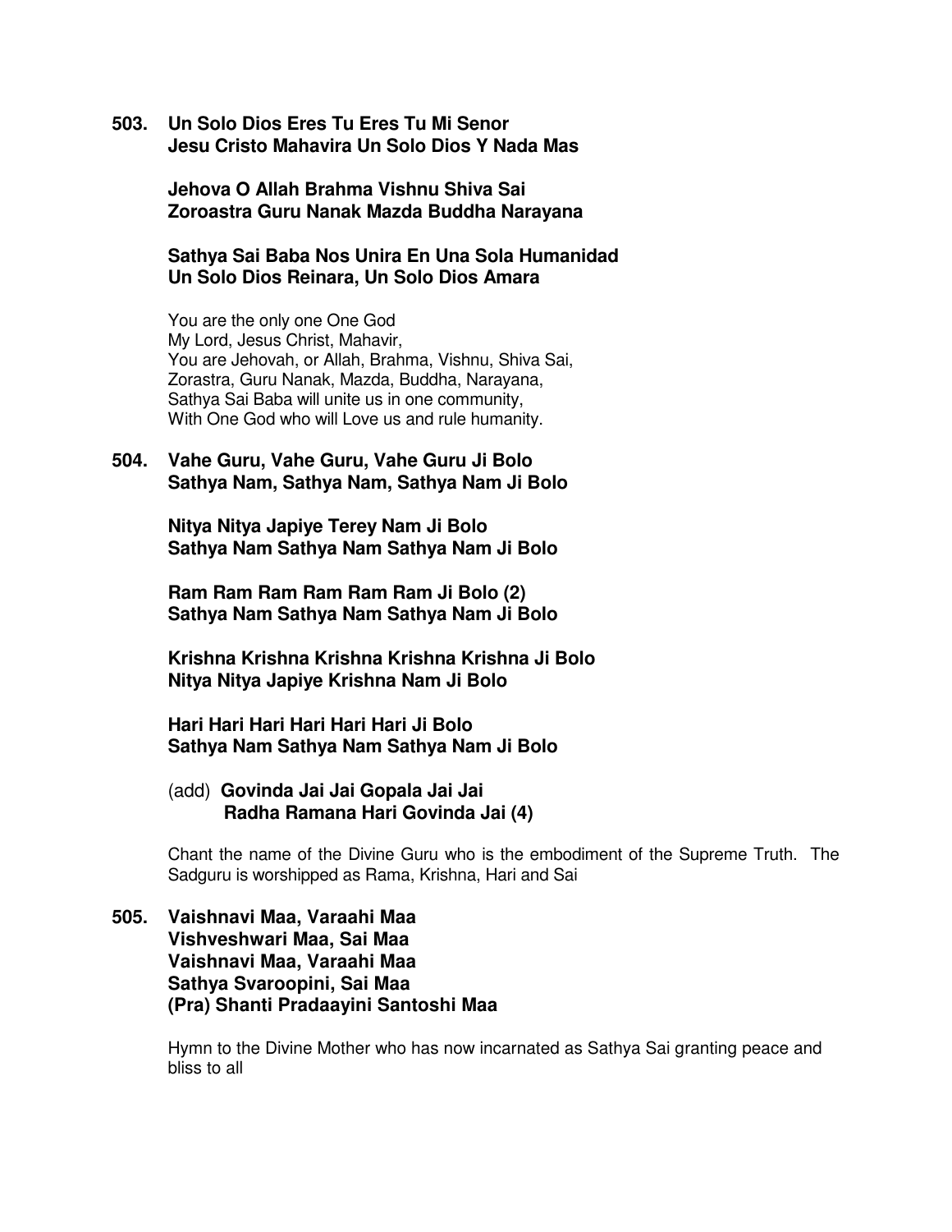**503. Un Solo Dios Eres Tu Eres Tu Mi Senor**
**Jesu Cristo Mahavira Un Solo Dios Y Nada Mas**

**Jehova O Allah Brahma Vishnu Shiva Sai**
**Zoroastra Guru Nanak Mazda Buddha Narayana**

**Sathya Sai Baba Nos Unira En Una Sola Humanidad**
**Un Solo Dios Reinara, Un Solo Dios Amara**

You are the only one One God
My Lord, Jesus Christ, Mahavir,
You are Jehovah, or Allah, Brahma, Vishnu, Shiva Sai,
Zorastra, Guru Nanak, Mazda, Buddha, Narayana,
Sathya Sai Baba will unite us in one community,
With One God who will Love us and rule humanity.

**504. Vahe Guru, Vahe Guru, Vahe Guru Ji Bolo**
**Sathya Nam, Sathya Nam, Sathya Nam Ji Bolo**

**Nitya Nitya Japiye Terey Nam Ji Bolo**
**Sathya Nam Sathya Nam Sathya Nam Ji Bolo**

**Ram Ram Ram Ram Ram Ram Ji Bolo (2)**
**Sathya Nam Sathya Nam Sathya Nam Ji Bolo**

**Krishna Krishna Krishna Krishna Krishna Ji Bolo**
**Nitya Nitya Japiye Krishna Nam Ji Bolo**

**Hari Hari Hari Hari Hari Hari Ji Bolo**
**Sathya Nam Sathya Nam Sathya Nam Ji Bolo**

(add) **Govinda Jai Jai Gopala Jai Jai**
**Radha Ramana Hari Govinda Jai (4)**

Chant the name of the Divine Guru who is the embodiment of the Supreme Truth. The Sadguru is worshipped as Rama, Krishna, Hari and Sai

**505. Vaishnavi Maa, Varaahi Maa**
**Vishveshwari Maa, Sai Maa**
**Vaishnavi Maa, Varaahi Maa**
**Sathya Svaroopini, Sai Maa**
**(Pra) Shanti Pradaayini Santoshi Maa**

Hymn to the Divine Mother who has now incarnated as Sathya Sai granting peace and bliss to all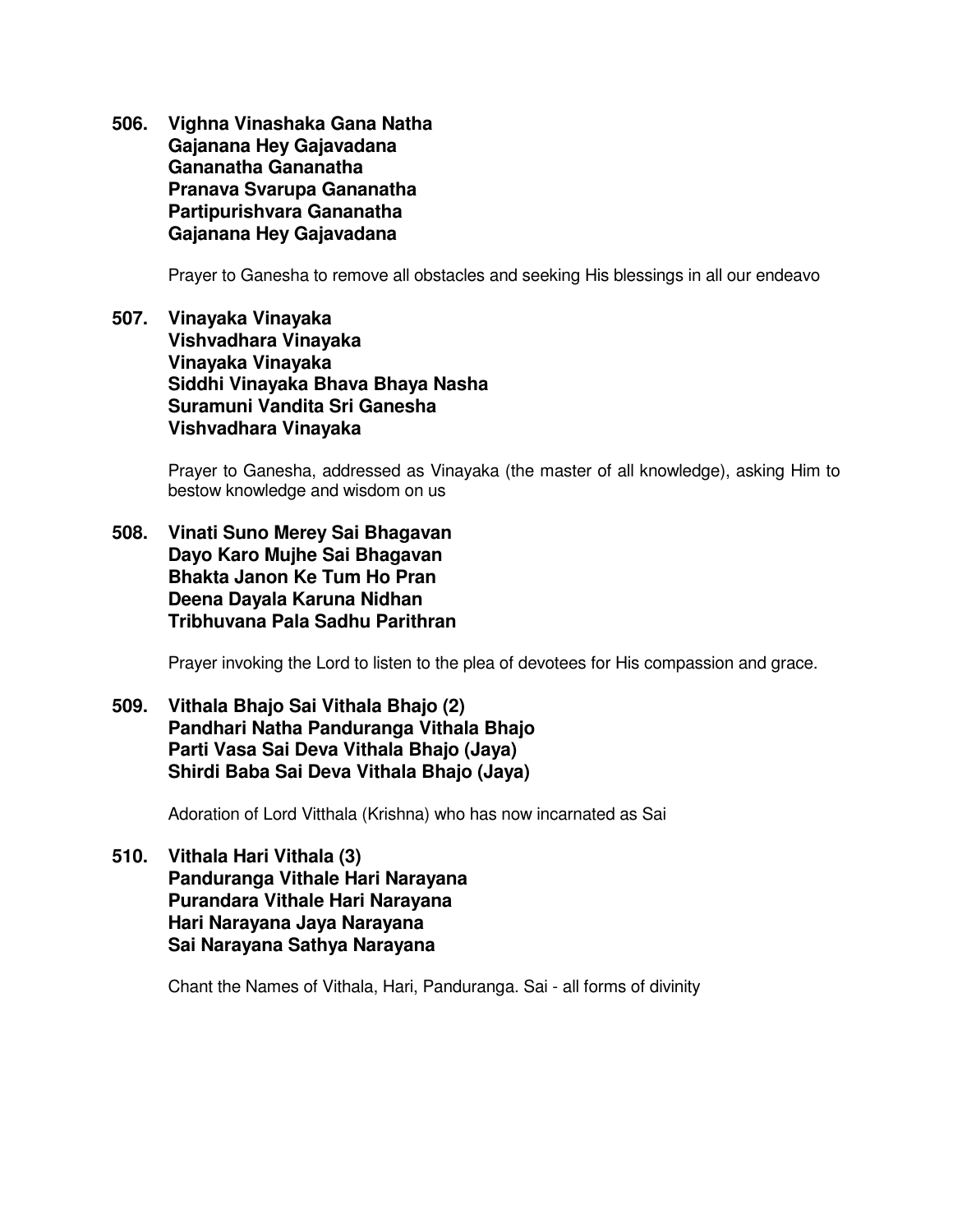**506. Vighna Vinashaka Gana Natha**
**Gajanana Hey Gajavadana**
**Gananatha Gananatha**
**Pranava Svarupa Gananatha**
**Partipurishvara Gananatha**
**Gajanana Hey Gajavadana**

Prayer to Ganesha to remove all obstacles and seeking His blessings in all our endeavo

**507. Vinayaka Vinayaka**
**Vishvadhara Vinayaka**
**Vinayaka Vinayaka**
**Siddhi Vinayaka Bhava Bhaya Nasha**
**Suramuni Vandita Sri Ganesha**
**Vishvadhara Vinayaka**

Prayer to Ganesha, addressed as Vinayaka (the master of all knowledge), asking Him to bestow knowledge and wisdom on us

**508. Vinati Suno Merey Sai Bhagavan**
**Dayo Karo Mujhe Sai Bhagavan**
**Bhakta Janon Ke Tum Ho Pran**
**Deena Dayala Karuna Nidhan**
**Tribhuvana Pala Sadhu Parithran**

Prayer invoking the Lord to listen to the plea of devotees for His compassion and grace.

**509. Vithala Bhajo Sai Vithala Bhajo (2)**
**Pandhari Natha Panduranga Vithala Bhajo**
**Parti Vasa Sai Deva Vithala Bhajo (Jaya)**
**Shirdi Baba Sai Deva Vithala Bhajo (Jaya)**

Adoration of Lord Vitthala (Krishna) who has now incarnated as Sai

**510. Vithala Hari Vithala (3)**
**Panduranga Vithale Hari Narayana**
**Purandara Vithale Hari Narayana**
**Hari Narayana Jaya Narayana**
**Sai Narayana Sathya Narayana**

Chant the Names of Vithala, Hari, Panduranga. Sai - all forms of divinity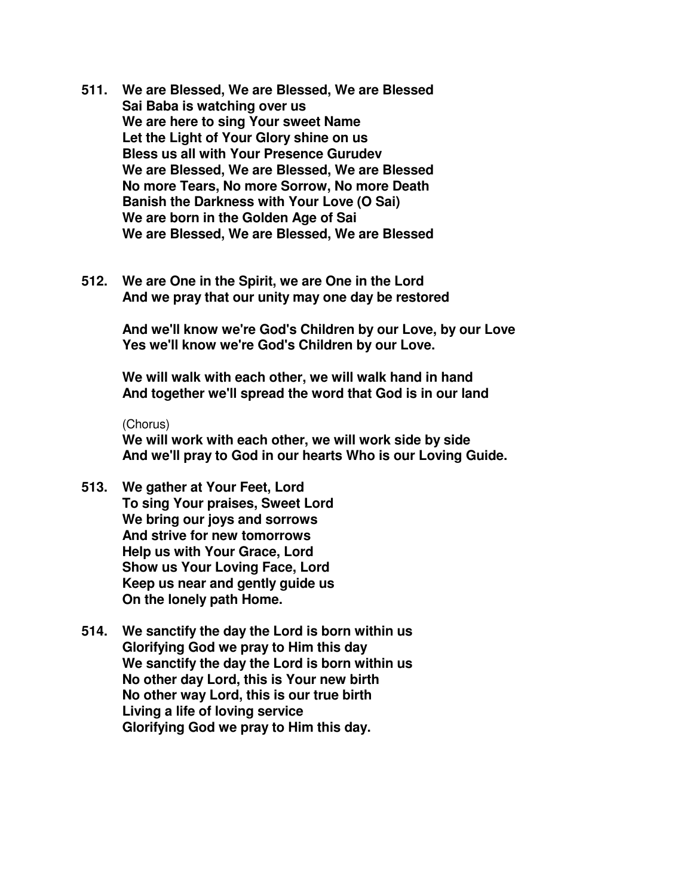**511. We are Blessed, We are Blessed, We are Blessed**
**Sai Baba is watching over us**
**We are here to sing Your sweet Name**
**Let the Light of Your Glory shine on us**
**Bless us all with Your Presence Gurudev**
**We are Blessed, We are Blessed, We are Blessed**
**No more Tears, No more Sorrow, No more Death**
**Banish the Darkness with Your Love (O Sai)**
**We are born in the Golden Age of Sai**
**We are Blessed, We are Blessed, We are Blessed**

**512. We are One in the Spirit, we are One in the Lord**
**And we pray that our unity may one day be restored**

**And we'll know we're God's Children by our Love, by our Love**
**Yes we'll know we're God's Children by our Love.**

**We will walk with each other, we will walk hand in hand**
**And together we'll spread the word that God is in our land**

(Chorus)
**We will work with each other, we will work side by side**
**And we'll pray to God in our hearts Who is our Loving Guide.**

**513. We gather at Your Feet, Lord**
**To sing Your praises, Sweet Lord**
**We bring our joys and sorrows**
**And strive for new tomorrows**
**Help us with Your Grace, Lord**
**Show us Your Loving Face, Lord**
**Keep us near and gently guide us**
**On the lonely path Home.**

**514. We sanctify the day the Lord is born within us**
**Glorifying God we pray to Him this day**
**We sanctify the day the Lord is born within us**
**No other day Lord, this is Your new birth**
**No other way Lord, this is our true birth**
**Living a life of loving service**
**Glorifying God we pray to Him this day.**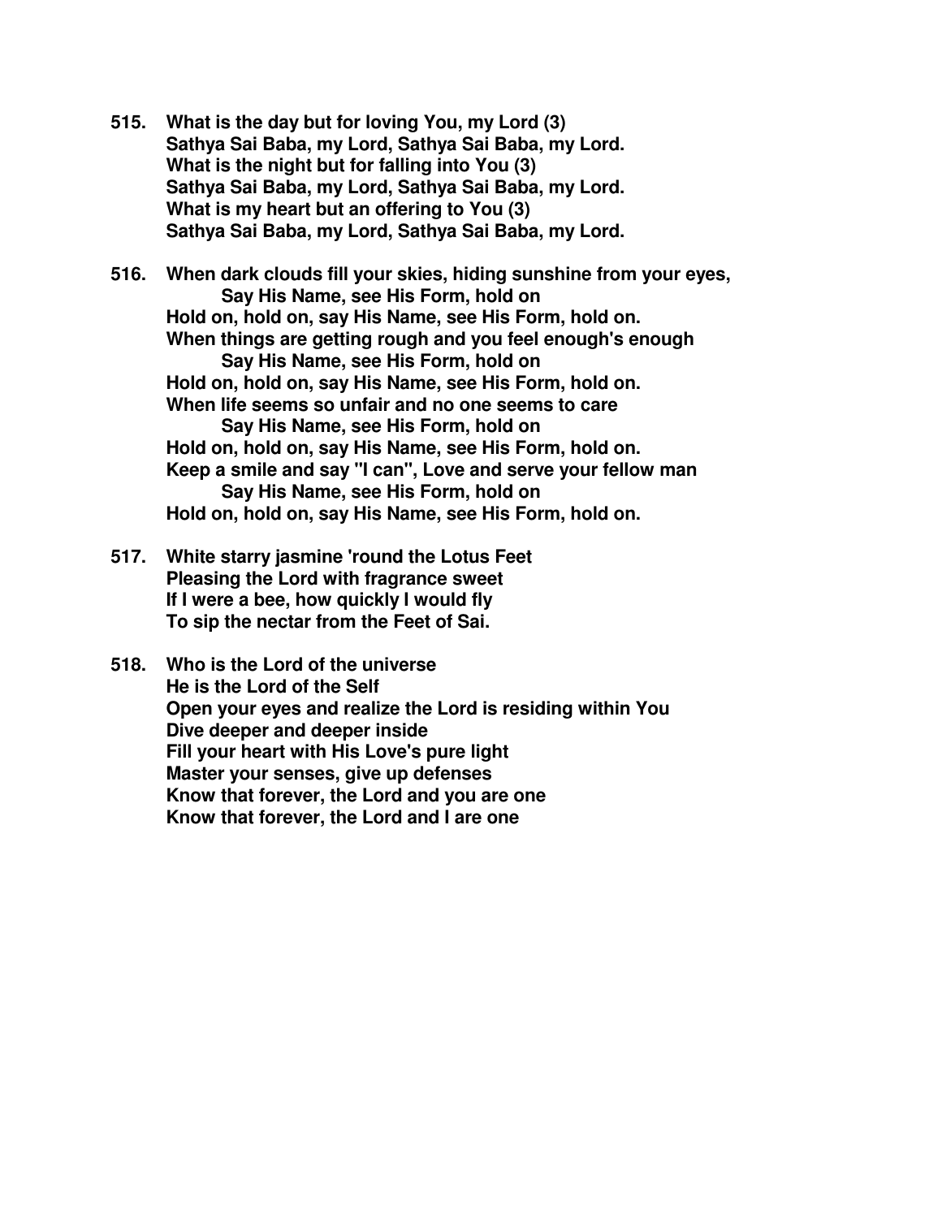**515.** **What is the day but for loving You, my Lord (3)**
**Sathya Sai Baba, my Lord, Sathya Sai Baba, my Lord.**
**What is the night but for falling into You (3)**
**Sathya Sai Baba, my Lord, Sathya Sai Baba, my Lord.**
**What is my heart but an offering to You (3)**
**Sathya Sai Baba, my Lord, Sathya Sai Baba, my Lord.**

**516.** **When dark clouds fill your skies, hiding sunshine from your eyes,**
**Say His Name, see His Form, hold on**
**Hold on, hold on, say His Name, see His Form, hold on.**
**When things are getting rough and you feel enough's enough**
**Say His Name, see His Form, hold on**
**Hold on, hold on, say His Name, see His Form, hold on.**
**When life seems so unfair and no one seems to care**
**Say His Name, see His Form, hold on**
**Hold on, hold on, say His Name, see His Form, hold on.**
**Keep a smile and say "I can", Love and serve your fellow man**
**Say His Name, see His Form, hold on**
**Hold on, hold on, say His Name, see His Form, hold on.**

**517.** **White starry jasmine 'round the Lotus Feet**
**Pleasing the Lord with fragrance sweet**
**If I were a bee, how quickly I would fly**
**To sip the nectar from the Feet of Sai.**

**518.** **Who is the Lord of the universe**
**He is the Lord of the Self**
**Open your eyes and realize the Lord is residing within You**
**Dive deeper and deeper inside**
**Fill your heart with His Love's pure light**
**Master your senses, give up defenses**
**Know that forever, the Lord and you are one**
**Know that forever, the Lord and I are one**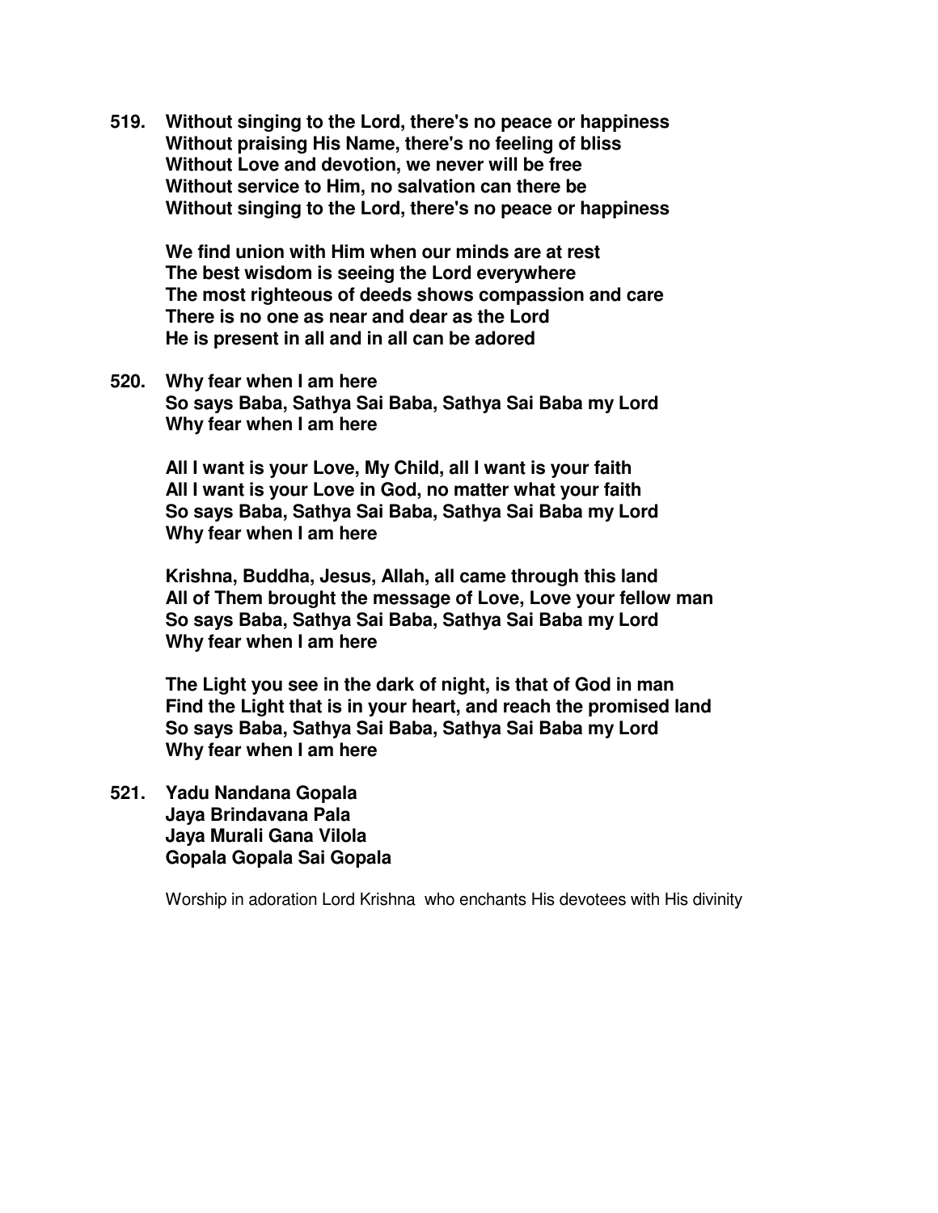**519. Without singing to the Lord, there's no peace or happiness**
**Without praising His Name, there's no feeling of bliss**
**Without Love and devotion, we never will be free**
**Without service to Him, no salvation can there be**
**Without singing to the Lord, there's no peace or happiness**

**We find union with Him when our minds are at rest**
**The best wisdom is seeing the Lord everywhere**
**The most righteous of deeds shows compassion and care**
**There is no one as near and dear as the Lord**
**He is present in all and in all can be adored**

**520. Why fear when I am here**
**So says Baba, Sathya Sai Baba, Sathya Sai Baba my Lord**
**Why fear when I am here**

**All I want is your Love, My Child, all I want is your faith**
**All I want is your Love in God, no matter what your faith**
**So says Baba, Sathya Sai Baba, Sathya Sai Baba my Lord**
**Why fear when I am here**

**Krishna, Buddha, Jesus, Allah, all came through this land**
**All of Them brought the message of Love, Love your fellow man**
**So says Baba, Sathya Sai Baba, Sathya Sai Baba my Lord**
**Why fear when I am here**

**The Light you see in the dark of night, is that of God in man**
**Find the Light that is in your heart, and reach the promised land**
**So says Baba, Sathya Sai Baba, Sathya Sai Baba my Lord**
**Why fear when I am here**

**521. Yadu Nandana Gopala**
**Jaya Brindavana Pala**
**Jaya Murali Gana Vilola**
**Gopala Gopala Sai Gopala**

Worship in adoration Lord Krishna who enchants His devotees with His divinity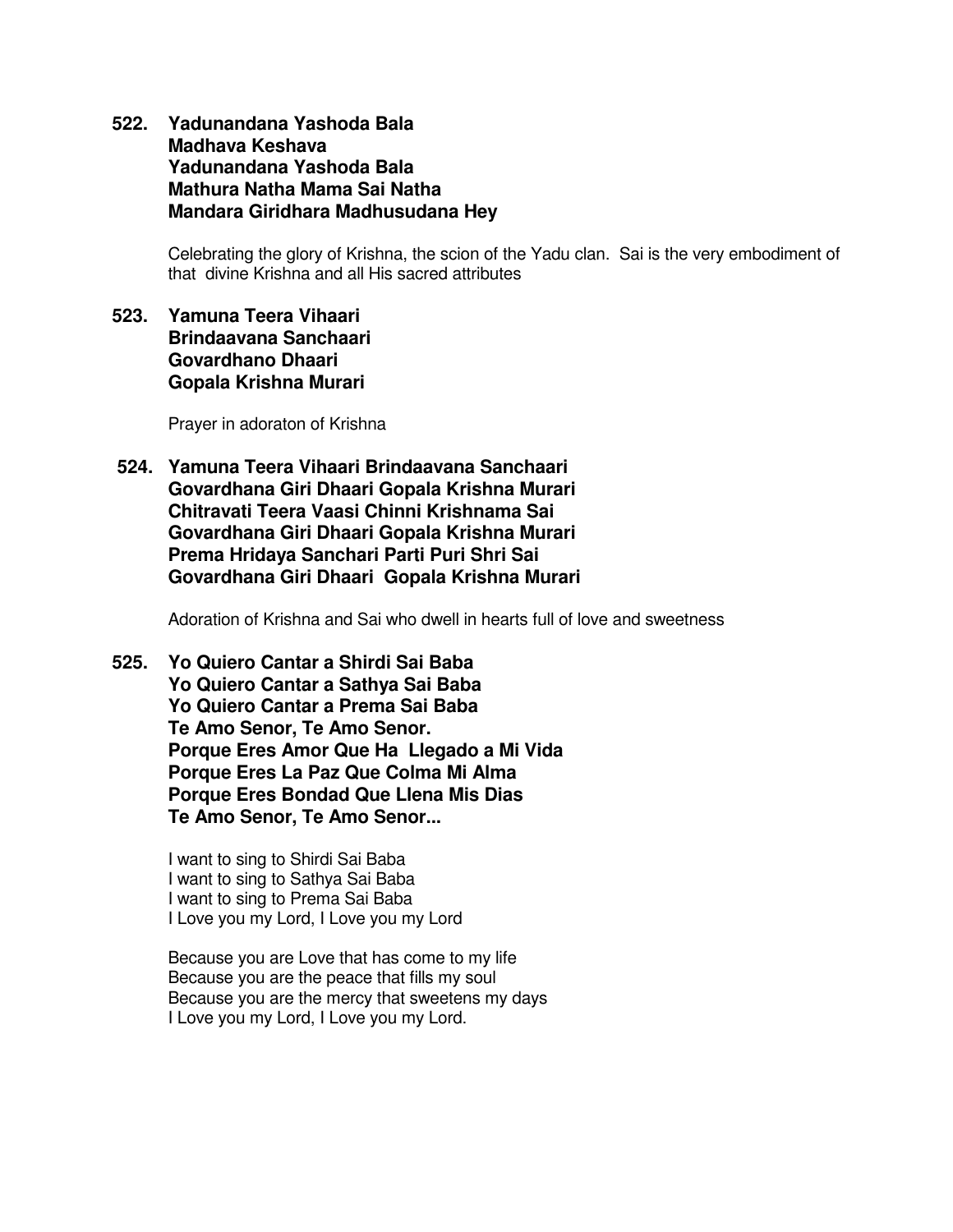**522. Yadunandana Yashoda Bala**
**Madhava Keshava**
**Yadunandana Yashoda Bala**
**Mathura Natha Mama Sai Natha**
**Mandara Giridhara Madhusudana Hey**

Celebrating the glory of Krishna, the scion of the Yadu clan. Sai is the very embodiment of that divine Krishna and all His sacred attributes

**523. Yamuna Teera Vihaari**
**Brindaavana Sanchaari**
**Govardhano Dhaari**
**Gopala Krishna Murari**

Prayer in adoraton of Krishna

**524. Yamuna Teera Vihaari Brindaavana Sanchaari**
**Govardhana Giri Dhaari Gopala Krishna Murari**
**Chitravati Teera Vaasi Chinni Krishnama Sai**
**Govardhana Giri Dhaari Gopala Krishna Murari**
**Prema Hridaya Sanchari Parti Puri Shri Sai**
**Govardhana Giri Dhaari Gopala Krishna Murari**

Adoration of Krishna and Sai who dwell in hearts full of love and sweetness

**525. Yo Quiero Cantar a Shirdi Sai Baba**
**Yo Quiero Cantar a Sathya Sai Baba**
**Yo Quiero Cantar a Prema Sai Baba**
**Te Amo Senor, Te Amo Senor.**
**Porque Eres Amor Que Ha Llegado a Mi Vida**
**Porque Eres La Paz Que Colma Mi Alma**
**Porque Eres Bondad Que Llena Mis Dias**
**Te Amo Senor, Te Amo Senor...**

I want to sing to Shirdi Sai Baba
I want to sing to Sathya Sai Baba
I want to sing to Prema Sai Baba
I Love you my Lord, I Love you my Lord

Because you are Love that has come to my life
Because you are the peace that fills my soul
Because you are the mercy that sweetens my days
I Love you my Lord, I Love you my Lord.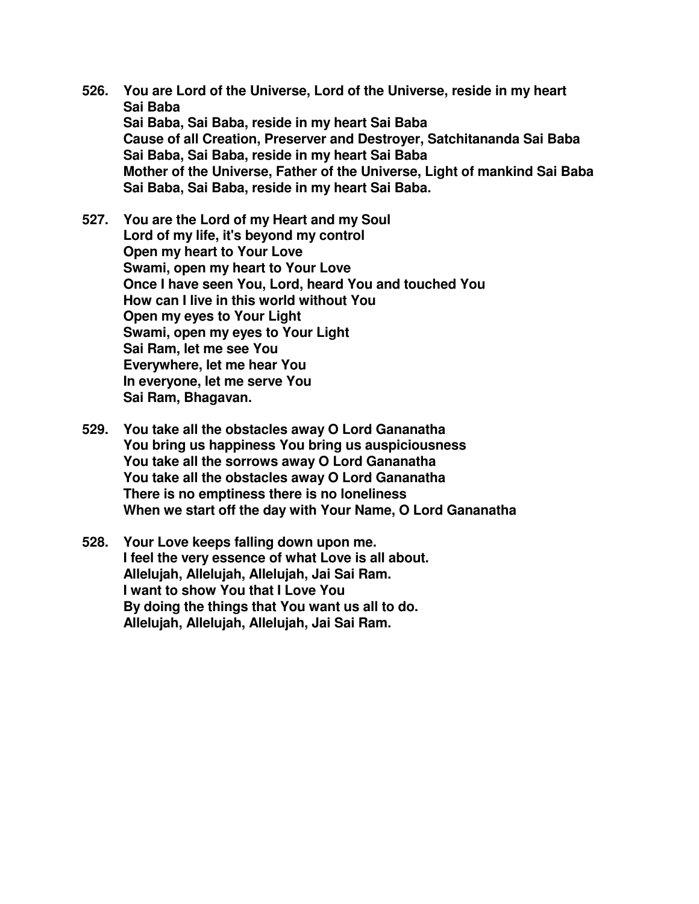**526. You are Lord of the Universe, Lord of the Universe, reside in my heart Sai Baba**
**Sai Baba, Sai Baba, reside in my heart Sai Baba**
**Cause of all Creation, Preserver and Destroyer, Satchitananda Sai Baba**
**Sai Baba, Sai Baba, reside in my heart Sai Baba**
**Mother of the Universe, Father of the Universe, Light of mankind Sai Baba**
**Sai Baba, Sai Baba, reside in my heart Sai Baba.**

**527. You are the Lord of my Heart and my Soul**
**Lord of my life, it's beyond my control**
**Open my heart to Your Love**
**Swami, open my heart to Your Love**
**Once I have seen You, Lord, heard You and touched You**
**How can I live in this world without You**
**Open my eyes to Your Light**
**Swami, open my eyes to Your Light**
**Sai Ram, let me see You**
**Everywhere, let me hear You**
**In everyone, let me serve You**
**Sai Ram, Bhagavan.**

**529. You take all the obstacles away O Lord Gananatha**
**You bring us happiness You bring us auspiciousness**
**You take all the sorrows away O Lord Gananatha**
**You take all the obstacles away O Lord Gananatha**
**There is no emptiness there is no loneliness**
**When we start off the day with Your Name, O Lord Gananatha**

**528. Your Love keeps falling down upon me.**
**I feel the very essence of what Love is all about.**
**Allelujah, Allelujah, Allelujah, Jai Sai Ram.**
**I want to show You that I Love You**
**By doing the things that You want us all to do.**
**Allelujah, Allelujah, Allelujah, Jai Sai Ram.**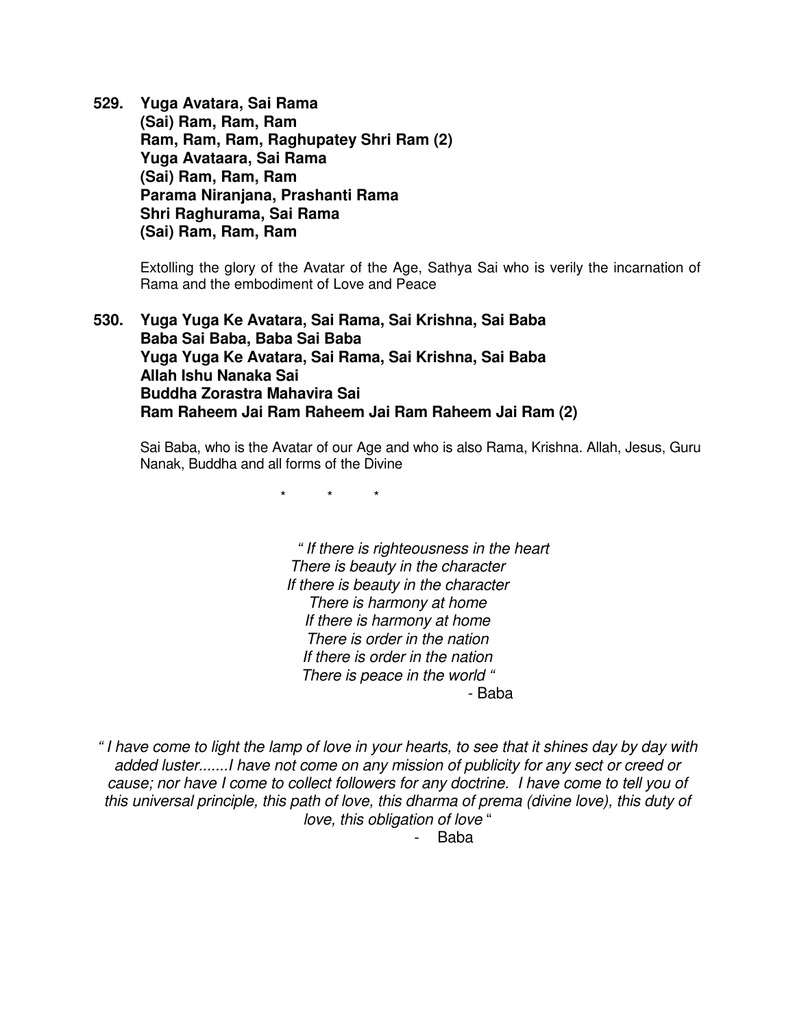**529. Yuga Avatara, Sai Rama**
**(Sai) Ram, Ram, Ram**
**Ram, Ram, Ram, Raghupatey Shri Ram (2)**
**Yuga Avataara, Sai Rama**
**(Sai) Ram, Ram, Ram**
**Parama Niranjana, Prashanti Rama**
**Shri Raghurama, Sai Rama**
**(Sai) Ram, Ram, Ram**

Extolling the glory of the Avatar of the Age, Sathya Sai who is verily the incarnation of Rama and the embodiment of Love and Peace

**530. Yuga Yuga Ke Avatara, Sai Rama, Sai Krishna, Sai Baba**
**Baba Sai Baba, Baba Sai Baba**
**Yuga Yuga Ke Avatara, Sai Rama, Sai Krishna, Sai Baba**
**Allah Ishu Nanaka Sai**
**Buddha Zorastra Mahavira Sai**
**Ram Raheem Jai Ram Raheem Jai Ram Raheem Jai Ram (2)**

Sai Baba, who is the Avatar of our Age and who is also Rama, Krishna. Allah, Jesus, Guru Nanak, Buddha and all forms of the Divine

\*   \*   \*

*" If there is righteousness in the heart*
*There is beauty in the character*
*If there is beauty in the character*
*There is harmony at home*
*If there is harmony at home*
*There is order in the nation*
*If there is order in the nation*
*There is peace in the world "*

\- Baba

*" I have come to light the lamp of love in your hearts, to see that it shines day by day with added luster.......I have not come on any mission of publicity for any sect or creed or cause; nor have I come to collect followers for any doctrine. I have come to tell you of this universal principle, this path of love, this dharma of prema (divine love), this duty of love, this obligation of love* "

\- Baba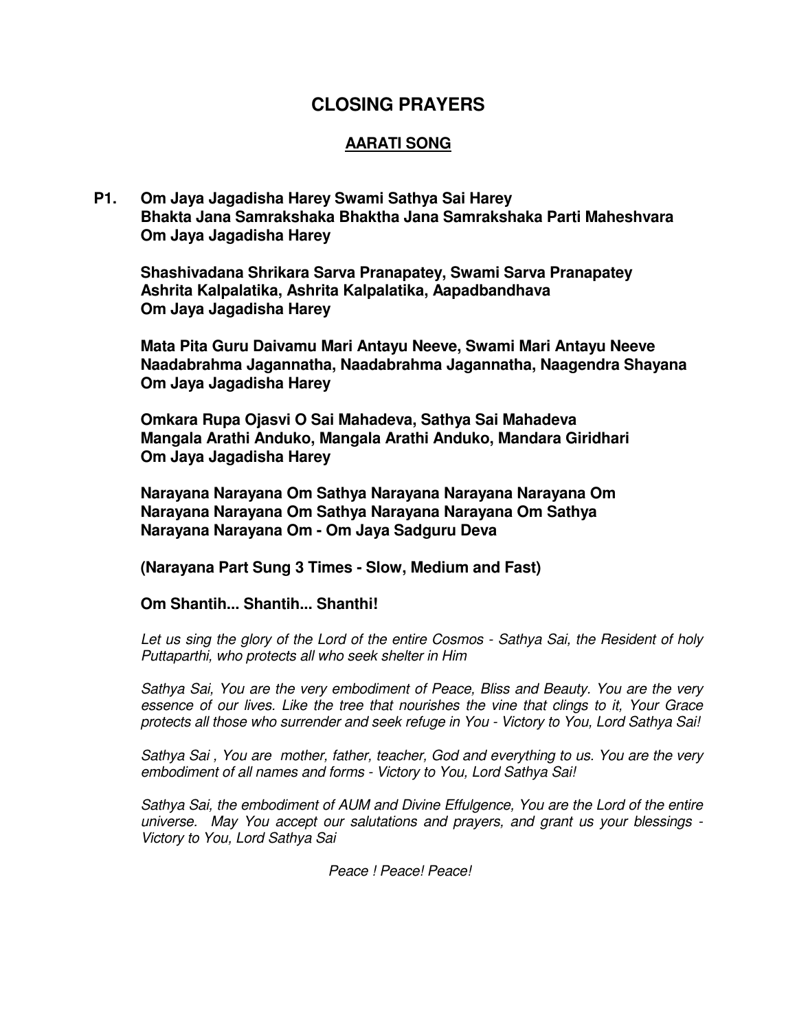# CLOSING PRAYERS

## AARATI SONG

**P1. Om Jaya Jagadisha Harey Swami Sathya Sai Harey**
**Bhakta Jana Samrakshaka Bhaktha Jana Samrakshaka Parti Maheshvara**
**Om Jaya Jagadisha Harey**

**Shashivadana Shrikara Sarva Pranapatey, Swami Sarva Pranapatey**
**Ashrita Kalpalatika, Ashrita Kalpalatika, Aapadbandhava**
**Om Jaya Jagadisha Harey**

**Mata Pita Guru Daivamu Mari Antayu Neeve, Swami Mari Antayu Neeve**
**Naadabrahma Jagannatha, Naadabrahma Jagannatha, Naagendra Shayana**
**Om Jaya Jagadisha Harey**

**Omkara Rupa Ojasvi O Sai Mahadeva, Sathya Sai Mahadeva**
**Mangala Arathi Anduko, Mangala Arathi Anduko, Mandara Giridhari**
**Om Jaya Jagadisha Harey**

**Narayana Narayana Om Sathya Narayana Narayana Narayana Om**
**Narayana Narayana Om Sathya Narayana Narayana Om Sathya**
**Narayana Narayana Om - Om Jaya Sadguru Deva**

**(Narayana Part Sung 3 Times - Slow, Medium and Fast)**

**Om Shantih... Shantih... Shanthi!**

*Let us sing the glory of the Lord of the entire Cosmos - Sathya Sai, the Resident of holy Puttaparthi, who protects all who seek shelter in Him*

*Sathya Sai, You are the very embodiment of Peace, Bliss and Beauty. You are the very essence of our lives. Like the tree that nourishes the vine that clings to it, Your Grace protects all those who surrender and seek refuge in You - Victory to You, Lord Sathya Sai!*

*Sathya Sai , You are mother, father, teacher, God and everything to us. You are the very embodiment of all names and forms - Victory to You, Lord Sathya Sai!*

*Sathya Sai, the embodiment of AUM and Divine Effulgence, You are the Lord of the entire universe. May You accept our salutations and prayers, and grant us your blessings - Victory to You, Lord Sathya Sai*

*Peace ! Peace! Peace!*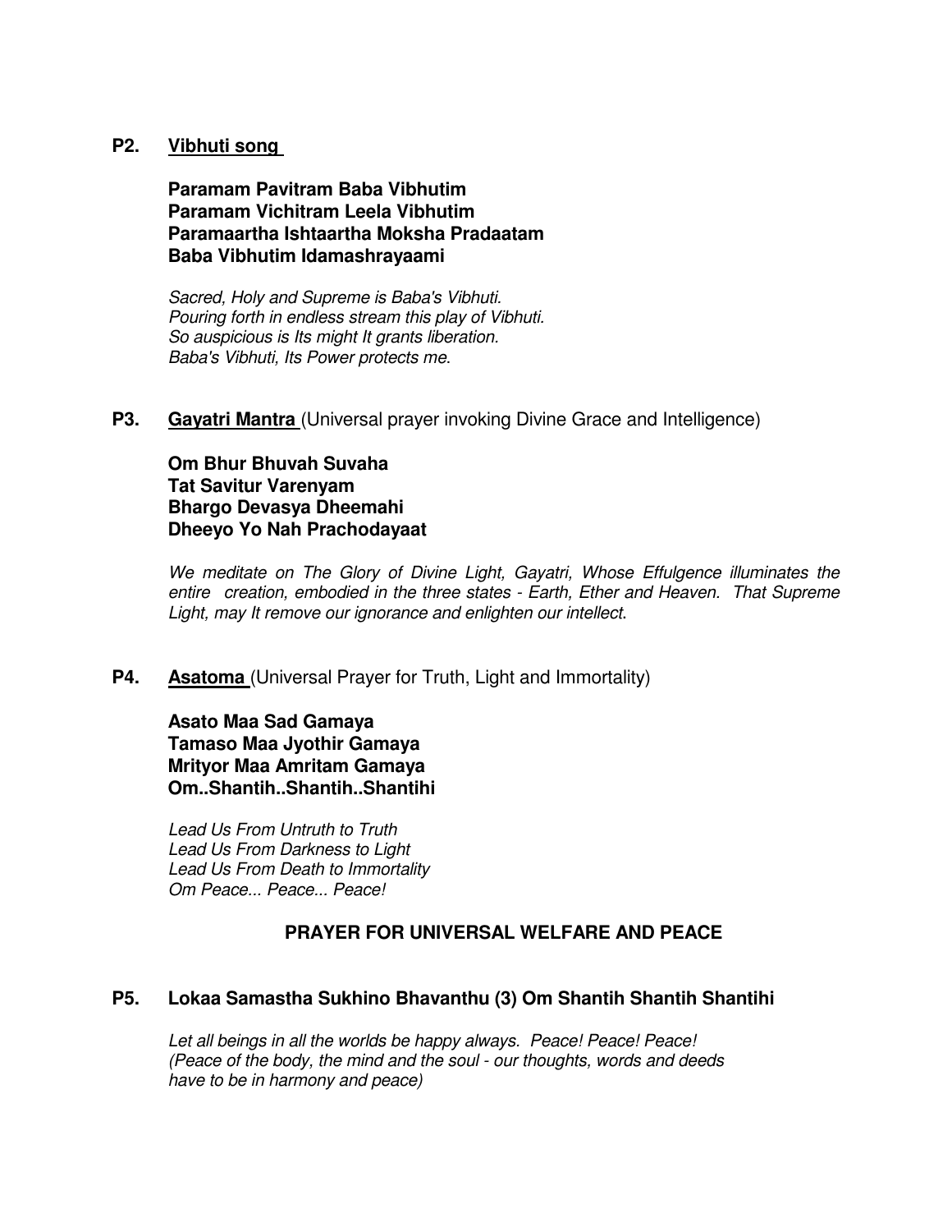**P2. <u>Vibhuti song</u>**

**Paramam Pavitram Baba Vibhutim**
**Paramam Vichitram Leela Vibhutim**
**Paramaartha Ishtaartha Moksha Pradaatam**
**Baba Vibhutim Idamashrayaami**

*Sacred, Holy and Supreme is Baba's Vibhuti.*
*Pouring forth in endless stream this play of Vibhuti.*
*So auspicious is Its might It grants liberation.*
*Baba's Vibhuti, Its Power protects me.*

**P3. <u>Gayatri Mantra</u>** (Universal prayer invoking Divine Grace and Intelligence)

**Om Bhur Bhuvah Suvaha**
**Tat Savitur Varenyam**
**Bhargo Devasya Dheemahi**
**Dheeyo Yo Nah Prachodayaat**

*We meditate on The Glory of Divine Light, Gayatri, Whose Effulgence illuminates the entire creation, embodied in the three states - Earth, Ether and Heaven. That Supreme Light, may It remove our ignorance and enlighten our intellect.*

**P4. <u>Asatoma</u>** (Universal Prayer for Truth, Light and Immortality)

**Asato Maa Sad Gamaya**
**Tamaso Maa Jyothir Gamaya**
**Mrityor Maa Amritam Gamaya**
**Om..Shantih..Shantih..Shantihi**

*Lead Us From Untruth to Truth*
*Lead Us From Darkness to Light*
*Lead Us From Death to Immortality*
*Om Peace... Peace... Peace!*

## PRAYER FOR UNIVERSAL WELFARE AND PEACE

**P5. Lokaa Samastha Sukhino Bhavanthu (3) Om Shantih Shantih Shantihi**

*Let all beings in all the worlds be happy always. Peace! Peace! Peace!*
*(Peace of the body, the mind and the soul - our thoughts, words and deeds have to be in harmony and peace)*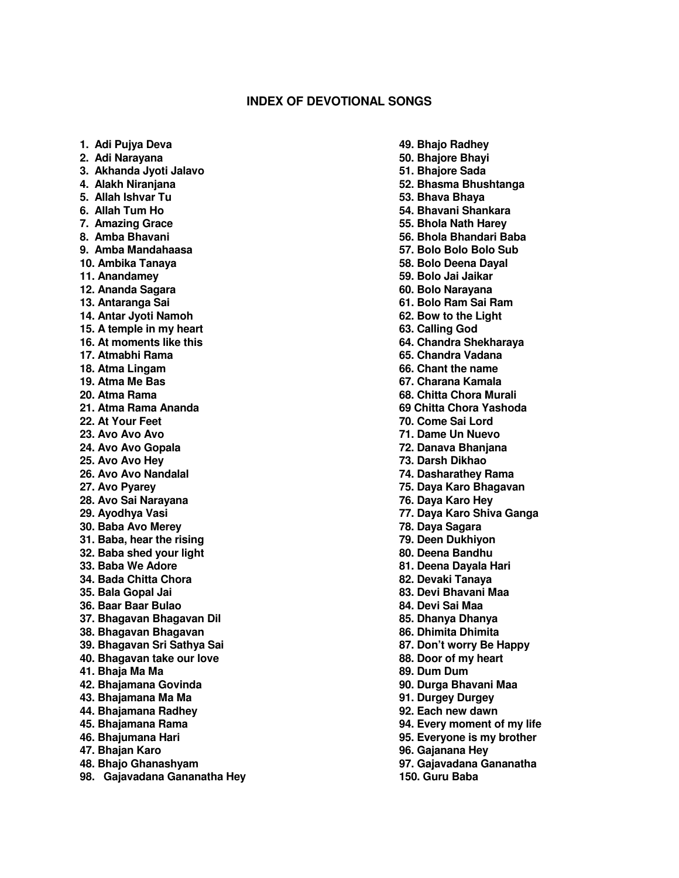# INDEX OF DEVOTIONAL SONGS

1. Adi Pujya Deva
2. Adi Narayana
3. Akhanda Jyoti Jalavo
4. Alakh Niranjana
5. Allah Ishvar Tu
6. Allah Tum Ho
7. Amazing Grace
8. Amba Bhavani
9. Amba Mandahaasa
10. Ambika Tanaya
11. Anandamey
12. Ananda Sagara
13. Antaranga Sai
14. Antar Jyoti Namoh
15. A temple in my heart
16. At moments like this
17. Atmabhi Rama
18. Atma Lingam
19. Atma Me Bas
20. Atma Rama
21. Atma Rama Ananda
22. At Your Feet
23. Avo Avo Avo
24. Avo Avo Gopala
25. Avo Avo Hey
26. Avo Avo Nandalal
27. Avo Pyarey
28. Avo Sai Narayana
29. Ayodhya Vasi
30. Baba Avo Merey
31. Baba, hear the rising
32. Baba shed your light
33. Baba We Adore
34. Bada Chitta Chora
35. Bala Gopal Jai
36. Baar Baar Bulao
37. Bhagavan Bhagavan Dil
38. Bhagavan Bhagavan
39. Bhagavan Sri Sathya Sai
40. Bhagavan take our love
41. Bhaja Ma Ma
42. Bhajamana Govinda
43. Bhajamana Ma Ma
44. Bhajamana Radhey
45. Bhajamana Rama
46. Bhajumana Hari
47. Bhajan Karo
48. Bhajo Ghanashyam
98. Gajavadana Gananatha Hey

49. Bhajo Radhey
50. Bhajore Bhayi
51. Bhajore Sada
52. Bhasma Bhushtanga
53. Bhava Bhaya
54. Bhavani Shankara
55. Bhola Nath Harey
56. Bhola Bhandari Baba
57. Bolo Bolo Bolo Sub
58. Bolo Deena Dayal
59. Bolo Jai Jaikar
60. Bolo Narayana
61. Bolo Ram Sai Ram
62. Bow to the Light
63. Calling God
64. Chandra Shekharaya
65. Chandra Vadana
66. Chant the name
67. Charana Kamala
68. Chitta Chora Murali
69 Chitta Chora Yashoda
70. Come Sai Lord
71. Dame Un Nuevo
72. Danava Bhanjana
73. Darsh Dikhao
74. Dasharathey Rama
75. Daya Karo Bhagavan
76. Daya Karo Hey
77. Daya Karo Shiva Ganga
78. Daya Sagara
79. Deen Dukhiyon
80. Deena Bandhu
81. Deena Dayala Hari
82. Devaki Tanaya
83. Devi Bhavani Maa
84. Devi Sai Maa
85. Dhanya Dhanya
86. Dhimita Dhimita
87. Don't worry Be Happy
88. Door of my heart
89. Dum Dum
90. Durga Bhavani Maa
91. Durgey Durgey
92. Each new dawn
94. Every moment of my life
95. Everyone is my brother
96. Gajanana Hey
97. Gajavadana Gananatha
150. Guru Baba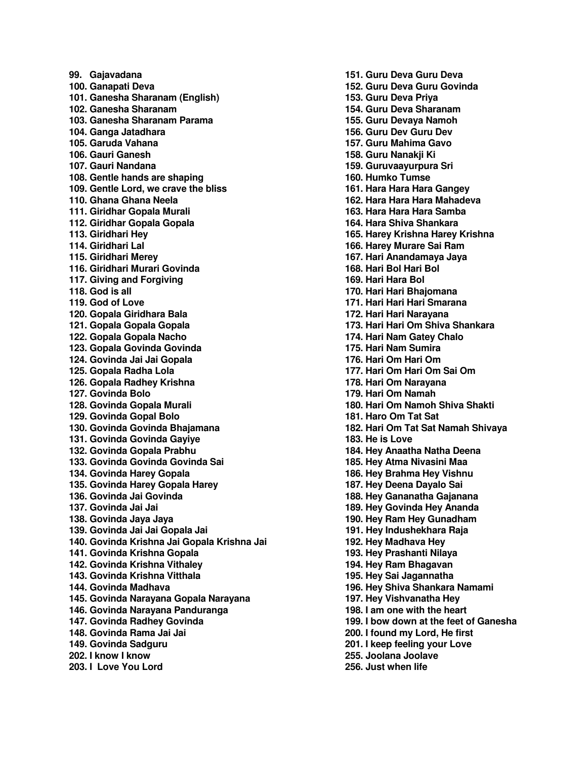99. Gajavadana
100. Ganapati Deva
101. Ganesha Sharanam (English)
102. Ganesha Sharanam
103. Ganesha Sharanam Parama
104. Ganga Jatadhara
105. Garuda Vahana
106. Gauri Ganesh
107. Gauri Nandana
108. Gentle hands are shaping
109. Gentle Lord, we crave the bliss
110. Ghana Ghana Neela
111. Giridhar Gopala Murali
112. Giridhar Gopala Gopala
113. Giridhari Hey
114. Giridhari Lal
115. Giridhari Merey
116. Giridhari Murari Govinda
117. Giving and Forgiving
118. God is all
119. God of Love
120. Gopala Giridhara Bala
121. Gopala Gopala Gopala
122. Gopala Gopala Nacho
123. Gopala Govinda Govinda
124. Govinda Jai Jai Gopala
125. Gopala Radha Lola
126. Gopala Radhey Krishna
127. Govinda Bolo
128. Govinda Gopala Murali
129. Govinda Gopal Bolo
130. Govinda Govinda Bhajamana
131. Govinda Govinda Gayiye
132. Govinda Gopala Prabhu
133. Govinda Govinda Govinda Sai
134. Govinda Harey Gopala
135. Govinda Harey Gopala Harey
136. Govinda Jai Govinda
137. Govinda Jai Jai
138. Govinda Jaya Jaya
139. Govinda Jai Jai Gopala Jai
140. Govinda Krishna Jai Gopala Krishna Jai
141. Govinda Krishna Gopala
142. Govinda Krishna Vithaley
143. Govinda Krishna Vitthala
144. Govinda Madhava
145. Govinda Narayana Gopala Narayana
146. Govinda Narayana Panduranga
147. Govinda Radhey Govinda
148. Govinda Rama Jai Jai
149. Govinda Sadguru
151. Guru Deva Guru Deva
152. Guru Deva Guru Govinda
153. Guru Deva Priya
154. Guru Deva Sharanam
155. Guru Devaya Namoh
156. Guru Dev Guru Dev
157. Guru Mahima Gavo
158. Guru Nanakji Ki
159. Guruvaayurpura Sri
160. Humko Tumse
161. Hara Hara Hara Gangey
162. Hara Hara Hara Mahadeva
163. Hara Hara Hara Samba
164. Hara Shiva Shankara
165. Harey Krishna Harey Krishna
166. Harey Murare Sai Ram
167. Hari Anandamaya Jaya
168. Hari Bol Hari Bol
169. Hari Hara Bol
170. Hari Hari Bhajomana
171. Hari Hari Hari Smarana
172. Hari Hari Narayana
173. Hari Hari Om Shiva Shankara
174. Hari Nam Gatey Chalo
175. Hari Nam Sumira
176. Hari Om Hari Om
177. Hari Om Hari Om Sai Om
178. Hari Om Narayana
179. Hari Om Namah
180. Hari Om Namoh Shiva Shakti
181. Haro Om Tat Sat
182. Hari Om Tat Sat Namah Shivaya
183. He is Love
184. Hey Anaatha Natha Deena
185. Hey Atma Nivasini Maa
186. Hey Brahma Hey Vishnu
187. Hey Deena Dayalo Sai
188. Hey Gananatha Gajanana
189. Hey Govinda Hey Ananda
190. Hey Ram Hey Gunadham
191. Hey Indushekhara Raja
192. Hey Madhava Hey
193. Hey Prashanti Nilaya
194. Hey Ram Bhagavan
195. Hey Sai Jagannatha
196. Hey Shiva Shankara Namami
197. Hey Vishvanatha Hey
198. I am one with the heart
199. I bow down at the feet of Ganesha
200. I found my Lord, He first
201. I keep feeling your Love
202. I know I know
203. I Love You Lord
255. Joolana Joolave
256. Just when life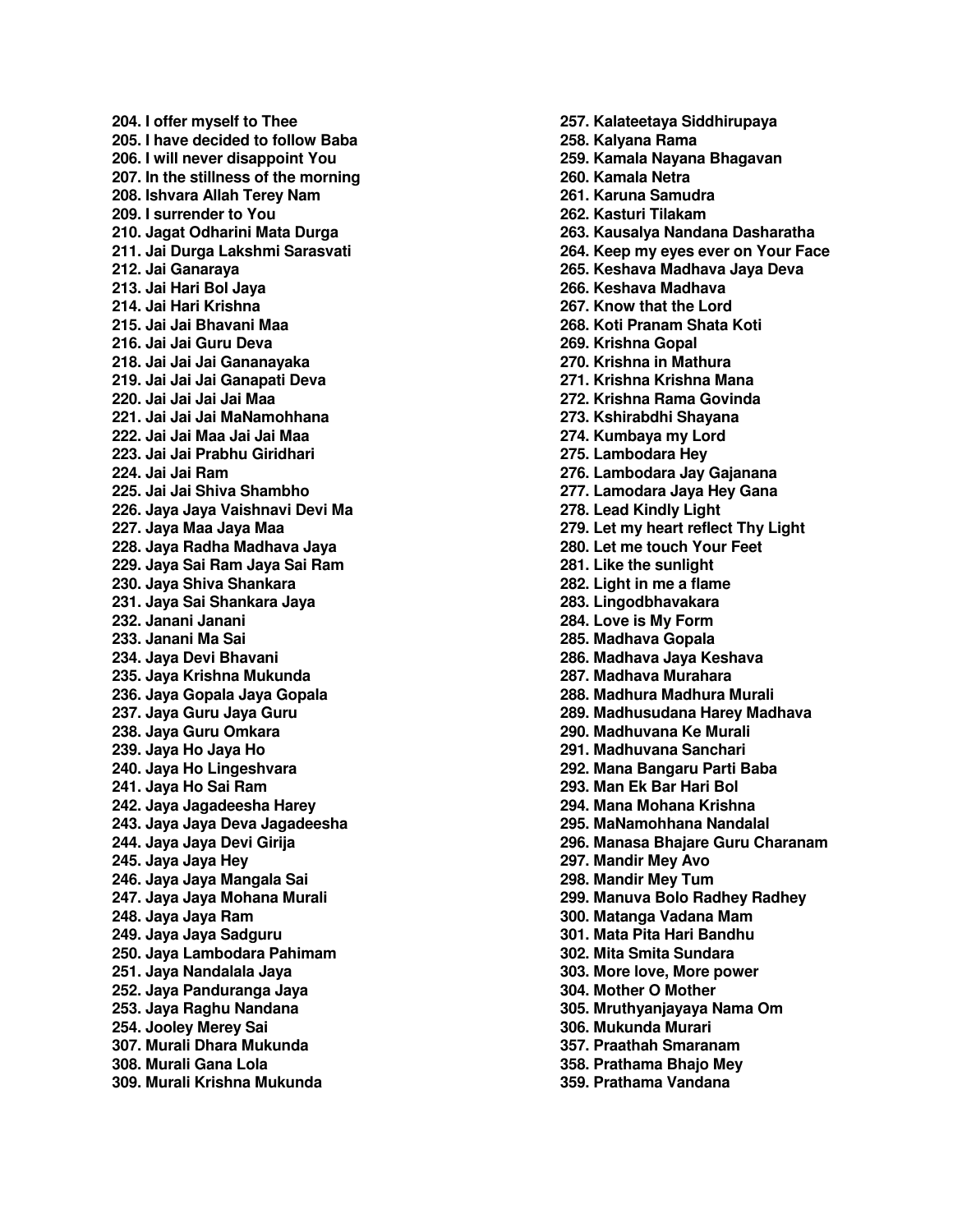204. I offer myself to Thee
205. I have decided to follow Baba
206. I will never disappoint You
207. In the stillness of the morning
208. Ishvara Allah Terey Nam
209. I surrender to You
210. Jagat Odharini Mata Durga
211. Jai Durga Lakshmi Sarasvati
212. Jai Ganaraya
213. Jai Hari Bol Jaya
214. Jai Hari Krishna
215. Jai Jai Bhavani Maa
216. Jai Jai Guru Deva
218. Jai Jai Jai Gananayaka
219. Jai Jai Jai Ganapati Deva
220. Jai Jai Jai Jai Maa
221. Jai Jai Jai MaNamohhana
222. Jai Jai Maa Jai Jai Maa
223. Jai Jai Prabhu Giridhari
224. Jai Jai Ram
225. Jai Jai Shiva Shambho
226. Jaya Jaya Vaishnavi Devi Ma
227. Jaya Maa Jaya Maa
228. Jaya Radha Madhava Jaya
229. Jaya Sai Ram Jaya Sai Ram
230. Jaya Shiva Shankara
231. Jaya Sai Shankara Jaya
232. Janani Janani
233. Janani Ma Sai
234. Jaya Devi Bhavani
235. Jaya Krishna Mukunda
236. Jaya Gopala Jaya Gopala
237. Jaya Guru Jaya Guru
238. Jaya Guru Omkara
239. Jaya Ho Jaya Ho
240. Jaya Ho Lingeshvara
241. Jaya Ho Sai Ram
242. Jaya Jagadeesha Harey
243. Jaya Jaya Deva Jagadeesha
244. Jaya Jaya Devi Girija
245. Jaya Jaya Hey
246. Jaya Jaya Mangala Sai
247. Jaya Jaya Mohana Murali
248. Jaya Jaya Ram
249. Jaya Jaya Sadguru
250. Jaya Lambodara Pahimam
251. Jaya Nandalala Jaya
252. Jaya Panduranga Jaya
253. Jaya Raghu Nandana
254. Jooley Merey Sai
307. Murali Dhara Mukunda
308. Murali Gana Lola
309. Murali Krishna Mukunda

257. Kalateetaya Siddhirupaya
258. Kalyana Rama
259. Kamala Nayana Bhagavan
260. Kamala Netra
261. Karuna Samudra
262. Kasturi Tilakam
263. Kausalya Nandana Dasharatha
264. Keep my eyes ever on Your Face
265. Keshava Madhava Jaya Deva
266. Keshava Madhava
267. Know that the Lord
268. Koti Pranam Shata Koti
269. Krishna Gopal
270. Krishna in Mathura
271. Krishna Krishna Mana
272. Krishna Rama Govinda
273. Kshirabdhi Shayana
274. Kumbaya my Lord
275. Lambodara Hey
276. Lambodara Jay Gajanana
277. Lamodara Jaya Hey Gana
278. Lead Kindly Light
279. Let my heart reflect Thy Light
280. Let me touch Your Feet
281. Like the sunlight
282. Light in me a flame
283. Lingodbhavakara
284. Love is My Form
285. Madhava Gopala
286. Madhava Jaya Keshava
287. Madhava Murahara
288. Madhura Madhura Murali
289. Madhusudana Harey Madhava
290. Madhuvana Ke Murali
291. Madhuvana Sanchari
292. Mana Bangaru Parti Baba
293. Man Ek Bar Hari Bol
294. Mana Mohana Krishna
295. MaNamohhana Nandalal
296. Manasa Bhajare Guru Charanam
297. Mandir Mey Avo
298. Mandir Mey Tum
299. Manuva Bolo Radhey Radhey
300. Matanga Vadana Mam
301. Mata Pita Hari Bandhu
302. Mita Smita Sundara
303. More love, More power
304. Mother O Mother
305. Mruthyanjayaya Nama Om
306. Mukunda Murari
357. Praathah Smaranam
358. Prathama Bhajo Mey
359. Prathama Vandana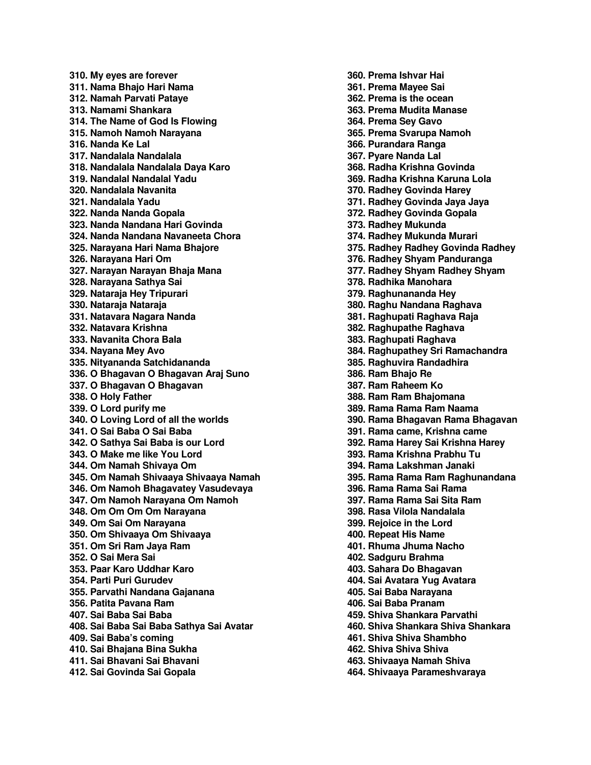**310. My eyes are forever**
**311. Nama Bhajo Hari Nama**
**312. Namah Parvati Pataye**
**313. Namami Shankara**
**314. The Name of God Is Flowing**
**315. Namoh Namoh Narayana**
**316. Nanda Ke Lal**
**317. Nandalala Nandalala**
**318. Nandalala Nandalala Daya Karo**
**319. Nandalal Nandalal Yadu**
**320. Nandalala Navanita**
**321. Nandalala Yadu**
**322. Nanda Nanda Gopala**
**323. Nanda Nandana Hari Govinda**
**324. Nanda Nandana Navaneeta Chora**
**325. Narayana Hari Nama Bhajore**
**326. Narayana Hari Om**
**327. Narayan Narayan Bhaja Mana**
**328. Narayana Sathya Sai**
**329. Nataraja Hey Tripurari**
**330. Nataraja Nataraja**
**331. Natavara Nagara Nanda**
**332. Natavara Krishna**
**333. Navanita Chora Bala**
**334. Nayana Mey Avo**
**335. Nityananda Satchidananda**
**336. O Bhagavan O Bhagavan Araj Suno**
**337. O Bhagavan O Bhagavan**
**338. O Holy Father**
**339. O Lord purify me**
**340. O Loving Lord of all the worlds**
**341. O Sai Baba O Sai Baba**
**342. O Sathya Sai Baba is our Lord**
**343. O Make me like You Lord**
**344. Om Namah Shivaya Om**
**345. Om Namah Shivaaya Shivaaya Namah**
**346. Om Namoh Bhagavatey Vasudevaya**
**347. Om Namoh Narayana Om Namoh**
**348. Om Om Om Om Narayana**
**349. Om Sai Om Narayana**
**350. Om Shivaaya Om Shivaaya**
**351. Om Sri Ram Jaya Ram**
**352. O Sai Mera Sai**
**353. Paar Karo Uddhar Karo**
**354. Parti Puri Gurudev**
**355. Parvathi Nandana Gajanana**
**356. Patita Pavana Ram**
**360. Prema Ishvar Hai**
**361. Prema Mayee Sai**
**362. Prema is the ocean**
**363. Prema Mudita Manase**
**364. Prema Sey Gavo**
**365. Prema Svarupa Namoh**
**366. Purandara Ranga**
**367. Pyare Nanda Lal**
**368. Radha Krishna Govinda**
**369. Radha Krishna Karuna Lola**
**370. Radhey Govinda Harey**
**371. Radhey Govinda Jaya Jaya**
**372. Radhey Govinda Gopala**
**373. Radhey Mukunda**
**374. Radhey Mukunda Murari**
**375. Radhey Radhey Govinda Radhey**
**376. Radhey Shyam Panduranga**
**377. Radhey Shyam Radhey Shyam**
**378. Radhika Manohara**
**379. Raghunananda Hey**
**380. Raghu Nandana Raghava**
**381. Raghupati Raghava Raja**
**382. Raghupathe Raghava**
**383. Raghupati Raghava**
**384. Raghupathey Sri Ramachandra**
**385. Raghuvira Randadhira**
**386. Ram Bhajo Re**
**387. Ram Raheem Ko**
**388. Ram Ram Bhajomana**
**389. Rama Rama Ram Naama**
**390. Rama Bhagavan Rama Bhagavan**
**391. Rama came, Krishna came**
**392. Rama Harey Sai Krishna Harey**
**393. Rama Krishna Prabhu Tu**
**394. Rama Lakshman Janaki**
**395. Rama Rama Ram Raghunandana**
**396. Rama Rama Sai Rama**
**397. Rama Rama Sai Sita Ram**
**398. Rasa Vilola Nandalala**
**399. Rejoice in the Lord**
**400. Repeat His Name**
**401. Rhuma Jhuma Nacho**
**402. Sadguru Brahma**
**403. Sahara Do Bhagavan**
**404. Sai Avatara Yug Avatara**
**405. Sai Baba Narayana**
**406. Sai Baba Pranam**
**407. Sai Baba Sai Baba**
**408. Sai Baba Sai Baba Sathya Sai Avatar**
**409. Sai Baba's coming**
**410. Sai Bhajana Bina Sukha**
**411. Sai Bhavani Sai Bhavani**
**412. Sai Govinda Sai Gopala**
**459. Shiva Shankara Parvathi**
**460. Shiva Shankara Shiva Shankara**
**461. Shiva Shiva Shambho**
**462. Shiva Shiva Shiva**
**463. Shivaaya Namah Shiva**
**464. Shivaaya Parameshvaraya**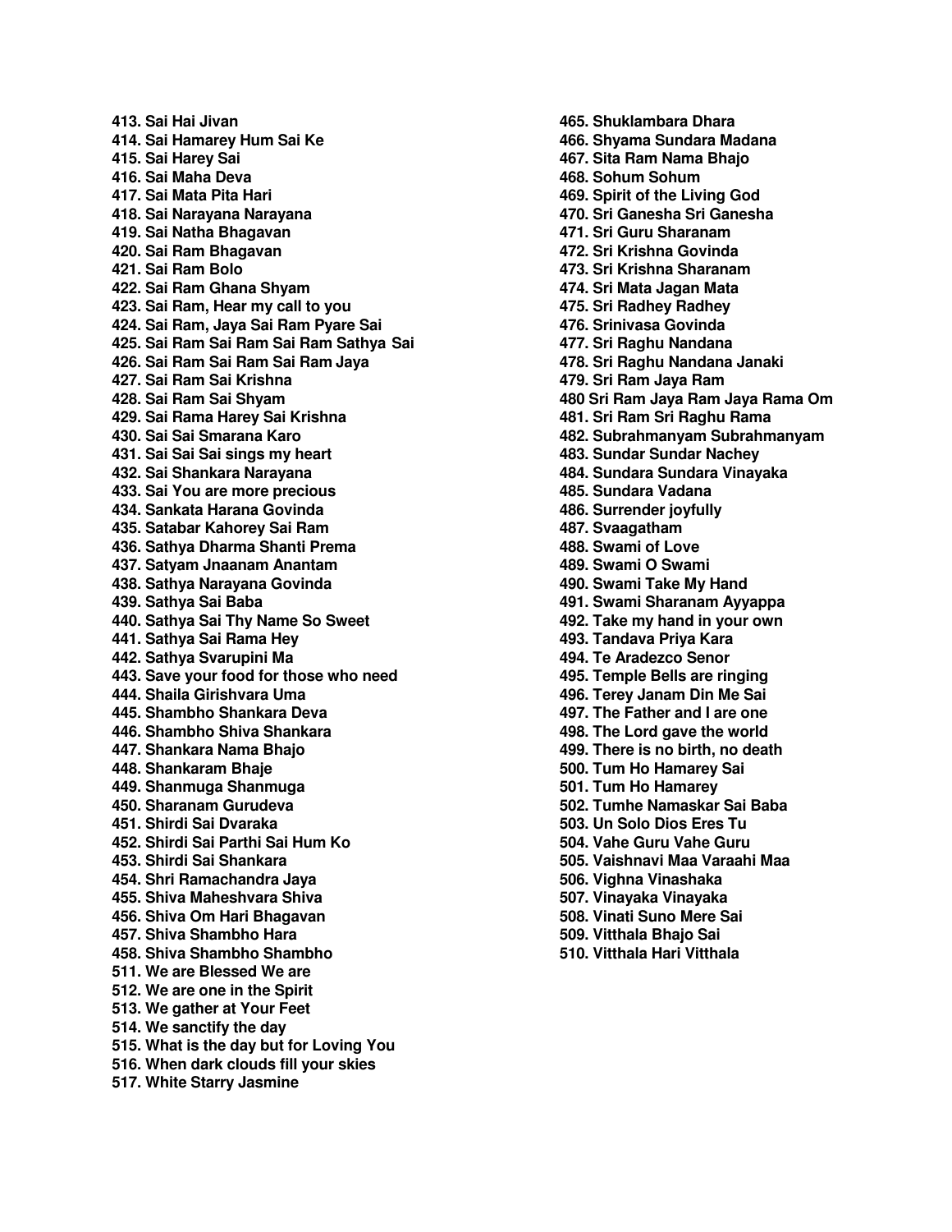413. Sai Hai Jivan
414. Sai Hamarey Hum Sai Ke
415. Sai Harey Sai
416. Sai Maha Deva
417. Sai Mata Pita Hari
418. Sai Narayana Narayana
419. Sai Natha Bhagavan
420. Sai Ram Bhagavan
421. Sai Ram Bolo
422. Sai Ram Ghana Shyam
423. Sai Ram, Hear my call to you
424. Sai Ram, Jaya Sai Ram Pyare Sai
425. Sai Ram Sai Ram Sai Ram Sathya Sai
426. Sai Ram Sai Ram Sai Ram Jaya
427. Sai Ram Sai Krishna
428. Sai Ram Sai Shyam
429. Sai Rama Harey Sai Krishna
430. Sai Sai Smarana Karo
431. Sai Sai Sai sings my heart
432. Sai Shankara Narayana
433. Sai You are more precious
434. Sankata Harana Govinda
435. Satabar Kahorey Sai Ram
436. Sathya Dharma Shanti Prema
437. Satyam Jnaanam Anantam
438. Sathya Narayana Govinda
439. Sathya Sai Baba
440. Sathya Sai Thy Name So Sweet
441. Sathya Sai Rama Hey
442. Sathya Svarupini Ma
443. Save your food for those who need
444. Shaila Girishvara Uma
445. Shambho Shankara Deva
446. Shambho Shiva Shankara
447. Shankara Nama Bhajo
448. Shankaram Bhaje
449. Shanmuga Shanmuga
450. Sharanam Gurudeva
451. Shirdi Sai Dvaraka
452. Shirdi Sai Parthi Sai Hum Ko
453. Shirdi Sai Shankara
454. Shri Ramachandra Jaya
455. Shiva Maheshvara Shiva
456. Shiva Om Hari Bhagavan
457. Shiva Shambho Hara
458. Shiva Shambho Shambho
465. Shuklambara Dhara
466. Shyama Sundara Madana
467. Sita Ram Nama Bhajo
468. Sohum Sohum
469. Spirit of the Living God
470. Sri Ganesha Sri Ganesha
471. Sri Guru Sharanam
472. Sri Krishna Govinda
473. Sri Krishna Sharanam
474. Sri Mata Jagan Mata
475. Sri Radhey Radhey
476. Srinivasa Govinda
477. Sri Raghu Nandana
478. Sri Raghu Nandana Janaki
479. Sri Ram Jaya Ram
480 Sri Ram Jaya Ram Jaya Rama Om
481. Sri Ram Sri Raghu Rama
482. Subrahmanyam Subrahmanyam
483. Sundar Sundar Nachey
484. Sundara Sundara Vinayaka
485. Sundara Vadana
486. Surrender joyfully
487. Svaagatham
488. Swami of Love
489. Swami O Swami
490. Swami Take My Hand
491. Swami Sharanam Ayyappa
492. Take my hand in your own
493. Tandava Priya Kara
494. Te Aradezco Senor
495. Temple Bells are ringing
496. Terey Janam Din Me Sai
497. The Father and I are one
498. The Lord gave the world
499. There is no birth, no death
500. Tum Ho Hamarey Sai
501. Tum Ho Hamarey
502. Tumhe Namaskar Sai Baba
503. Un Solo Dios Eres Tu
504. Vahe Guru Vahe Guru
505. Vaishnavi Maa Varaahi Maa
506. Vighna Vinashaka
507. Vinayaka Vinayaka
508. Vinati Suno Mere Sai
509. Vitthala Bhajo Sai
510. Vitthala Hari Vitthala
511. We are Blessed We are
512. We are one in the Spirit
513. We gather at Your Feet
514. We sanctify the day
515. What is the day but for Loving You
516. When dark clouds fill your skies
517. White Starry Jasmine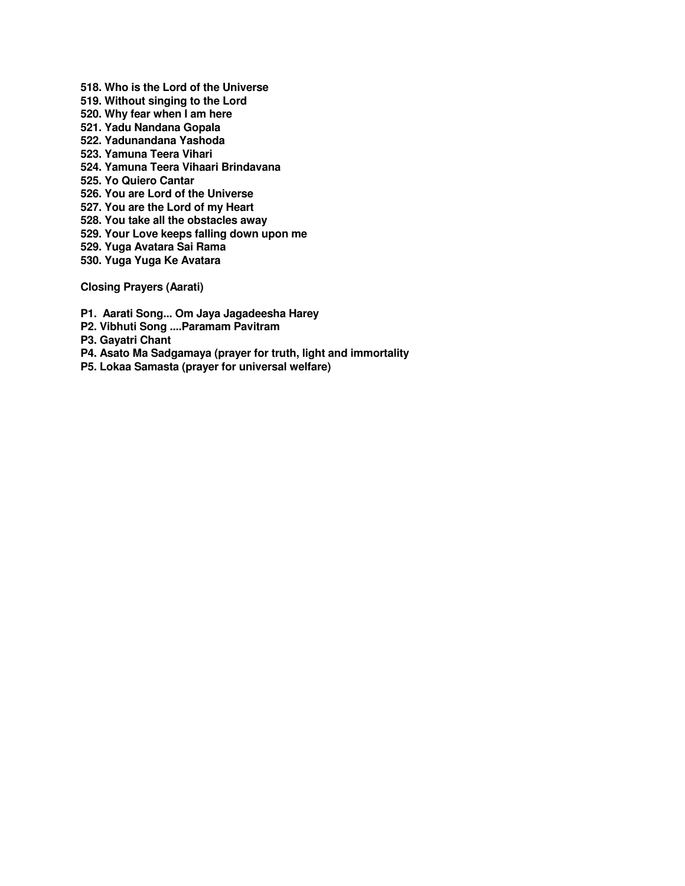**518. Who is the Lord of the Universe**
**519. Without singing to the Lord**
**520. Why fear when I am here**
**521. Yadu Nandana Gopala**
**522. Yadunandana Yashoda**
**523. Yamuna Teera Vihari**
**524. Yamuna Teera Vihaari Brindavana**
**525. Yo Quiero Cantar**
**526. You are Lord of the Universe**
**527. You are the Lord of my Heart**
**528. You take all the obstacles away**
**529. Your Love keeps falling down upon me**
**529. Yuga Avatara Sai Rama**
**530. Yuga Yuga Ke Avatara**

**Closing Prayers (Aarati)**

**P1. Aarati Song... Om Jaya Jagadeesha Harey**
**P2. Vibhuti Song ....Paramam Pavitram**
**P3. Gayatri Chant**
**P4. Asato Ma Sadgamaya (prayer for truth, light and immortality**
**P5. Lokaa Samasta (prayer for universal welfare)**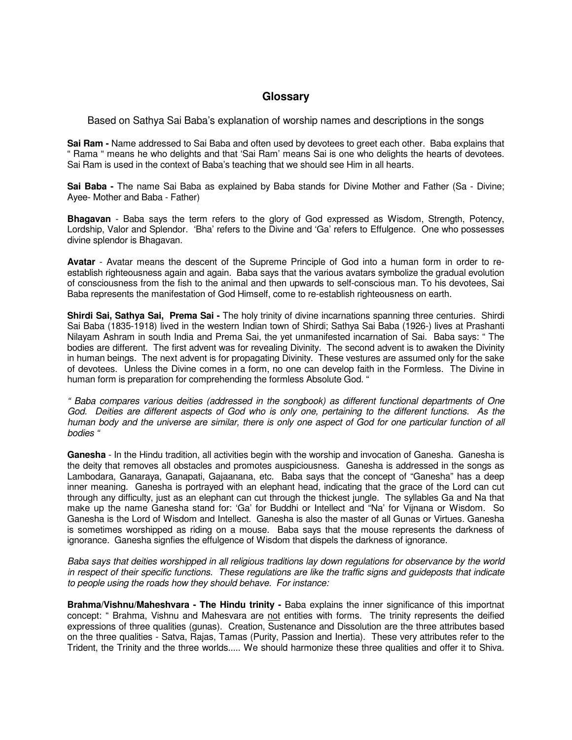## Glossary

Based on Sathya Sai Baba's explanation of worship names and descriptions in the songs

**Sai Ram -** Name addressed to Sai Baba and often used by devotees to greet each other. Baba explains that " Rama " means he who delights and that 'Sai Ram' means Sai is one who delights the hearts of devotees. Sai Ram is used in the context of Baba's teaching that we should see Him in all hearts.

**Sai Baba -** The name Sai Baba as explained by Baba stands for Divine Mother and Father (Sa - Divine; Ayee- Mother and Baba - Father)

**Bhagavan** - Baba says the term refers to the glory of God expressed as Wisdom, Strength, Potency, Lordship, Valor and Splendor. 'Bha' refers to the Divine and 'Ga' refers to Effulgence. One who possesses divine splendor is Bhagavan.

**Avatar** - Avatar means the descent of the Supreme Principle of God into a human form in order to re-establish righteousness again and again. Baba says that the various avatars symbolize the gradual evolution of consciousness from the fish to the animal and then upwards to self-conscious man. To his devotees, Sai Baba represents the manifestation of God Himself, come to re-establish righteousness on earth.

**Shirdi Sai, Sathya Sai, Prema Sai -** The holy trinity of divine incarnations spanning three centuries. Shirdi Sai Baba (1835-1918) lived in the western Indian town of Shirdi; Sathya Sai Baba (1926-) lives at Prashanti Nilayam Ashram in south India and Prema Sai, the yet unmanifested incarnation of Sai. Baba says: " The bodies are different. The first advent was for revealing Divinity. The second advent is to awaken the Divinity in human beings. The next advent is for propagating Divinity. These vestures are assumed only for the sake of devotees. Unless the Divine comes in a form, no one can develop faith in the Formless. The Divine in human form is preparation for comprehending the formless Absolute God. "

*" Baba compares various deities (addressed in the songbook) as different functional departments of One God. Deities are different aspects of God who is only one, pertaining to the different functions. As the human body and the universe are similar, there is only one aspect of God for one particular function of all bodies "*

**Ganesha** - In the Hindu tradition, all activities begin with the worship and invocation of Ganesha. Ganesha is the deity that removes all obstacles and promotes auspiciousness. Ganesha is addressed in the songs as Lambodara, Ganaraya, Ganapati, Gajaanana, etc. Baba says that the concept of "Ganesha" has a deep inner meaning. Ganesha is portrayed with an elephant head, indicating that the grace of the Lord can cut through any difficulty, just as an elephant can cut through the thickest jungle. The syllables Ga and Na that make up the name Ganesha stand for: 'Ga' for Buddhi or Intellect and "Na' for Vijnana or Wisdom. So Ganesha is the Lord of Wisdom and Intellect. Ganesha is also the master of all Gunas or Virtues. Ganesha is sometimes worshipped as riding on a mouse. Baba says that the mouse represents the darkness of ignorance. Ganesha signfies the effulgence of Wisdom that dispels the darkness of ignorance.

*Baba says that deities worshipped in all religious traditions lay down regulations for observance by the world in respect of their specific functions. These regulations are like the traffic signs and guideposts that indicate to people using the roads how they should behave. For instance:*

**Brahma/Vishnu/Maheshvara - The Hindu trinity -** Baba explains the inner significance of this importnat concept: " Brahma, Vishnu and Mahesvara are <u>not</u> entities with forms. The trinity represents the deified expressions of three qualities (gunas). Creation, Sustenance and Dissolution are the three attributes based on the three qualities - Satva, Rajas, Tamas (Purity, Passion and Inertia). These very attributes refer to the Trident, the Trinity and the three worlds..... We should harmonize these three qualities and offer it to Shiva.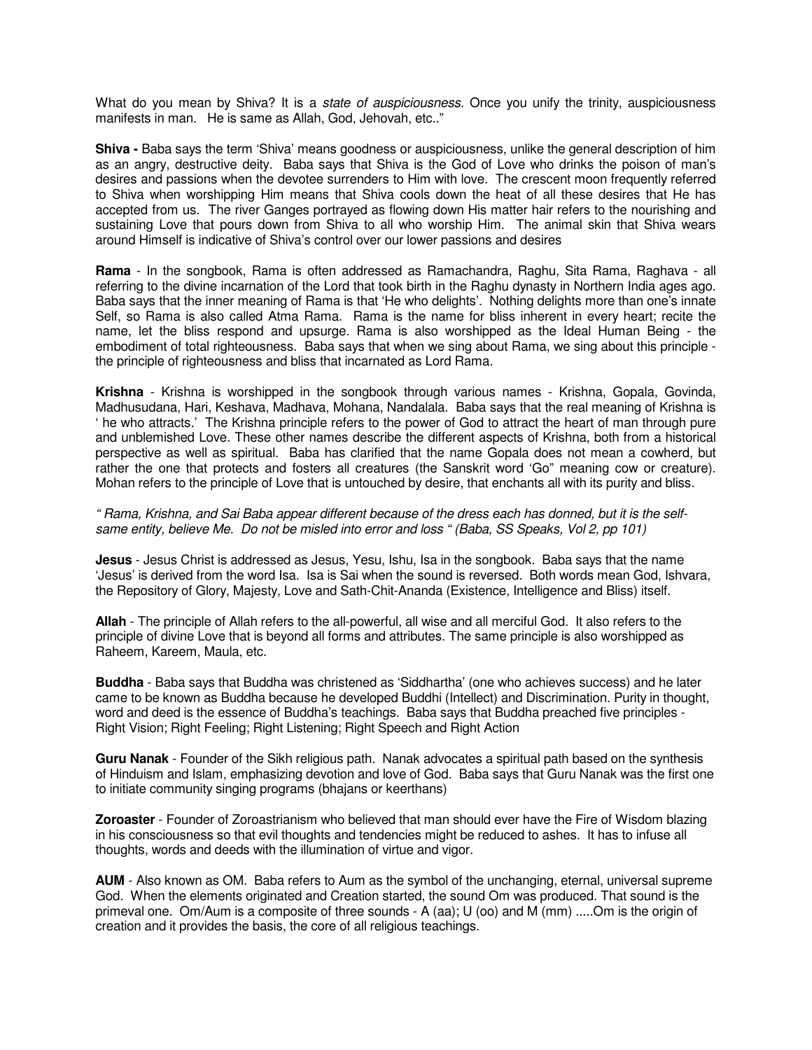What do you mean by Shiva? It is a *state of auspiciousness.* Once you unify the trinity, auspiciousness manifests in man. He is same as Allah, God, Jehovah, etc.."

**Shiva -** Baba says the term 'Shiva' means goodness or auspiciousness, unlike the general description of him as an angry, destructive deity. Baba says that Shiva is the God of Love who drinks the poison of man's desires and passions when the devotee surrenders to Him with love. The crescent moon frequently referred to Shiva when worshipping Him means that Shiva cools down the heat of all these desires that He has accepted from us. The river Ganges portrayed as flowing down His matter hair refers to the nourishing and sustaining Love that pours down from Shiva to all who worship Him. The animal skin that Shiva wears around Himself is indicative of Shiva's control over our lower passions and desires

**Rama** - In the songbook, Rama is often addressed as Ramachandra, Raghu, Sita Rama, Raghava - all referring to the divine incarnation of the Lord that took birth in the Raghu dynasty in Northern India ages ago. Baba says that the inner meaning of Rama is that 'He who delights'. Nothing delights more than one's innate Self, so Rama is also called Atma Rama. Rama is the name for bliss inherent in every heart; recite the name, let the bliss respond and upsurge. Rama is also worshipped as the Ideal Human Being - the embodiment of total righteousness. Baba says that when we sing about Rama, we sing about this principle - the principle of righteousness and bliss that incarnated as Lord Rama.

**Krishna** - Krishna is worshipped in the songbook through various names - Krishna, Gopala, Govinda, Madhusudana, Hari, Keshava, Madhava, Mohana, Nandalala. Baba says that the real meaning of Krishna is ' he who attracts.' The Krishna principle refers to the power of God to attract the heart of man through pure and unblemished Love. These other names describe the different aspects of Krishna, both from a historical perspective as well as spiritual. Baba has clarified that the name Gopala does not mean a cowherd, but rather the one that protects and fosters all creatures (the Sanskrit word 'Go" meaning cow or creature). Mohan refers to the principle of Love that is untouched by desire, that enchants all with its purity and bliss.

*" Rama, Krishna, and Sai Baba appear different because of the dress each has donned, but it is the self-same entity, believe Me. Do not be misled into error and loss " (Baba, SS Speaks, Vol 2, pp 101)*

**Jesus** - Jesus Christ is addressed as Jesus, Yesu, Ishu, Isa in the songbook. Baba says that the name 'Jesus' is derived from the word Isa. Isa is Sai when the sound is reversed. Both words mean God, Ishvara, the Repository of Glory, Majesty, Love and Sath-Chit-Ananda (Existence, Intelligence and Bliss) itself.

**Allah** - The principle of Allah refers to the all-powerful, all wise and all merciful God. It also refers to the principle of divine Love that is beyond all forms and attributes. The same principle is also worshipped as Raheem, Kareem, Maula, etc.

**Buddha** - Baba says that Buddha was christened as 'Siddhartha' (one who achieves success) and he later came to be known as Buddha because he developed Buddhi (Intellect) and Discrimination. Purity in thought, word and deed is the essence of Buddha's teachings. Baba says that Buddha preached five principles - Right Vision; Right Feeling; Right Listening; Right Speech and Right Action

**Guru Nanak** - Founder of the Sikh religious path. Nanak advocates a spiritual path based on the synthesis of Hinduism and Islam, emphasizing devotion and love of God. Baba says that Guru Nanak was the first one to initiate community singing programs (bhajans or keerthans)

**Zoroaster** - Founder of Zoroastrianism who believed that man should ever have the Fire of Wisdom blazing in his consciousness so that evil thoughts and tendencies might be reduced to ashes. It has to infuse all thoughts, words and deeds with the illumination of virtue and vigor.

**AUM** - Also known as OM. Baba refers to Aum as the symbol of the unchanging, eternal, universal supreme God. When the elements originated and Creation started, the sound Om was produced. That sound is the primeval one. Om/Aum is a composite of three sounds - A (aa); U (oo) and M (mm) .....Om is the origin of creation and it provides the basis, the core of all religious teachings.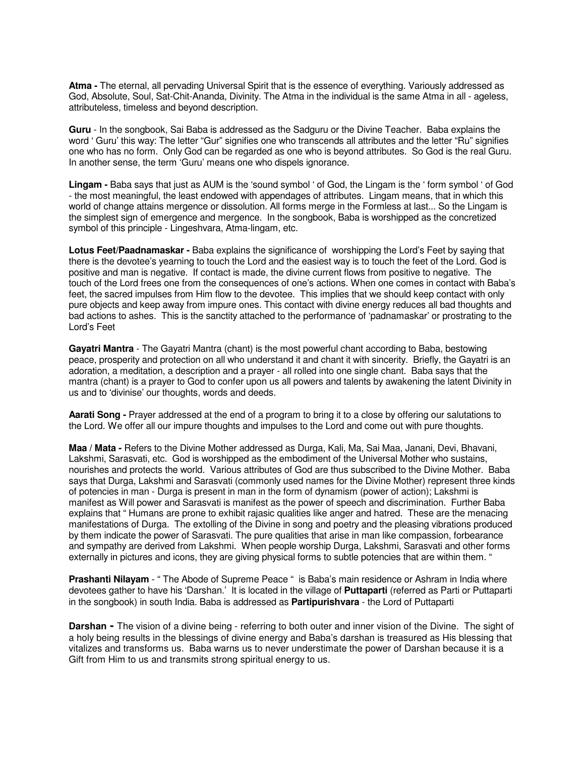**Atma -** The eternal, all pervading Universal Spirit that is the essence of everything. Variously addressed as God, Absolute, Soul, Sat-Chit-Ananda, Divinity. The Atma in the individual is the same Atma in all - ageless, attributeless, timeless and beyond description.

**Guru** - In the songbook, Sai Baba is addressed as the Sadguru or the Divine Teacher. Baba explains the word ' Guru' this way: The letter "Gur" signifies one who transcends all attributes and the letter "Ru" signifies one who has no form. Only God can be regarded as one who is beyond attributes. So God is the real Guru. In another sense, the term 'Guru' means one who dispels ignorance.

**Lingam -** Baba says that just as AUM is the 'sound symbol ' of God, the Lingam is the ' form symbol ' of God - the most meaningful, the least endowed with appendages of attributes. Lingam means, that in which this world of change attains mergence or dissolution. All forms merge in the Formless at last... So the Lingam is the simplest sign of emergence and mergence. In the songbook, Baba is worshipped as the concretized symbol of this principle - Lingeshvara, Atma-lingam, etc.

**Lotus Feet/Paadnamaskar -** Baba explains the significance of worshipping the Lord's Feet by saying that there is the devotee's yearning to touch the Lord and the easiest way is to touch the feet of the Lord. God is positive and man is negative. If contact is made, the divine current flows from positive to negative. The touch of the Lord frees one from the consequences of one's actions. When one comes in contact with Baba's feet, the sacred impulses from Him flow to the devotee. This implies that we should keep contact with only pure objects and keep away from impure ones. This contact with divine energy reduces all bad thoughts and bad actions to ashes. This is the sanctity attached to the performance of 'padnamaskar' or prostrating to the Lord's Feet

**Gayatri Mantra** - The Gayatri Mantra (chant) is the most powerful chant according to Baba, bestowing peace, prosperity and protection on all who understand it and chant it with sincerity. Briefly, the Gayatri is an adoration, a meditation, a description and a prayer - all rolled into one single chant. Baba says that the mantra (chant) is a prayer to God to confer upon us all powers and talents by awakening the latent Divinity in us and to 'divinise' our thoughts, words and deeds.

**Aarati Song -** Prayer addressed at the end of a program to bring it to a close by offering our salutations to the Lord. We offer all our impure thoughts and impulses to the Lord and come out with pure thoughts.

**Maa / Mata -** Refers to the Divine Mother addressed as Durga, Kali, Ma, Sai Maa, Janani, Devi, Bhavani, Lakshmi, Sarasvati, etc. God is worshipped as the embodiment of the Universal Mother who sustains, nourishes and protects the world. Various attributes of God are thus subscribed to the Divine Mother. Baba says that Durga, Lakshmi and Sarasvati (commonly used names for the Divine Mother) represent three kinds of potencies in man - Durga is present in man in the form of dynamism (power of action); Lakshmi is manifest as Will power and Sarasvati is manifest as the power of speech and discrimination. Further Baba explains that " Humans are prone to exhibit rajasic qualities like anger and hatred. These are the menacing manifestations of Durga. The extolling of the Divine in song and poetry and the pleasing vibrations produced by them indicate the power of Sarasvati. The pure qualities that arise in man like compassion, forbearance and sympathy are derived from Lakshmi. When people worship Durga, Lakshmi, Sarasvati and other forms externally in pictures and icons, they are giving physical forms to subtle potencies that are within them. "

**Prashanti Nilayam** - " The Abode of Supreme Peace " is Baba's main residence or Ashram in India where devotees gather to have his 'Darshan.' It is located in the village of **Puttaparti** (referred as Parti or Puttaparti in the songbook) in south India. Baba is addressed as **Partipurishvara** - the Lord of Puttaparti

**Darshan -** The vision of a divine being - referring to both outer and inner vision of the Divine. The sight of a holy being results in the blessings of divine energy and Baba's darshan is treasured as His blessing that vitalizes and transforms us. Baba warns us to never understimate the power of Darshan because it is a Gift from Him to us and transmits strong spiritual energy to us.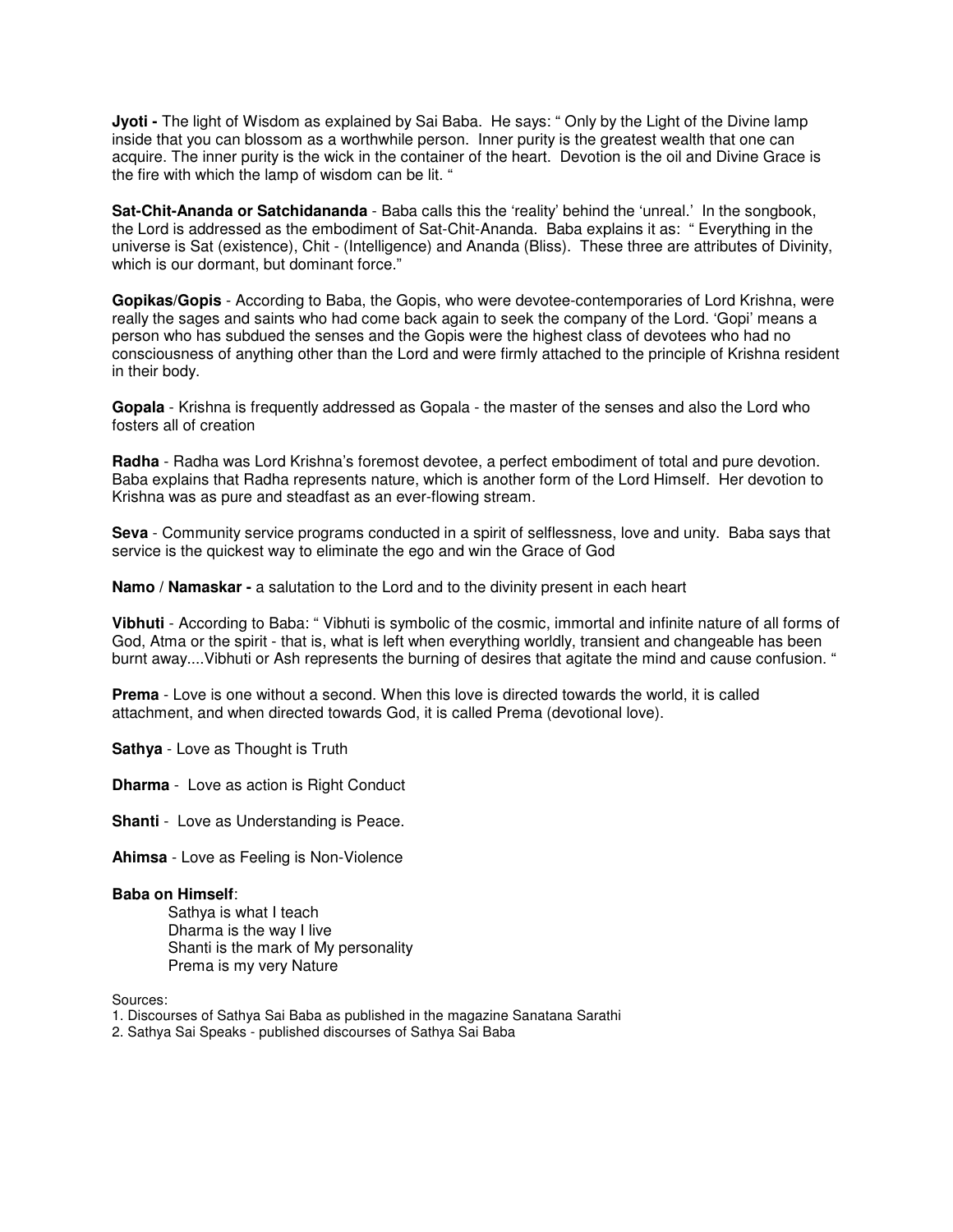**Jyoti -** The light of Wisdom as explained by Sai Baba. He says: " Only by the Light of the Divine lamp inside that you can blossom as a worthwhile person. Inner purity is the greatest wealth that one can acquire. The inner purity is the wick in the container of the heart. Devotion is the oil and Divine Grace is the fire with which the lamp of wisdom can be lit. "

**Sat-Chit-Ananda or Satchidananda** - Baba calls this the 'reality' behind the 'unreal.' In the songbook, the Lord is addressed as the embodiment of Sat-Chit-Ananda. Baba explains it as: " Everything in the universe is Sat (existence), Chit - (Intelligence) and Ananda (Bliss). These three are attributes of Divinity, which is our dormant, but dominant force."

**Gopikas/Gopis** - According to Baba, the Gopis, who were devotee-contemporaries of Lord Krishna, were really the sages and saints who had come back again to seek the company of the Lord. 'Gopi' means a person who has subdued the senses and the Gopis were the highest class of devotees who had no consciousness of anything other than the Lord and were firmly attached to the principle of Krishna resident in their body.

**Gopala** - Krishna is frequently addressed as Gopala - the master of the senses and also the Lord who fosters all of creation

**Radha** - Radha was Lord Krishna's foremost devotee, a perfect embodiment of total and pure devotion. Baba explains that Radha represents nature, which is another form of the Lord Himself. Her devotion to Krishna was as pure and steadfast as an ever-flowing stream.

**Seva** - Community service programs conducted in a spirit of selflessness, love and unity. Baba says that service is the quickest way to eliminate the ego and win the Grace of God

**Namo** / **Namaskar -** a salutation to the Lord and to the divinity present in each heart

**Vibhuti** - According to Baba: " Vibhuti is symbolic of the cosmic, immortal and infinite nature of all forms of God, Atma or the spirit - that is, what is left when everything worldly, transient and changeable has been burnt away....Vibhuti or Ash represents the burning of desires that agitate the mind and cause confusion. "

**Prema** - Love is one without a second. When this love is directed towards the world, it is called attachment, and when directed towards God, it is called Prema (devotional love).

**Sathya** - Love as Thought is Truth

**Dharma** - Love as action is Right Conduct

**Shanti** - Love as Understanding is Peace.

**Ahimsa** - Love as Feeling is Non-Violence

**Baba on Himself**:

> Sathya is what I teach
> Dharma is the way I live
> Shanti is the mark of My personality
> Prema is my very Nature

Sources:

1. Discourses of Sathya Sai Baba as published in the magazine Sanatana Sarathi
2. Sathya Sai Speaks - published discourses of Sathya Sai Baba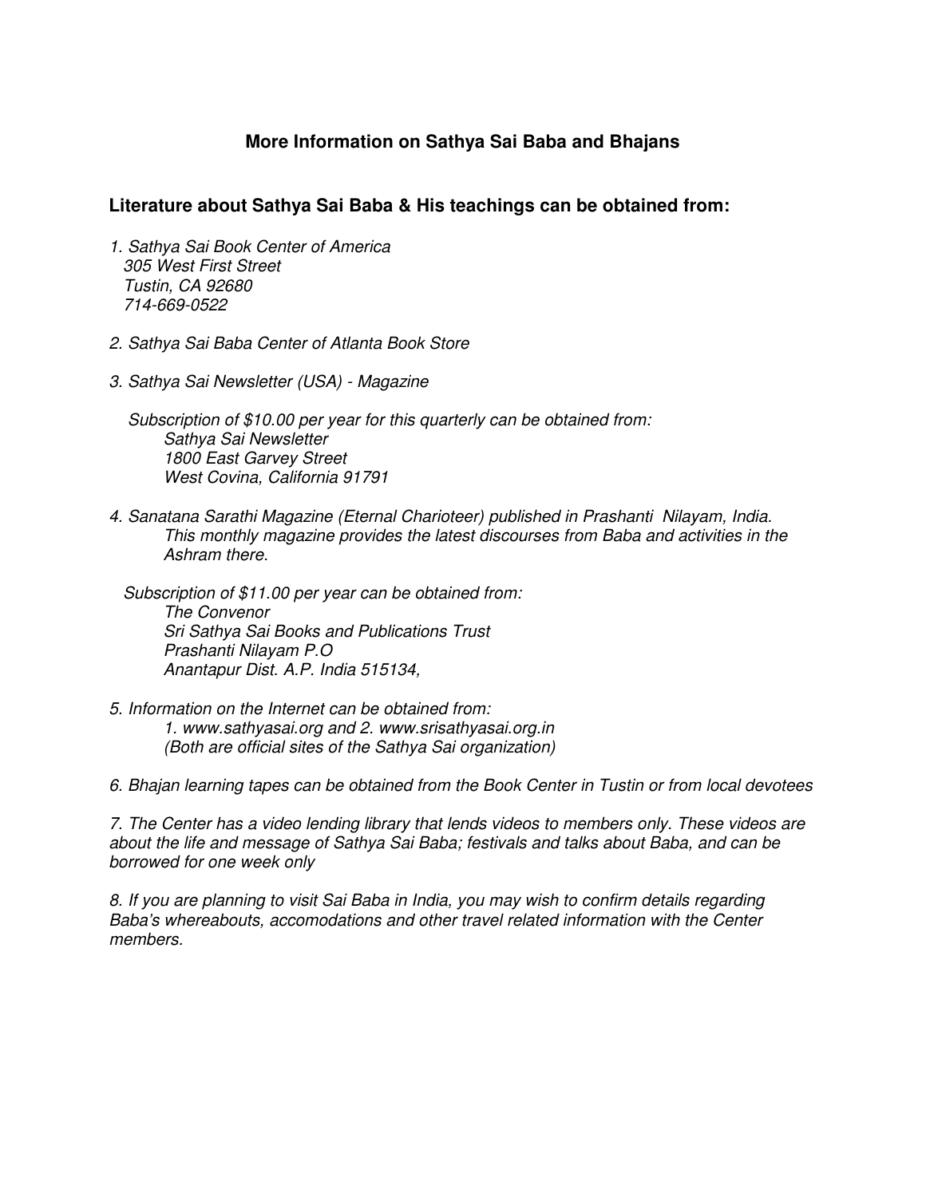## More Information on Sathya Sai Baba and Bhajans

### Literature about Sathya Sai Baba & His teachings can be obtained from:

*1. Sathya Sai Book Center of America*
*305 West First Street*
*Tustin, CA 92680*
*714-669-0522*

*2. Sathya Sai Baba Center of Atlanta Book Store*

*3. Sathya Sai Newsletter (USA) - Magazine*

*Subscription of $10.00 per year for this quarterly can be obtained from:*
*Sathya Sai Newsletter*
*1800 East Garvey Street*
*West Covina, California 91791*

*4. Sanatana Sarathi Magazine (Eternal Charioteer) published in Prashanti Nilayam, India.*
*This monthly magazine provides the latest discourses from Baba and activities in the Ashram there.*

*Subscription of $11.00 per year can be obtained from:*
*The Convenor*
*Sri Sathya Sai Books and Publications Trust*
*Prashanti Nilayam P.O*
*Anantapur Dist. A.P. India 515134,*

*5. Information on the Internet can be obtained from:*
*1. www.sathyasai.org and 2. www.srisathyasai.org.in*
*(Both are official sites of the Sathya Sai organization)*

*6. Bhajan learning tapes can be obtained from the Book Center in Tustin or from local devotees*

*7. The Center has a video lending library that lends videos to members only. These videos are about the life and message of Sathya Sai Baba; festivals and talks about Baba, and can be borrowed for one week only*

*8. If you are planning to visit Sai Baba in India, you may wish to confirm details regarding Baba's whereabouts, accomodations and other travel related information with the Center members.*